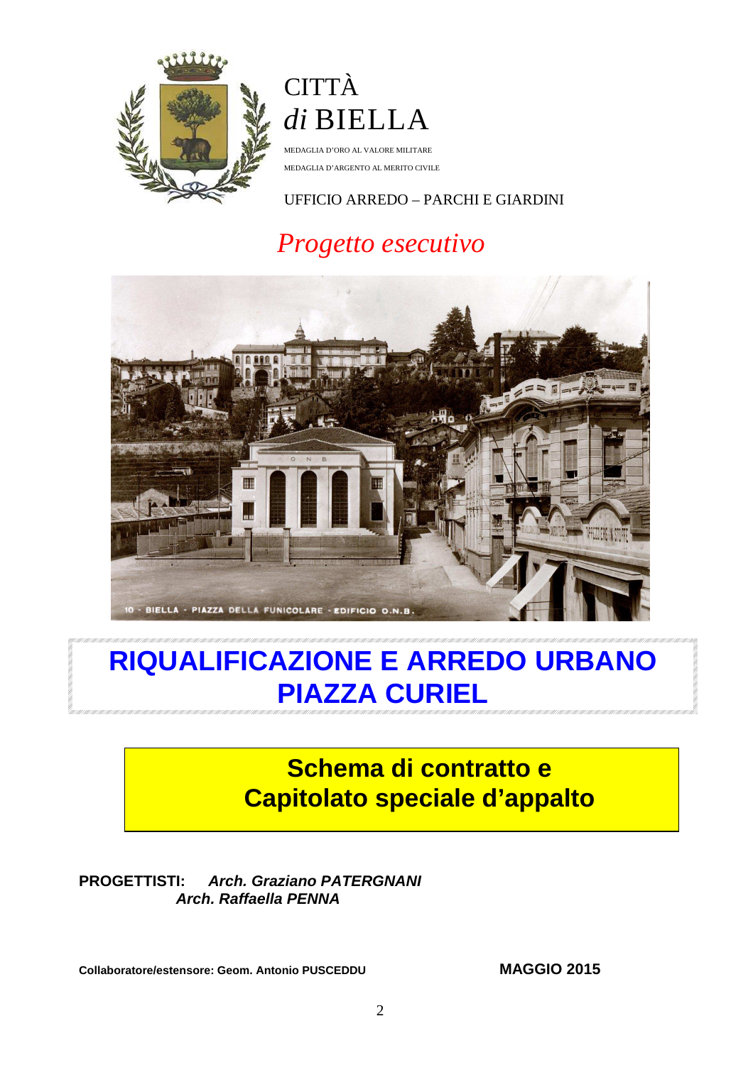CITTÀ
*di* BIELLA

MEDAGLIA D'ORO AL VALORE MILITARE

MEDAGLIA D'ARGENTO AL MERITO CIVILE

UFFICIO ARREDO – PARCHI E GIARDINI

*Progetto esecutivo*

10 - BIELLA - PIAZZA DELLA FUNICOLARE - EDIFICIO O.N.B.

# RIQUALIFICAZIONE E ARREDO URBANO PIAZZA CURIEL

## Schema di contratto e Capitolato speciale d'appalto

**PROGETTISTI:** ***Arch. Graziano PATERGNANI***
***Arch. Raffaella PENNA***

**Collaboratore/estensore: Geom. Antonio PUSCEDDU**

**MAGGIO 2015**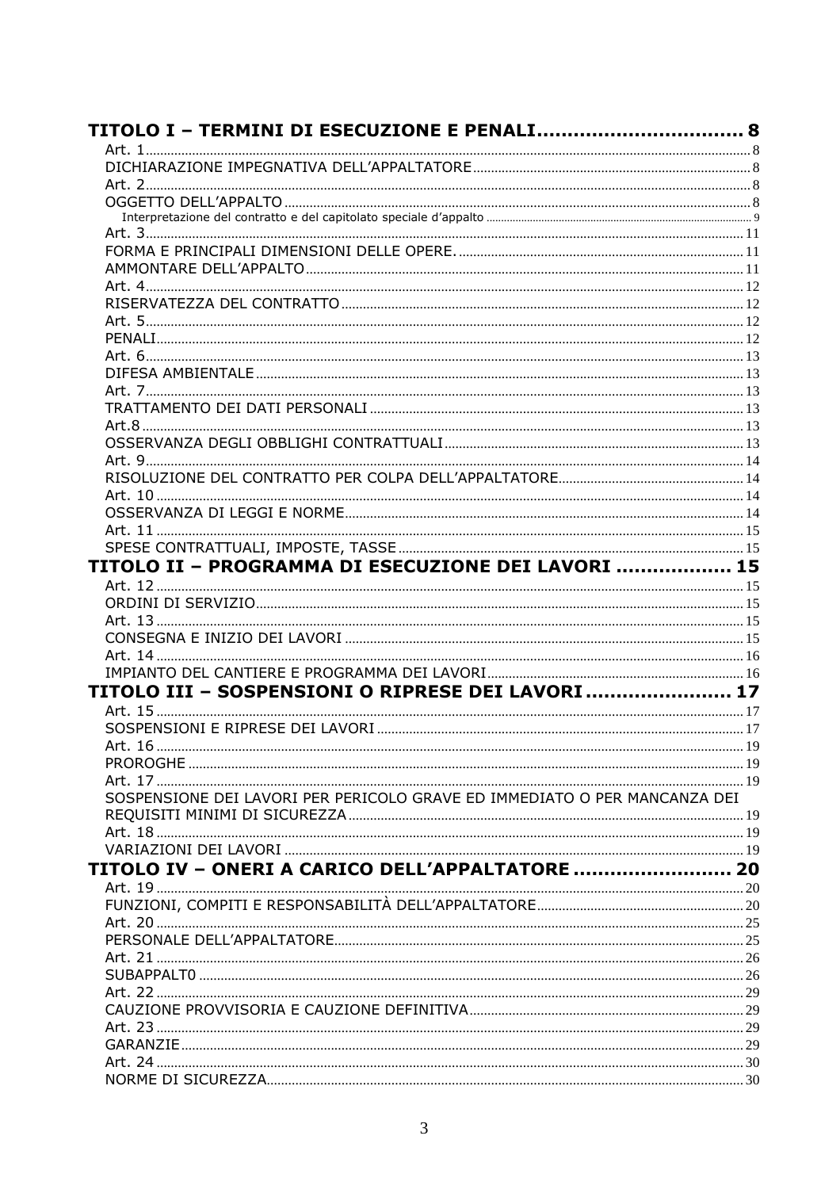**TITOLO I – TERMINI DI ESECUZIONE E PENALI ................................ 8**

Art. 1 ................................................................ 8
DICHIARAZIONE IMPEGNATIVA DELL'APPALTATORE ................................ 8
Art. 2 ................................................................ 8
OGGETTO DELL'APPALTO ................................................ 8
Interpretazione del contratto e del capitolato speciale d'appalto ................ 9
Art. 3 ................................................................ 11
FORMA E PRINCIPALI DIMENSIONI DELLE OPERE. ................................ 11
AMMONTARE DELL'APPALTO ................................................ 11
Art. 4 ................................................................ 12
RISERVATEZZA DEL CONTRATTO ................................................ 12
Art. 5 ................................................................ 12
PENALI ................................................................ 12
Art. 6 ................................................................ 13
DIFESA AMBIENTALE ................................................ 13
Art. 7 ................................................................ 13
TRATTAMENTO DEI DATI PERSONALI ................................................ 13
Art.8 ................................................................ 13
OSSERVANZA DEGLI OBBLIGHI CONTRATTUALI ................................ 13
Art. 9 ................................................................ 14
RISOLUZIONE DEL CONTRATTO PER COLPA DELL'APPALTATORE ................ 14
Art. 10 ................................................................ 14
OSSERVANZA DI LEGGI E NORME ................................................ 14
Art. 11 ................................................................ 15
SPESE CONTRATTUALI, IMPOSTE, TASSE ................................ 15

**TITOLO II – PROGRAMMA DI ESECUZIONE DEI LAVORI .................. 15**

Art. 12 ................................................................ 15
ORDINI DI SERVIZIO ................................................ 15
Art. 13 ................................................................ 15
CONSEGNA E INIZIO DEI LAVORI ................................................ 15
Art. 14 ................................................................ 16
IMPIANTO DEL CANTIERE E PROGRAMMA DEI LAVORI ................................ 16

**TITOLO III – SOSPENSIONI O RIPRESE DEI LAVORI ....................... 17**

Art. 15 ................................................................ 17
SOSPENSIONI E RIPRESE DEI LAVORI ................................................ 17
Art. 16 ................................................................ 19
PROROGHE ................................................................ 19
Art. 17 ................................................................ 19
SOSPENSIONE DEI LAVORI PER PERICOLO GRAVE ED IMMEDIATO O PER MANCANZA DEI REQUISITI MINIMI DI SICUREZZA ................................ 19
Art. 18 ................................................................ 19
VARIAZIONI DEI LAVORI ................................................ 19

**TITOLO IV – ONERI A CARICO DELL'APPALTATORE ......................... 20**

Art. 19 ................................................................ 20
FUNZIONI, COMPITI E RESPONSABILITÀ DELL'APPALTATORE ................................ 20
Art. 20 ................................................................ 25
PERSONALE DELL'APPALTATORE ................................................ 25
Art. 21 ................................................................ 26
SUBAPPALT0 ................................................................ 26
Art. 22 ................................................................ 29
CAUZIONE PROVVISORIA E CAUZIONE DEFINITIVA ................................ 29
Art. 23 ................................................................ 29
GARANZIE ................................................................ 29
Art. 24 ................................................................ 30
NORME DI SICUREZZA ................................................ 30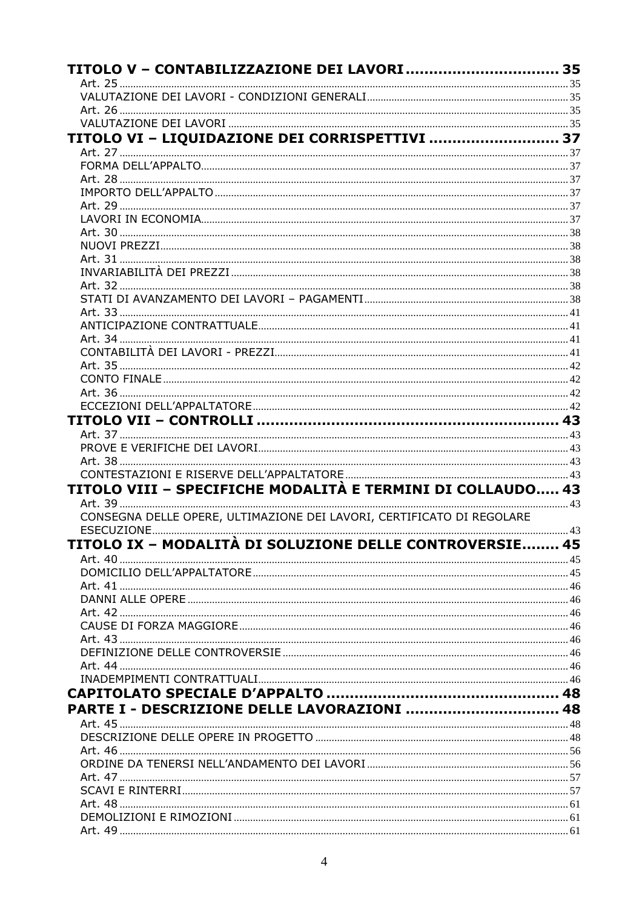**TITOLO V – CONTABILIZZAZIONE DEI LAVORI ................................ 35**

Art. 25 .................................................................................................................... 35
VALUTAZIONE DEI LAVORI - CONDIZIONI GENERALI ................................................ 35
Art. 26 .................................................................................................................... 35
VALUTAZIONE DEI LAVORI ........................................................................................ 35

**TITOLO VI – LIQUIDAZIONE DEI CORRISPETTIVI ........................... 37**

Art. 27 .................................................................................................................... 37
FORMA DELL'APPALTO .............................................................................................. 37
Art. 28 .................................................................................................................... 37
IMPORTO DELL'APPALTO ........................................................................................... 37
Art. 29 .................................................................................................................... 37
LAVORI IN ECONOMIA ............................................................................................... 37
Art. 30 .................................................................................................................... 38
NUOVI PREZZI ........................................................................................................... 38
Art. 31 .................................................................................................................... 38
INVARIABILITÀ DEI PREZZI ....................................................................................... 38
Art. 32 .................................................................................................................... 38
STATI DI AVANZAMENTO DEI LAVORI – PAGAMENTI ............................................... 38
Art. 33 .................................................................................................................... 41
ANTICIPAZIONE CONTRATTUALE ............................................................................... 41
Art. 34 .................................................................................................................... 41
CONTABILITÀ DEI LAVORI - PREZZI .......................................................................... 41
Art. 35 .................................................................................................................... 42
CONTO FINALE .......................................................................................................... 42
Art. 36 .................................................................................................................... 42
ECCEZIONI DELL'APPALTATORE ................................................................................ 42

**TITOLO VII – CONTROLLI ............................................................... 43**

Art. 37 .................................................................................................................... 43
PROVE E VERIFICHE DEI LAVORI ............................................................................... 43
Art. 38 .................................................................................................................... 43
CONTESTAZIONI E RISERVE DELL'APPALTATORE ...................................................... 43

**TITOLO VIII – SPECIFICHE MODALITÀ E TERMINI DI COLLAUDO..... 43**

Art. 39 .................................................................................................................... 43
CONSEGNA DELLE OPERE, ULTIMAZIONE DEI LAVORI, CERTIFICATO DI REGOLARE ESECUZIONE .................................................................................................................... 43

**TITOLO IX – MODALITÀ DI SOLUZIONE DELLE CONTROVERSIE........ 45**

Art. 40 .................................................................................................................... 45
DOMICILIO DELL'APPALTATORE ................................................................................ 45
Art. 41 .................................................................................................................... 46
DANNI ALLE OPERE ................................................................................................... 46
Art. 42 .................................................................................................................... 46
CAUSE DI FORZA MAGGIORE ..................................................................................... 46
Art. 43 .................................................................................................................... 46
DEFINIZIONE DELLE CONTROVERSIE ........................................................................ 46
Art. 44 .................................................................................................................... 46
INADEMPIMENTI CONTRATTUALI ............................................................................... 46

**CAPITOLATO SPECIALE D'APPALTO ................................................. 48**

**PARTE I - DESCRIZIONE DELLE LAVORAZIONI ................................ 48**

Art. 45 .................................................................................................................... 48
DESCRIZIONE DELLE OPERE IN PROGETTO ............................................................... 48
Art. 46 .................................................................................................................... 56
ORDINE DA TENERSI NELL'ANDAMENTO DEI LAVORI ................................................ 56
Art. 47 .................................................................................................................... 57
SCAVI E RINTERRI ..................................................................................................... 57
Art. 48 .................................................................................................................... 61
DEMOLIZIONI E RIMOZIONI ...................................................................................... 61
Art. 49 .................................................................................................................... 61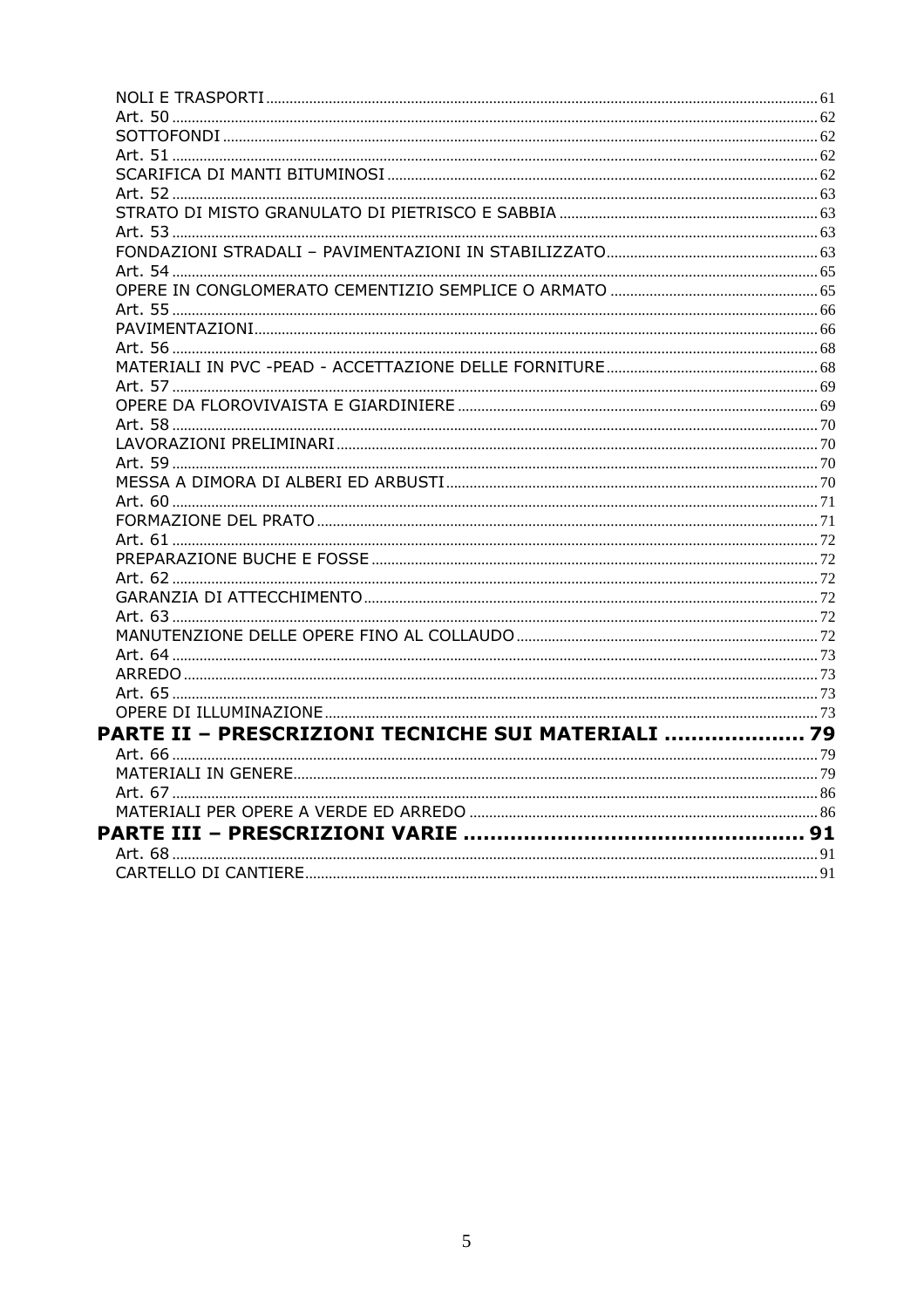NOLI E TRASPORTI ... 61
Art. 50 ... 62
SOTTOFONDI ... 62
Art. 51 ... 62
SCARIFICA DI MANTI BITUMINOSI ... 62
Art. 52 ... 63
STRATO DI MISTO GRANULATO DI PIETRISCO E SABBIA ... 63
Art. 53 ... 63
FONDAZIONI STRADALI – PAVIMENTAZIONI IN STABILIZZATO ... 63
Art. 54 ... 65
OPERE IN CONGLOMERATO CEMENTIZIO SEMPLICE O ARMATO ... 65
Art. 55 ... 66
PAVIMENTAZIONI ... 66
Art. 56 ... 68
MATERIALI IN PVC -PEAD - ACCETTAZIONE DELLE FORNITURE ... 68
Art. 57 ... 69
OPERE DA FLOROVIVAISTA E GIARDINIERE ... 69
Art. 58 ... 70
LAVORAZIONI PRELIMINARI ... 70
Art. 59 ... 70
MESSA A DIMORA DI ALBERI ED ARBUSTI ... 70
Art. 60 ... 71
FORMAZIONE DEL PRATO ... 71
Art. 61 ... 72
PREPARAZIONE BUCHE E FOSSE ... 72
Art. 62 ... 72
GARANZIA DI ATTECCHIMENTO ... 72
Art. 63 ... 72
MANUTENZIONE DELLE OPERE FINO AL COLLAUDO ... 72
Art. 64 ... 73
ARREDO ... 73
Art. 65 ... 73
OPERE DI ILLUMINAZIONE ... 73

**PARTE II – PRESCRIZIONI TECNICHE SUI MATERIALI ... 79**

Art. 66 ... 79
MATERIALI IN GENERE ... 79
Art. 67 ... 86
MATERIALI PER OPERE A VERDE ED ARREDO ... 86

**PARTE III – PRESCRIZIONI VARIE ... 91**

Art. 68 ... 91
CARTELLO DI CANTIERE ... 91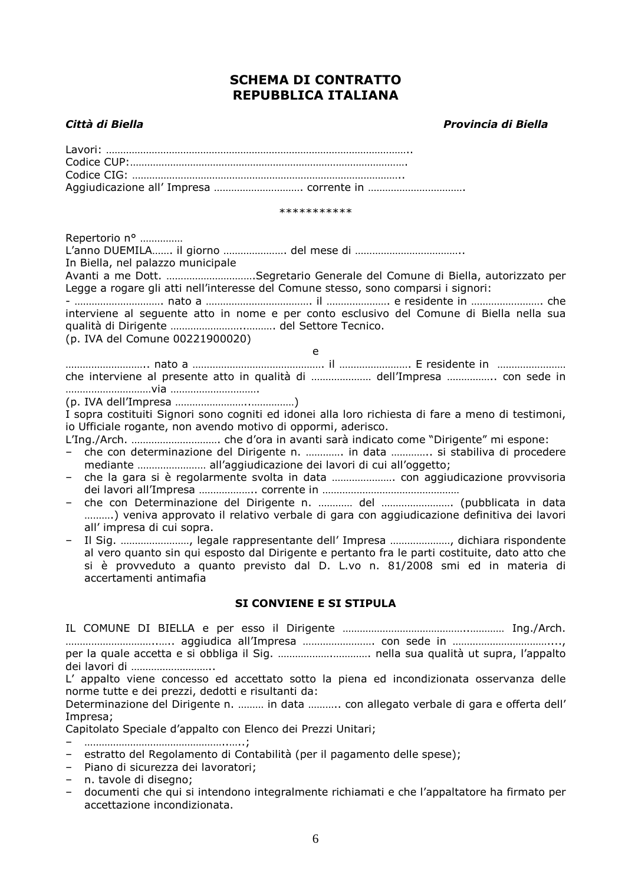## SCHEMA DI CONTRATTO
## REPUBBLICA ITALIANA

***Città di Biella*** ***Provincia di Biella***

Lavori: ……………………………………………………………………………………………..
Codice CUP:…………………………………………………………………………………….
Codice CIG: …………………………………………………………………………………..
Aggiudicazione all' Impresa …………………………. corrente in …………………………….

\*\*\*\*\*\*\*\*\*\*\*

Repertorio n° ……………
L'anno DUEMILA……. il giorno …………………. del mese di ………………………………..
In Biella, nel palazzo municipale
Avanti a me Dott. ………………………….Segretario Generale del Comune di Biella, autorizzato per Legge a rogare gli atti nell'interesse del Comune stesso, sono comparsi i signori:
- …………………………. nato a ………………………………. il …………………. e residente in ……………………. che interviene al seguente atto in nome e per conto esclusivo del Comune di Biella nella sua qualità di Dirigente …………………..………. del Settore Tecnico.
(p. IVA del Comune 00221900020)

e

……………………….. nato a ………………………………………. il ……………………. E residente in …………………… che interviene al presente atto in qualità di ………………… dell'Impresa …………….. con sede in …………………………via ………………………….
(p. IVA dell'Impresa …………………….……………)
I sopra costituiti Signori sono cogniti ed idonei alla loro richiesta di fare a meno di testimoni, io Ufficiale rogante, non avendo motivo di oppormi, aderisco.
L'Ing./Arch. …………………………. che d'ora in avanti sarà indicato come "Dirigente" mi espone:

- che con determinazione del Dirigente n. …………. in data …………. si stabiliva di procedere mediante …………………… all'aggiudicazione dei lavori di cui all'oggetto;
- che la gara si è regolarmente svolta in data …………………. con aggiudicazione provvisoria dei lavori all'Impresa ……………….. corrente in …………………………………………
- che con Determinazione del Dirigente n. ………… del ……………………. (pubblicata in data ……….) veniva approvato il relativo verbale di gara con aggiudicazione definitiva dei lavori all' impresa di cui sopra.
- Il Sig. ……………………, legale rappresentante dell' Impresa …………………, dichiara rispondente al vero quanto sin qui esposto dal Dirigente e pertanto fra le parti costituite, dato atto che si è provveduto a quanto previsto dal D. L.vo n. 81/2008 smi ed in materia di accertamenti antimafia

### SI CONVIENE E SI STIPULA

IL COMUNE DI BIELLA e per esso il Dirigente …………………………………..………… Ing./Arch. …………………………..….. aggiudica all'Impresa ……………………. con sede in ……………………………..., per la quale accetta e si obbliga il Sig. …………….…………. nella sua qualità ut supra, l'appalto dei lavori di ………………………..
L' appalto viene concesso ed accettato sotto la piena ed incondizionata osservanza delle norme tutte e dei prezzi, dedotti e risultanti da:
Determinazione del Dirigente n. ……… in data ……….. con allegato verbale di gara e offerta dell' Impresa;
Capitolato Speciale d'appalto con Elenco dei Prezzi Unitari;

- ……………………………………….…..;
- estratto del Regolamento di Contabilità (per il pagamento delle spese);
- Piano di sicurezza dei lavoratori;
- n. tavole di disegno;
- documenti che qui si intendono integralmente richiamati e che l'appaltatore ha firmato per accettazione incondizionata.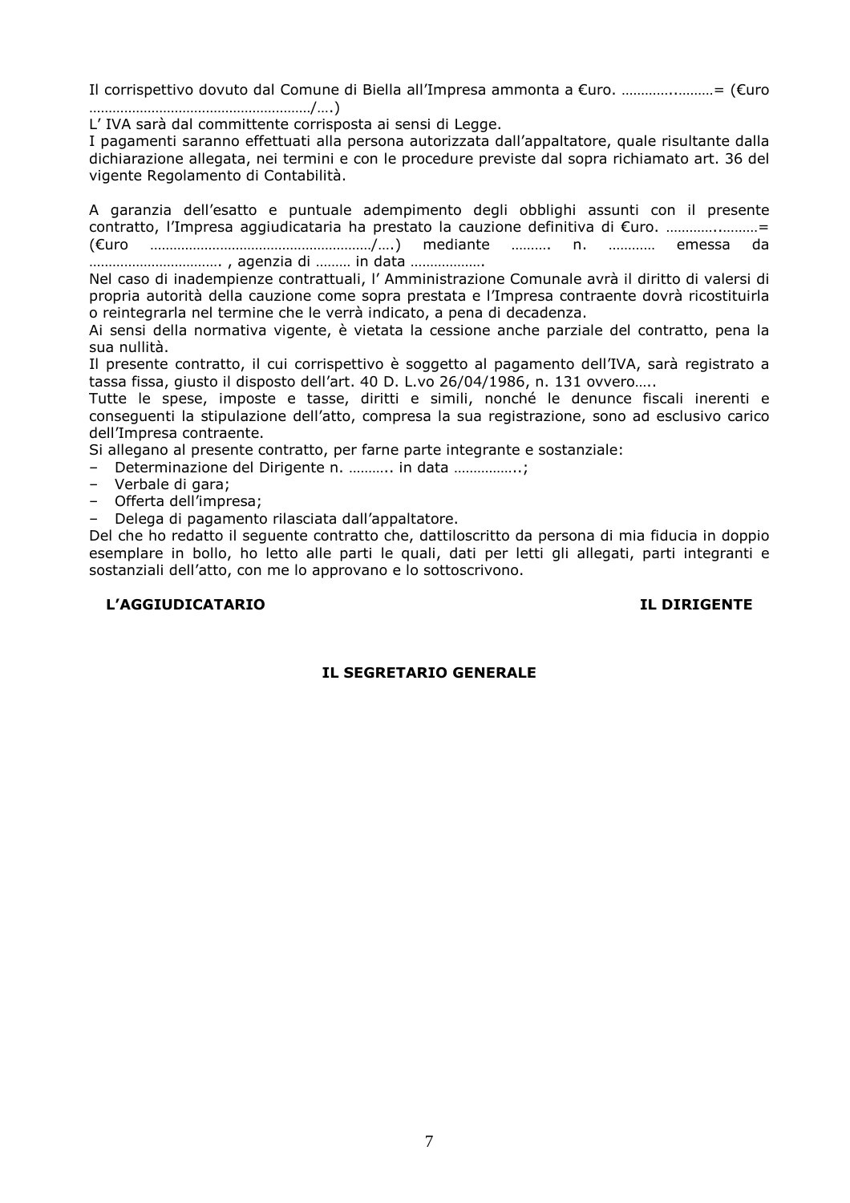Il corrispettivo dovuto dal Comune di Biella all'Impresa ammonta a €uro. …………..………= (€uro …………………………………………………/….)

L' IVA sarà dal committente corrisposta ai sensi di Legge.

I pagamenti saranno effettuati alla persona autorizzata dall'appaltatore, quale risultante dalla dichiarazione allegata, nei termini e con le procedure previste dal sopra richiamato art. 36 del vigente Regolamento di Contabilità.

A garanzia dell'esatto e puntuale adempimento degli obblighi assunti con il presente contratto, l'Impresa aggiudicataria ha prestato la cauzione definitiva di €uro. …………..………= (€uro …………………………………………………/….) mediante ………. n. ………… emessa da ……………………………. , agenzia di ……… in data ……………….

Nel caso di inadempienze contrattuali, l' Amministrazione Comunale avrà il diritto di valersi di propria autorità della cauzione come sopra prestata e l'Impresa contraente dovrà ricostituirla o reintegrarla nel termine che le verrà indicato, a pena di decadenza.

Ai sensi della normativa vigente, è vietata la cessione anche parziale del contratto, pena la sua nullità.

Il presente contratto, il cui corrispettivo è soggetto al pagamento dell'IVA, sarà registrato a tassa fissa, giusto il disposto dell'art. 40 D. L.vo 26/04/1986, n. 131 ovvero…..

Tutte le spese, imposte e tasse, diritti e simili, nonché le denunce fiscali inerenti e conseguenti la stipulazione dell'atto, compresa la sua registrazione, sono ad esclusivo carico dell'Impresa contraente.

Si allegano al presente contratto, per farne parte integrante e sostanziale:

- Determinazione del Dirigente n. ……….. in data ……………..;
- Verbale di gara;
- Offerta dell'impresa;
- Delega di pagamento rilasciata dall'appaltatore.

Del che ho redatto il seguente contratto che, dattiloscritto da persona di mia fiducia in doppio esemplare in bollo, ho letto alle parti le quali, dati per letti gli allegati, parti integranti e sostanziali dell'atto, con me lo approvano e lo sottoscrivono.

**L'AGGIUDICATARIO** **IL DIRIGENTE**

**IL SEGRETARIO GENERALE**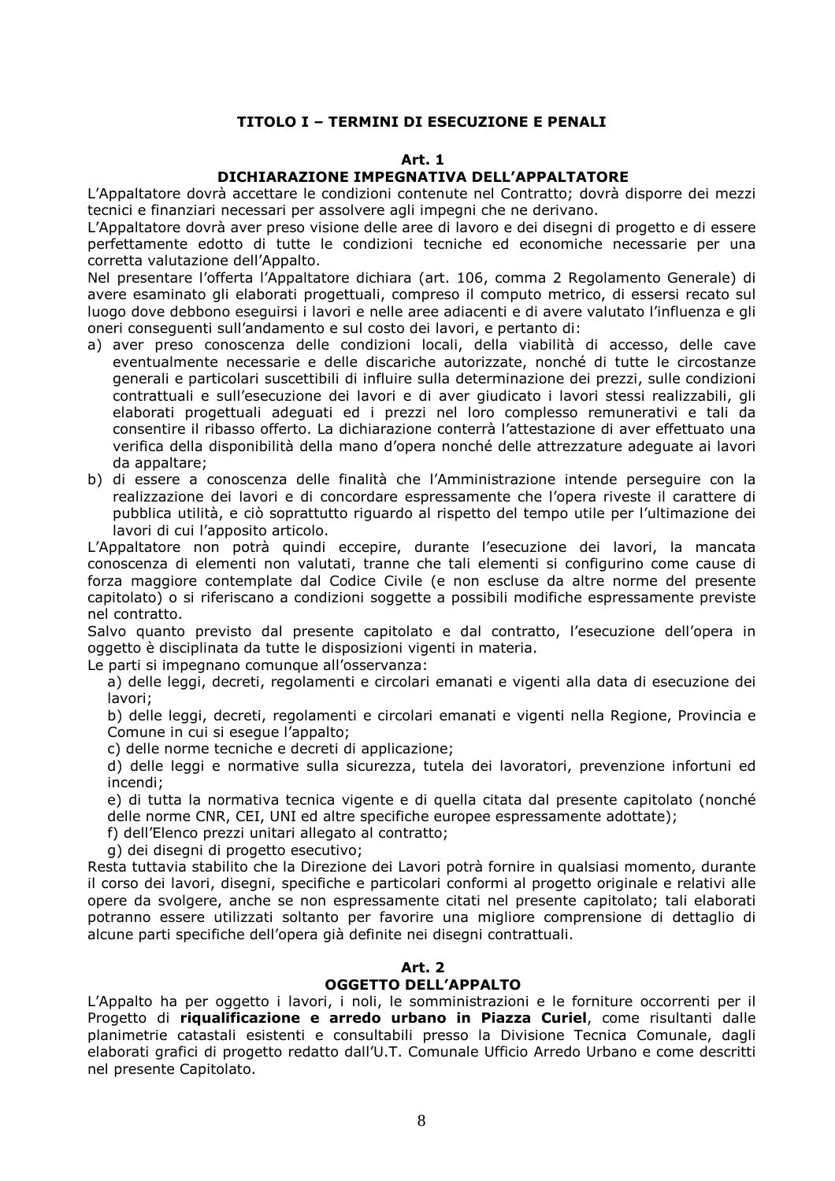# TITOLO I – TERMINI DI ESECUZIONE E PENALI

## Art. 1
## DICHIARAZIONE IMPEGNATIVA DELL'APPALTATORE

L'Appaltatore dovrà accettare le condizioni contenute nel Contratto; dovrà disporre dei mezzi tecnici e finanziari necessari per assolvere agli impegni che ne derivano.

L'Appaltatore dovrà aver preso visione delle aree di lavoro e dei disegni di progetto e di essere perfettamente edotto di tutte le condizioni tecniche ed economiche necessarie per una corretta valutazione dell'Appalto.

Nel presentare l'offerta l'Appaltatore dichiara (art. 106, comma 2 Regolamento Generale) di avere esaminato gli elaborati progettuali, compreso il computo metrico, di essersi recato sul luogo dove debbono eseguirsi i lavori e nelle aree adiacenti e di avere valutato l'influenza e gli oneri conseguenti sull'andamento e sul costo dei lavori, e pertanto di:

a) aver preso conoscenza delle condizioni locali, della viabilità di accesso, delle cave eventualmente necessarie e delle discariche autorizzate, nonché di tutte le circostanze generali e particolari suscettibili di influire sulla determinazione dei prezzi, sulle condizioni contrattuali e sull'esecuzione dei lavori e di aver giudicato i lavori stessi realizzabili, gli elaborati progettuali adeguati ed i prezzi nel loro complesso remunerativi e tali da consentire il ribasso offerto. La dichiarazione conterrà l'attestazione di aver effettuato una verifica della disponibilità della mano d'opera nonché delle attrezzature adeguate ai lavori da appaltare;
b) di essere a conoscenza delle finalità che l'Amministrazione intende perseguire con la realizzazione dei lavori e di concordare espressamente che l'opera riveste il carattere di pubblica utilità, e ciò soprattutto riguardo al rispetto del tempo utile per l'ultimazione dei lavori di cui l'apposito articolo.

L'Appaltatore non potrà quindi eccepire, durante l'esecuzione dei lavori, la mancata conoscenza di elementi non valutati, tranne che tali elementi si configurino come cause di forza maggiore contemplate dal Codice Civile (e non escluse da altre norme del presente capitolato) o si riferiscano a condizioni soggette a possibili modifiche espressamente previste nel contratto.

Salvo quanto previsto dal presente capitolato e dal contratto, l'esecuzione dell'opera in oggetto è disciplinata da tutte le disposizioni vigenti in materia.

Le parti si impegnano comunque all'osservanza:

a) delle leggi, decreti, regolamenti e circolari emanati e vigenti alla data di esecuzione dei lavori;

b) delle leggi, decreti, regolamenti e circolari emanati e vigenti nella Regione, Provincia e Comune in cui si esegue l'appalto;

c) delle norme tecniche e decreti di applicazione;

d) delle leggi e normative sulla sicurezza, tutela dei lavoratori, prevenzione infortuni ed incendi;

e) di tutta la normativa tecnica vigente e di quella citata dal presente capitolato (nonché delle norme CNR, CEI, UNI ed altre specifiche europee espressamente adottate);

f) dell'Elenco prezzi unitari allegato al contratto;

g) dei disegni di progetto esecutivo;

Resta tuttavia stabilito che la Direzione dei Lavori potrà fornire in qualsiasi momento, durante il corso dei lavori, disegni, specifiche e particolari conformi al progetto originale e relativi alle opere da svolgere, anche se non espressamente citati nel presente capitolato; tali elaborati potranno essere utilizzati soltanto per favorire una migliore comprensione di dettaglio di alcune parti specifiche dell'opera già definite nei disegni contrattuali.

## Art. 2
## OGGETTO DELL'APPALTO

L'Appalto ha per oggetto i lavori, i noli, le somministrazioni e le forniture occorrenti per il Progetto di **riqualificazione e arredo urbano in Piazza Curiel**, come risultanti dalle planimetrie catastali esistenti e consultabili presso la Divisione Tecnica Comunale, dagli elaborati grafici di progetto redatto dall'U.T. Comunale Ufficio Arredo Urbano e come descritti nel presente Capitolato.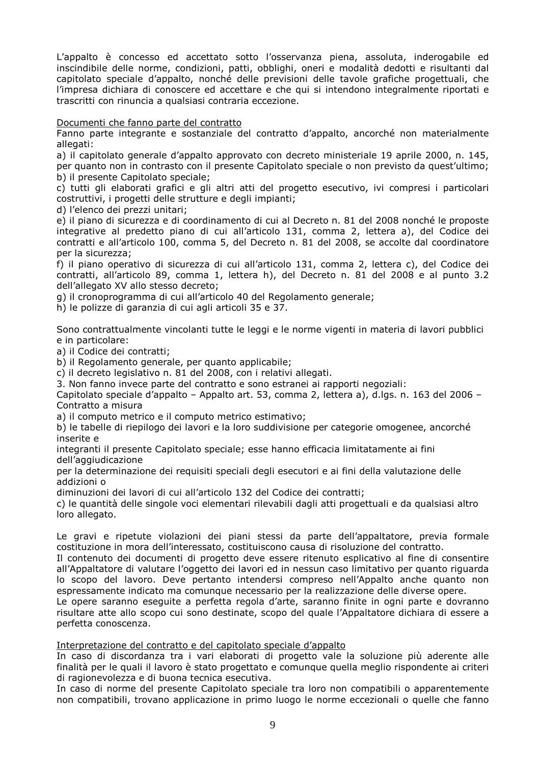L'appalto è concesso ed accettato sotto l'osservanza piena, assoluta, inderogabile ed inscindibile delle norme, condizioni, patti, obblighi, oneri e modalità dedotti e risultanti dal capitolato speciale d'appalto, nonché delle previsioni delle tavole grafiche progettuali, che l'impresa dichiara di conoscere ed accettare e che qui si intendono integralmente riportati e trascritti con rinuncia a qualsiasi contraria eccezione.

Documenti che fanno parte del contratto

Fanno parte integrante e sostanziale del contratto d'appalto, ancorché non materialmente allegati:

a) il capitolato generale d'appalto approvato con decreto ministeriale 19 aprile 2000, n. 145, per quanto non in contrasto con il presente Capitolato speciale o non previsto da quest'ultimo;
b) il presente Capitolato speciale;
c) tutti gli elaborati grafici e gli altri atti del progetto esecutivo, ivi compresi i particolari costruttivi, i progetti delle strutture e degli impianti;
d) l'elenco dei prezzi unitari;
e) il piano di sicurezza e di coordinamento di cui al Decreto n. 81 del 2008 nonché le proposte integrative al predetto piano di cui all'articolo 131, comma 2, lettera a), del Codice dei contratti e all'articolo 100, comma 5, del Decreto n. 81 del 2008, se accolte dal coordinatore per la sicurezza;
f) il piano operativo di sicurezza di cui all'articolo 131, comma 2, lettera c), del Codice dei contratti, all'articolo 89, comma 1, lettera h), del Decreto n. 81 del 2008 e al punto 3.2 dell'allegato XV allo stesso decreto;
g) il cronoprogramma di cui all'articolo 40 del Regolamento generale;
h) le polizze di garanzia di cui agli articoli 35 e 37.

Sono contrattualmente vincolanti tutte le leggi e le norme vigenti in materia di lavori pubblici e in particolare:

a) il Codice dei contratti;
b) il Regolamento generale, per quanto applicabile;
c) il decreto legislativo n. 81 del 2008, con i relativi allegati.

3. Non fanno invece parte del contratto e sono estranei ai rapporti negoziali:

Capitolato speciale d'appalto – Appalto art. 53, comma 2, lettera a), d.lgs. n. 163 del 2006 – Contratto a misura

a) il computo metrico e il computo metrico estimativo;
b) le tabelle di riepilogo dei lavori e la loro suddivisione per categorie omogenee, ancorché inserite e integranti il presente Capitolato speciale; esse hanno efficacia limitatamente ai fini dell'aggiudicazione per la determinazione dei requisiti speciali degli esecutori e ai fini della valutazione delle addizioni o diminuzioni dei lavori di cui all'articolo 132 del Codice dei contratti;
c) le quantità delle singole voci elementari rilevabili dagli atti progettuali e da qualsiasi altro loro allegato.

Le gravi e ripetute violazioni dei piani stessi da parte dell'appaltatore, previa formale costituzione in mora dell'interessato, costituiscono causa di risoluzione del contratto.

Il contenuto dei documenti di progetto deve essere ritenuto esplicativo al fine di consentire all'Appaltatore di valutare l'oggetto dei lavori ed in nessun caso limitativo per quanto riguarda lo scopo del lavoro. Deve pertanto intendersi compreso nell'Appalto anche quanto non espressamente indicato ma comunque necessario per la realizzazione delle diverse opere.

Le opere saranno eseguite a perfetta regola d'arte, saranno finite in ogni parte e dovranno risultare atte allo scopo cui sono destinate, scopo del quale l'Appaltatore dichiara di essere a perfetta conoscenza.

Interpretazione del contratto e del capitolato speciale d'appalto

In caso di discordanza tra i vari elaborati di progetto vale la soluzione più aderente alle finalità per le quali il lavoro è stato progettato e comunque quella meglio rispondente ai criteri di ragionevolezza e di buona tecnica esecutiva.

In caso di norme del presente Capitolato speciale tra loro non compatibili o apparentemente non compatibili, trovano applicazione in primo luogo le norme eccezionali o quelle che fanno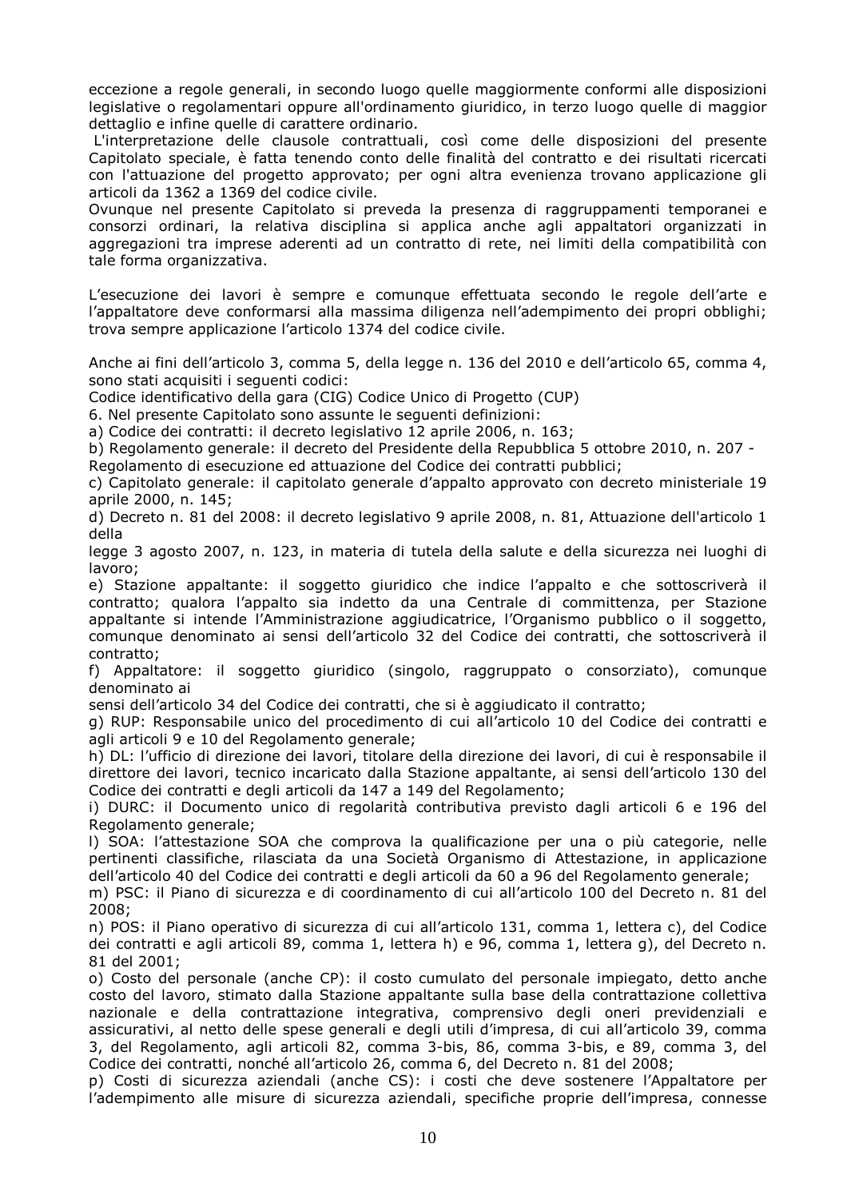eccezione a regole generali, in secondo luogo quelle maggiormente conformi alle disposizioni legislative o regolamentari oppure all'ordinamento giuridico, in terzo luogo quelle di maggior dettaglio e infine quelle di carattere ordinario.

L'interpretazione delle clausole contrattuali, così come delle disposizioni del presente Capitolato speciale, è fatta tenendo conto delle finalità del contratto e dei risultati ricercati con l'attuazione del progetto approvato; per ogni altra evenienza trovano applicazione gli articoli da 1362 a 1369 del codice civile.

Ovunque nel presente Capitolato si preveda la presenza di raggruppamenti temporanei e consorzi ordinari, la relativa disciplina si applica anche agli appaltatori organizzati in aggregazioni tra imprese aderenti ad un contratto di rete, nei limiti della compatibilità con tale forma organizzativa.

L'esecuzione dei lavori è sempre e comunque effettuata secondo le regole dell'arte e l'appaltatore deve conformarsi alla massima diligenza nell'adempimento dei propri obblighi; trova sempre applicazione l'articolo 1374 del codice civile.

Anche ai fini dell'articolo 3, comma 5, della legge n. 136 del 2010 e dell'articolo 65, comma 4, sono stati acquisiti i seguenti codici:

Codice identificativo della gara (CIG) Codice Unico di Progetto (CUP)

6. Nel presente Capitolato sono assunte le seguenti definizioni:

a) Codice dei contratti: il decreto legislativo 12 aprile 2006, n. 163;

b) Regolamento generale: il decreto del Presidente della Repubblica 5 ottobre 2010, n. 207 - Regolamento di esecuzione ed attuazione del Codice dei contratti pubblici;

c) Capitolato generale: il capitolato generale d'appalto approvato con decreto ministeriale 19 aprile 2000, n. 145;

d) Decreto n. 81 del 2008: il decreto legislativo 9 aprile 2008, n. 81, Attuazione dell'articolo 1 della legge 3 agosto 2007, n. 123, in materia di tutela della salute e della sicurezza nei luoghi di lavoro;

e) Stazione appaltante: il soggetto giuridico che indice l'appalto e che sottoscriverà il contratto; qualora l'appalto sia indetto da una Centrale di committenza, per Stazione appaltante si intende l'Amministrazione aggiudicatrice, l'Organismo pubblico o il soggetto, comunque denominato ai sensi dell'articolo 32 del Codice dei contratti, che sottoscriverà il contratto;

f) Appaltatore: il soggetto giuridico (singolo, raggruppato o consorziato), comunque denominato ai sensi dell'articolo 34 del Codice dei contratti, che si è aggiudicato il contratto;

g) RUP: Responsabile unico del procedimento di cui all'articolo 10 del Codice dei contratti e agli articoli 9 e 10 del Regolamento generale;

h) DL: l'ufficio di direzione dei lavori, titolare della direzione dei lavori, di cui è responsabile il direttore dei lavori, tecnico incaricato dalla Stazione appaltante, ai sensi dell'articolo 130 del Codice dei contratti e degli articoli da 147 a 149 del Regolamento;

i) DURC: il Documento unico di regolarità contributiva previsto dagli articoli 6 e 196 del Regolamento generale;

l) SOA: l'attestazione SOA che comprova la qualificazione per una o più categorie, nelle pertinenti classifiche, rilasciata da una Società Organismo di Attestazione, in applicazione dell'articolo 40 del Codice dei contratti e degli articoli da 60 a 96 del Regolamento generale;

m) PSC: il Piano di sicurezza e di coordinamento di cui all'articolo 100 del Decreto n. 81 del 2008;

n) POS: il Piano operativo di sicurezza di cui all'articolo 131, comma 1, lettera c), del Codice dei contratti e agli articoli 89, comma 1, lettera h) e 96, comma 1, lettera g), del Decreto n. 81 del 2001;

o) Costo del personale (anche CP): il costo cumulato del personale impiegato, detto anche costo del lavoro, stimato dalla Stazione appaltante sulla base della contrattazione collettiva nazionale e della contrattazione integrativa, comprensivo degli oneri previdenziali e assicurativi, al netto delle spese generali e degli utili d'impresa, di cui all'articolo 39, comma 3, del Regolamento, agli articoli 82, comma 3-bis, 86, comma 3-bis, e 89, comma 3, del Codice dei contratti, nonché all'articolo 26, comma 6, del Decreto n. 81 del 2008;

p) Costi di sicurezza aziendali (anche CS): i costi che deve sostenere l'Appaltatore per l'adempimento alle misure di sicurezza aziendali, specifiche proprie dell'impresa, connesse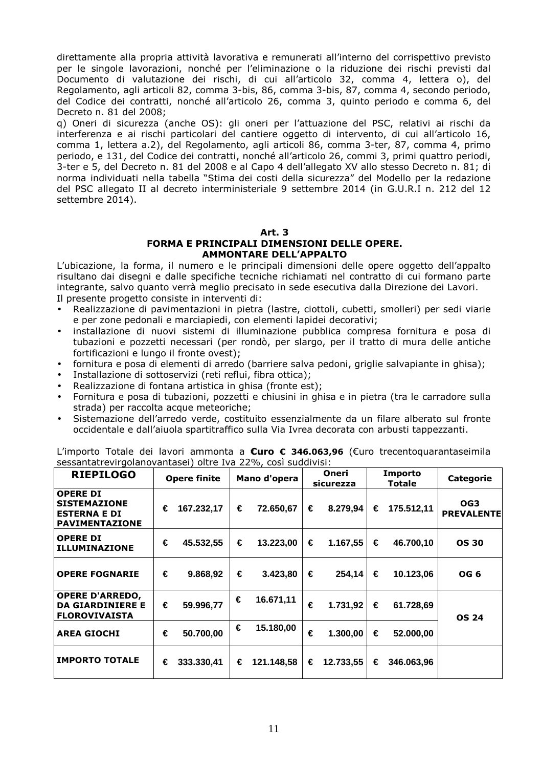direttamente alla propria attività lavorativa e remunerati all'interno del corrispettivo previsto per le singole lavorazioni, nonché per l'eliminazione o la riduzione dei rischi previsti dal Documento di valutazione dei rischi, di cui all'articolo 32, comma 4, lettera o), del Regolamento, agli articoli 82, comma 3-bis, 86, comma 3-bis, 87, comma 4, secondo periodo, del Codice dei contratti, nonché all'articolo 26, comma 3, quinto periodo e comma 6, del Decreto n. 81 del 2008;

q) Oneri di sicurezza (anche OS): gli oneri per l'attuazione del PSC, relativi ai rischi da interferenza e ai rischi particolari del cantiere oggetto di intervento, di cui all'articolo 16, comma 1, lettera a.2), del Regolamento, agli articoli 86, comma 3-ter, 87, comma 4, primo periodo, e 131, del Codice dei contratti, nonché all'articolo 26, commi 3, primi quattro periodi, 3-ter e 5, del Decreto n. 81 del 2008 e al Capo 4 dell'allegato XV allo stesso Decreto n. 81; di norma individuati nella tabella "Stima dei costi della sicurezza" del Modello per la redazione del PSC allegato II al decreto interministeriale 9 settembre 2014 (in G.U.R.I n. 212 del 12 settembre 2014).

## Art. 3
## FORMA E PRINCIPALI DIMENSIONI DELLE OPERE. AMMONTARE DELL'APPALTO

L'ubicazione, la forma, il numero e le principali dimensioni delle opere oggetto dell'appalto risultano dai disegni e dalle specifiche tecniche richiamati nel contratto di cui formano parte integrante, salvo quanto verrà meglio precisato in sede esecutiva dalla Direzione dei Lavori.
Il presente progetto consiste in interventi di:

- Realizzazione di pavimentazioni in pietra (lastre, ciottoli, cubetti, smolleri) per sedi viarie e per zone pedonali e marciapiedi, con elementi lapidei decorativi;
- installazione di nuovi sistemi di illuminazione pubblica compresa fornitura e posa di tubazioni e pozzetti necessari (per rondò, per slargo, per il tratto di mura delle antiche fortificazioni e lungo il fronte ovest);
- fornitura e posa di elementi di arredo (barriere salva pedoni, griglie salvapiante in ghisa);
- Installazione di sottoservizi (reti reflui, fibra ottica);
- Realizzazione di fontana artistica in ghisa (fronte est);
- Fornitura e posa di tubazioni, pozzetti e chiusini in ghisa e in pietra (tra le carradore sulla strada) per raccolta acque meteoriche;
- Sistemazione dell'arredo verde, costituito essenzialmente da un filare alberato sul fronte occidentale e dall'aiuola spartitraffico sulla Via Ivrea decorata con arbusti tappezzanti.

L'importo Totale dei lavori ammonta a **€uro € 346.063,96** (€uro trecentoquarantaseimila sessantatrevirgolanovantasei) oltre Iva 22%, così suddivisi:

| RIEPILOGO | Opere finite | Mano d'opera | Oneri sicurezza | Importo Totale | Categorie |
|---|---|---|---|---|---|
| **OPERE DI SISTEMAZIONE ESTERNA E DI PAVIMENTAZIONE** | € 167.232,17 | € 72.650,67 | € 8.279,94 | € 175.512,11 | **OG3 PREVALENTE** |
| **OPERE DI ILLUMINAZIONE** | € 45.532,55 | € 13.223,00 | € 1.167,55 | € 46.700,10 | **OS 30** |
| **OPERE FOGNARIE** | € 9.868,92 | € 3.423,80 | € 254,14 | € 10.123,06 | **OG 6** |
| **OPERE D'ARREDO, DA GIARDINIERE E FLOROVIVAISTA** | € 59.996,77 | € 16.671,11 | € 1.731,92 | € 61.728,69 | **OS 24** |
| **AREA GIOCHI** | € 50.700,00 | € 15.180,00 | € 1.300,00 | € 52.000,00 | |
| **IMPORTO TOTALE** | € 333.330,41 | € 121.148,58 | € 12.733,55 | € 346.063,96 | |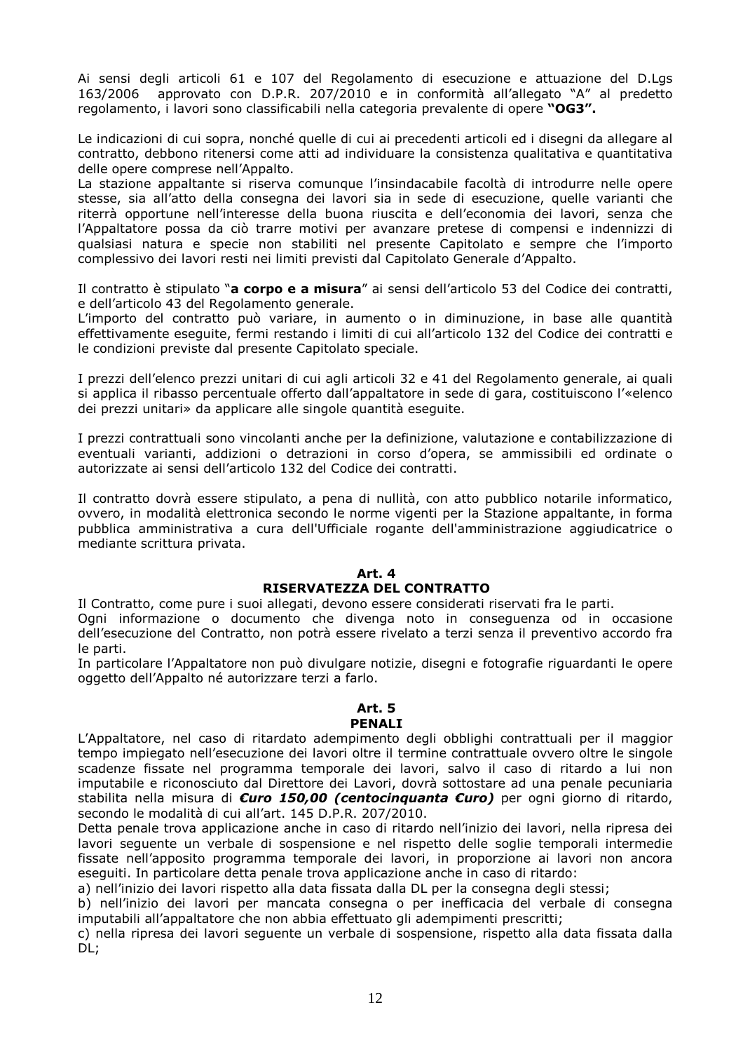Ai sensi degli articoli 61 e 107 del Regolamento di esecuzione e attuazione del D.Lgs 163/2006 approvato con D.P.R. 207/2010 e in conformità all'allegato "A" al predetto regolamento, i lavori sono classificabili nella categoria prevalente di opere **"OG3".**

Le indicazioni di cui sopra, nonché quelle di cui ai precedenti articoli ed i disegni da allegare al contratto, debbono ritenersi come atti ad individuare la consistenza qualitativa e quantitativa delle opere comprese nell'Appalto.
La stazione appaltante si riserva comunque l'insindacabile facoltà di introdurre nelle opere stesse, sia all'atto della consegna dei lavori sia in sede di esecuzione, quelle varianti che riterrà opportune nell'interesse della buona riuscita e dell'economia dei lavori, senza che l'Appaltatore possa da ciò trarre motivi per avanzare pretese di compensi e indennizzi di qualsiasi natura e specie non stabiliti nel presente Capitolato e sempre che l'importo complessivo dei lavori resti nei limiti previsti dal Capitolato Generale d'Appalto.

Il contratto è stipulato "**a corpo e a misura**" ai sensi dell'articolo 53 del Codice dei contratti, e dell'articolo 43 del Regolamento generale.
L'importo del contratto può variare, in aumento o in diminuzione, in base alle quantità effettivamente eseguite, fermi restando i limiti di cui all'articolo 132 del Codice dei contratti e le condizioni previste dal presente Capitolato speciale.

I prezzi dell'elenco prezzi unitari di cui agli articoli 32 e 41 del Regolamento generale, ai quali si applica il ribasso percentuale offerto dall'appaltatore in sede di gara, costituiscono l'«elenco dei prezzi unitari» da applicare alle singole quantità eseguite.

I prezzi contrattuali sono vincolanti anche per la definizione, valutazione e contabilizzazione di eventuali varianti, addizioni o detrazioni in corso d'opera, se ammissibili ed ordinate o autorizzate ai sensi dell'articolo 132 del Codice dei contratti.

Il contratto dovrà essere stipulato, a pena di nullità, con atto pubblico notarile informatico, ovvero, in modalità elettronica secondo le norme vigenti per la Stazione appaltante, in forma pubblica amministrativa a cura dell'Ufficiale rogante dell'amministrazione aggiudicatrice o mediante scrittura privata.

## Art. 4
## RISERVATEZZA DEL CONTRATTO

Il Contratto, come pure i suoi allegati, devono essere considerati riservati fra le parti.
Ogni informazione o documento che divenga noto in conseguenza od in occasione dell'esecuzione del Contratto, non potrà essere rivelato a terzi senza il preventivo accordo fra le parti.
In particolare l'Appaltatore non può divulgare notizie, disegni e fotografie riguardanti le opere oggetto dell'Appalto né autorizzare terzi a farlo.

## Art. 5
## PENALI

L'Appaltatore, nel caso di ritardato adempimento degli obblighi contrattuali per il maggior tempo impiegato nell'esecuzione dei lavori oltre il termine contrattuale ovvero oltre le singole scadenze fissate nel programma temporale dei lavori, salvo il caso di ritardo a lui non imputabile e riconosciuto dal Direttore dei Lavori, dovrà sottostare ad una penale pecuniaria stabilita nella misura di ***€uro 150,00 (centocinquanta €uro)*** per ogni giorno di ritardo, secondo le modalità di cui all'art. 145 D.P.R. 207/2010.
Detta penale trova applicazione anche in caso di ritardo nell'inizio dei lavori, nella ripresa dei lavori seguente un verbale di sospensione e nel rispetto delle soglie temporali intermedie fissate nell'apposito programma temporale dei lavori, in proporzione ai lavori non ancora eseguiti. In particolare detta penale trova applicazione anche in caso di ritardo:
a) nell'inizio dei lavori rispetto alla data fissata dalla DL per la consegna degli stessi;
b) nell'inizio dei lavori per mancata consegna o per inefficacia del verbale di consegna imputabili all'appaltatore che non abbia effettuato gli adempimenti prescritti;
c) nella ripresa dei lavori seguente un verbale di sospensione, rispetto alla data fissata dalla DL;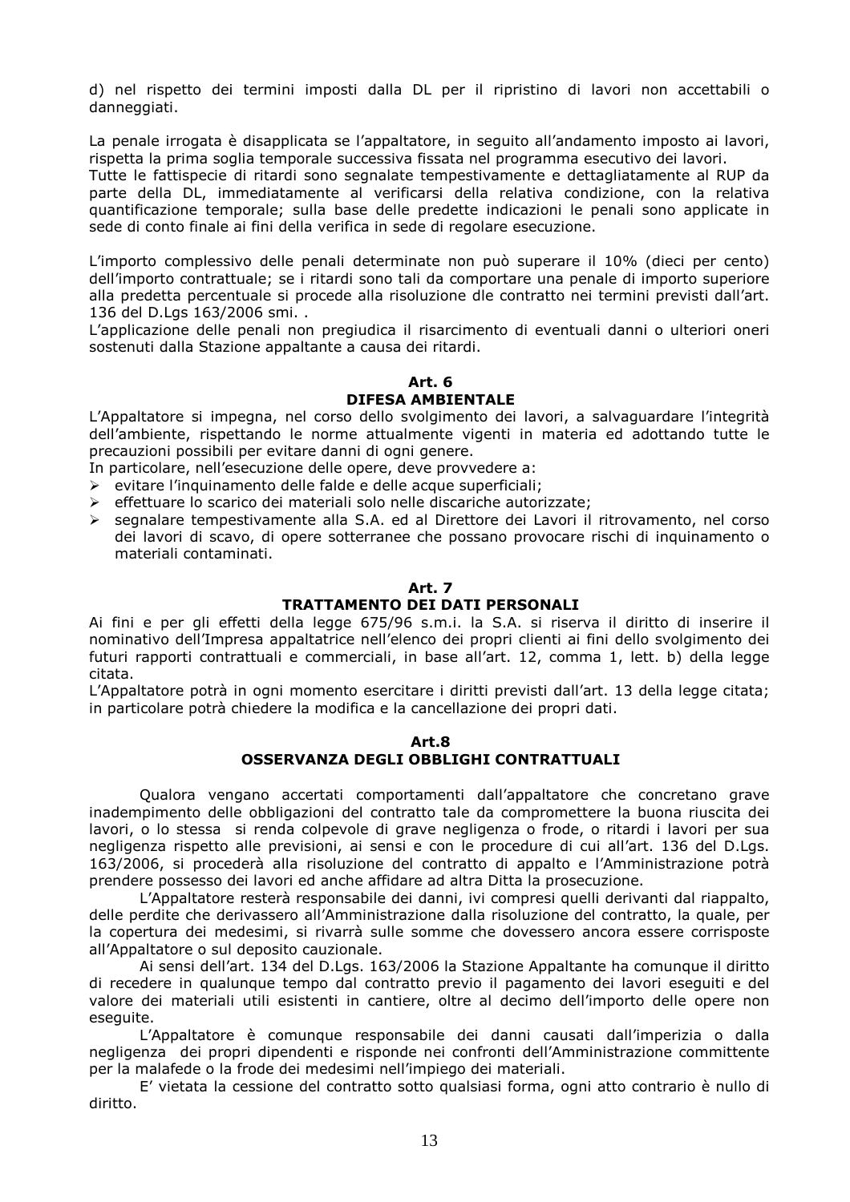d) nel rispetto dei termini imposti dalla DL per il ripristino di lavori non accettabili o danneggiati.

La penale irrogata è disapplicata se l'appaltatore, in seguito all'andamento imposto ai lavori, rispetta la prima soglia temporale successiva fissata nel programma esecutivo dei lavori.
Tutte le fattispecie di ritardi sono segnalate tempestivamente e dettagliatamente al RUP da parte della DL, immediatamente al verificarsi della relativa condizione, con la relativa quantificazione temporale; sulla base delle predette indicazioni le penali sono applicate in sede di conto finale ai fini della verifica in sede di regolare esecuzione.

L'importo complessivo delle penali determinate non può superare il 10% (dieci per cento) dell'importo contrattuale; se i ritardi sono tali da comportare una penale di importo superiore alla predetta percentuale si procede alla risoluzione dle contratto nei termini previsti dall'art. 136 del D.Lgs 163/2006 smi. .
L'applicazione delle penali non pregiudica il risarcimento di eventuali danni o ulteriori oneri sostenuti dalla Stazione appaltante a causa dei ritardi.

## Art. 6
## DIFESA AMBIENTALE

L'Appaltatore si impegna, nel corso dello svolgimento dei lavori, a salvaguardare l'integrità dell'ambiente, rispettando le norme attualmente vigenti in materia ed adottando tutte le precauzioni possibili per evitare danni di ogni genere.
In particolare, nell'esecuzione delle opere, deve provvedere a:

- evitare l'inquinamento delle falde e delle acque superficiali;
- effettuare lo scarico dei materiali solo nelle discariche autorizzate;
- segnalare tempestivamente alla S.A. ed al Direttore dei Lavori il ritrovamento, nel corso dei lavori di scavo, di opere sotterranee che possano provocare rischi di inquinamento o materiali contaminati.

## Art. 7
## TRATTAMENTO DEI DATI PERSONALI

Ai fini e per gli effetti della legge 675/96 s.m.i. la S.A. si riserva il diritto di inserire il nominativo dell'Impresa appaltatrice nell'elenco dei propri clienti ai fini dello svolgimento dei futuri rapporti contrattuali e commerciali, in base all'art. 12, comma 1, lett. b) della legge citata.
L'Appaltatore potrà in ogni momento esercitare i diritti previsti dall'art. 13 della legge citata; in particolare potrà chiedere la modifica e la cancellazione dei propri dati.

## Art.8
## OSSERVANZA DEGLI OBBLIGHI CONTRATTUALI

Qualora vengano accertati comportamenti dall'appaltatore che concretano grave inadempimento delle obbligazioni del contratto tale da compromettere la buona riuscita dei lavori, o lo stessa si renda colpevole di grave negligenza o frode, o ritardi i lavori per sua negligenza rispetto alle previsioni, ai sensi e con le procedure di cui all'art. 136 del D.Lgs. 163/2006, si procederà alla risoluzione del contratto di appalto e l'Amministrazione potrà prendere possesso dei lavori ed anche affidare ad altra Ditta la prosecuzione.

L'Appaltatore resterà responsabile dei danni, ivi compresi quelli derivanti dal riappalto, delle perdite che derivassero all'Amministrazione dalla risoluzione del contratto, la quale, per la copertura dei medesimi, si rivarrà sulle somme che dovessero ancora essere corrisposte all'Appaltatore o sul deposito cauzionale.

Ai sensi dell'art. 134 del D.Lgs. 163/2006 la Stazione Appaltante ha comunque il diritto di recedere in qualunque tempo dal contratto previo il pagamento dei lavori eseguiti e del valore dei materiali utili esistenti in cantiere, oltre al decimo dell'importo delle opere non eseguite.

L'Appaltatore è comunque responsabile dei danni causati dall'imperizia o dalla negligenza dei propri dipendenti e risponde nei confronti dell'Amministrazione committente per la malafede o la frode dei medesimi nell'impiego dei materiali.

E' vietata la cessione del contratto sotto qualsiasi forma, ogni atto contrario è nullo di diritto.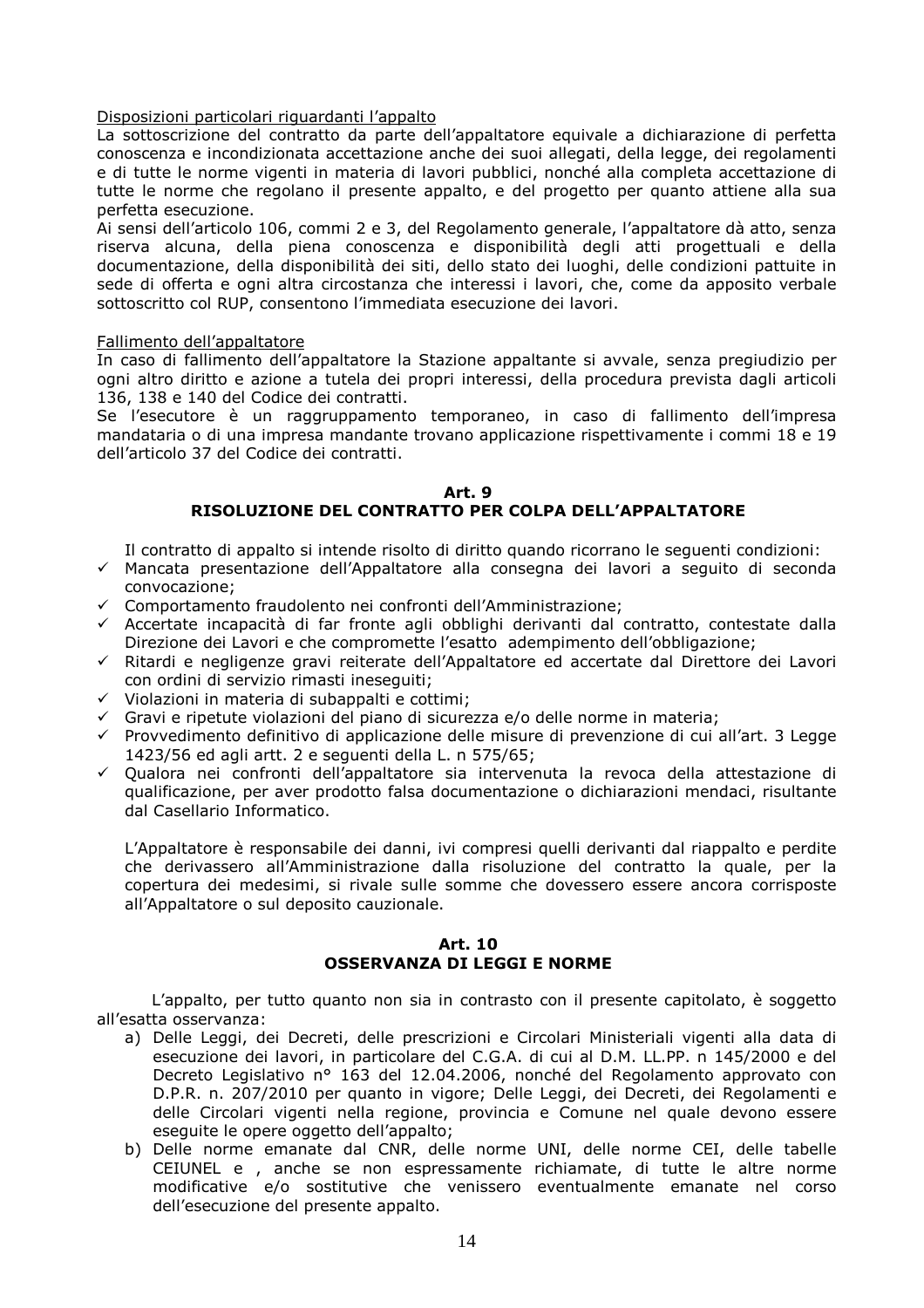Disposizioni particolari riguardanti l'appalto

La sottoscrizione del contratto da parte dell'appaltatore equivale a dichiarazione di perfetta conoscenza e incondizionata accettazione anche dei suoi allegati, della legge, dei regolamenti e di tutte le norme vigenti in materia di lavori pubblici, nonché alla completa accettazione di tutte le norme che regolano il presente appalto, e del progetto per quanto attiene alla sua perfetta esecuzione.

Ai sensi dell'articolo 106, commi 2 e 3, del Regolamento generale, l'appaltatore dà atto, senza riserva alcuna, della piena conoscenza e disponibilità degli atti progettuali e della documentazione, della disponibilità dei siti, dello stato dei luoghi, delle condizioni pattuite in sede di offerta e ogni altra circostanza che interessi i lavori, che, come da apposito verbale sottoscritto col RUP, consentono l'immediata esecuzione dei lavori.

Fallimento dell'appaltatore

In caso di fallimento dell'appaltatore la Stazione appaltante si avvale, senza pregiudizio per ogni altro diritto e azione a tutela dei propri interessi, della procedura prevista dagli articoli 136, 138 e 140 del Codice dei contratti.

Se l'esecutore è un raggruppamento temporaneo, in caso di fallimento dell'impresa mandataria o di una impresa mandante trovano applicazione rispettivamente i commi 18 e 19 dell'articolo 37 del Codice dei contratti.

## Art. 9
## RISOLUZIONE DEL CONTRATTO PER COLPA DELL'APPALTATORE

Il contratto di appalto si intende risolto di diritto quando ricorrano le seguenti condizioni:

- ✓ Mancata presentazione dell'Appaltatore alla consegna dei lavori a seguito di seconda convocazione;
- ✓ Comportamento fraudolento nei confronti dell'Amministrazione;
- ✓ Accertate incapacità di far fronte agli obblighi derivanti dal contratto, contestate dalla Direzione dei Lavori e che compromette l'esatto adempimento dell'obbligazione;
- ✓ Ritardi e negligenze gravi reiterate dell'Appaltatore ed accertate dal Direttore dei Lavori con ordini di servizio rimasti ineseguiti;
- ✓ Violazioni in materia di subappalti e cottimi;
- ✓ Gravi e ripetute violazioni del piano di sicurezza e/o delle norme in materia;
- ✓ Provvedimento definitivo di applicazione delle misure di prevenzione di cui all'art. 3 Legge 1423/56 ed agli artt. 2 e seguenti della L. n 575/65;
- ✓ Qualora nei confronti dell'appaltatore sia intervenuta la revoca della attestazione di qualificazione, per aver prodotto falsa documentazione o dichiarazioni mendaci, risultante dal Casellario Informatico.

L'Appaltatore è responsabile dei danni, ivi compresi quelli derivanti dal riappalto e perdite che derivassero all'Amministrazione dalla risoluzione del contratto la quale, per la copertura dei medesimi, si rivale sulle somme che dovessero essere ancora corrisposte all'Appaltatore o sul deposito cauzionale.

## Art. 10
## OSSERVANZA DI LEGGI E NORME

L'appalto, per tutto quanto non sia in contrasto con il presente capitolato, è soggetto all'esatta osservanza:

a) Delle Leggi, dei Decreti, delle prescrizioni e Circolari Ministeriali vigenti alla data di esecuzione dei lavori, in particolare del C.G.A. di cui al D.M. LL.PP. n 145/2000 e del Decreto Legislativo n° 163 del 12.04.2006, nonché del Regolamento approvato con D.P.R. n. 207/2010 per quanto in vigore; Delle Leggi, dei Decreti, dei Regolamenti e delle Circolari vigenti nella regione, provincia e Comune nel quale devono essere eseguite le opere oggetto dell'appalto;
b) Delle norme emanate dal CNR, delle norme UNI, delle norme CEI, delle tabelle CEIUNEL e , anche se non espressamente richiamate, di tutte le altre norme modificative e/o sostitutive che venissero eventualmente emanate nel corso dell'esecuzione del presente appalto.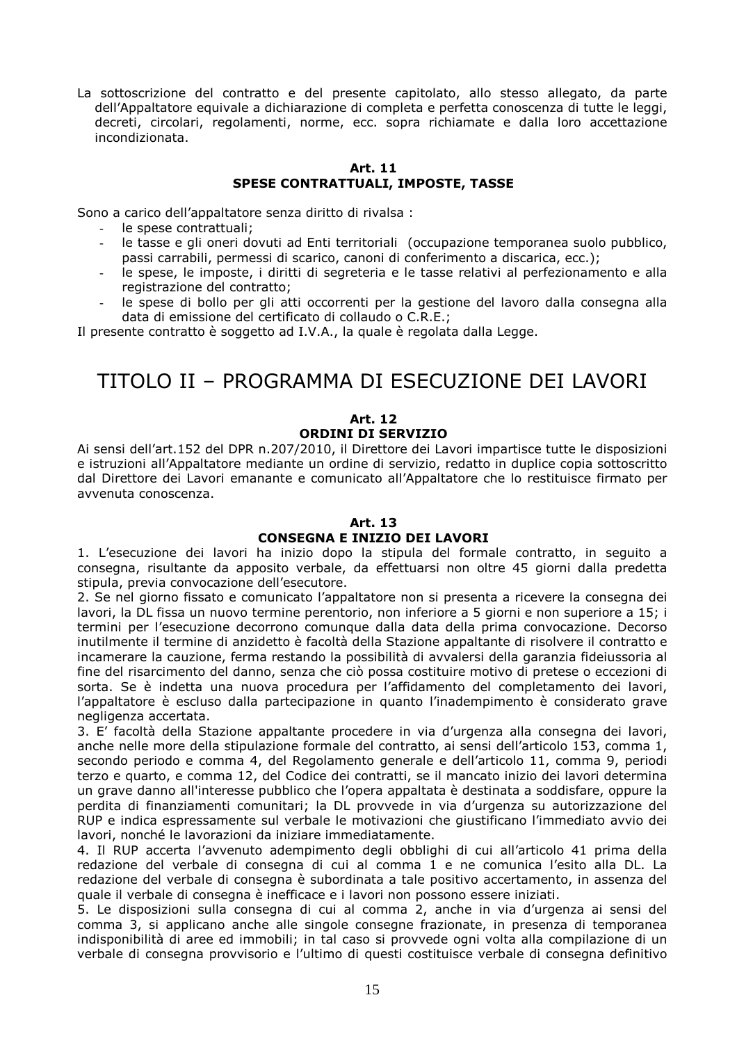La sottoscrizione del contratto e del presente capitolato, allo stesso allegato, da parte dell'Appaltatore equivale a dichiarazione di completa e perfetta conoscenza di tutte le leggi, decreti, circolari, regolamenti, norme, ecc. sopra richiamate e dalla loro accettazione incondizionata.

### Art. 11
### SPESE CONTRATTUALI, IMPOSTE, TASSE

Sono a carico dell'appaltatore senza diritto di rivalsa :

- le spese contrattuali;
- le tasse e gli oneri dovuti ad Enti territoriali (occupazione temporanea suolo pubblico, passi carrabili, permessi di scarico, canoni di conferimento a discarica, ecc.);
- le spese, le imposte, i diritti di segreteria e le tasse relativi al perfezionamento e alla registrazione del contratto;
- le spese di bollo per gli atti occorrenti per la gestione del lavoro dalla consegna alla data di emissione del certificato di collaudo o C.R.E.;

Il presente contratto è soggetto ad I.V.A., la quale è regolata dalla Legge.

# TITOLO II – PROGRAMMA DI ESECUZIONE DEI LAVORI

### Art. 12
### ORDINI DI SERVIZIO

Ai sensi dell'art.152 del DPR n.207/2010, il Direttore dei Lavori impartisce tutte le disposizioni e istruzioni all'Appaltatore mediante un ordine di servizio, redatto in duplice copia sottoscritto dal Direttore dei Lavori emanante e comunicato all'Appaltatore che lo restituisce firmato per avvenuta conoscenza.

### Art. 13
### CONSEGNA E INIZIO DEI LAVORI

1. L'esecuzione dei lavori ha inizio dopo la stipula del formale contratto, in seguito a consegna, risultante da apposito verbale, da effettuarsi non oltre 45 giorni dalla predetta stipula, previa convocazione dell'esecutore.

2. Se nel giorno fissato e comunicato l'appaltatore non si presenta a ricevere la consegna dei lavori, la DL fissa un nuovo termine perentorio, non inferiore a 5 giorni e non superiore a 15; i termini per l'esecuzione decorrono comunque dalla data della prima convocazione. Decorso inutilmente il termine di anzidetto è facoltà della Stazione appaltante di risolvere il contratto e incamerare la cauzione, ferma restando la possibilità di avvalersi della garanzia fideiussoria al fine del risarcimento del danno, senza che ciò possa costituire motivo di pretese o eccezioni di sorta. Se è indetta una nuova procedura per l'affidamento del completamento dei lavori, l'appaltatore è escluso dalla partecipazione in quanto l'inadempimento è considerato grave negligenza accertata.

3. E' facoltà della Stazione appaltante procedere in via d'urgenza alla consegna dei lavori, anche nelle more della stipulazione formale del contratto, ai sensi dell'articolo 153, comma 1, secondo periodo e comma 4, del Regolamento generale e dell'articolo 11, comma 9, periodi terzo e quarto, e comma 12, del Codice dei contratti, se il mancato inizio dei lavori determina un grave danno all'interesse pubblico che l'opera appaltata è destinata a soddisfare, oppure la perdita di finanziamenti comunitari; la DL provvede in via d'urgenza su autorizzazione del RUP e indica espressamente sul verbale le motivazioni che giustificano l'immediato avvio dei lavori, nonché le lavorazioni da iniziare immediatamente.

4. Il RUP accerta l'avvenuto adempimento degli obblighi di cui all'articolo 41 prima della redazione del verbale di consegna di cui al comma 1 e ne comunica l'esito alla DL. La redazione del verbale di consegna è subordinata a tale positivo accertamento, in assenza del quale il verbale di consegna è inefficace e i lavori non possono essere iniziati.

5. Le disposizioni sulla consegna di cui al comma 2, anche in via d'urgenza ai sensi del comma 3, si applicano anche alle singole consegne frazionate, in presenza di temporanea indisponibilità di aree ed immobili; in tal caso si provvede ogni volta alla compilazione di un verbale di consegna provvisorio e l'ultimo di questi costituisce verbale di consegna definitivo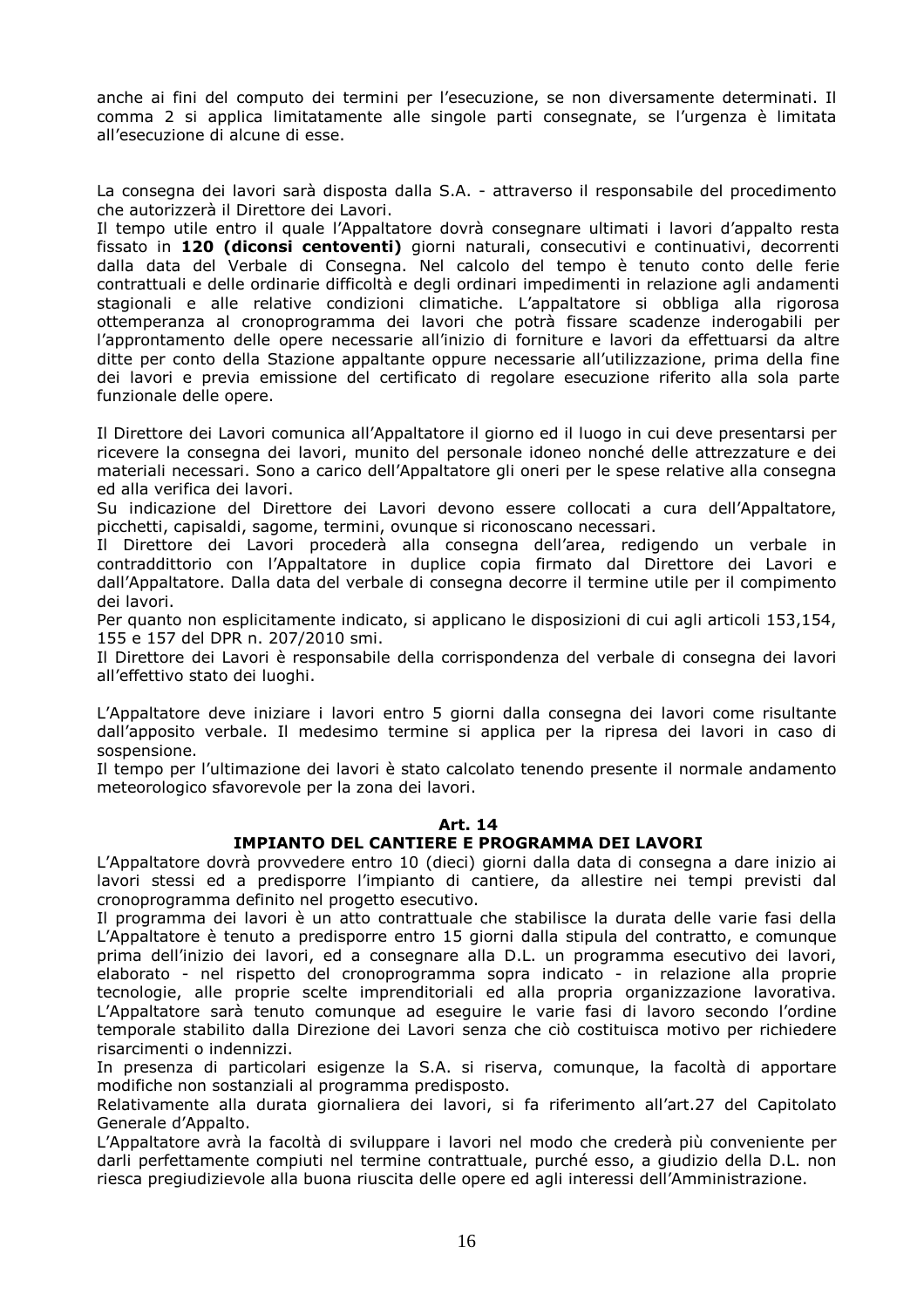anche ai fini del computo dei termini per l'esecuzione, se non diversamente determinati. Il comma 2 si applica limitatamente alle singole parti consegnate, se l'urgenza è limitata all'esecuzione di alcune di esse.

La consegna dei lavori sarà disposta dalla S.A. - attraverso il responsabile del procedimento che autorizzerà il Direttore dei Lavori.

Il tempo utile entro il quale l'Appaltatore dovrà consegnare ultimati i lavori d'appalto resta fissato in **120 (diconsi centoventi)** giorni naturali, consecutivi e continuativi, decorrenti dalla data del Verbale di Consegna. Nel calcolo del tempo è tenuto conto delle ferie contrattuali e delle ordinarie difficoltà e degli ordinari impedimenti in relazione agli andamenti stagionali e alle relative condizioni climatiche. L'appaltatore si obbliga alla rigorosa ottemperanza al cronoprogramma dei lavori che potrà fissare scadenze inderogabili per l'approntamento delle opere necessarie all'inizio di forniture e lavori da effettuarsi da altre ditte per conto della Stazione appaltante oppure necessarie all'utilizzazione, prima della fine dei lavori e previa emissione del certificato di regolare esecuzione riferito alla sola parte funzionale delle opere.

Il Direttore dei Lavori comunica all'Appaltatore il giorno ed il luogo in cui deve presentarsi per ricevere la consegna dei lavori, munito del personale idoneo nonché delle attrezzature e dei materiali necessari. Sono a carico dell'Appaltatore gli oneri per le spese relative alla consegna ed alla verifica dei lavori.

Su indicazione del Direttore dei Lavori devono essere collocati a cura dell'Appaltatore, picchetti, capisaldi, sagome, termini, ovunque si riconoscano necessari.

Il Direttore dei Lavori procederà alla consegna dell'area, redigendo un verbale in contraddittorio con l'Appaltatore in duplice copia firmato dal Direttore dei Lavori e dall'Appaltatore. Dalla data del verbale di consegna decorre il termine utile per il compimento dei lavori.

Per quanto non esplicitamente indicato, si applicano le disposizioni di cui agli articoli 153,154, 155 e 157 del DPR n. 207/2010 smi.

Il Direttore dei Lavori è responsabile della corrispondenza del verbale di consegna dei lavori all'effettivo stato dei luoghi.

L'Appaltatore deve iniziare i lavori entro 5 giorni dalla consegna dei lavori come risultante dall'apposito verbale. Il medesimo termine si applica per la ripresa dei lavori in caso di sospensione.

Il tempo per l'ultimazione dei lavori è stato calcolato tenendo presente il normale andamento meteorologico sfavorevole per la zona dei lavori.

## Art. 14
## IMPIANTO DEL CANTIERE E PROGRAMMA DEI LAVORI

L'Appaltatore dovrà provvedere entro 10 (dieci) giorni dalla data di consegna a dare inizio ai lavori stessi ed a predisporre l'impianto di cantiere, da allestire nei tempi previsti dal cronoprogramma definito nel progetto esecutivo.

Il programma dei lavori è un atto contrattuale che stabilisce la durata delle varie fasi della L'Appaltatore è tenuto a predisporre entro 15 giorni dalla stipula del contratto, e comunque prima dell'inizio dei lavori, ed a consegnare alla D.L. un programma esecutivo dei lavori, elaborato - nel rispetto del cronoprogramma sopra indicato - in relazione alla proprie tecnologie, alle proprie scelte imprenditoriali ed alla propria organizzazione lavorativa. L'Appaltatore sarà tenuto comunque ad eseguire le varie fasi di lavoro secondo l'ordine temporale stabilito dalla Direzione dei Lavori senza che ciò costituisca motivo per richiedere risarcimenti o indennizzi.

In presenza di particolari esigenze la S.A. si riserva, comunque, la facoltà di apportare modifiche non sostanziali al programma predisposto.

Relativamente alla durata giornaliera dei lavori, si fa riferimento all'art.27 del Capitolato Generale d'Appalto.

L'Appaltatore avrà la facoltà di sviluppare i lavori nel modo che crederà più conveniente per darli perfettamente compiuti nel termine contrattuale, purché esso, a giudizio della D.L. non riesca pregiudizievole alla buona riuscita delle opere ed agli interessi dell'Amministrazione.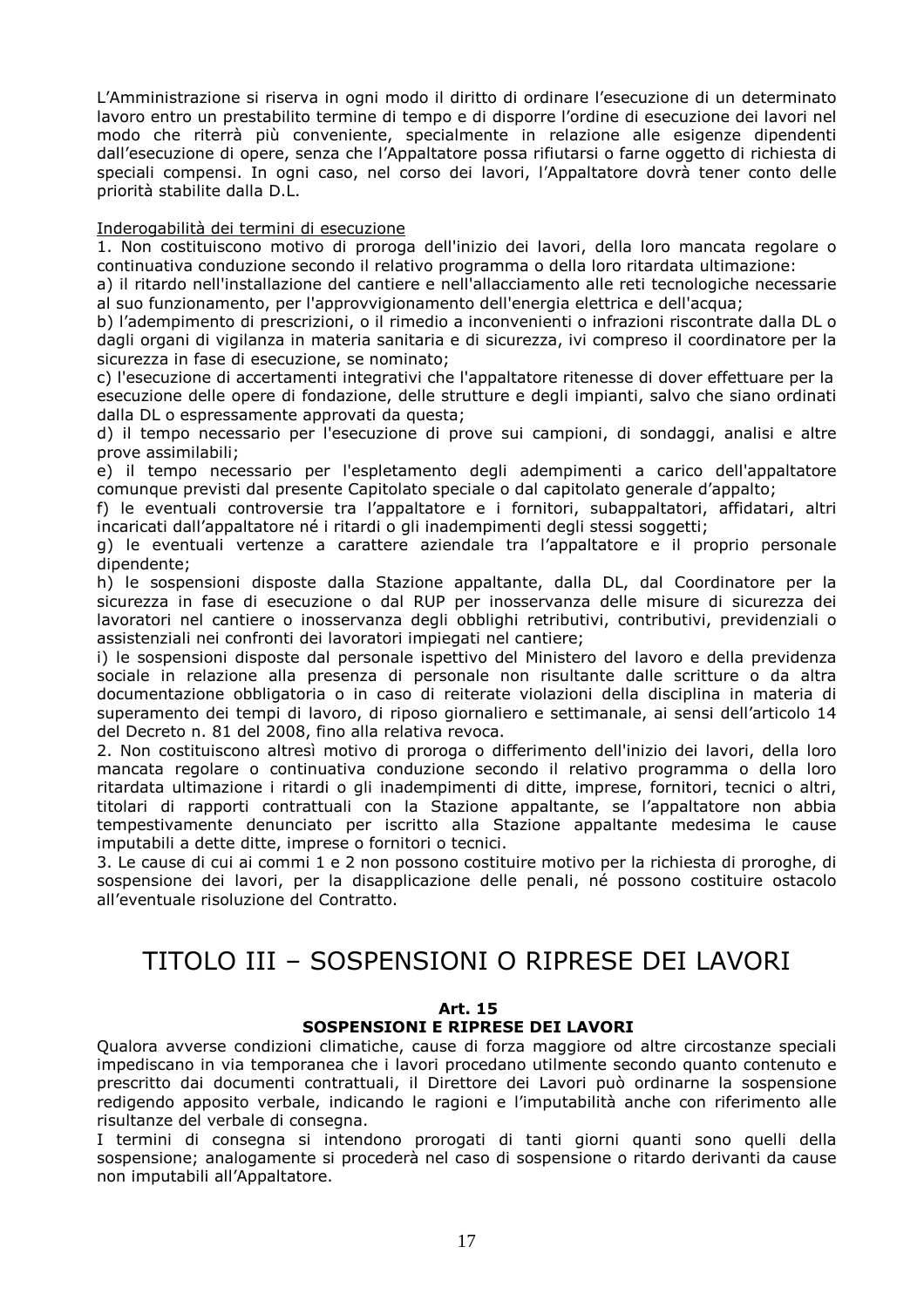L'Amministrazione si riserva in ogni modo il diritto di ordinare l'esecuzione di un determinato lavoro entro un prestabilito termine di tempo e di disporre l'ordine di esecuzione dei lavori nel modo che riterrà più conveniente, specialmente in relazione alle esigenze dipendenti dall'esecuzione di opere, senza che l'Appaltatore possa rifiutarsi o farne oggetto di richiesta di speciali compensi. In ogni caso, nel corso dei lavori, l'Appaltatore dovrà tener conto delle priorità stabilite dalla D.L.

Inderogabilità dei termini di esecuzione

1. Non costituiscono motivo di proroga dell'inizio dei lavori, della loro mancata regolare o continuativa conduzione secondo il relativo programma o della loro ritardata ultimazione:

a) il ritardo nell'installazione del cantiere e nell'allacciamento alle reti tecnologiche necessarie al suo funzionamento, per l'approvvigionamento dell'energia elettrica e dell'acqua;

b) l'adempimento di prescrizioni, o il rimedio a inconvenienti o infrazioni riscontrate dalla DL o dagli organi di vigilanza in materia sanitaria e di sicurezza, ivi compreso il coordinatore per la sicurezza in fase di esecuzione, se nominato;

c) l'esecuzione di accertamenti integrativi che l'appaltatore ritenesse di dover effettuare per la esecuzione delle opere di fondazione, delle strutture e degli impianti, salvo che siano ordinati dalla DL o espressamente approvati da questa;

d) il tempo necessario per l'esecuzione di prove sui campioni, di sondaggi, analisi e altre prove assimilabili;

e) il tempo necessario per l'espletamento degli adempimenti a carico dell'appaltatore comunque previsti dal presente Capitolato speciale o dal capitolato generale d'appalto;

f) le eventuali controversie tra l'appaltatore e i fornitori, subappaltatori, affidatari, altri incaricati dall'appaltatore né i ritardi o gli inadempimenti degli stessi soggetti;

g) le eventuali vertenze a carattere aziendale tra l'appaltatore e il proprio personale dipendente;

h) le sospensioni disposte dalla Stazione appaltante, dalla DL, dal Coordinatore per la sicurezza in fase di esecuzione o dal RUP per inosservanza delle misure di sicurezza dei lavoratori nel cantiere o inosservanza degli obblighi retributivi, contributivi, previdenziali o assistenziali nei confronti dei lavoratori impiegati nel cantiere;

i) le sospensioni disposte dal personale ispettivo del Ministero del lavoro e della previdenza sociale in relazione alla presenza di personale non risultante dalle scritture o da altra documentazione obbligatoria o in caso di reiterate violazioni della disciplina in materia di superamento dei tempi di lavoro, di riposo giornaliero e settimanale, ai sensi dell'articolo 14 del Decreto n. 81 del 2008, fino alla relativa revoca.

2. Non costituiscono altresì motivo di proroga o differimento dell'inizio dei lavori, della loro mancata regolare o continuativa conduzione secondo il relativo programma o della loro ritardata ultimazione i ritardi o gli inadempimenti di ditte, imprese, fornitori, tecnici o altri, titolari di rapporti contrattuali con la Stazione appaltante, se l'appaltatore non abbia tempestivamente denunciato per iscritto alla Stazione appaltante medesima le cause imputabili a dette ditte, imprese o fornitori o tecnici.

3. Le cause di cui ai commi 1 e 2 non possono costituire motivo per la richiesta di proroghe, di sospensione dei lavori, per la disapplicazione delle penali, né possono costituire ostacolo all'eventuale risoluzione del Contratto.

# TITOLO III – SOSPENSIONI O RIPRESE DEI LAVORI

### Art. 15
### SOSPENSIONI E RIPRESE DEI LAVORI

Qualora avverse condizioni climatiche, cause di forza maggiore od altre circostanze speciali impediscano in via temporanea che i lavori procedano utilmente secondo quanto contenuto e prescritto dai documenti contrattuali, il Direttore dei Lavori può ordinarne la sospensione redigendo apposito verbale, indicando le ragioni e l'imputabilità anche con riferimento alle risultanze del verbale di consegna.

I termini di consegna si intendono prorogati di tanti giorni quanti sono quelli della sospensione; analogamente si procederà nel caso di sospensione o ritardo derivanti da cause non imputabili all'Appaltatore.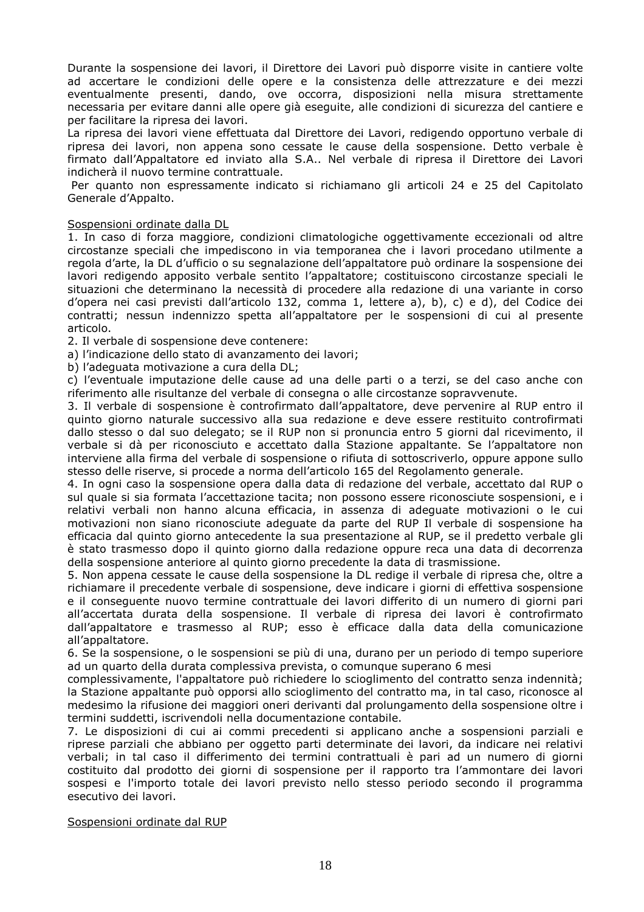Durante la sospensione dei lavori, il Direttore dei Lavori può disporre visite in cantiere volte ad accertare le condizioni delle opere e la consistenza delle attrezzature e dei mezzi eventualmente presenti, dando, ove occorra, disposizioni nella misura strettamente necessaria per evitare danni alle opere già eseguite, alle condizioni di sicurezza del cantiere e per facilitare la ripresa dei lavori.

La ripresa dei lavori viene effettuata dal Direttore dei Lavori, redigendo opportuno verbale di ripresa dei lavori, non appena sono cessate le cause della sospensione. Detto verbale è firmato dall'Appaltatore ed inviato alla S.A.. Nel verbale di ripresa il Direttore dei Lavori indicherà il nuovo termine contrattuale.

Per quanto non espressamente indicato si richiamano gli articoli 24 e 25 del Capitolato Generale d'Appalto.

Sospensioni ordinate dalla DL

1. In caso di forza maggiore, condizioni climatologiche oggettivamente eccezionali od altre circostanze speciali che impediscono in via temporanea che i lavori procedano utilmente a regola d'arte, la DL d'ufficio o su segnalazione dell'appaltatore può ordinare la sospensione dei lavori redigendo apposito verbale sentito l'appaltatore; costituiscono circostanze speciali le situazioni che determinano la necessità di procedere alla redazione di una variante in corso d'opera nei casi previsti dall'articolo 132, comma 1, lettere a), b), c) e d), del Codice dei contratti; nessun indennizzo spetta all'appaltatore per le sospensioni di cui al presente articolo.

2. Il verbale di sospensione deve contenere:

a) l'indicazione dello stato di avanzamento dei lavori;

b) l'adeguata motivazione a cura della DL;

c) l'eventuale imputazione delle cause ad una delle parti o a terzi, se del caso anche con riferimento alle risultanze del verbale di consegna o alle circostanze sopravvenute.

3. Il verbale di sospensione è controfirmato dall'appaltatore, deve pervenire al RUP entro il quinto giorno naturale successivo alla sua redazione e deve essere restituito controfirmati dallo stesso o dal suo delegato; se il RUP non si pronuncia entro 5 giorni dal ricevimento, il verbale si dà per riconosciuto e accettato dalla Stazione appaltante. Se l'appaltatore non interviene alla firma del verbale di sospensione o rifiuta di sottoscriverlo, oppure appone sullo stesso delle riserve, si procede a norma dell'articolo 165 del Regolamento generale.

4. In ogni caso la sospensione opera dalla data di redazione del verbale, accettato dal RUP o sul quale si sia formata l'accettazione tacita; non possono essere riconosciute sospensioni, e i relativi verbali non hanno alcuna efficacia, in assenza di adeguate motivazioni o le cui motivazioni non siano riconosciute adeguate da parte del RUP Il verbale di sospensione ha efficacia dal quinto giorno antecedente la sua presentazione al RUP, se il predetto verbale gli è stato trasmesso dopo il quinto giorno dalla redazione oppure reca una data di decorrenza della sospensione anteriore al quinto giorno precedente la data di trasmissione.

5. Non appena cessate le cause della sospensione la DL redige il verbale di ripresa che, oltre a richiamare il precedente verbale di sospensione, deve indicare i giorni di effettiva sospensione e il conseguente nuovo termine contrattuale dei lavori differito di un numero di giorni pari all'accertata durata della sospensione. Il verbale di ripresa dei lavori è controfirmato dall'appaltatore e trasmesso al RUP; esso è efficace dalla data della comunicazione all'appaltatore.

6. Se la sospensione, o le sospensioni se più di una, durano per un periodo di tempo superiore ad un quarto della durata complessiva prevista, o comunque superano 6 mesi complessivamente, l'appaltatore può richiedere lo scioglimento del contratto senza indennità; la Stazione appaltante può opporsi allo scioglimento del contratto ma, in tal caso, riconosce al medesimo la rifusione dei maggiori oneri derivanti dal prolungamento della sospensione oltre i termini suddetti, iscrivendoli nella documentazione contabile.

7. Le disposizioni di cui ai commi precedenti si applicano anche a sospensioni parziali e riprese parziali che abbiano per oggetto parti determinate dei lavori, da indicare nei relativi verbali; in tal caso il differimento dei termini contrattuali è pari ad un numero di giorni costituito dal prodotto dei giorni di sospensione per il rapporto tra l'ammontare dei lavori sospesi e l'importo totale dei lavori previsto nello stesso periodo secondo il programma esecutivo dei lavori.

Sospensioni ordinate dal RUP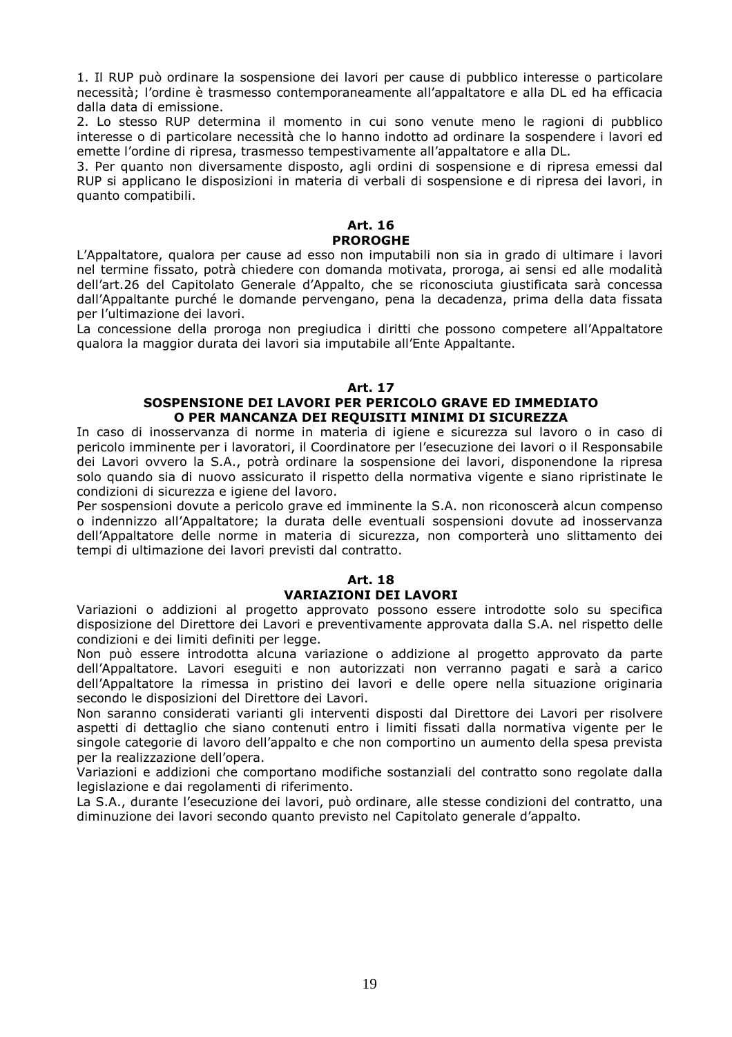1. Il RUP può ordinare la sospensione dei lavori per cause di pubblico interesse o particolare necessità; l'ordine è trasmesso contemporaneamente all'appaltatore e alla DL ed ha efficacia dalla data di emissione.
2. Lo stesso RUP determina il momento in cui sono venute meno le ragioni di pubblico interesse o di particolare necessità che lo hanno indotto ad ordinare la sospendere i lavori ed emette l'ordine di ripresa, trasmesso tempestivamente all'appaltatore e alla DL.
3. Per quanto non diversamente disposto, agli ordini di sospensione e di ripresa emessi dal RUP si applicano le disposizioni in materia di verbali di sospensione e di ripresa dei lavori, in quanto compatibili.

## Art. 16
## PROROGHE

L'Appaltatore, qualora per cause ad esso non imputabili non sia in grado di ultimare i lavori nel termine fissato, potrà chiedere con domanda motivata, proroga, ai sensi ed alle modalità dell'art.26 del Capitolato Generale d'Appalto, che se riconosciuta giustificata sarà concessa dall'Appaltante purché le domande pervengano, pena la decadenza, prima della data fissata per l'ultimazione dei lavori.

La concessione della proroga non pregiudica i diritti che possono competere all'Appaltatore qualora la maggior durata dei lavori sia imputabile all'Ente Appaltante.

## Art. 17
## SOSPENSIONE DEI LAVORI PER PERICOLO GRAVE ED IMMEDIATO O PER MANCANZA DEI REQUISITI MINIMI DI SICUREZZA

In caso di inosservanza di norme in materia di igiene e sicurezza sul lavoro o in caso di pericolo imminente per i lavoratori, il Coordinatore per l'esecuzione dei lavori o il Responsabile dei Lavori ovvero la S.A., potrà ordinare la sospensione dei lavori, disponendone la ripresa solo quando sia di nuovo assicurato il rispetto della normativa vigente e siano ripristinate le condizioni di sicurezza e igiene del lavoro.

Per sospensioni dovute a pericolo grave ed imminente la S.A. non riconoscerà alcun compenso o indennizzo all'Appaltatore; la durata delle eventuali sospensioni dovute ad inosservanza dell'Appaltatore delle norme in materia di sicurezza, non comporterà uno slittamento dei tempi di ultimazione dei lavori previsti dal contratto.

## Art. 18
## VARIAZIONI DEI LAVORI

Variazioni o addizioni al progetto approvato possono essere introdotte solo su specifica disposizione del Direttore dei Lavori e preventivamente approvata dalla S.A. nel rispetto delle condizioni e dei limiti definiti per legge.

Non può essere introdotta alcuna variazione o addizione al progetto approvato da parte dell'Appaltatore. Lavori eseguiti e non autorizzati non verranno pagati e sarà a carico dell'Appaltatore la rimessa in pristino dei lavori e delle opere nella situazione originaria secondo le disposizioni del Direttore dei Lavori.

Non saranno considerati varianti gli interventi disposti dal Direttore dei Lavori per risolvere aspetti di dettaglio che siano contenuti entro i limiti fissati dalla normativa vigente per le singole categorie di lavoro dell'appalto e che non comportino un aumento della spesa prevista per la realizzazione dell'opera.

Variazioni e addizioni che comportano modifiche sostanziali del contratto sono regolate dalla legislazione e dai regolamenti di riferimento.

La S.A., durante l'esecuzione dei lavori, può ordinare, alle stesse condizioni del contratto, una diminuzione dei lavori secondo quanto previsto nel Capitolato generale d'appalto.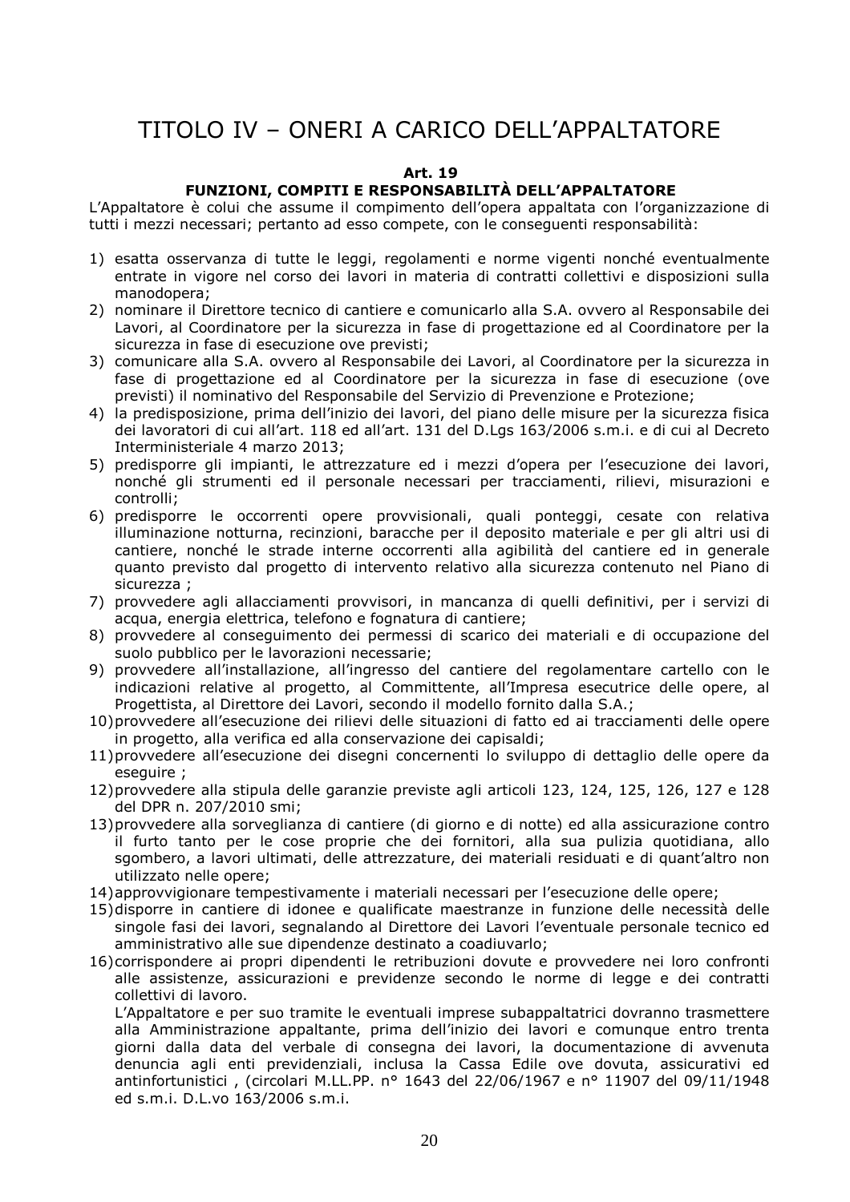# TITOLO IV – ONERI A CARICO DELL'APPALTATORE

**Art. 19**

**FUNZIONI, COMPITI E RESPONSABILITÀ DELL'APPALTATORE**

L'Appaltatore è colui che assume il compimento dell'opera appaltata con l'organizzazione di tutti i mezzi necessari; pertanto ad esso compete, con le conseguenti responsabilità:

1) esatta osservanza di tutte le leggi, regolamenti e norme vigenti nonché eventualmente entrate in vigore nel corso dei lavori in materia di contratti collettivi e disposizioni sulla manodopera;
2) nominare il Direttore tecnico di cantiere e comunicarlo alla S.A. ovvero al Responsabile dei Lavori, al Coordinatore per la sicurezza in fase di progettazione ed al Coordinatore per la sicurezza in fase di esecuzione ove previsti;
3) comunicare alla S.A. ovvero al Responsabile dei Lavori, al Coordinatore per la sicurezza in fase di progettazione ed al Coordinatore per la sicurezza in fase di esecuzione (ove previsti) il nominativo del Responsabile del Servizio di Prevenzione e Protezione;
4) la predisposizione, prima dell'inizio dei lavori, del piano delle misure per la sicurezza fisica dei lavoratori di cui all'art. 118 ed all'art. 131 del D.Lgs 163/2006 s.m.i. e di cui al Decreto Interministeriale 4 marzo 2013;
5) predisporre gli impianti, le attrezzature ed i mezzi d'opera per l'esecuzione dei lavori, nonché gli strumenti ed il personale necessari per tracciamenti, rilievi, misurazioni e controlli;
6) predisporre le occorrenti opere provvisionali, quali ponteggi, cesate con relativa illuminazione notturna, recinzioni, baracche per il deposito materiale e per gli altri usi di cantiere, nonché le strade interne occorrenti alla agibilità del cantiere ed in generale quanto previsto dal progetto di intervento relativo alla sicurezza contenuto nel Piano di sicurezza ;
7) provvedere agli allacciamenti provvisori, in mancanza di quelli definitivi, per i servizi di acqua, energia elettrica, telefono e fognatura di cantiere;
8) provvedere al conseguimento dei permessi di scarico dei materiali e di occupazione del suolo pubblico per le lavorazioni necessarie;
9) provvedere all'installazione, all'ingresso del cantiere del regolamentare cartello con le indicazioni relative al progetto, al Committente, all'Impresa esecutrice delle opere, al Progettista, al Direttore dei Lavori, secondo il modello fornito dalla S.A.;
10) provvedere all'esecuzione dei rilievi delle situazioni di fatto ed ai tracciamenti delle opere in progetto, alla verifica ed alla conservazione dei capisaldi;
11) provvedere all'esecuzione dei disegni concernenti lo sviluppo di dettaglio delle opere da eseguire ;
12) provvedere alla stipula delle garanzie previste agli articoli 123, 124, 125, 126, 127 e 128 del DPR n. 207/2010 smi;
13) provvedere alla sorveglianza di cantiere (di giorno e di notte) ed alla assicurazione contro il furto tanto per le cose proprie che dei fornitori, alla sua pulizia quotidiana, allo sgombero, a lavori ultimati, delle attrezzature, dei materiali residuati e di quant'altro non utilizzato nelle opere;
14) approvvigionare tempestivamente i materiali necessari per l'esecuzione delle opere;
15) disporre in cantiere di idonee e qualificate maestranze in funzione delle necessità delle singole fasi dei lavori, segnalando al Direttore dei Lavori l'eventuale personale tecnico ed amministrativo alle sue dipendenze destinato a coadiuvarlo;
16) corrispondere ai propri dipendenti le retribuzioni dovute e provvedere nei loro confronti alle assistenze, assicurazioni e previdenze secondo le norme di legge e dei contratti collettivi di lavoro.

    L'Appaltatore e per suo tramite le eventuali imprese subappaltatrici dovranno trasmettere alla Amministrazione appaltante, prima dell'inizio dei lavori e comunque entro trenta giorni dalla data del verbale di consegna dei lavori, la documentazione di avvenuta denuncia agli enti previdenziali, inclusa la Cassa Edile ove dovuta, assicurativi ed antinfortunistici , (circolari M.LL.PP. n° 1643 del 22/06/1967 e n° 11907 del 09/11/1948 ed s.m.i. D.L.vo 163/2006 s.m.i.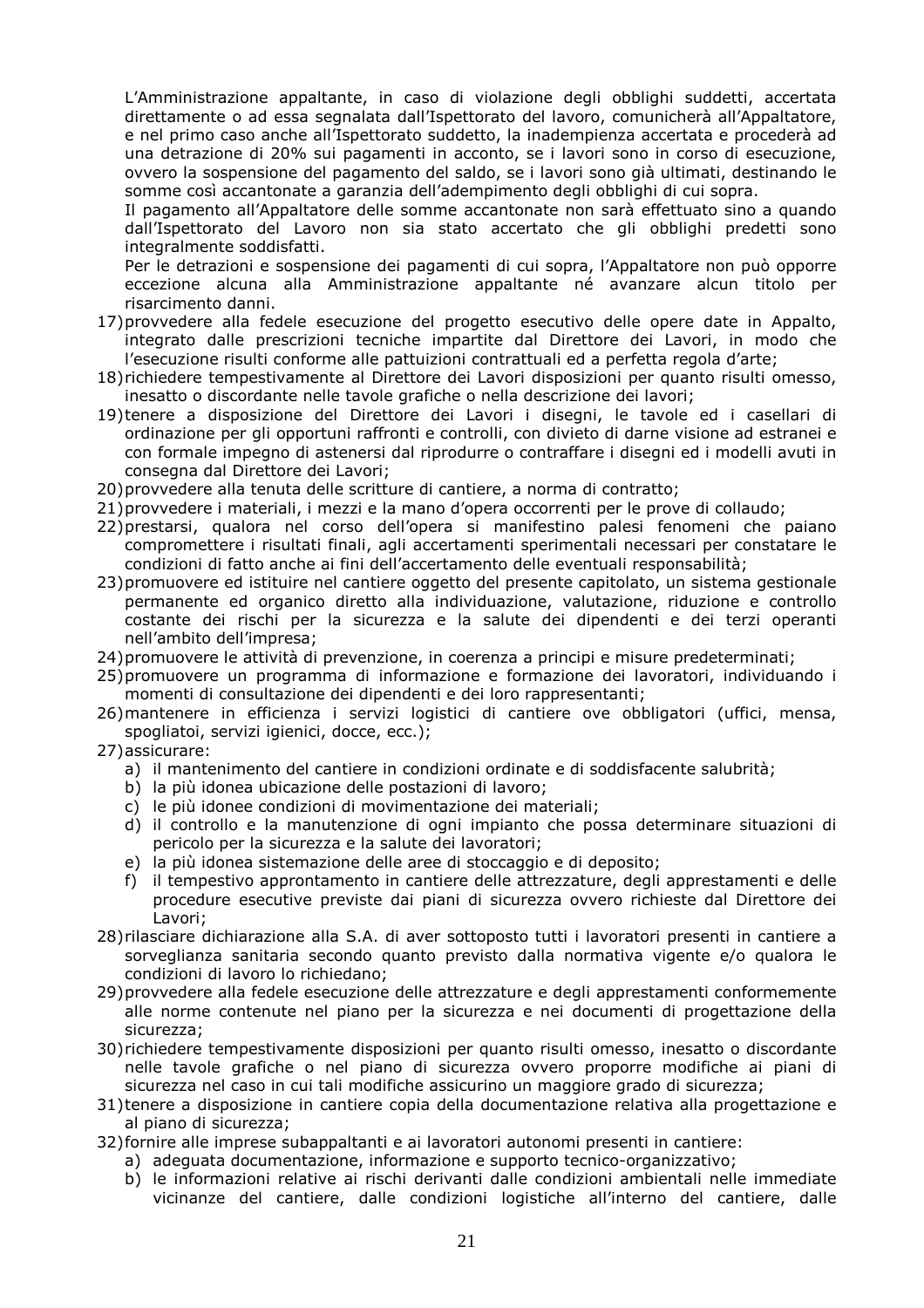L'Amministrazione appaltante, in caso di violazione degli obblighi suddetti, accertata direttamente o ad essa segnalata dall'Ispettorato del lavoro, comunicherà all'Appaltatore, e nel primo caso anche all'Ispettorato suddetto, la inadempienza accertata e procederà ad una detrazione di 20% sui pagamenti in acconto, se i lavori sono in corso di esecuzione, ovvero la sospensione del pagamento del saldo, se i lavori sono già ultimati, destinando le somme così accantonate a garanzia dell'adempimento degli obblighi di cui sopra.

Il pagamento all'Appaltatore delle somme accantonate non sarà effettuato sino a quando dall'Ispettorato del Lavoro non sia stato accertato che gli obblighi predetti sono integralmente soddisfatti.

Per le detrazioni e sospensione dei pagamenti di cui sopra, l'Appaltatore non può opporre eccezione alcuna alla Amministrazione appaltante né avanzare alcun titolo per risarcimento danni.

17) provvedere alla fedele esecuzione del progetto esecutivo delle opere date in Appalto, integrato dalle prescrizioni tecniche impartite dal Direttore dei Lavori, in modo che l'esecuzione risulti conforme alle pattuizioni contrattuali ed a perfetta regola d'arte;
18) richiedere tempestivamente al Direttore dei Lavori disposizioni per quanto risulti omesso, inesatto o discordante nelle tavole grafiche o nella descrizione dei lavori;
19) tenere a disposizione del Direttore dei Lavori i disegni, le tavole ed i casellari di ordinazione per gli opportuni raffronti e controlli, con divieto di darne visione ad estranei e con formale impegno di astenersi dal riprodurre o contraffare i disegni ed i modelli avuti in consegna dal Direttore dei Lavori;
20) provvedere alla tenuta delle scritture di cantiere, a norma di contratto;
21) provvedere i materiali, i mezzi e la mano d'opera occorrenti per le prove di collaudo;
22) prestarsi, qualora nel corso dell'opera si manifestino palesi fenomeni che paiano compromettere i risultati finali, agli accertamenti sperimentali necessari per constatare le condizioni di fatto anche ai fini dell'accertamento delle eventuali responsabilità;
23) promuovere ed istituire nel cantiere oggetto del presente capitolato, un sistema gestionale permanente ed organico diretto alla individuazione, valutazione, riduzione e controllo costante dei rischi per la sicurezza e la salute dei dipendenti e dei terzi operanti nell'ambito dell'impresa;
24) promuovere le attività di prevenzione, in coerenza a principi e misure predeterminati;
25) promuovere un programma di informazione e formazione dei lavoratori, individuando i momenti di consultazione dei dipendenti e dei loro rappresentanti;
26) mantenere in efficienza i servizi logistici di cantiere ove obbligatori (uffici, mensa, spogliatoi, servizi igienici, docce, ecc.);
27) assicurare:
    a) il mantenimento del cantiere in condizioni ordinate e di soddisfacente salubrità;
    b) la più idonea ubicazione delle postazioni di lavoro;
    c) le più idonee condizioni di movimentazione dei materiali;
    d) il controllo e la manutenzione di ogni impianto che possa determinare situazioni di pericolo per la sicurezza e la salute dei lavoratori;
    e) la più idonea sistemazione delle aree di stoccaggio e di deposito;
    f) il tempestivo approntamento in cantiere delle attrezzature, degli apprestamenti e delle procedure esecutive previste dai piani di sicurezza ovvero richieste dal Direttore dei Lavori;
28) rilasciare dichiarazione alla S.A. di aver sottoposto tutti i lavoratori presenti in cantiere a sorveglianza sanitaria secondo quanto previsto dalla normativa vigente e/o qualora le condizioni di lavoro lo richiedano;
29) provvedere alla fedele esecuzione delle attrezzature e degli apprestamenti conformemente alle norme contenute nel piano per la sicurezza e nei documenti di progettazione della sicurezza;
30) richiedere tempestivamente disposizioni per quanto risulti omesso, inesatto o discordante nelle tavole grafiche o nel piano di sicurezza ovvero proporre modifiche ai piani di sicurezza nel caso in cui tali modifiche assicurino un maggiore grado di sicurezza;
31) tenere a disposizione in cantiere copia della documentazione relativa alla progettazione e al piano di sicurezza;
32) fornire alle imprese subappaltanti e ai lavoratori autonomi presenti in cantiere:
    a) adeguata documentazione, informazione e supporto tecnico-organizzativo;
    b) le informazioni relative ai rischi derivanti dalle condizioni ambientali nelle immediate vicinanze del cantiere, dalle condizioni logistiche all'interno del cantiere, dalle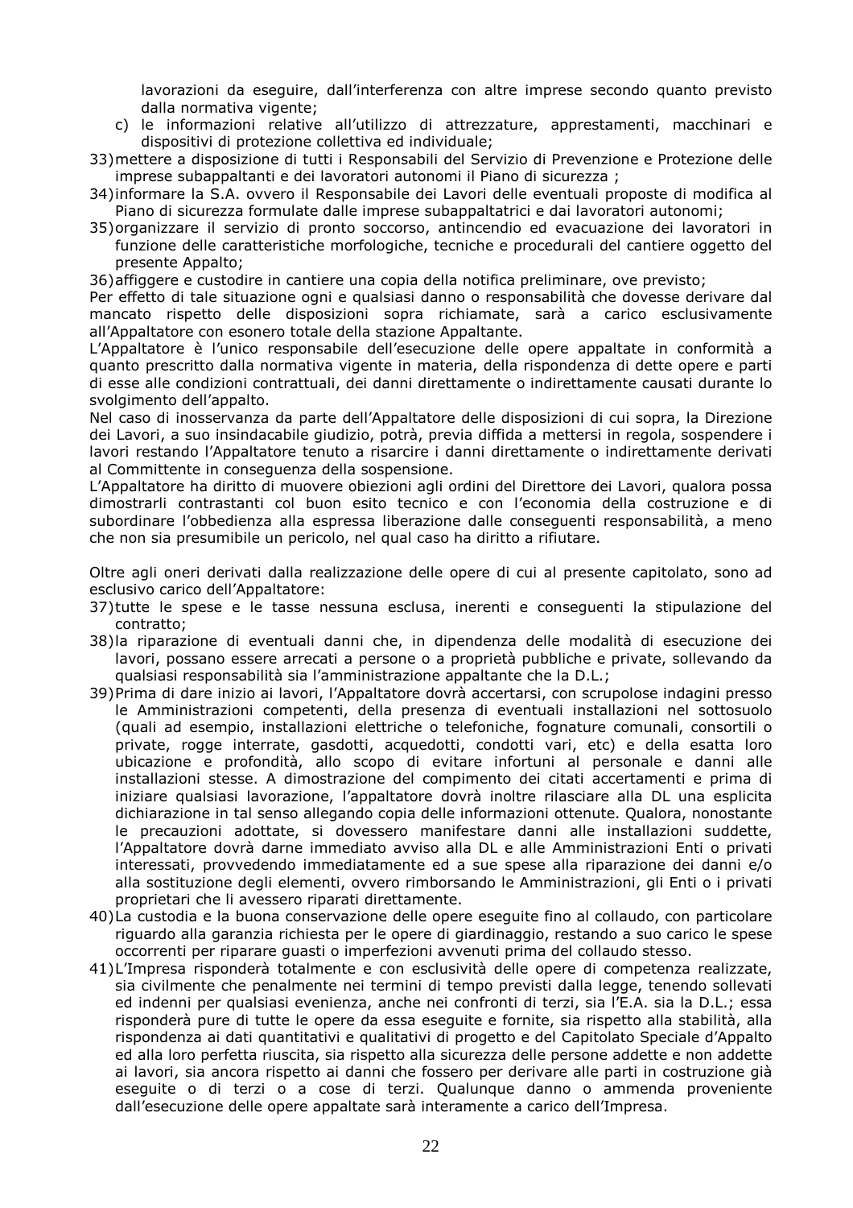lavorazioni da eseguire, dall'interferenza con altre imprese secondo quanto previsto dalla normativa vigente;

c) le informazioni relative all'utilizzo di attrezzature, apprestamenti, macchinari e dispositivi di protezione collettiva ed individuale;

33) mettere a disposizione di tutti i Responsabili del Servizio di Prevenzione e Protezione delle imprese subappaltanti e dei lavoratori autonomi il Piano di sicurezza ;

34) informare la S.A. ovvero il Responsabile dei Lavori delle eventuali proposte di modifica al Piano di sicurezza formulate dalle imprese subappaltatrici e dai lavoratori autonomi;

35) organizzare il servizio di pronto soccorso, antincendio ed evacuazione dei lavoratori in funzione delle caratteristiche morfologiche, tecniche e procedurali del cantiere oggetto del presente Appalto;

36) affiggere e custodire in cantiere una copia della notifica preliminare, ove previsto;

Per effetto di tale situazione ogni e qualsiasi danno o responsabilità che dovesse derivare dal mancato rispetto delle disposizioni sopra richiamate, sarà a carico esclusivamente all'Appaltatore con esonero totale della stazione Appaltante.

L'Appaltatore è l'unico responsabile dell'esecuzione delle opere appaltate in conformità a quanto prescritto dalla normativa vigente in materia, della rispondenza di dette opere e parti di esse alle condizioni contrattuali, dei danni direttamente o indirettamente causati durante lo svolgimento dell'appalto.

Nel caso di inosservanza da parte dell'Appaltatore delle disposizioni di cui sopra, la Direzione dei Lavori, a suo insindacabile giudizio, potrà, previa diffida a mettersi in regola, sospendere i lavori restando l'Appaltatore tenuto a risarcire i danni direttamente o indirettamente derivati al Committente in conseguenza della sospensione.

L'Appaltatore ha diritto di muovere obiezioni agli ordini del Direttore dei Lavori, qualora possa dimostrarli contrastanti col buon esito tecnico e con l'economia della costruzione e di subordinare l'obbedienza alla espressa liberazione dalle conseguenti responsabilità, a meno che non sia presumibile un pericolo, nel qual caso ha diritto a rifiutare.

Oltre agli oneri derivati dalla realizzazione delle opere di cui al presente capitolato, sono ad esclusivo carico dell'Appaltatore:

37) tutte le spese e le tasse nessuna esclusa, inerenti e conseguenti la stipulazione del contratto;

38) la riparazione di eventuali danni che, in dipendenza delle modalità di esecuzione dei lavori, possano essere arrecati a persone o a proprietà pubbliche e private, sollevando da qualsiasi responsabilità sia l'amministrazione appaltante che la D.L.;

39) Prima di dare inizio ai lavori, l'Appaltatore dovrà accertarsi, con scrupolose indagini presso le Amministrazioni competenti, della presenza di eventuali installazioni nel sottosuolo (quali ad esempio, installazioni elettriche o telefoniche, fognature comunali, consortili o private, rogge interrate, gasdotti, acquedotti, condotti vari, etc) e della esatta loro ubicazione e profondità, allo scopo di evitare infortuni al personale e danni alle installazioni stesse. A dimostrazione del compimento dei citati accertamenti e prima di iniziare qualsiasi lavorazione, l'appaltatore dovrà inoltre rilasciare alla DL una esplicita dichiarazione in tal senso allegando copia delle informazioni ottenute. Qualora, nonostante le precauzioni adottate, si dovessero manifestare danni alle installazioni suddette, l'Appaltatore dovrà darne immediato avviso alla DL e alle Amministrazioni Enti o privati interessati, provvedendo immediatamente ed a sue spese alla riparazione dei danni e/o alla sostituzione degli elementi, ovvero rimborsando le Amministrazioni, gli Enti o i privati proprietari che li avessero riparati direttamente.

40) La custodia e la buona conservazione delle opere eseguite fino al collaudo, con particolare riguardo alla garanzia richiesta per le opere di giardinaggio, restando a suo carico le spese occorrenti per riparare guasti o imperfezioni avvenuti prima del collaudo stesso.

41) L'Impresa risponderà totalmente e con esclusività delle opere di competenza realizzate, sia civilmente che penalmente nei termini di tempo previsti dalla legge, tenendo sollevati ed indenni per qualsiasi evenienza, anche nei confronti di terzi, sia l'E.A. sia la D.L.; essa risponderà pure di tutte le opere da essa eseguite e fornite, sia rispetto alla stabilità, alla rispondenza ai dati quantitativi e qualitativi di progetto e del Capitolato Speciale d'Appalto ed alla loro perfetta riuscita, sia rispetto alla sicurezza delle persone addette e non addette ai lavori, sia ancora rispetto ai danni che fossero per derivare alle parti in costruzione già eseguite o di terzi o a cose di terzi. Qualunque danno o ammenda proveniente dall'esecuzione delle opere appaltate sarà interamente a carico dell'Impresa.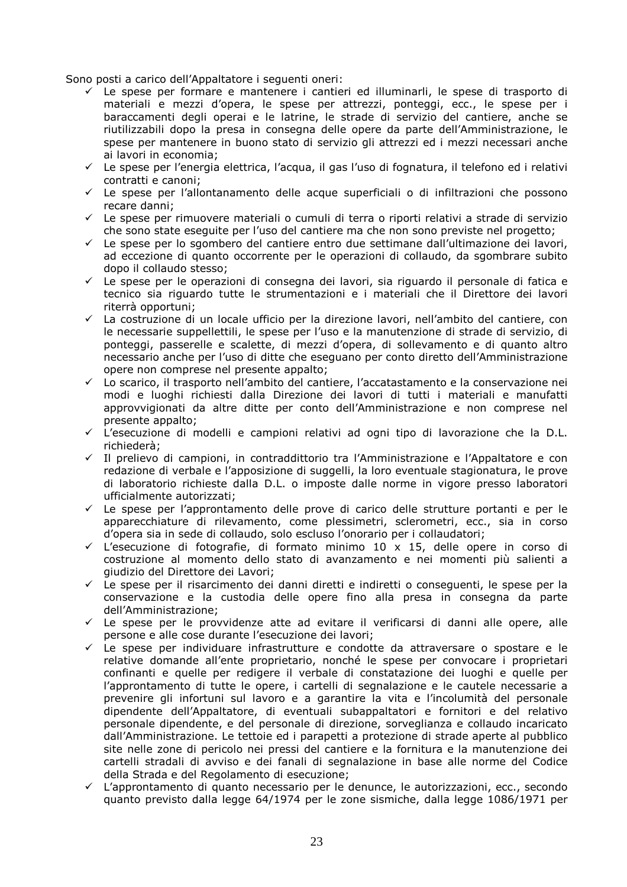Sono posti a carico dell'Appaltatore i seguenti oneri:

- ✓ Le spese per formare e mantenere i cantieri ed illuminarli, le spese di trasporto di materiali e mezzi d'opera, le spese per attrezzi, ponteggi, ecc., le spese per i baraccamenti degli operai e le latrine, le strade di servizio del cantiere, anche se riutilizzabili dopo la presa in consegna delle opere da parte dell'Amministrazione, le spese per mantenere in buono stato di servizio gli attrezzi ed i mezzi necessari anche ai lavori in economia;
- ✓ Le spese per l'energia elettrica, l'acqua, il gas l'uso di fognatura, il telefono ed i relativi contratti e canoni;
- ✓ Le spese per l'allontanamento delle acque superficiali o di infiltrazioni che possono recare danni;
- ✓ Le spese per rimuovere materiali o cumuli di terra o riporti relativi a strade di servizio che sono state eseguite per l'uso del cantiere ma che non sono previste nel progetto;
- ✓ Le spese per lo sgombero del cantiere entro due settimane dall'ultimazione dei lavori, ad eccezione di quanto occorrente per le operazioni di collaudo, da sgombrare subito dopo il collaudo stesso;
- ✓ Le spese per le operazioni di consegna dei lavori, sia riguardo il personale di fatica e tecnico sia riguardo tutte le strumentazioni e i materiali che il Direttore dei lavori riterrà opportuni;
- ✓ La costruzione di un locale ufficio per la direzione lavori, nell'ambito del cantiere, con le necessarie suppellettili, le spese per l'uso e la manutenzione di strade di servizio, di ponteggi, passerelle e scalette, di mezzi d'opera, di sollevamento e di quanto altro necessario anche per l'uso di ditte che eseguano per conto diretto dell'Amministrazione opere non comprese nel presente appalto;
- ✓ Lo scarico, il trasporto nell'ambito del cantiere, l'accatastamento e la conservazione nei modi e luoghi richiesti dalla Direzione dei lavori di tutti i materiali e manufatti approvvigionati da altre ditte per conto dell'Amministrazione e non comprese nel presente appalto;
- ✓ L'esecuzione di modelli e campioni relativi ad ogni tipo di lavorazione che la D.L. richiederà;
- ✓ Il prelievo di campioni, in contraddittorio tra l'Amministrazione e l'Appaltatore e con redazione di verbale e l'apposizione di suggelli, la loro eventuale stagionatura, le prove di laboratorio richieste dalla D.L. o imposte dalle norme in vigore presso laboratori ufficialmente autorizzati;
- ✓ Le spese per l'approntamento delle prove di carico delle strutture portanti e per le apparecchiature di rilevamento, come plessimetri, sclerometri, ecc., sia in corso d'opera sia in sede di collaudo, solo escluso l'onorario per i collaudatori;
- ✓ L'esecuzione di fotografie, di formato minimo 10 x 15, delle opere in corso di costruzione al momento dello stato di avanzamento e nei momenti più salienti a giudizio del Direttore dei Lavori;
- ✓ Le spese per il risarcimento dei danni diretti e indiretti o conseguenti, le spese per la conservazione e la custodia delle opere fino alla presa in consegna da parte dell'Amministrazione;
- ✓ Le spese per le provvidenze atte ad evitare il verificarsi di danni alle opere, alle persone e alle cose durante l'esecuzione dei lavori;
- ✓ Le spese per individuare infrastrutture e condotte da attraversare o spostare e le relative domande all'ente proprietario, nonché le spese per convocare i proprietari confinanti e quelle per redigere il verbale di constatazione dei luoghi e quelle per l'approntamento di tutte le opere, i cartelli di segnalazione e le cautele necessarie a prevenire gli infortuni sul lavoro e a garantire la vita e l'incolumità del personale dipendente dell'Appaltatore, di eventuali subappaltatori e fornitori e del relativo personale dipendente, e del personale di direzione, sorveglianza e collaudo incaricato dall'Amministrazione. Le tettoie ed i parapetti a protezione di strade aperte al pubblico site nelle zone di pericolo nei pressi del cantiere e la fornitura e la manutenzione dei cartelli stradali di avviso e dei fanali di segnalazione in base alle norme del Codice della Strada e del Regolamento di esecuzione;
- ✓ L'approntamento di quanto necessario per le denunce, le autorizzazioni, ecc., secondo quanto previsto dalla legge 64/1974 per le zone sismiche, dalla legge 1086/1971 per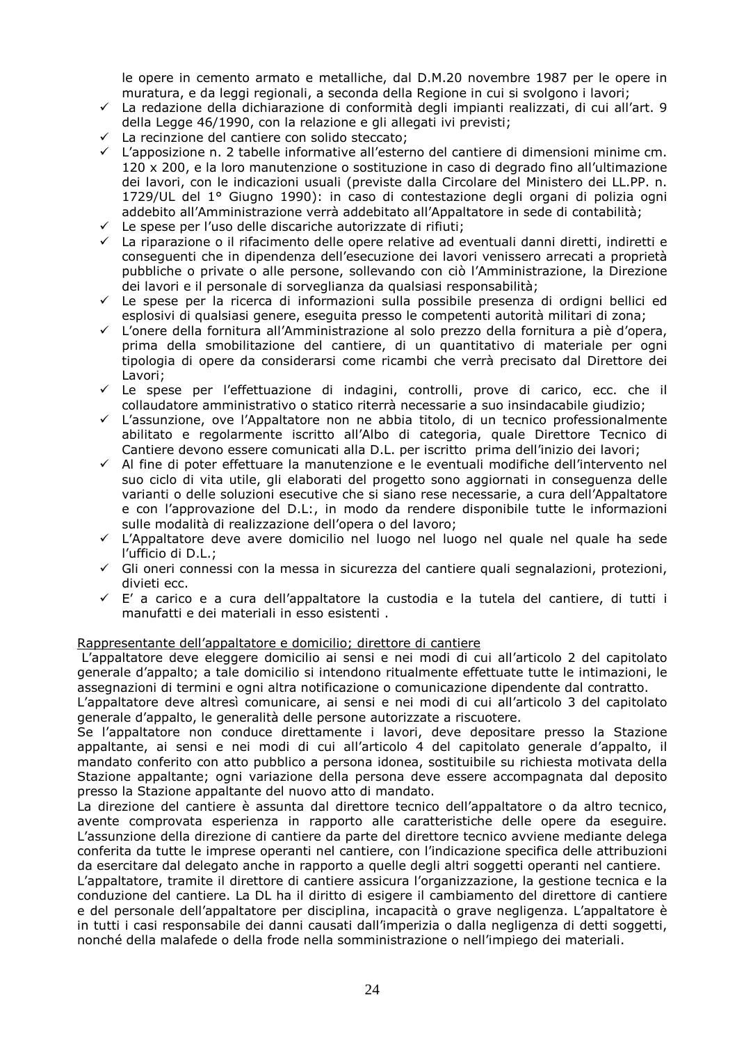le opere in cemento armato e metalliche, dal D.M.20 novembre 1987 per le opere in muratura, e da leggi regionali, a seconda della Regione in cui si svolgono i lavori;

- ✓ La redazione della dichiarazione di conformità degli impianti realizzati, di cui all'art. 9 della Legge 46/1990, con la relazione e gli allegati ivi previsti;
- ✓ La recinzione del cantiere con solido steccato;
- ✓ L'apposizione n. 2 tabelle informative all'esterno del cantiere di dimensioni minime cm. 120 x 200, e la loro manutenzione o sostituzione in caso di degrado fino all'ultimazione dei lavori, con le indicazioni usuali (previste dalla Circolare del Ministero dei LL.PP. n. 1729/UL del 1° Giugno 1990): in caso di contestazione degli organi di polizia ogni addebito all'Amministrazione verrà addebitato all'Appaltatore in sede di contabilità;
- ✓ Le spese per l'uso delle discariche autorizzate di rifiuti;
- ✓ La riparazione o il rifacimento delle opere relative ad eventuali danni diretti, indiretti e conseguenti che in dipendenza dell'esecuzione dei lavori venissero arrecati a proprietà pubbliche o private o alle persone, sollevando con ciò l'Amministrazione, la Direzione dei lavori e il personale di sorveglianza da qualsiasi responsabilità;
- ✓ Le spese per la ricerca di informazioni sulla possibile presenza di ordigni bellici ed esplosivi di qualsiasi genere, eseguita presso le competenti autorità militari di zona;
- ✓ L'onere della fornitura all'Amministrazione al solo prezzo della fornitura a piè d'opera, prima della smobilitazione del cantiere, di un quantitativo di materiale per ogni tipologia di opere da considerarsi come ricambi che verrà precisato dal Direttore dei Lavori;
- ✓ Le spese per l'effettuazione di indagini, controlli, prove di carico, ecc. che il collaudatore amministrativo o statico riterrà necessarie a suo insindacabile giudizio;
- ✓ L'assunzione, ove l'Appaltatore non ne abbia titolo, di un tecnico professionalmente abilitato e regolarmente iscritto all'Albo di categoria, quale Direttore Tecnico di Cantiere devono essere comunicati alla D.L. per iscritto prima dell'inizio dei lavori;
- ✓ Al fine di poter effettuare la manutenzione e le eventuali modifiche dell'intervento nel suo ciclo di vita utile, gli elaborati del progetto sono aggiornati in conseguenza delle varianti o delle soluzioni esecutive che si siano rese necessarie, a cura dell'Appaltatore e con l'approvazione del D.L:, in modo da rendere disponibile tutte le informazioni sulle modalità di realizzazione dell'opera o del lavoro;
- ✓ L'Appaltatore deve avere domicilio nel luogo nel luogo nel quale nel quale ha sede l'ufficio di D.L.;
- ✓ Gli oneri connessi con la messa in sicurezza del cantiere quali segnalazioni, protezioni, divieti ecc.
- ✓ E' a carico e a cura dell'appaltatore la custodia e la tutela del cantiere, di tutti i manufatti e dei materiali in esso esistenti .

Rappresentante dell'appaltatore e domicilio; direttore di cantiere

L'appaltatore deve eleggere domicilio ai sensi e nei modi di cui all'articolo 2 del capitolato generale d'appalto; a tale domicilio si intendono ritualmente effettuate tutte le intimazioni, le assegnazioni di termini e ogni altra notificazione o comunicazione dipendente dal contratto.
L'appaltatore deve altresì comunicare, ai sensi e nei modi di cui all'articolo 3 del capitolato generale d'appalto, le generalità delle persone autorizzate a riscuotere.
Se l'appaltatore non conduce direttamente i lavori, deve depositare presso la Stazione appaltante, ai sensi e nei modi di cui all'articolo 4 del capitolato generale d'appalto, il mandato conferito con atto pubblico a persona idonea, sostituibile su richiesta motivata della Stazione appaltante; ogni variazione della persona deve essere accompagnata dal deposito presso la Stazione appaltante del nuovo atto di mandato.
La direzione del cantiere è assunta dal direttore tecnico dell'appaltatore o da altro tecnico, avente comprovata esperienza in rapporto alle caratteristiche delle opere da eseguire. L'assunzione della direzione di cantiere da parte del direttore tecnico avviene mediante delega conferita da tutte le imprese operanti nel cantiere, con l'indicazione specifica delle attribuzioni da esercitare dal delegato anche in rapporto a quelle degli altri soggetti operanti nel cantiere.
L'appaltatore, tramite il direttore di cantiere assicura l'organizzazione, la gestione tecnica e la conduzione del cantiere. La DL ha il diritto di esigere il cambiamento del direttore di cantiere e del personale dell'appaltatore per disciplina, incapacità o grave negligenza. L'appaltatore è in tutti i casi responsabile dei danni causati dall'imperizia o dalla negligenza di detti soggetti, nonché della malafede o della frode nella somministrazione o nell'impiego dei materiali.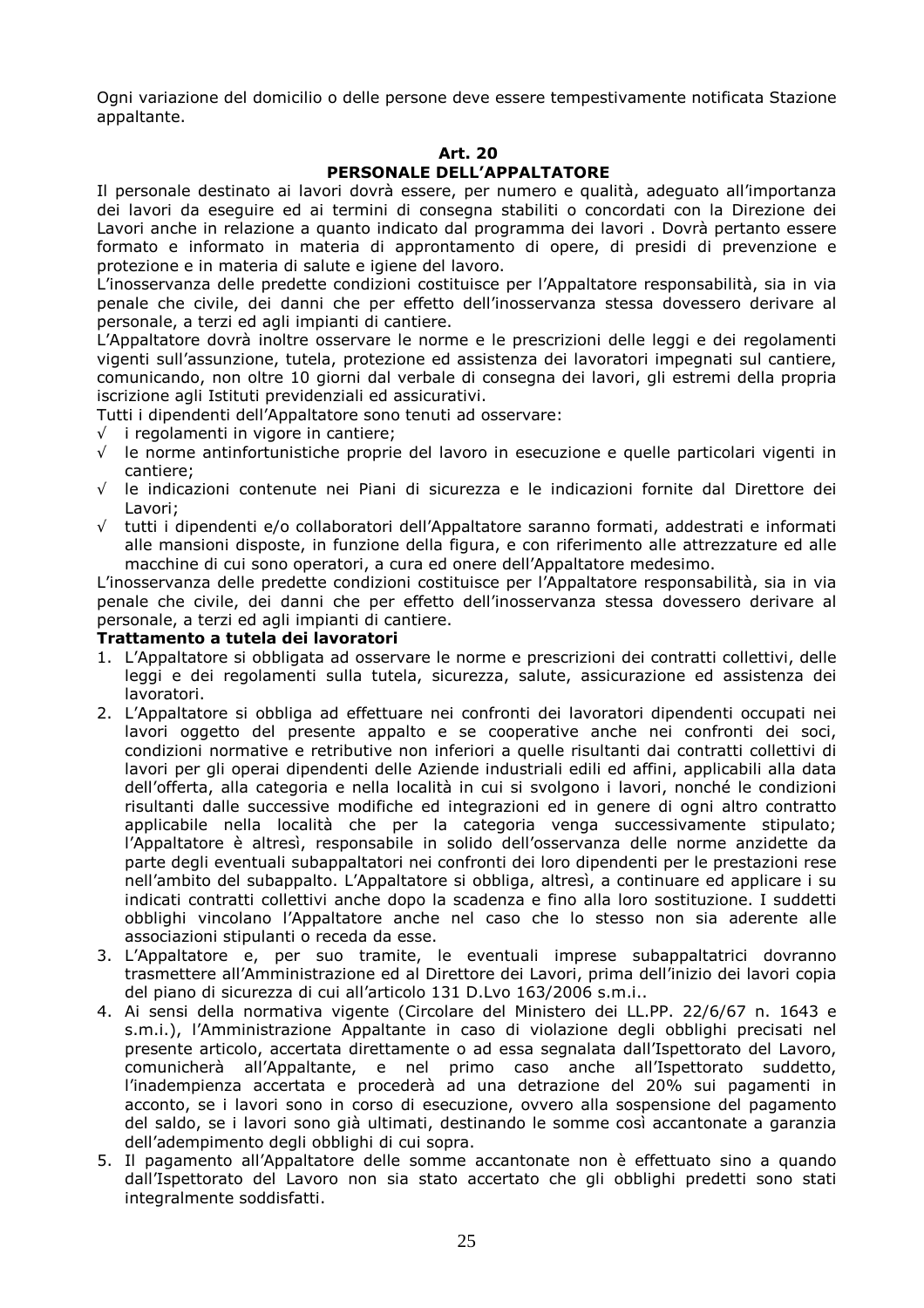Ogni variazione del domicilio o delle persone deve essere tempestivamente notificata Stazione appaltante.

## Art. 20
## PERSONALE DELL'APPALTATORE

Il personale destinato ai lavori dovrà essere, per numero e qualità, adeguato all'importanza dei lavori da eseguire ed ai termini di consegna stabiliti o concordati con la Direzione dei Lavori anche in relazione a quanto indicato dal programma dei lavori . Dovrà pertanto essere formato e informato in materia di approntamento di opere, di presidi di prevenzione e protezione e in materia di salute e igiene del lavoro.

L'inosservanza delle predette condizioni costituisce per l'Appaltatore responsabilità, sia in via penale che civile, dei danni che per effetto dell'inosservanza stessa dovessero derivare al personale, a terzi ed agli impianti di cantiere.

L'Appaltatore dovrà inoltre osservare le norme e le prescrizioni delle leggi e dei regolamenti vigenti sull'assunzione, tutela, protezione ed assistenza dei lavoratori impegnati sul cantiere, comunicando, non oltre 10 giorni dal verbale di consegna dei lavori, gli estremi della propria iscrizione agli Istituti previdenziali ed assicurativi.

Tutti i dipendenti dell'Appaltatore sono tenuti ad osservare:

- √ i regolamenti in vigore in cantiere;
- √ le norme antinfortunistiche proprie del lavoro in esecuzione e quelle particolari vigenti in cantiere;
- √ le indicazioni contenute nei Piani di sicurezza e le indicazioni fornite dal Direttore dei Lavori;
- √ tutti i dipendenti e/o collaboratori dell'Appaltatore saranno formati, addestrati e informati alle mansioni disposte, in funzione della figura, e con riferimento alle attrezzature ed alle macchine di cui sono operatori, a cura ed onere dell'Appaltatore medesimo.

L'inosservanza delle predette condizioni costituisce per l'Appaltatore responsabilità, sia in via penale che civile, dei danni che per effetto dell'inosservanza stessa dovessero derivare al personale, a terzi ed agli impianti di cantiere.

**Trattamento a tutela dei lavoratori**

1. L'Appaltatore si obbligata ad osservare le norme e prescrizioni dei contratti collettivi, delle leggi e dei regolamenti sulla tutela, sicurezza, salute, assicurazione ed assistenza dei lavoratori.
2. L'Appaltatore si obbliga ad effettuare nei confronti dei lavoratori dipendenti occupati nei lavori oggetto del presente appalto e se cooperative anche nei confronti dei soci, condizioni normative e retributive non inferiori a quelle risultanti dai contratti collettivi di lavori per gli operai dipendenti delle Aziende industriali edili ed affini, applicabili alla data dell'offerta, alla categoria e nella località in cui si svolgono i lavori, nonché le condizioni risultanti dalle successive modifiche ed integrazioni ed in genere di ogni altro contratto applicabile nella località che per la categoria venga successivamente stipulato; l'Appaltatore è altresì, responsabile in solido dell'osservanza delle norme anzidette da parte degli eventuali subappaltatori nei confronti dei loro dipendenti per le prestazioni rese nell'ambito del subappalto. L'Appaltatore si obbliga, altresì, a continuare ed applicare i su indicati contratti collettivi anche dopo la scadenza e fino alla loro sostituzione. I suddetti obblighi vincolano l'Appaltatore anche nel caso che lo stesso non sia aderente alle associazioni stipulanti o receda da esse.
3. L'Appaltatore e, per suo tramite, le eventuali imprese subappaltatrici dovranno trasmettere all'Amministrazione ed al Direttore dei Lavori, prima dell'inizio dei lavori copia del piano di sicurezza di cui all'articolo 131 D.Lvo 163/2006 s.m.i..
4. Ai sensi della normativa vigente (Circolare del Ministero dei LL.PP. 22/6/67 n. 1643 e s.m.i.), l'Amministrazione Appaltante in caso di violazione degli obblighi precisati nel presente articolo, accertata direttamente o ad essa segnalata dall'Ispettorato del Lavoro, comunicherà all'Appaltante, e nel primo caso anche all'Ispettorato suddetto, l'inadempienza accertata e procederà ad una detrazione del 20% sui pagamenti in acconto, se i lavori sono in corso di esecuzione, ovvero alla sospensione del pagamento del saldo, se i lavori sono già ultimati, destinando le somme così accantonate a garanzia dell'adempimento degli obblighi di cui sopra.
5. Il pagamento all'Appaltatore delle somme accantonate non è effettuato sino a quando dall'Ispettorato del Lavoro non sia stato accertato che gli obblighi predetti sono stati integralmente soddisfatti.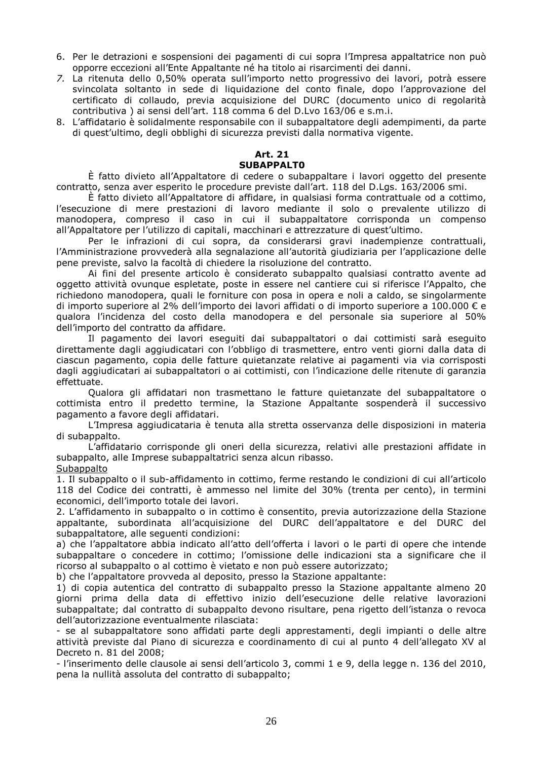6. Per le detrazioni e sospensioni dei pagamenti di cui sopra l'Impresa appaltatrice non può opporre eccezioni all'Ente Appaltante né ha titolo ai risarcimenti dei danni.
7. La ritenuta dello 0,50% operata sull'importo netto progressivo dei lavori, potrà essere svincolata soltanto in sede di liquidazione del conto finale, dopo l'approvazione del certificato di collaudo, previa acquisizione del DURC (documento unico di regolarità contributiva ) ai sensi dell'art. 118 comma 6 del D.Lvo 163/06 e s.m.i.
8. L'affidatario è solidalmente responsabile con il subappaltatore degli adempimenti, da parte di quest'ultimo, degli obblighi di sicurezza previsti dalla normativa vigente.

## Art. 21
## SUBAPPALT0

È fatto divieto all'Appaltatore di cedere o subappaltare i lavori oggetto del presente contratto, senza aver esperito le procedure previste dall'art. 118 del D.Lgs. 163/2006 smi.

È fatto divieto all'Appaltatore di affidare, in qualsiasi forma contrattuale od a cottimo, l'esecuzione di mere prestazioni di lavoro mediante il solo o prevalente utilizzo di manodopera, compreso il caso in cui il subappaltatore corrisponda un compenso all'Appaltatore per l'utilizzo di capitali, macchinari e attrezzature di quest'ultimo.

Per le infrazioni di cui sopra, da considerarsi gravi inadempienze contrattuali, l'Amministrazione provvederà alla segnalazione all'autorità giudiziaria per l'applicazione delle pene previste, salvo la facoltà di chiedere la risoluzione del contratto.

Ai fini del presente articolo è considerato subappalto qualsiasi contratto avente ad oggetto attività ovunque espletate, poste in essere nel cantiere cui si riferisce l'Appalto, che richiedono manodopera, quali le forniture con posa in opera e noli a caldo, se singolarmente di importo superiore al 2% dell'importo dei lavori affidati o di importo superiore a 100.000 € e qualora l'incidenza del costo della manodopera e del personale sia superiore al 50% dell'importo del contratto da affidare.

Il pagamento dei lavori eseguiti dai subappaltatori o dai cottimisti sarà eseguito direttamente dagli aggiudicatari con l'obbligo di trasmettere, entro venti giorni dalla data di ciascun pagamento, copia delle fatture quietanzate relative ai pagamenti via via corrisposti dagli aggiudicatari ai subappaltatori o ai cottimisti, con l'indicazione delle ritenute di garanzia effettuate.

Qualora gli affidatari non trasmettano le fatture quietanzate del subappaltatore o cottimista entro il predetto termine, la Stazione Appaltante sospenderà il successivo pagamento a favore degli affidatari.

L'Impresa aggiudicataria è tenuta alla stretta osservanza delle disposizioni in materia di subappalto.

L'affidatario corrisponde gli oneri della sicurezza, relativi alle prestazioni affidate in subappalto, alle Imprese subappaltatrici senza alcun ribasso.

Subappalto

1. Il subappalto o il sub-affidamento in cottimo, ferme restando le condizioni di cui all'articolo 118 del Codice dei contratti, è ammesso nel limite del 30% (trenta per cento), in termini economici, dell'importo totale dei lavori.

2. L'affidamento in subappalto o in cottimo è consentito, previa autorizzazione della Stazione appaltante, subordinata all'acquisizione del DURC dell'appaltatore e del DURC del subappaltatore, alle seguenti condizioni:

a) che l'appaltatore abbia indicato all'atto dell'offerta i lavori o le parti di opere che intende subappaltare o concedere in cottimo; l'omissione delle indicazioni sta a significare che il ricorso al subappalto o al cottimo è vietato e non può essere autorizzato;

b) che l'appaltatore provveda al deposito, presso la Stazione appaltante:

1) di copia autentica del contratto di subappalto presso la Stazione appaltante almeno 20 giorni prima della data di effettivo inizio dell'esecuzione delle relative lavorazioni subappaltate; dal contratto di subappalto devono risultare, pena rigetto dell'istanza o revoca dell'autorizzazione eventualmente rilasciata:

- se al subappaltatore sono affidati parte degli apprestamenti, degli impianti o delle altre attività previste dal Piano di sicurezza e coordinamento di cui al punto 4 dell'allegato XV al Decreto n. 81 del 2008;
- l'inserimento delle clausole ai sensi dell'articolo 3, commi 1 e 9, della legge n. 136 del 2010, pena la nullità assoluta del contratto di subappalto;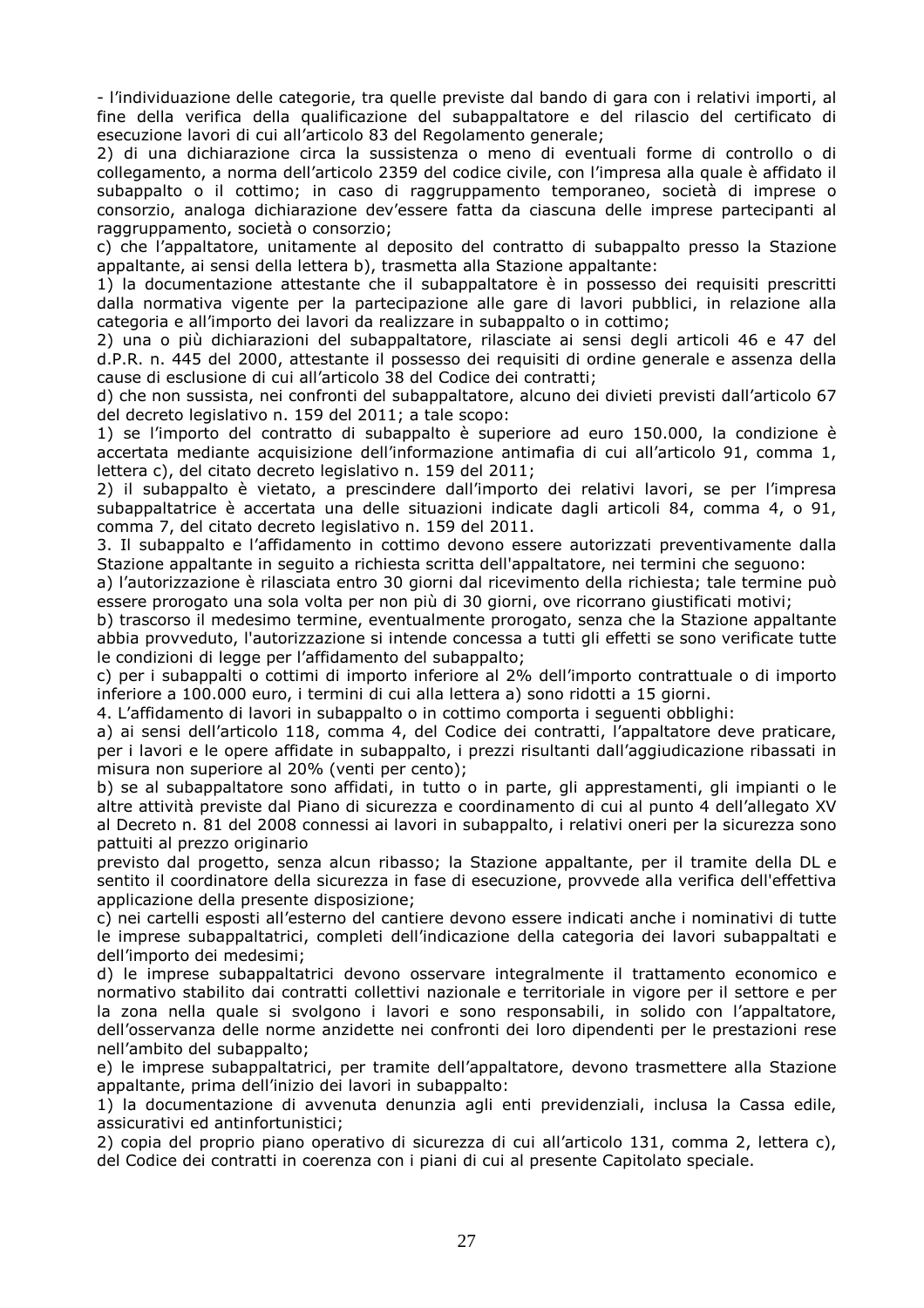- l'individuazione delle categorie, tra quelle previste dal bando di gara con i relativi importi, al fine della verifica della qualificazione del subappaltatore e del rilascio del certificato di esecuzione lavori di cui all'articolo 83 del Regolamento generale;

2) di una dichiarazione circa la sussistenza o meno di eventuali forme di controllo o di collegamento, a norma dell'articolo 2359 del codice civile, con l'impresa alla quale è affidato il subappalto o il cottimo; in caso di raggruppamento temporaneo, società di imprese o consorzio, analoga dichiarazione dev'essere fatta da ciascuna delle imprese partecipanti al raggruppamento, società o consorzio;

c) che l'appaltatore, unitamente al deposito del contratto di subappalto presso la Stazione appaltante, ai sensi della lettera b), trasmetta alla Stazione appaltante:

1) la documentazione attestante che il subappaltatore è in possesso dei requisiti prescritti dalla normativa vigente per la partecipazione alle gare di lavori pubblici, in relazione alla categoria e all'importo dei lavori da realizzare in subappalto o in cottimo;

2) una o più dichiarazioni del subappaltatore, rilasciate ai sensi degli articoli 46 e 47 del d.P.R. n. 445 del 2000, attestante il possesso dei requisiti di ordine generale e assenza della cause di esclusione di cui all'articolo 38 del Codice dei contratti;

d) che non sussista, nei confronti del subappaltatore, alcuno dei divieti previsti dall'articolo 67 del decreto legislativo n. 159 del 2011; a tale scopo:

1) se l'importo del contratto di subappalto è superiore ad euro 150.000, la condizione è accertata mediante acquisizione dell'informazione antimafia di cui all'articolo 91, comma 1, lettera c), del citato decreto legislativo n. 159 del 2011;

2) il subappalto è vietato, a prescindere dall'importo dei relativi lavori, se per l'impresa subappaltatrice è accertata una delle situazioni indicate dagli articoli 84, comma 4, o 91, comma 7, del citato decreto legislativo n. 159 del 2011.

3. Il subappalto e l'affidamento in cottimo devono essere autorizzati preventivamente dalla Stazione appaltante in seguito a richiesta scritta dell'appaltatore, nei termini che seguono:

a) l'autorizzazione è rilasciata entro 30 giorni dal ricevimento della richiesta; tale termine può essere prorogato una sola volta per non più di 30 giorni, ove ricorrano giustificati motivi;

b) trascorso il medesimo termine, eventualmente prorogato, senza che la Stazione appaltante abbia provveduto, l'autorizzazione si intende concessa a tutti gli effetti se sono verificate tutte le condizioni di legge per l'affidamento del subappalto;

c) per i subappalti o cottimi di importo inferiore al 2% dell'importo contrattuale o di importo inferiore a 100.000 euro, i termini di cui alla lettera a) sono ridotti a 15 giorni.

4. L'affidamento di lavori in subappalto o in cottimo comporta i seguenti obblighi:

a) ai sensi dell'articolo 118, comma 4, del Codice dei contratti, l'appaltatore deve praticare, per i lavori e le opere affidate in subappalto, i prezzi risultanti dall'aggiudicazione ribassati in misura non superiore al 20% (venti per cento);

b) se al subappaltatore sono affidati, in tutto o in parte, gli apprestamenti, gli impianti o le altre attività previste dal Piano di sicurezza e coordinamento di cui al punto 4 dell'allegato XV al Decreto n. 81 del 2008 connessi ai lavori in subappalto, i relativi oneri per la sicurezza sono pattuiti al prezzo originario previsto dal progetto, senza alcun ribasso; la Stazione appaltante, per il tramite della DL e sentito il coordinatore della sicurezza in fase di esecuzione, provvede alla verifica dell'effettiva applicazione della presente disposizione;

c) nei cartelli esposti all'esterno del cantiere devono essere indicati anche i nominativi di tutte le imprese subappaltatrici, completi dell'indicazione della categoria dei lavori subappaltati e dell'importo dei medesimi;

d) le imprese subappaltatrici devono osservare integralmente il trattamento economico e normativo stabilito dai contratti collettivi nazionale e territoriale in vigore per il settore e per la zona nella quale si svolgono i lavori e sono responsabili, in solido con l'appaltatore, dell'osservanza delle norme anzidette nei confronti dei loro dipendenti per le prestazioni rese nell'ambito del subappalto;

e) le imprese subappaltatrici, per tramite dell'appaltatore, devono trasmettere alla Stazione appaltante, prima dell'inizio dei lavori in subappalto:

1) la documentazione di avvenuta denunzia agli enti previdenziali, inclusa la Cassa edile, assicurativi ed antinfortunistici;

2) copia del proprio piano operativo di sicurezza di cui all'articolo 131, comma 2, lettera c), del Codice dei contratti in coerenza con i piani di cui al presente Capitolato speciale.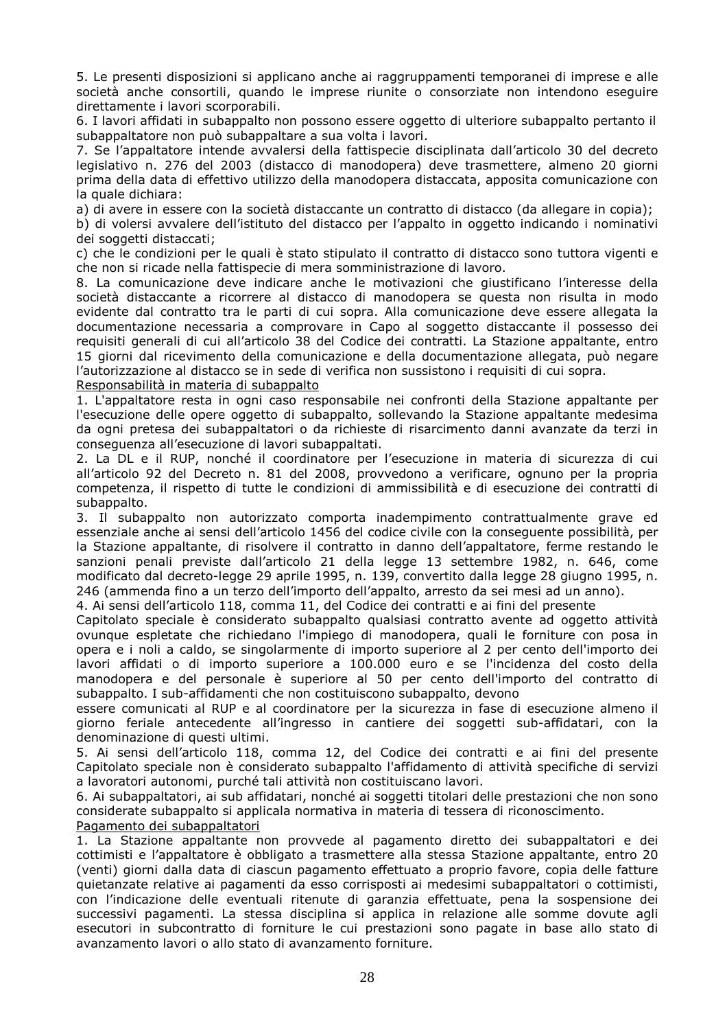5. Le presenti disposizioni si applicano anche ai raggruppamenti temporanei di imprese e alle società anche consortili, quando le imprese riunite o consorziate non intendono eseguire direttamente i lavori scorporabili.

6. I lavori affidati in subappalto non possono essere oggetto di ulteriore subappalto pertanto il subappaltatore non può subappaltare a sua volta i lavori.

7. Se l'appaltatore intende avvalersi della fattispecie disciplinata dall'articolo 30 del decreto legislativo n. 276 del 2003 (distacco di manodopera) deve trasmettere, almeno 20 giorni prima della data di effettivo utilizzo della manodopera distaccata, apposita comunicazione con la quale dichiara:

a) di avere in essere con la società distaccante un contratto di distacco (da allegare in copia);

b) di volersi avvalere dell'istituto del distacco per l'appalto in oggetto indicando i nominativi dei soggetti distaccati;

c) che le condizioni per le quali è stato stipulato il contratto di distacco sono tuttora vigenti e che non si ricade nella fattispecie di mera somministrazione di lavoro.

8. La comunicazione deve indicare anche le motivazioni che giustificano l'interesse della società distaccante a ricorrere al distacco di manodopera se questa non risulta in modo evidente dal contratto tra le parti di cui sopra. Alla comunicazione deve essere allegata la documentazione necessaria a comprovare in Capo al soggetto distaccante il possesso dei requisiti generali di cui all'articolo 38 del Codice dei contratti. La Stazione appaltante, entro 15 giorni dal ricevimento della comunicazione e della documentazione allegata, può negare l'autorizzazione al distacco se in sede di verifica non sussistono i requisiti di cui sopra.

Responsabilità in materia di subappalto

1. L'appaltatore resta in ogni caso responsabile nei confronti della Stazione appaltante per l'esecuzione delle opere oggetto di subappalto, sollevando la Stazione appaltante medesima da ogni pretesa dei subappaltatori o da richieste di risarcimento danni avanzate da terzi in conseguenza all'esecuzione di lavori subappaltati.

2. La DL e il RUP, nonché il coordinatore per l'esecuzione in materia di sicurezza di cui all'articolo 92 del Decreto n. 81 del 2008, provvedono a verificare, ognuno per la propria competenza, il rispetto di tutte le condizioni di ammissibilità e di esecuzione dei contratti di subappalto.

3. Il subappalto non autorizzato comporta inadempimento contrattualmente grave ed essenziale anche ai sensi dell'articolo 1456 del codice civile con la conseguente possibilità, per la Stazione appaltante, di risolvere il contratto in danno dell'appaltatore, ferme restando le sanzioni penali previste dall'articolo 21 della legge 13 settembre 1982, n. 646, come modificato dal decreto-legge 29 aprile 1995, n. 139, convertito dalla legge 28 giugno 1995, n. 246 (ammenda fino a un terzo dell'importo dell'appalto, arresto da sei mesi ad un anno).

4. Ai sensi dell'articolo 118, comma 11, del Codice dei contratti e ai fini del presente Capitolato speciale è considerato subappalto qualsiasi contratto avente ad oggetto attività ovunque espletate che richiedano l'impiego di manodopera, quali le forniture con posa in opera e i noli a caldo, se singolarmente di importo superiore al 2 per cento dell'importo dei lavori affidati o di importo superiore a 100.000 euro e se l'incidenza del costo della manodopera e del personale è superiore al 50 per cento dell'importo del contratto di subappalto. I sub-affidamenti che non costituiscono subappalto, devono essere comunicati al RUP e al coordinatore per la sicurezza in fase di esecuzione almeno il giorno feriale antecedente all'ingresso in cantiere dei soggetti sub-affidatari, con la denominazione di questi ultimi.

5. Ai sensi dell'articolo 118, comma 12, del Codice dei contratti e ai fini del presente Capitolato speciale non è considerato subappalto l'affidamento di attività specifiche di servizi a lavoratori autonomi, purché tali attività non costituiscano lavori.

6. Ai subappaltatori, ai sub affidatari, nonché ai soggetti titolari delle prestazioni che non sono considerate subappalto si applicala normativa in materia di tessera di riconoscimento.

Pagamento dei subappaltatori

1. La Stazione appaltante non provvede al pagamento diretto dei subappaltatori e dei cottimisti e l'appaltatore è obbligato a trasmettere alla stessa Stazione appaltante, entro 20 (venti) giorni dalla data di ciascun pagamento effettuato a proprio favore, copia delle fatture quietanzate relative ai pagamenti da esso corrisposti ai medesimi subappaltatori o cottimisti, con l'indicazione delle eventuali ritenute di garanzia effettuate, pena la sospensione dei successivi pagamenti. La stessa disciplina si applica in relazione alle somme dovute agli esecutori in subcontratto di forniture le cui prestazioni sono pagate in base allo stato di avanzamento lavori o allo stato di avanzamento forniture.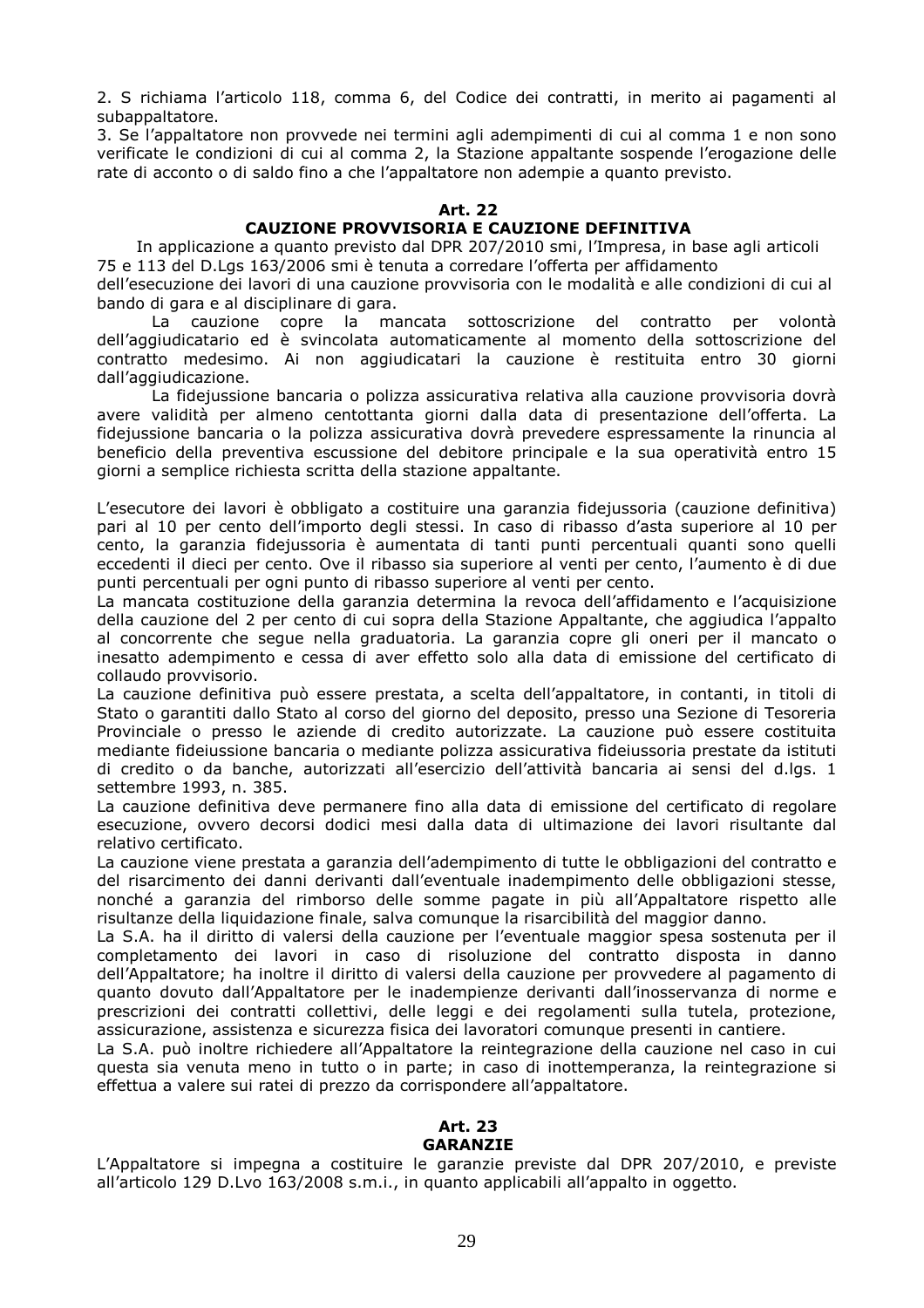2. S richiama l'articolo 118, comma 6, del Codice dei contratti, in merito ai pagamenti al subappaltatore.

3. Se l'appaltatore non provvede nei termini agli adempimenti di cui al comma 1 e non sono verificate le condizioni di cui al comma 2, la Stazione appaltante sospende l'erogazione delle rate di acconto o di saldo fino a che l'appaltatore non adempie a quanto previsto.

## Art. 22
## CAUZIONE PROVVISORIA E CAUZIONE DEFINITIVA

In applicazione a quanto previsto dal DPR 207/2010 smi, l'Impresa, in base agli articoli 75 e 113 del D.Lgs 163/2006 smi è tenuta a corredare l'offerta per affidamento dell'esecuzione dei lavori di una cauzione provvisoria con le modalità e alle condizioni di cui al bando di gara e al disciplinare di gara.

La cauzione copre la mancata sottoscrizione del contratto per volontà dell'aggiudicatario ed è svincolata automaticamente al momento della sottoscrizione del contratto medesimo. Ai non aggiudicatari la cauzione è restituita entro 30 giorni dall'aggiudicazione.

La fidejussione bancaria o polizza assicurativa relativa alla cauzione provvisoria dovrà avere validità per almeno centottanta giorni dalla data di presentazione dell'offerta. La fidejussione bancaria o la polizza assicurativa dovrà prevedere espressamente la rinuncia al beneficio della preventiva escussione del debitore principale e la sua operatività entro 15 giorni a semplice richiesta scritta della stazione appaltante.

L'esecutore dei lavori è obbligato a costituire una garanzia fidejussoria (cauzione definitiva) pari al 10 per cento dell'importo degli stessi. In caso di ribasso d'asta superiore al 10 per cento, la garanzia fidejussoria è aumentata di tanti punti percentuali quanti sono quelli eccedenti il dieci per cento. Ove il ribasso sia superiore al venti per cento, l'aumento è di due punti percentuali per ogni punto di ribasso superiore al venti per cento.

La mancata costituzione della garanzia determina la revoca dell'affidamento e l'acquisizione della cauzione del 2 per cento di cui sopra della Stazione Appaltante, che aggiudica l'appalto al concorrente che segue nella graduatoria. La garanzia copre gli oneri per il mancato o inesatto adempimento e cessa di aver effetto solo alla data di emissione del certificato di collaudo provvisorio.

La cauzione definitiva può essere prestata, a scelta dell'appaltatore, in contanti, in titoli di Stato o garantiti dallo Stato al corso del giorno del deposito, presso una Sezione di Tesoreria Provinciale o presso le aziende di credito autorizzate. La cauzione può essere costituita mediante fideiussione bancaria o mediante polizza assicurativa fideiussoria prestate da istituti di credito o da banche, autorizzati all'esercizio dell'attività bancaria ai sensi del d.lgs. 1 settembre 1993, n. 385.

La cauzione definitiva deve permanere fino alla data di emissione del certificato di regolare esecuzione, ovvero decorsi dodici mesi dalla data di ultimazione dei lavori risultante dal relativo certificato.

La cauzione viene prestata a garanzia dell'adempimento di tutte le obbligazioni del contratto e del risarcimento dei danni derivanti dall'eventuale inadempimento delle obbligazioni stesse, nonché a garanzia del rimborso delle somme pagate in più all'Appaltatore rispetto alle risultanze della liquidazione finale, salva comunque la risarcibilità del maggior danno.

La S.A. ha il diritto di valersi della cauzione per l'eventuale maggior spesa sostenuta per il completamento dei lavori in caso di risoluzione del contratto disposta in danno dell'Appaltatore; ha inoltre il diritto di valersi della cauzione per provvedere al pagamento di quanto dovuto dall'Appaltatore per le inadempienze derivanti dall'inosservanza di norme e prescrizioni dei contratti collettivi, delle leggi e dei regolamenti sulla tutela, protezione, assicurazione, assistenza e sicurezza fisica dei lavoratori comunque presenti in cantiere.

La S.A. può inoltre richiedere all'Appaltatore la reintegrazione della cauzione nel caso in cui questa sia venuta meno in tutto o in parte; in caso di inottemperanza, la reintegrazione si effettua a valere sui ratei di prezzo da corrispondere all'appaltatore.

## Art. 23
## GARANZIE

L'Appaltatore si impegna a costituire le garanzie previste dal DPR 207/2010, e previste all'articolo 129 D.Lvo 163/2008 s.m.i., in quanto applicabili all'appalto in oggetto.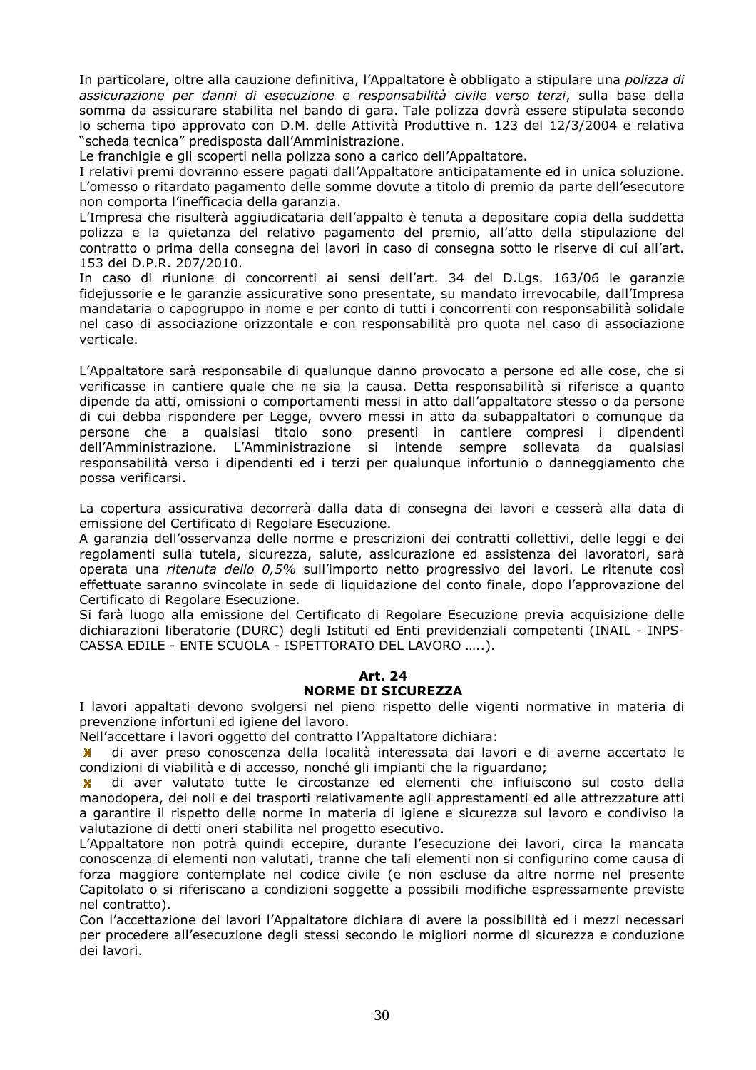In particolare, oltre alla cauzione definitiva, l'Appaltatore è obbligato a stipulare una *polizza di assicurazione per danni di esecuzione e responsabilità civile verso terzi*, sulla base della somma da assicurare stabilita nel bando di gara. Tale polizza dovrà essere stipulata secondo lo schema tipo approvato con D.M. delle Attività Produttive n. 123 del 12/3/2004 e relativa "scheda tecnica" predisposta dall'Amministrazione.

Le franchigie e gli scoperti nella polizza sono a carico dell'Appaltatore.

I relativi premi dovranno essere pagati dall'Appaltatore anticipatamente ed in unica soluzione. L'omesso o ritardato pagamento delle somme dovute a titolo di premio da parte dell'esecutore non comporta l'inefficacia della garanzia.

L'Impresa che risulterà aggiudicataria dell'appalto è tenuta a depositare copia della suddetta polizza e la quietanza del relativo pagamento del premio, all'atto della stipulazione del contratto o prima della consegna dei lavori in caso di consegna sotto le riserve di cui all'art. 153 del D.P.R. 207/2010.

In caso di riunione di concorrenti ai sensi dell'art. 34 del D.Lgs. 163/06 le garanzie fidejussorie e le garanzie assicurative sono presentate, su mandato irrevocabile, dall'Impresa mandataria o capogruppo in nome e per conto di tutti i concorrenti con responsabilità solidale nel caso di associazione orizzontale e con responsabilità pro quota nel caso di associazione verticale.

L'Appaltatore sarà responsabile di qualunque danno provocato a persone ed alle cose, che si verificasse in cantiere quale che ne sia la causa. Detta responsabilità si riferisce a quanto dipende da atti, omissioni o comportamenti messi in atto dall'appaltatore stesso o da persone di cui debba rispondere per Legge, ovvero messi in atto da subappaltatori o comunque da persone che a qualsiasi titolo sono presenti in cantiere compresi i dipendenti dell'Amministrazione. L'Amministrazione si intende sempre sollevata da qualsiasi responsabilità verso i dipendenti ed i terzi per qualunque infortunio o danneggiamento che possa verificarsi.

La copertura assicurativa decorrerà dalla data di consegna dei lavori e cesserà alla data di emissione del Certificato di Regolare Esecuzione.

A garanzia dell'osservanza delle norme e prescrizioni dei contratti collettivi, delle leggi e dei regolamenti sulla tutela, sicurezza, salute, assicurazione ed assistenza dei lavoratori, sarà operata una *ritenuta dello 0,5%* sull'importo netto progressivo dei lavori. Le ritenute così effettuate saranno svincolate in sede di liquidazione del conto finale, dopo l'approvazione del Certificato di Regolare Esecuzione.

Si farà luogo alla emissione del Certificato di Regolare Esecuzione previa acquisizione delle dichiarazioni liberatorie (DURC) degli Istituti ed Enti previdenziali competenti (INAIL - INPS- CASSA EDILE - ENTE SCUOLA - ISPETTORATO DEL LAVORO …..).

## Art. 24
## NORME DI SICUREZZA

I lavori appaltati devono svolgersi nel pieno rispetto delle vigenti normative in materia di prevenzione infortuni ed igiene del lavoro.

Nell'accettare i lavori oggetto del contratto l'Appaltatore dichiara:

- di aver preso conoscenza della località interessata dai lavori e di averne accertato le condizioni di viabilità e di accesso, nonché gli impianti che la riguardano;
- di aver valutato tutte le circostanze ed elementi che influiscono sul costo della manodopera, dei noli e dei trasporti relativamente agli apprestamenti ed alle attrezzature atti a garantire il rispetto delle norme in materia di igiene e sicurezza sul lavoro e condiviso la valutazione di detti oneri stabilita nel progetto esecutivo.

L'Appaltatore non potrà quindi eccepire, durante l'esecuzione dei lavori, circa la mancata conoscenza di elementi non valutati, tranne che tali elementi non si configurino come causa di forza maggiore contemplate nel codice civile (e non escluse da altre norme nel presente Capitolato o si riferiscano a condizioni soggette a possibili modifiche espressamente previste nel contratto).

Con l'accettazione dei lavori l'Appaltatore dichiara di avere la possibilità ed i mezzi necessari per procedere all'esecuzione degli stessi secondo le migliori norme di sicurezza e conduzione dei lavori.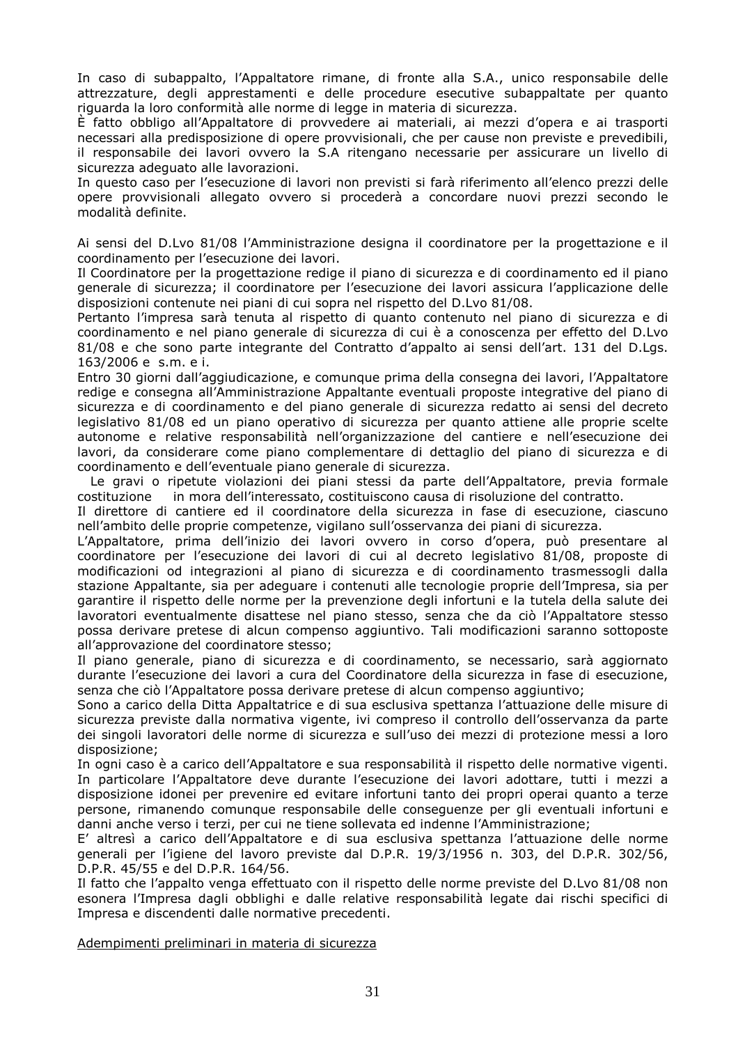In caso di subappalto, l'Appaltatore rimane, di fronte alla S.A., unico responsabile delle attrezzature, degli apprestamenti e delle procedure esecutive subappaltate per quanto riguarda la loro conformità alle norme di legge in materia di sicurezza.
È fatto obbligo all'Appaltatore di provvedere ai materiali, ai mezzi d'opera e ai trasporti necessari alla predisposizione di opere provvisionali, che per cause non previste e prevedibili, il responsabile dei lavori ovvero la S.A ritengano necessarie per assicurare un livello di sicurezza adeguato alle lavorazioni.
In questo caso per l'esecuzione di lavori non previsti si farà riferimento all'elenco prezzi delle opere provvisionali allegato ovvero si procederà a concordare nuovi prezzi secondo le modalità definite.

Ai sensi del D.Lvo 81/08 l'Amministrazione designa il coordinatore per la progettazione e il coordinamento per l'esecuzione dei lavori.
Il Coordinatore per la progettazione redige il piano di sicurezza e di coordinamento ed il piano generale di sicurezza; il coordinatore per l'esecuzione dei lavori assicura l'applicazione delle disposizioni contenute nei piani di cui sopra nel rispetto del D.Lvo 81/08.
Pertanto l'impresa sarà tenuta al rispetto di quanto contenuto nel piano di sicurezza e di coordinamento e nel piano generale di sicurezza di cui è a conoscenza per effetto del D.Lvo 81/08 e che sono parte integrante del Contratto d'appalto ai sensi dell'art. 131 del D.Lgs. 163/2006 e s.m. e i.
Entro 30 giorni dall'aggiudicazione, e comunque prima della consegna dei lavori, l'Appaltatore redige e consegna all'Amministrazione Appaltante eventuali proposte integrative del piano di sicurezza e di coordinamento e del piano generale di sicurezza redatto ai sensi del decreto legislativo 81/08 ed un piano operativo di sicurezza per quanto attiene alle proprie scelte autonome e relative responsabilità nell'organizzazione del cantiere e nell'esecuzione dei lavori, da considerare come piano complementare di dettaglio del piano di sicurezza e di coordinamento e dell'eventuale piano generale di sicurezza.
Le gravi o ripetute violazioni dei piani stessi da parte dell'Appaltatore, previa formale costituzione in mora dell'interessato, costituiscono causa di risoluzione del contratto.
Il direttore di cantiere ed il coordinatore della sicurezza in fase di esecuzione, ciascuno nell'ambito delle proprie competenze, vigilano sull'osservanza dei piani di sicurezza.
L'Appaltatore, prima dell'inizio dei lavori ovvero in corso d'opera, può presentare al coordinatore per l'esecuzione dei lavori di cui al decreto legislativo 81/08, proposte di modificazioni od integrazioni al piano di sicurezza e di coordinamento trasmessogli dalla stazione Appaltante, sia per adeguare i contenuti alle tecnologie proprie dell'Impresa, sia per garantire il rispetto delle norme per la prevenzione degli infortuni e la tutela della salute dei lavoratori eventualmente disattese nel piano stesso, senza che da ciò l'Appaltatore stesso possa derivare pretese di alcun compenso aggiuntivo. Tali modificazioni saranno sottoposte all'approvazione del coordinatore stesso;
Il piano generale, piano di sicurezza e di coordinamento, se necessario, sarà aggiornato durante l'esecuzione dei lavori a cura del Coordinatore della sicurezza in fase di esecuzione, senza che ciò l'Appaltatore possa derivare pretese di alcun compenso aggiuntivo;
Sono a carico della Ditta Appaltatrice e di sua esclusiva spettanza l'attuazione delle misure di sicurezza previste dalla normativa vigente, ivi compreso il controllo dell'osservanza da parte dei singoli lavoratori delle norme di sicurezza e sull'uso dei mezzi di protezione messi a loro disposizione;
In ogni caso è a carico dell'Appaltatore e sua responsabilità il rispetto delle normative vigenti. In particolare l'Appaltatore deve durante l'esecuzione dei lavori adottare, tutti i mezzi a disposizione idonei per prevenire ed evitare infortuni tanto dei propri operai quanto a terze persone, rimanendo comunque responsabile delle conseguenze per gli eventuali infortuni e danni anche verso i terzi, per cui ne tiene sollevata ed indenne l'Amministrazione;
E' altresì a carico dell'Appaltatore e di sua esclusiva spettanza l'attuazione delle norme generali per l'igiene del lavoro previste dal D.P.R. 19/3/1956 n. 303, del D.P.R. 302/56, D.P.R. 45/55 e del D.P.R. 164/56.
Il fatto che l'appalto venga effettuato con il rispetto delle norme previste del D.Lvo 81/08 non esonera l'Impresa dagli obblighi e dalle relative responsabilità legate dai rischi specifici di Impresa e discendenti dalle normative precedenti.

Adempimenti preliminari in materia di sicurezza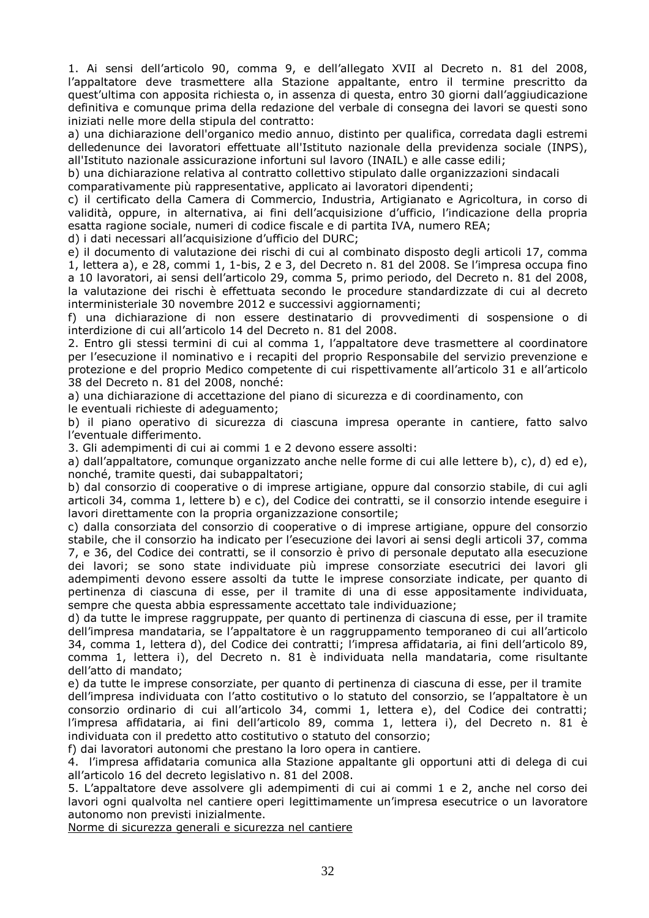1. Ai sensi dell'articolo 90, comma 9, e dell'allegato XVII al Decreto n. 81 del 2008, l'appaltatore deve trasmettere alla Stazione appaltante, entro il termine prescritto da quest'ultima con apposita richiesta o, in assenza di questa, entro 30 giorni dall'aggiudicazione definitiva e comunque prima della redazione del verbale di consegna dei lavori se questi sono iniziati nelle more della stipula del contratto:

a) una dichiarazione dell'organico medio annuo, distinto per qualifica, corredata dagli estremi delledenunce dei lavoratori effettuate all'Istituto nazionale della previdenza sociale (INPS), all'Istituto nazionale assicurazione infortuni sul lavoro (INAIL) e alle casse edili;

b) una dichiarazione relativa al contratto collettivo stipulato dalle organizzazioni sindacali comparativamente più rappresentative, applicato ai lavoratori dipendenti;

c) il certificato della Camera di Commercio, Industria, Artigianato e Agricoltura, in corso di validità, oppure, in alternativa, ai fini dell'acquisizione d'ufficio, l'indicazione della propria esatta ragione sociale, numeri di codice fiscale e di partita IVA, numero REA;

d) i dati necessari all'acquisizione d'ufficio del DURC;

e) il documento di valutazione dei rischi di cui al combinato disposto degli articoli 17, comma 1, lettera a), e 28, commi 1, 1-bis, 2 e 3, del Decreto n. 81 del 2008. Se l'impresa occupa fino a 10 lavoratori, ai sensi dell'articolo 29, comma 5, primo periodo, del Decreto n. 81 del 2008, la valutazione dei rischi è effettuata secondo le procedure standardizzate di cui al decreto interministeriale 30 novembre 2012 e successivi aggiornamenti;

f) una dichiarazione di non essere destinatario di provvedimenti di sospensione o di interdizione di cui all'articolo 14 del Decreto n. 81 del 2008.

2. Entro gli stessi termini di cui al comma 1, l'appaltatore deve trasmettere al coordinatore per l'esecuzione il nominativo e i recapiti del proprio Responsabile del servizio prevenzione e protezione e del proprio Medico competente di cui rispettivamente all'articolo 31 e all'articolo 38 del Decreto n. 81 del 2008, nonché:

a) una dichiarazione di accettazione del piano di sicurezza e di coordinamento, con le eventuali richieste di adeguamento;

b) il piano operativo di sicurezza di ciascuna impresa operante in cantiere, fatto salvo l'eventuale differimento.

3. Gli adempimenti di cui ai commi 1 e 2 devono essere assolti:

a) dall'appaltatore, comunque organizzato anche nelle forme di cui alle lettere b), c), d) ed e), nonché, tramite questi, dai subappaltatori;

b) dal consorzio di cooperative o di imprese artigiane, oppure dal consorzio stabile, di cui agli articoli 34, comma 1, lettere b) e c), del Codice dei contratti, se il consorzio intende eseguire i lavori direttamente con la propria organizzazione consortile;

c) dalla consorziata del consorzio di cooperative o di imprese artigiane, oppure del consorzio stabile, che il consorzio ha indicato per l'esecuzione dei lavori ai sensi degli articoli 37, comma 7, e 36, del Codice dei contratti, se il consorzio è privo di personale deputato alla esecuzione dei lavori; se sono state individuate più imprese consorziate esecutrici dei lavori gli adempimenti devono essere assolti da tutte le imprese consorziate indicate, per quanto di pertinenza di ciascuna di esse, per il tramite di una di esse appositamente individuata, sempre che questa abbia espressamente accettato tale individuazione;

d) da tutte le imprese raggruppate, per quanto di pertinenza di ciascuna di esse, per il tramite dell'impresa mandataria, se l'appaltatore è un raggruppamento temporaneo di cui all'articolo 34, comma 1, lettera d), del Codice dei contratti; l'impresa affidataria, ai fini dell'articolo 89, comma 1, lettera i), del Decreto n. 81 è individuata nella mandataria, come risultante dell'atto di mandato;

e) da tutte le imprese consorziate, per quanto di pertinenza di ciascuna di esse, per il tramite dell'impresa individuata con l'atto costitutivo o lo statuto del consorzio, se l'appaltatore è un consorzio ordinario di cui all'articolo 34, commi 1, lettera e), del Codice dei contratti; l'impresa affidataria, ai fini dell'articolo 89, comma 1, lettera i), del Decreto n. 81 è individuata con il predetto atto costitutivo o statuto del consorzio;

f) dai lavoratori autonomi che prestano la loro opera in cantiere.

4. l'impresa affidataria comunica alla Stazione appaltante gli opportuni atti di delega di cui all'articolo 16 del decreto legislativo n. 81 del 2008.

5. L'appaltatore deve assolvere gli adempimenti di cui ai commi 1 e 2, anche nel corso dei lavori ogni qualvolta nel cantiere operi legittimamente un'impresa esecutrice o un lavoratore autonomo non previsti inizialmente.

<u>Norme di sicurezza generali e sicurezza nel cantiere</u>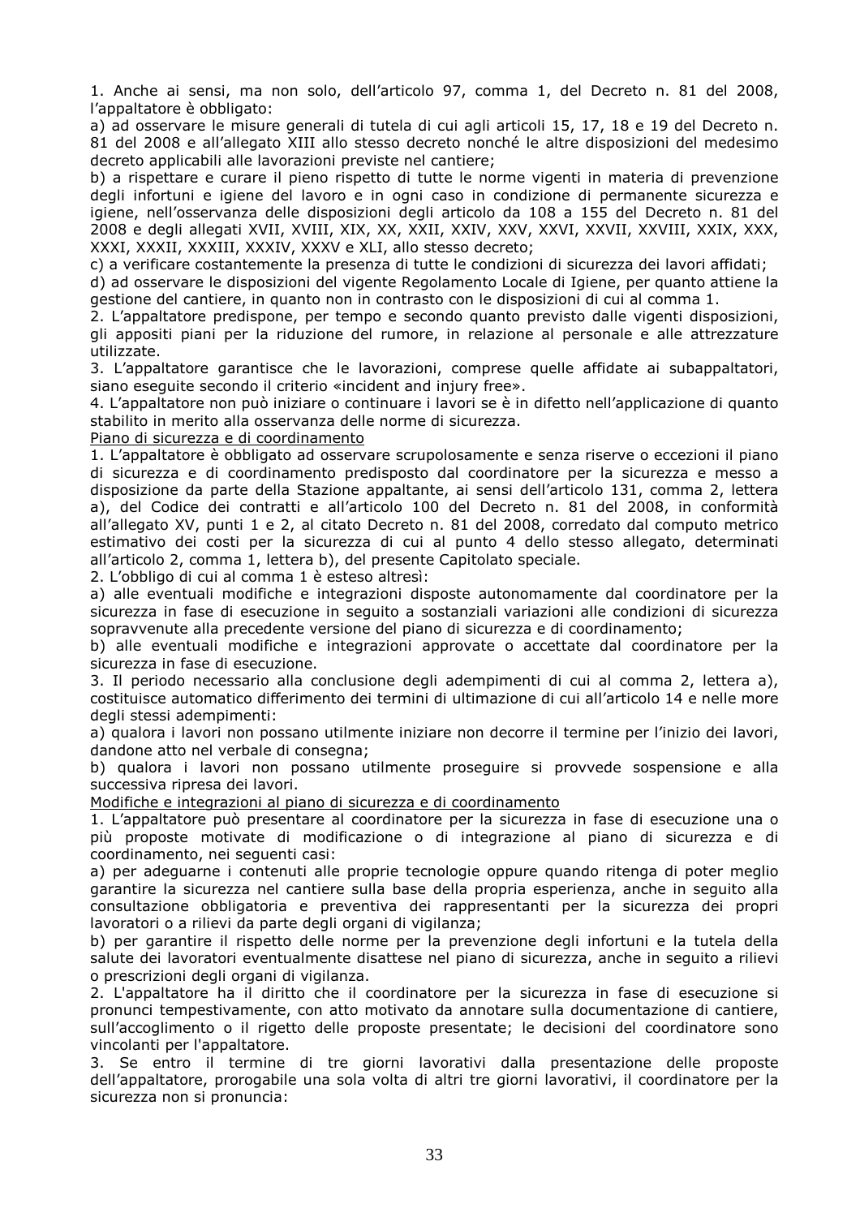1. Anche ai sensi, ma non solo, dell'articolo 97, comma 1, del Decreto n. 81 del 2008, l'appaltatore è obbligato:

a) ad osservare le misure generali di tutela di cui agli articoli 15, 17, 18 e 19 del Decreto n. 81 del 2008 e all'allegato XIII allo stesso decreto nonché le altre disposizioni del medesimo decreto applicabili alle lavorazioni previste nel cantiere;

b) a rispettare e curare il pieno rispetto di tutte le norme vigenti in materia di prevenzione degli infortuni e igiene del lavoro e in ogni caso in condizione di permanente sicurezza e igiene, nell'osservanza delle disposizioni degli articolo da 108 a 155 del Decreto n. 81 del 2008 e degli allegati XVII, XVIII, XIX, XX, XXII, XXIV, XXV, XXVI, XXVII, XXVIII, XXIX, XXX, XXXI, XXXII, XXXIII, XXXIV, XXXV e XLI, allo stesso decreto;

c) a verificare costantemente la presenza di tutte le condizioni di sicurezza dei lavori affidati;

d) ad osservare le disposizioni del vigente Regolamento Locale di Igiene, per quanto attiene la gestione del cantiere, in quanto non in contrasto con le disposizioni di cui al comma 1.

2. L'appaltatore predispone, per tempo e secondo quanto previsto dalle vigenti disposizioni, gli appositi piani per la riduzione del rumore, in relazione al personale e alle attrezzature utilizzate.

3. L'appaltatore garantisce che le lavorazioni, comprese quelle affidate ai subappaltatori, siano eseguite secondo il criterio «incident and injury free».

4. L'appaltatore non può iniziare o continuare i lavori se è in difetto nell'applicazione di quanto stabilito in merito alla osservanza delle norme di sicurezza.

Piano di sicurezza e di coordinamento

1. L'appaltatore è obbligato ad osservare scrupolosamente e senza riserve o eccezioni il piano di sicurezza e di coordinamento predisposto dal coordinatore per la sicurezza e messo a disposizione da parte della Stazione appaltante, ai sensi dell'articolo 131, comma 2, lettera a), del Codice dei contratti e all'articolo 100 del Decreto n. 81 del 2008, in conformità all'allegato XV, punti 1 e 2, al citato Decreto n. 81 del 2008, corredato dal computo metrico estimativo dei costi per la sicurezza di cui al punto 4 dello stesso allegato, determinati all'articolo 2, comma 1, lettera b), del presente Capitolato speciale.

2. L'obbligo di cui al comma 1 è esteso altresì:

a) alle eventuali modifiche e integrazioni disposte autonomamente dal coordinatore per la sicurezza in fase di esecuzione in seguito a sostanziali variazioni alle condizioni di sicurezza sopravvenute alla precedente versione del piano di sicurezza e di coordinamento;

b) alle eventuali modifiche e integrazioni approvate o accettate dal coordinatore per la sicurezza in fase di esecuzione.

3. Il periodo necessario alla conclusione degli adempimenti di cui al comma 2, lettera a), costituisce automatico differimento dei termini di ultimazione di cui all'articolo 14 e nelle more degli stessi adempimenti:

a) qualora i lavori non possano utilmente iniziare non decorre il termine per l'inizio dei lavori, dandone atto nel verbale di consegna;

b) qualora i lavori non possano utilmente proseguire si provvede sospensione e alla successiva ripresa dei lavori.

Modifiche e integrazioni al piano di sicurezza e di coordinamento

1. L'appaltatore può presentare al coordinatore per la sicurezza in fase di esecuzione una o più proposte motivate di modificazione o di integrazione al piano di sicurezza e di coordinamento, nei seguenti casi:

a) per adeguarne i contenuti alle proprie tecnologie oppure quando ritenga di poter meglio garantire la sicurezza nel cantiere sulla base della propria esperienza, anche in seguito alla consultazione obbligatoria e preventiva dei rappresentanti per la sicurezza dei propri lavoratori o a rilievi da parte degli organi di vigilanza;

b) per garantire il rispetto delle norme per la prevenzione degli infortuni e la tutela della salute dei lavoratori eventualmente disattese nel piano di sicurezza, anche in seguito a rilievi o prescrizioni degli organi di vigilanza.

2. L'appaltatore ha il diritto che il coordinatore per la sicurezza in fase di esecuzione si pronunci tempestivamente, con atto motivato da annotare sulla documentazione di cantiere, sull'accoglimento o il rigetto delle proposte presentate; le decisioni del coordinatore sono vincolanti per l'appaltatore.

3. Se entro il termine di tre giorni lavorativi dalla presentazione delle proposte dell'appaltatore, prorogabile una sola volta di altri tre giorni lavorativi, il coordinatore per la sicurezza non si pronuncia: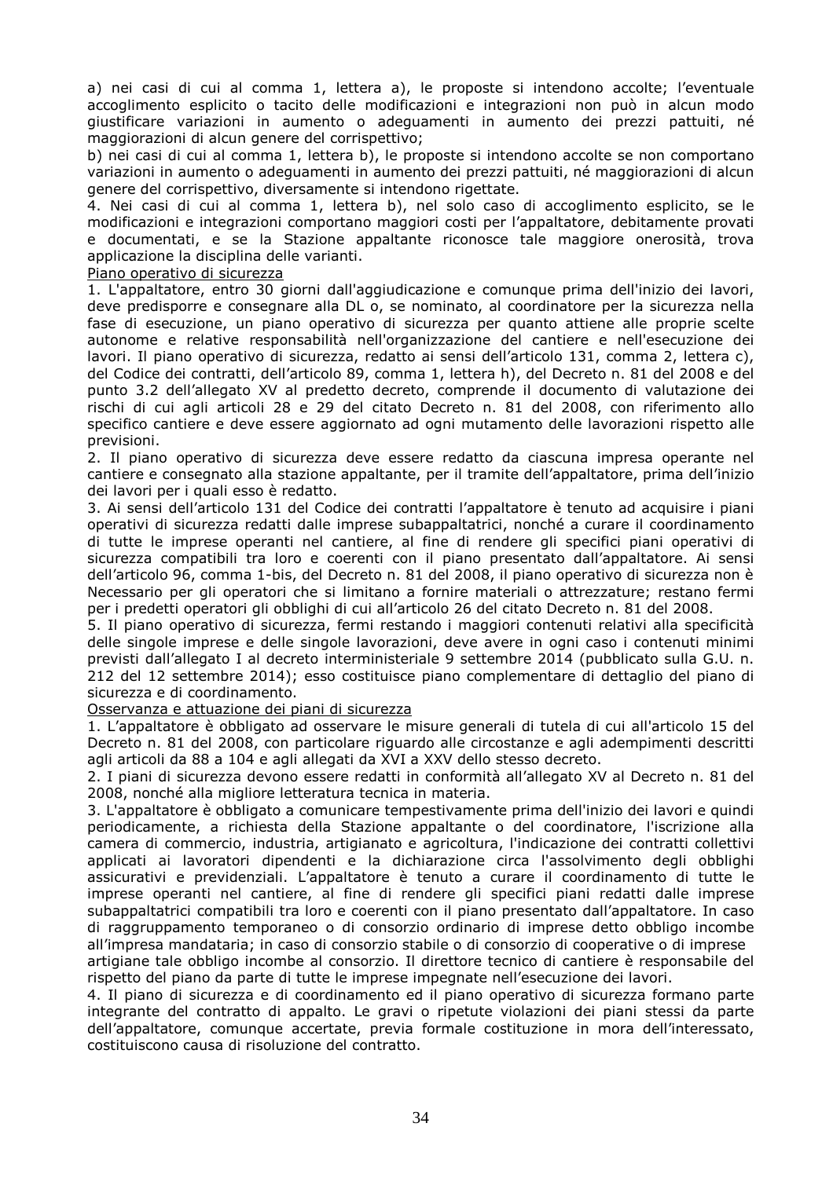a) nei casi di cui al comma 1, lettera a), le proposte si intendono accolte; l'eventuale accoglimento esplicito o tacito delle modificazioni e integrazioni non può in alcun modo giustificare variazioni in aumento o adeguamenti in aumento dei prezzi pattuiti, né maggiorazioni di alcun genere del corrispettivo;
b) nei casi di cui al comma 1, lettera b), le proposte si intendono accolte se non comportano variazioni in aumento o adeguamenti in aumento dei prezzi pattuiti, né maggiorazioni di alcun genere del corrispettivo, diversamente si intendono rigettate.
4. Nei casi di cui al comma 1, lettera b), nel solo caso di accoglimento esplicito, se le modificazioni e integrazioni comportano maggiori costi per l'appaltatore, debitamente provati e documentati, e se la Stazione appaltante riconosce tale maggiore onerosità, trova applicazione la disciplina delle varianti.

Piano operativo di sicurezza

1. L'appaltatore, entro 30 giorni dall'aggiudicazione e comunque prima dell'inizio dei lavori, deve predisporre e consegnare alla DL o, se nominato, al coordinatore per la sicurezza nella fase di esecuzione, un piano operativo di sicurezza per quanto attiene alle proprie scelte autonome e relative responsabilità nell'organizzazione del cantiere e nell'esecuzione dei lavori. Il piano operativo di sicurezza, redatto ai sensi dell'articolo 131, comma 2, lettera c), del Codice dei contratti, dell'articolo 89, comma 1, lettera h), del Decreto n. 81 del 2008 e del punto 3.2 dell'allegato XV al predetto decreto, comprende il documento di valutazione dei rischi di cui agli articoli 28 e 29 del citato Decreto n. 81 del 2008, con riferimento allo specifico cantiere e deve essere aggiornato ad ogni mutamento delle lavorazioni rispetto alle previsioni.
2. Il piano operativo di sicurezza deve essere redatto da ciascuna impresa operante nel cantiere e consegnato alla stazione appaltante, per il tramite dell'appaltatore, prima dell'inizio dei lavori per i quali esso è redatto.
3. Ai sensi dell'articolo 131 del Codice dei contratti l'appaltatore è tenuto ad acquisire i piani operativi di sicurezza redatti dalle imprese subappaltatrici, nonché a curare il coordinamento di tutte le imprese operanti nel cantiere, al fine di rendere gli specifici piani operativi di sicurezza compatibili tra loro e coerenti con il piano presentato dall'appaltatore. Ai sensi dell'articolo 96, comma 1-bis, del Decreto n. 81 del 2008, il piano operativo di sicurezza non è Necessario per gli operatori che si limitano a fornire materiali o attrezzature; restano fermi per i predetti operatori gli obblighi di cui all'articolo 26 del citato Decreto n. 81 del 2008.
5. Il piano operativo di sicurezza, fermi restando i maggiori contenuti relativi alla specificità delle singole imprese e delle singole lavorazioni, deve avere in ogni caso i contenuti minimi previsti dall'allegato I al decreto interministeriale 9 settembre 2014 (pubblicato sulla G.U. n. 212 del 12 settembre 2014); esso costituisce piano complementare di dettaglio del piano di sicurezza e di coordinamento.

Osservanza e attuazione dei piani di sicurezza

1. L'appaltatore è obbligato ad osservare le misure generali di tutela di cui all'articolo 15 del Decreto n. 81 del 2008, con particolare riguardo alle circostanze e agli adempimenti descritti agli articoli da 88 a 104 e agli allegati da XVI a XXV dello stesso decreto.
2. I piani di sicurezza devono essere redatti in conformità all'allegato XV al Decreto n. 81 del 2008, nonché alla migliore letteratura tecnica in materia.
3. L'appaltatore è obbligato a comunicare tempestivamente prima dell'inizio dei lavori e quindi periodicamente, a richiesta della Stazione appaltante o del coordinatore, l'iscrizione alla camera di commercio, industria, artigianato e agricoltura, l'indicazione dei contratti collettivi applicati ai lavoratori dipendenti e la dichiarazione circa l'assolvimento degli obblighi assicurativi e previdenziali. L'appaltatore è tenuto a curare il coordinamento di tutte le imprese operanti nel cantiere, al fine di rendere gli specifici piani redatti dalle imprese subappaltatrici compatibili tra loro e coerenti con il piano presentato dall'appaltatore. In caso di raggruppamento temporaneo o di consorzio ordinario di imprese detto obbligo incombe all'impresa mandataria; in caso di consorzio stabile o di consorzio di cooperative o di imprese artigiane tale obbligo incombe al consorzio. Il direttore tecnico di cantiere è responsabile del rispetto del piano da parte di tutte le imprese impegnate nell'esecuzione dei lavori.
4. Il piano di sicurezza e di coordinamento ed il piano operativo di sicurezza formano parte integrante del contratto di appalto. Le gravi o ripetute violazioni dei piani stessi da parte dell'appaltatore, comunque accertate, previa formale costituzione in mora dell'interessato, costituiscono causa di risoluzione del contratto.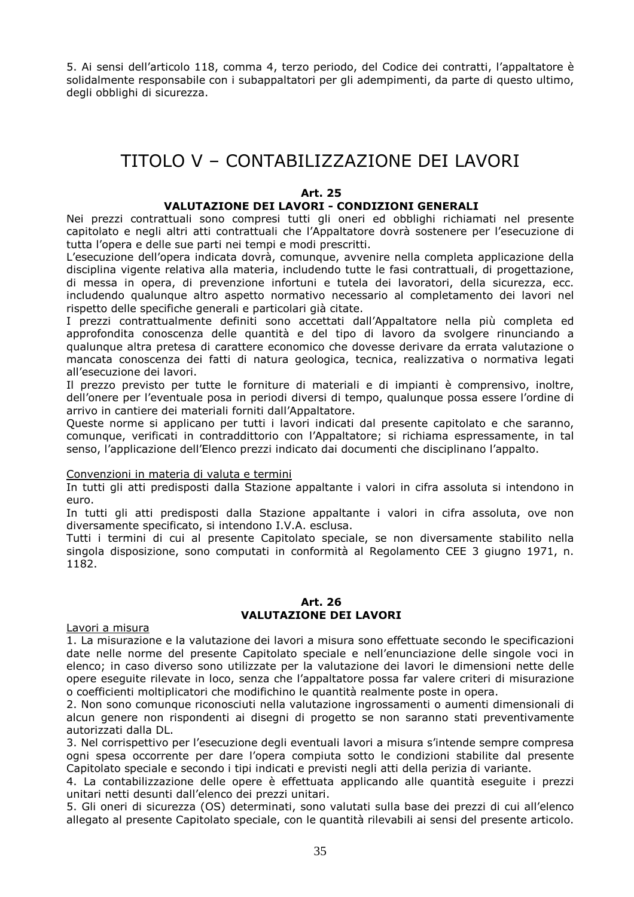5. Ai sensi dell'articolo 118, comma 4, terzo periodo, del Codice dei contratti, l'appaltatore è solidalmente responsabile con i subappaltatori per gli adempimenti, da parte di questo ultimo, degli obblighi di sicurezza.

# TITOLO V – CONTABILIZZAZIONE DEI LAVORI

### Art. 25
### VALUTAZIONE DEI LAVORI - CONDIZIONI GENERALI

Nei prezzi contrattuali sono compresi tutti gli oneri ed obblighi richiamati nel presente capitolato e negli altri atti contrattuali che l'Appaltatore dovrà sostenere per l'esecuzione di tutta l'opera e delle sue parti nei tempi e modi prescritti.

L'esecuzione dell'opera indicata dovrà, comunque, avvenire nella completa applicazione della disciplina vigente relativa alla materia, includendo tutte le fasi contrattuali, di progettazione, di messa in opera, di prevenzione infortuni e tutela dei lavoratori, della sicurezza, ecc. includendo qualunque altro aspetto normativo necessario al completamento dei lavori nel rispetto delle specifiche generali e particolari già citate.

I prezzi contrattualmente definiti sono accettati dall'Appaltatore nella più completa ed approfondita conoscenza delle quantità e del tipo di lavoro da svolgere rinunciando a qualunque altra pretesa di carattere economico che dovesse derivare da errata valutazione o mancata conoscenza dei fatti di natura geologica, tecnica, realizzativa o normativa legati all'esecuzione dei lavori.

Il prezzo previsto per tutte le forniture di materiali e di impianti è comprensivo, inoltre, dell'onere per l'eventuale posa in periodi diversi di tempo, qualunque possa essere l'ordine di arrivo in cantiere dei materiali forniti dall'Appaltatore.

Queste norme si applicano per tutti i lavori indicati dal presente capitolato e che saranno, comunque, verificati in contraddittorio con l'Appaltatore; si richiama espressamente, in tal senso, l'applicazione dell'Elenco prezzi indicato dai documenti che disciplinano l'appalto.

Convenzioni in materia di valuta e termini

In tutti gli atti predisposti dalla Stazione appaltante i valori in cifra assoluta si intendono in euro.

In tutti gli atti predisposti dalla Stazione appaltante i valori in cifra assoluta, ove non diversamente specificato, si intendono I.V.A. esclusa.

Tutti i termini di cui al presente Capitolato speciale, se non diversamente stabilito nella singola disposizione, sono computati in conformità al Regolamento CEE 3 giugno 1971, n. 1182.

### Art. 26
### VALUTAZIONE DEI LAVORI

Lavori a misura

1. La misurazione e la valutazione dei lavori a misura sono effettuate secondo le specificazioni date nelle norme del presente Capitolato speciale e nell'enunciazione delle singole voci in elenco; in caso diverso sono utilizzate per la valutazione dei lavori le dimensioni nette delle opere eseguite rilevate in loco, senza che l'appaltatore possa far valere criteri di misurazione o coefficienti moltiplicatori che modifichino le quantità realmente poste in opera.

2. Non sono comunque riconosciuti nella valutazione ingrossamenti o aumenti dimensionali di alcun genere non rispondenti ai disegni di progetto se non saranno stati preventivamente autorizzati dalla DL.

3. Nel corrispettivo per l'esecuzione degli eventuali lavori a misura s'intende sempre compresa ogni spesa occorrente per dare l'opera compiuta sotto le condizioni stabilite dal presente Capitolato speciale e secondo i tipi indicati e previsti negli atti della perizia di variante.

4. La contabilizzazione delle opere è effettuata applicando alle quantità eseguite i prezzi unitari netti desunti dall'elenco dei prezzi unitari.

5. Gli oneri di sicurezza (OS) determinati, sono valutati sulla base dei prezzi di cui all'elenco allegato al presente Capitolato speciale, con le quantità rilevabili ai sensi del presente articolo.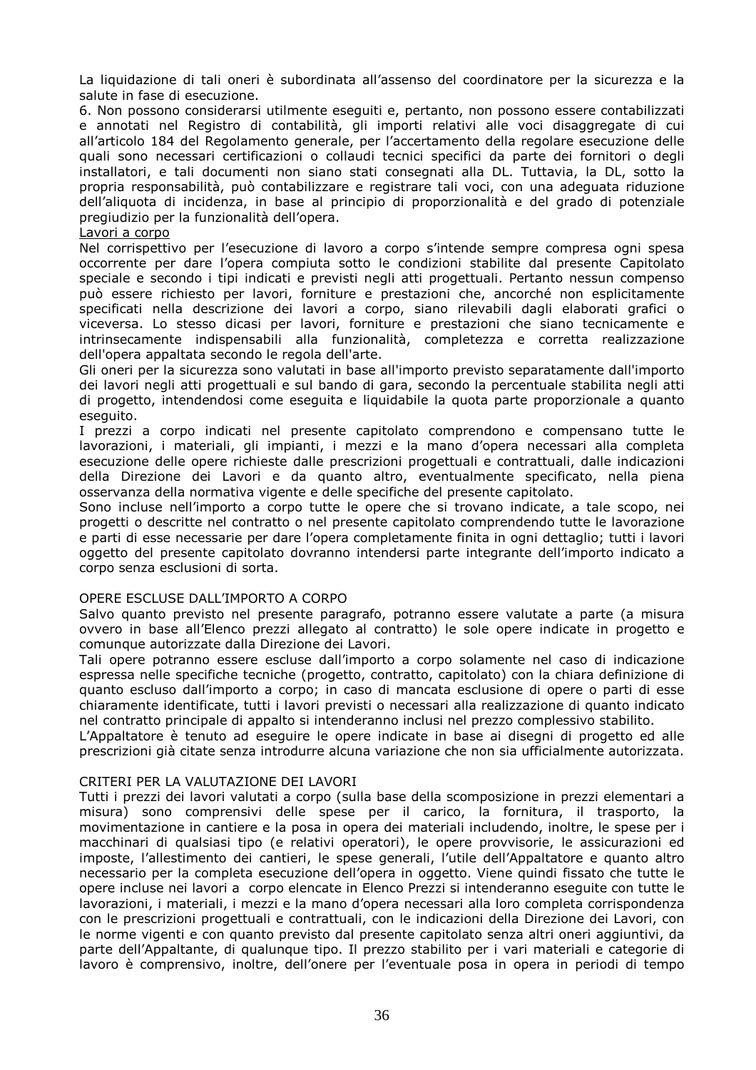La liquidazione di tali oneri è subordinata all'assenso del coordinatore per la sicurezza e la salute in fase di esecuzione.

6. Non possono considerarsi utilmente eseguiti e, pertanto, non possono essere contabilizzati e annotati nel Registro di contabilità, gli importi relativi alle voci disaggregate di cui all'articolo 184 del Regolamento generale, per l'accertamento della regolare esecuzione delle quali sono necessari certificazioni o collaudi tecnici specifici da parte dei fornitori o degli installatori, e tali documenti non siano stati consegnati alla DL. Tuttavia, la DL, sotto la propria responsabilità, può contabilizzare e registrare tali voci, con una adeguata riduzione dell'aliquota di incidenza, in base al principio di proporzionalità e del grado di potenziale pregiudizio per la funzionalità dell'opera.

Lavori a corpo

Nel corrispettivo per l'esecuzione di lavoro a corpo s'intende sempre compresa ogni spesa occorrente per dare l'opera compiuta sotto le condizioni stabilite dal presente Capitolato speciale e secondo i tipi indicati e previsti negli atti progettuali. Pertanto nessun compenso può essere richiesto per lavori, forniture e prestazioni che, ancorché non esplicitamente specificati nella descrizione dei lavori a corpo, siano rilevabili dagli elaborati grafici o viceversa. Lo stesso dicasi per lavori, forniture e prestazioni che siano tecnicamente e intrinsecamente indispensabili alla funzionalità, completezza e corretta realizzazione dell'opera appaltata secondo le regola dell'arte.

Gli oneri per la sicurezza sono valutati in base all'importo previsto separatamente dall'importo dei lavori negli atti progettuali e sul bando di gara, secondo la percentuale stabilita negli atti di progetto, intendendosi come eseguita e liquidabile la quota parte proporzionale a quanto eseguito.

I prezzi a corpo indicati nel presente capitolato comprendono e compensano tutte le lavorazioni, i materiali, gli impianti, i mezzi e la mano d'opera necessari alla completa esecuzione delle opere richieste dalle prescrizioni progettuali e contrattuali, dalle indicazioni della Direzione dei Lavori e da quanto altro, eventualmente specificato, nella piena osservanza della normativa vigente e delle specifiche del presente capitolato.

Sono incluse nell'importo a corpo tutte le opere che si trovano indicate, a tale scopo, nei progetti o descritte nel contratto o nel presente capitolato comprendendo tutte le lavorazione e parti di esse necessarie per dare l'opera completamente finita in ogni dettaglio; tutti i lavori oggetto del presente capitolato dovranno intendersi parte integrante dell'importo indicato a corpo senza esclusioni di sorta.

OPERE ESCLUSE DALL'IMPORTO A CORPO

Salvo quanto previsto nel presente paragrafo, potranno essere valutate a parte (a misura ovvero in base all'Elenco prezzi allegato al contratto) le sole opere indicate in progetto e comunque autorizzate dalla Direzione dei Lavori.

Tali opere potranno essere escluse dall'importo a corpo solamente nel caso di indicazione espressa nelle specifiche tecniche (progetto, contratto, capitolato) con la chiara definizione di quanto escluso dall'importo a corpo; in caso di mancata esclusione di opere o parti di esse chiaramente identificate, tutti i lavori previsti o necessari alla realizzazione di quanto indicato nel contratto principale di appalto si intenderanno inclusi nel prezzo complessivo stabilito.

L'Appaltatore è tenuto ad eseguire le opere indicate in base ai disegni di progetto ed alle prescrizioni già citate senza introdurre alcuna variazione che non sia ufficialmente autorizzata.

CRITERI PER LA VALUTAZIONE DEI LAVORI

Tutti i prezzi dei lavori valutati a corpo (sulla base della scomposizione in prezzi elementari a misura) sono comprensivi delle spese per il carico, la fornitura, il trasporto, la movimentazione in cantiere e la posa in opera dei materiali includendo, inoltre, le spese per i macchinari di qualsiasi tipo (e relativi operatori), le opere provvisorie, le assicurazioni ed imposte, l'allestimento dei cantieri, le spese generali, l'utile dell'Appaltatore e quanto altro necessario per la completa esecuzione dell'opera in oggetto. Viene quindi fissato che tutte le opere incluse nei lavori a corpo elencate in Elenco Prezzi si intenderanno eseguite con tutte le lavorazioni, i materiali, i mezzi e la mano d'opera necessari alla loro completa corrispondenza con le prescrizioni progettuali e contrattuali, con le indicazioni della Direzione dei Lavori, con le norme vigenti e con quanto previsto dal presente capitolato senza altri oneri aggiuntivi, da parte dell'Appaltante, di qualunque tipo. Il prezzo stabilito per i vari materiali e categorie di lavoro è comprensivo, inoltre, dell'onere per l'eventuale posa in opera in periodi di tempo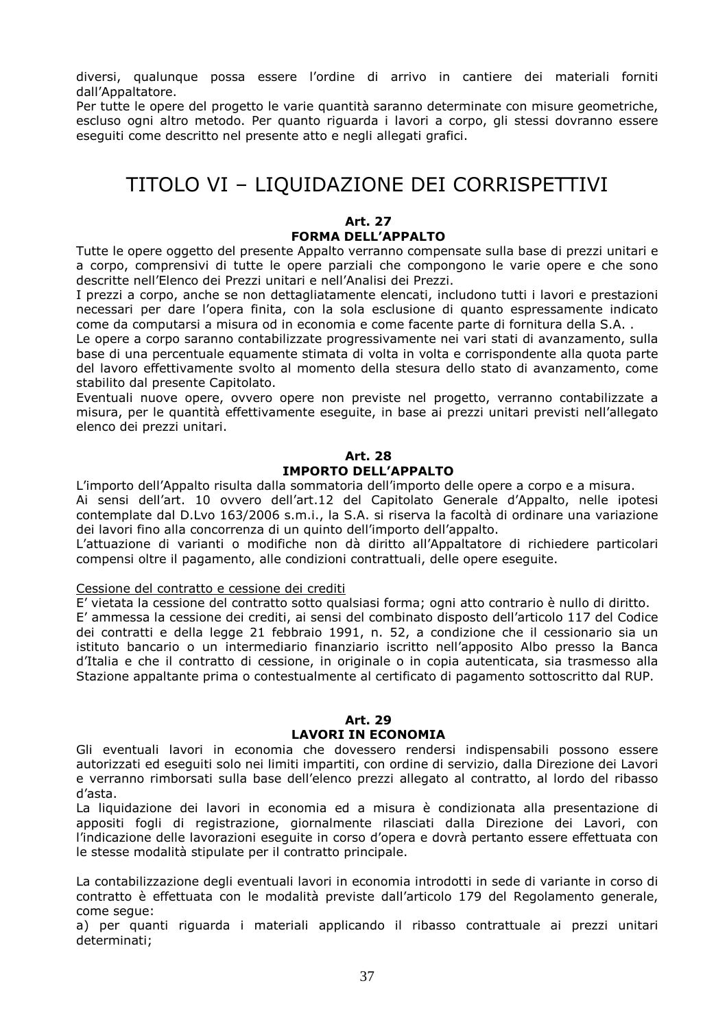diversi, qualunque possa essere l'ordine di arrivo in cantiere dei materiali forniti dall'Appaltatore.

Per tutte le opere del progetto le varie quantità saranno determinate con misure geometriche, escluso ogni altro metodo. Per quanto riguarda i lavori a corpo, gli stessi dovranno essere eseguiti come descritto nel presente atto e negli allegati grafici.

# TITOLO VI – LIQUIDAZIONE DEI CORRISPETTIVI

### Art. 27
### FORMA DELL'APPALTO

Tutte le opere oggetto del presente Appalto verranno compensate sulla base di prezzi unitari e a corpo, comprensivi di tutte le opere parziali che compongono le varie opere e che sono descritte nell'Elenco dei Prezzi unitari e nell'Analisi dei Prezzi.

I prezzi a corpo, anche se non dettagliatamente elencati, includono tutti i lavori e prestazioni necessari per dare l'opera finita, con la sola esclusione di quanto espressamente indicato come da computarsi a misura od in economia e come facente parte di fornitura della S.A. .

Le opere a corpo saranno contabilizzate progressivamente nei vari stati di avanzamento, sulla base di una percentuale equamente stimata di volta in volta e corrispondente alla quota parte del lavoro effettivamente svolto al momento della stesura dello stato di avanzamento, come stabilito dal presente Capitolato.

Eventuali nuove opere, ovvero opere non previste nel progetto, verranno contabilizzate a misura, per le quantità effettivamente eseguite, in base ai prezzi unitari previsti nell'allegato elenco dei prezzi unitari.

### Art. 28
### IMPORTO DELL'APPALTO

L'importo dell'Appalto risulta dalla sommatoria dell'importo delle opere a corpo e a misura.

Ai sensi dell'art. 10 ovvero dell'art.12 del Capitolato Generale d'Appalto, nelle ipotesi contemplate dal D.Lvo 163/2006 s.m.i., la S.A. si riserva la facoltà di ordinare una variazione dei lavori fino alla concorrenza di un quinto dell'importo dell'appalto.

L'attuazione di varianti o modifiche non dà diritto all'Appaltatore di richiedere particolari compensi oltre il pagamento, alle condizioni contrattuali, delle opere eseguite.

Cessione del contratto e cessione dei crediti

E' vietata la cessione del contratto sotto qualsiasi forma; ogni atto contrario è nullo di diritto.

E' ammessa la cessione dei crediti, ai sensi del combinato disposto dell'articolo 117 del Codice dei contratti e della legge 21 febbraio 1991, n. 52, a condizione che il cessionario sia un istituto bancario o un intermediario finanziario iscritto nell'apposito Albo presso la Banca d'Italia e che il contratto di cessione, in originale o in copia autenticata, sia trasmesso alla Stazione appaltante prima o contestualmente al certificato di pagamento sottoscritto dal RUP.

### Art. 29
### LAVORI IN ECONOMIA

Gli eventuali lavori in economia che dovessero rendersi indispensabili possono essere autorizzati ed eseguiti solo nei limiti impartiti, con ordine di servizio, dalla Direzione dei Lavori e verranno rimborsati sulla base dell'elenco prezzi allegato al contratto, al lordo del ribasso d'asta.

La liquidazione dei lavori in economia ed a misura è condizionata alla presentazione di appositi fogli di registrazione, giornalmente rilasciati dalla Direzione dei Lavori, con l'indicazione delle lavorazioni eseguite in corso d'opera e dovrà pertanto essere effettuata con le stesse modalità stipulate per il contratto principale.

La contabilizzazione degli eventuali lavori in economia introdotti in sede di variante in corso di contratto è effettuata con le modalità previste dall'articolo 179 del Regolamento generale, come segue:

a) per quanti riguarda i materiali applicando il ribasso contrattuale ai prezzi unitari determinati;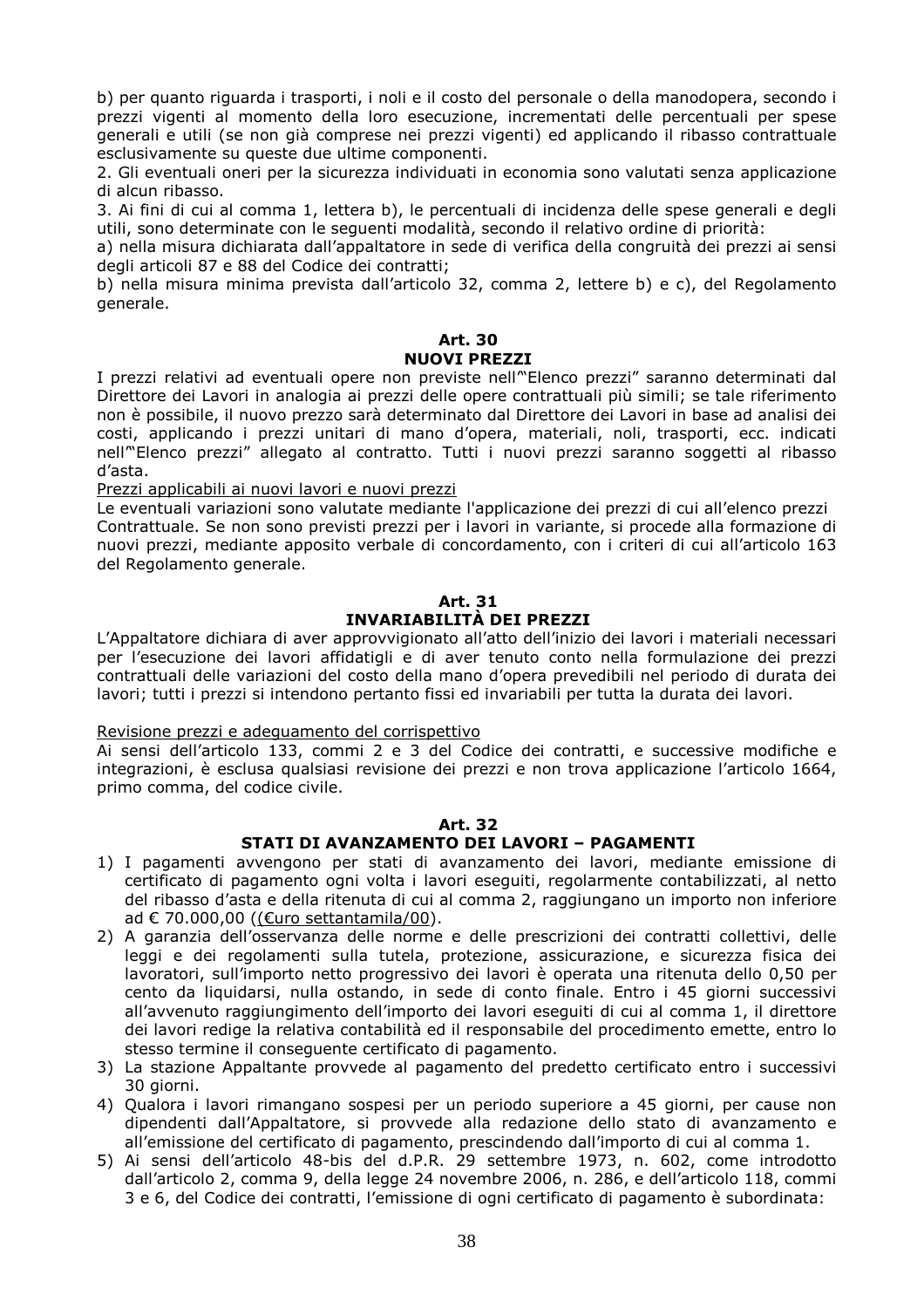b) per quanto riguarda i trasporti, i noli e il costo del personale o della manodopera, secondo i prezzi vigenti al momento della loro esecuzione, incrementati delle percentuali per spese generali e utili (se non già comprese nei prezzi vigenti) ed applicando il ribasso contrattuale esclusivamente su queste due ultime componenti.

2. Gli eventuali oneri per la sicurezza individuati in economia sono valutati senza applicazione di alcun ribasso.

3. Ai fini di cui al comma 1, lettera b), le percentuali di incidenza delle spese generali e degli utili, sono determinate con le seguenti modalità, secondo il relativo ordine di priorità:

a) nella misura dichiarata dall'appaltatore in sede di verifica della congruità dei prezzi ai sensi degli articoli 87 e 88 del Codice dei contratti;

b) nella misura minima prevista dall'articolo 32, comma 2, lettere b) e c), del Regolamento generale.

## Art. 30
## NUOVI PREZZI

I prezzi relativi ad eventuali opere non previste nell'"Elenco prezzi" saranno determinati dal Direttore dei Lavori in analogia ai prezzi delle opere contrattuali più simili; se tale riferimento non è possibile, il nuovo prezzo sarà determinato dal Direttore dei Lavori in base ad analisi dei costi, applicando i prezzi unitari di mano d'opera, materiali, noli, trasporti, ecc. indicati nell'"Elenco prezzi" allegato al contratto. Tutti i nuovi prezzi saranno soggetti al ribasso d'asta.

Prezzi applicabili ai nuovi lavori e nuovi prezzi

Le eventuali variazioni sono valutate mediante l'applicazione dei prezzi di cui all'elenco prezzi Contrattuale. Se non sono previsti prezzi per i lavori in variante, si procede alla formazione di nuovi prezzi, mediante apposito verbale di concordamento, con i criteri di cui all'articolo 163 del Regolamento generale.

## Art. 31
## INVARIABILITÀ DEI PREZZI

L'Appaltatore dichiara di aver approvvigionato all'atto dell'inizio dei lavori i materiali necessari per l'esecuzione dei lavori affidatigli e di aver tenuto conto nella formulazione dei prezzi contrattuali delle variazioni del costo della mano d'opera prevedibili nel periodo di durata dei lavori; tutti i prezzi si intendono pertanto fissi ed invariabili per tutta la durata dei lavori.

Revisione prezzi e adeguamento del corrispettivo

Ai sensi dell'articolo 133, commi 2 e 3 del Codice dei contratti, e successive modifiche e integrazioni, è esclusa qualsiasi revisione dei prezzi e non trova applicazione l'articolo 1664, primo comma, del codice civile.

## Art. 32
## STATI DI AVANZAMENTO DEI LAVORI – PAGAMENTI

1) I pagamenti avvengono per stati di avanzamento dei lavori, mediante emissione di certificato di pagamento ogni volta i lavori eseguiti, regolarmente contabilizzati, al netto del ribasso d'asta e della ritenuta di cui al comma 2, raggiungano un importo non inferiore ad € 70.000,00 ((€uro settantamila/00).
2) A garanzia dell'osservanza delle norme e delle prescrizioni dei contratti collettivi, delle leggi e dei regolamenti sulla tutela, protezione, assicurazione, e sicurezza fisica dei lavoratori, sull'importo netto progressivo dei lavori è operata una ritenuta dello 0,50 per cento da liquidarsi, nulla ostando, in sede di conto finale. Entro i 45 giorni successivi all'avvenuto raggiungimento dell'importo dei lavori eseguiti di cui al comma 1, il direttore dei lavori redige la relativa contabilità ed il responsabile del procedimento emette, entro lo stesso termine il conseguente certificato di pagamento.
3) La stazione Appaltante provvede al pagamento del predetto certificato entro i successivi 30 giorni.
4) Qualora i lavori rimangano sospesi per un periodo superiore a 45 giorni, per cause non dipendenti dall'Appaltatore, si provvede alla redazione dello stato di avanzamento e all'emissione del certificato di pagamento, prescindendo dall'importo di cui al comma 1.
5) Ai sensi dell'articolo 48-bis del d.P.R. 29 settembre 1973, n. 602, come introdotto dall'articolo 2, comma 9, della legge 24 novembre 2006, n. 286, e dell'articolo 118, commi 3 e 6, del Codice dei contratti, l'emissione di ogni certificato di pagamento è subordinata: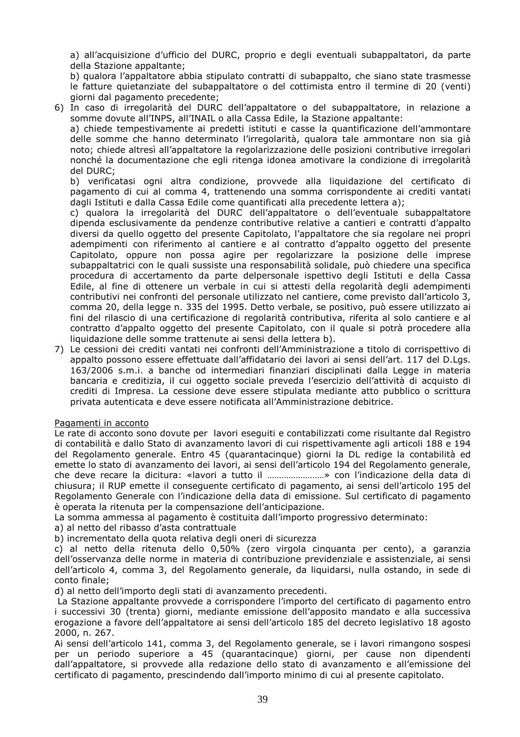a) all'acquisizione d'ufficio del DURC, proprio e degli eventuali subappaltatori, da parte della Stazione appaltante;

b) qualora l'appaltatore abbia stipulato contratti di subappalto, che siano state trasmesse le fatture quietanziate del subappaltatore o del cottimista entro il termine di 20 (venti) giorni dal pagamento precedente;

6) In caso di irregolarità del DURC dell'appaltatore o del subappaltatore, in relazione a somme dovute all'INPS, all'INAIL o alla Cassa Edile, la Stazione appaltante:

   a) chiede tempestivamente ai predetti istituti e casse la quantificazione dell'ammontare delle somme che hanno determinato l'irregolarità, qualora tale ammontare non sia già noto; chiede altresì all'appaltatore la regolarizzazione delle posizioni contributive irregolari nonché la documentazione che egli ritenga idonea amotivare la condizione di irregolarità del DURC;

   b) verificatasi ogni altra condizione, provvede alla liquidazione del certificato di pagamento di cui al comma 4, trattenendo una somma corrispondente ai crediti vantati dagli Istituti e dalla Cassa Edile come quantificati alla precedente lettera a);

   c) qualora la irregolarità del DURC dell'appaltatore o dell'eventuale subappaltatore dipenda esclusivamente da pendenze contributive relative a cantieri e contratti d'appalto diversi da quello oggetto del presente Capitolato, l'appaltatore che sia regolare nei propri adempimenti con riferimento al cantiere e al contratto d'appalto oggetto del presente Capitolato, oppure non possa agire per regolarizzare la posizione delle imprese subappaltatrici con le quali sussiste una responsabilità solidale, può chiedere una specifica procedura di accertamento da parte delpersonale ispettivo degli Istituti e della Cassa Edile, al fine di ottenere un verbale in cui si attesti della regolarità degli adempimenti contributivi nei confronti del personale utilizzato nel cantiere, come previsto dall'articolo 3, comma 20, della legge n. 335 del 1995. Detto verbale, se positivo, può essere utilizzato ai fini del rilascio di una certificazione di regolarità contributiva, riferita al solo cantiere e al contratto d'appalto oggetto del presente Capitolato, con il quale si potrà procedere alla liquidazione delle somme trattenute ai sensi della lettera b).

7) Le cessioni dei crediti vantati nei confronti dell'Amministrazione a titolo di corrispettivo di appalto possono essere effettuate dall'affidatario dei lavori ai sensi dell'art. 117 del D.Lgs. 163/2006 s.m.i. a banche od intermediari finanziari disciplinati dalla Legge in materia bancaria e creditizia, il cui oggetto sociale preveda l'esercizio dell'attività di acquisto di crediti di Impresa. La cessione deve essere stipulata mediante atto pubblico o scrittura privata autenticata e deve essere notificata all'Amministrazione debitrice.

Pagamenti in acconto

Le rate di acconto sono dovute per lavori eseguiti e contabilizzati come risultante dal Registro di contabilità e dallo Stato di avanzamento lavori di cui rispettivamente agli articoli 188 e 194 del Regolamento generale. Entro 45 (quarantacinque) giorni la DL redige la contabilità ed emette lo stato di avanzamento dei lavori, ai sensi dell'articolo 194 del Regolamento generale, che deve recare la dicitura: «lavori a tutto il ……………………» con l'indicazione della data di chiusura; il RUP emette il conseguente certificato di pagamento, ai sensi dell'articolo 195 del Regolamento Generale con l'indicazione della data di emissione. Sul certificato di pagamento è operata la ritenuta per la compensazione dell'anticipazione.

La somma ammessa al pagamento è costituita dall'importo progressivo determinato:

a) al netto del ribasso d'asta contrattuale

b) incrementato della quota relativa degli oneri di sicurezza

c) al netto della ritenuta dello 0,50% (zero virgola cinquanta per cento), a garanzia dell'osservanza delle norme in materia di contribuzione previdenziale e assistenziale, ai sensi dell'articolo 4, comma 3, del Regolamento generale, da liquidarsi, nulla ostando, in sede di conto finale;

d) al netto dell'importo degli stati di avanzamento precedenti.

La Stazione appaltante provvede a corrispondere l'importo del certificato di pagamento entro i successivi 30 (trenta) giorni, mediante emissione dell'apposito mandato e alla successiva erogazione a favore dell'appaltatore ai sensi dell'articolo 185 del decreto legislativo 18 agosto 2000, n. 267.

Ai sensi dell'articolo 141, comma 3, del Regolamento generale, se i lavori rimangono sospesi per un periodo superiore a 45 (quarantacinque) giorni, per cause non dipendenti dall'appaltatore, si provvede alla redazione dello stato di avanzamento e all'emissione del certificato di pagamento, prescindendo dall'importo minimo di cui al presente capitolato.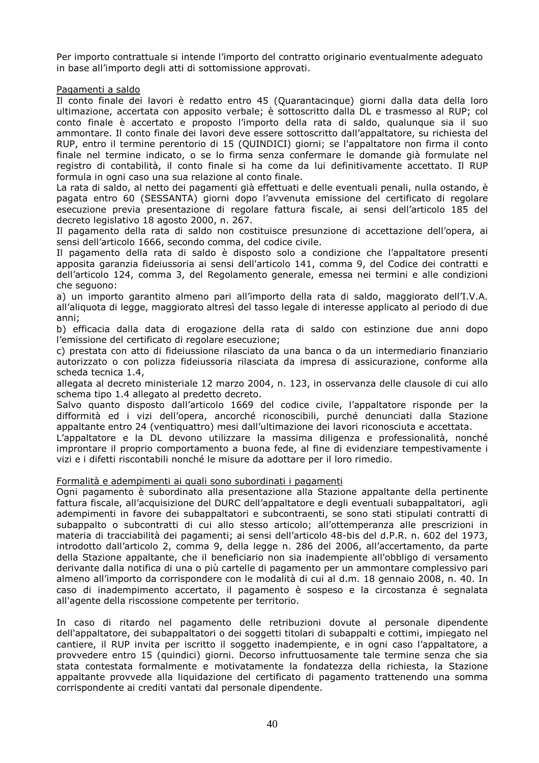Per importo contrattuale si intende l'importo del contratto originario eventualmente adeguato in base all'importo degli atti di sottomissione approvati.

Pagamenti a saldo

Il conto finale dei lavori è redatto entro 45 (Quarantacinque) giorni dalla data della loro ultimazione, accertata con apposito verbale; è sottoscritto dalla DL e trasmesso al RUP; col conto finale è accertato e proposto l'importo della rata di saldo, qualunque sia il suo ammontare. Il conto finale dei lavori deve essere sottoscritto dall'appaltatore, su richiesta del RUP, entro il termine perentorio di 15 (QUINDICI) giorni; se l'appaltatore non firma il conto finale nel termine indicato, o se lo firma senza confermare le domande già formulate nel registro di contabilità, il conto finale si ha come da lui definitivamente accettato. Il RUP formula in ogni caso una sua relazione al conto finale.

La rata di saldo, al netto dei pagamenti già effettuati e delle eventuali penali, nulla ostando, è pagata entro 60 (SESSANTA) giorni dopo l'avvenuta emissione del certificato di regolare esecuzione previa presentazione di regolare fattura fiscale, ai sensi dell'articolo 185 del decreto legislativo 18 agosto 2000, n. 267.

Il pagamento della rata di saldo non costituisce presunzione di accettazione dell'opera, ai sensi dell'articolo 1666, secondo comma, del codice civile.

Il pagamento della rata di saldo è disposto solo a condizione che l'appaltatore presenti apposita garanzia fideiussoria ai sensi dell'articolo 141, comma 9, del Codice dei contratti e dell'articolo 124, comma 3, del Regolamento generale, emessa nei termini e alle condizioni che seguono:

a) un importo garantito almeno pari all'importo della rata di saldo, maggiorato dell'I.V.A. all'aliquota di legge, maggiorato altresì del tasso legale di interesse applicato al periodo di due anni;

b) efficacia dalla data di erogazione della rata di saldo con estinzione due anni dopo l'emissione del certificato di regolare esecuzione;

c) prestata con atto di fideiussione rilasciato da una banca o da un intermediario finanziario autorizzato o con polizza fideiussoria rilasciata da impresa di assicurazione, conforme alla scheda tecnica 1.4,

allegata al decreto ministeriale 12 marzo 2004, n. 123, in osservanza delle clausole di cui allo schema tipo 1.4 allegato al predetto decreto.

Salvo quanto disposto dall'articolo 1669 del codice civile, l'appaltatore risponde per la difformità ed i vizi dell'opera, ancorché riconoscibili, purché denunciati dalla Stazione appaltante entro 24 (ventiquattro) mesi dall'ultimazione dei lavori riconosciuta e accettata.

L'appaltatore e la DL devono utilizzare la massima diligenza e professionalità, nonché improntare il proprio comportamento a buona fede, al fine di evidenziare tempestivamente i vizi e i difetti riscontabili nonché le misure da adottare per il loro rimedio.

Formalità e adempimenti ai quali sono subordinati i pagamenti

Ogni pagamento è subordinato alla presentazione alla Stazione appaltante della pertinente fattura fiscale, all'acquisizione del DURC dell'appaltatore e degli eventuali subappaltatori, agli adempimenti in favore dei subappaltatori e subcontraenti, se sono stati stipulati contratti di subappalto o subcontratti di cui allo stesso articolo; all'ottemperanza alle prescrizioni in materia di tracciabilità dei pagamenti; ai sensi dell'articolo 48-bis del d.P.R. n. 602 del 1973, introdotto dall'articolo 2, comma 9, della legge n. 286 del 2006, all'accertamento, da parte della Stazione appaltante, che il beneficiario non sia inadempiente all'obbligo di versamento derivante dalla notifica di una o più cartelle di pagamento per un ammontare complessivo pari almeno all'importo da corrispondere con le modalità di cui al d.m. 18 gennaio 2008, n. 40. In caso di inadempimento accertato, il pagamento è sospeso e la circostanza è segnalata all'agente della riscossione competente per territorio.

In caso di ritardo nel pagamento delle retribuzioni dovute al personale dipendente dell'appaltatore, dei subappaltatori o dei soggetti titolari di subappalti e cottimi, impiegato nel cantiere, il RUP invita per iscritto il soggetto inadempiente, e in ogni caso l'appaltatore, a provvedere entro 15 (quindici) giorni. Decorso infruttuosamente tale termine senza che sia stata contestata formalmente e motivatamente la fondatezza della richiesta, la Stazione appaltante provvede alla liquidazione del certificato di pagamento trattenendo una somma corrispondente ai crediti vantati dal personale dipendente.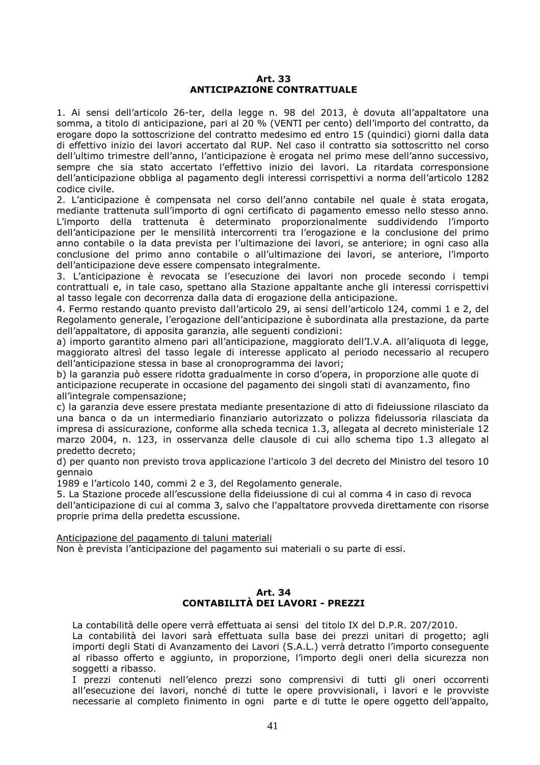## Art. 33
## ANTICIPAZIONE CONTRATTUALE

1. Ai sensi dell'articolo 26-ter, della legge n. 98 del 2013, è dovuta all'appaltatore una somma, a titolo di anticipazione, pari al 20 % (VENTI per cento) dell'importo del contratto, da erogare dopo la sottoscrizione del contratto medesimo ed entro 15 (quindici) giorni dalla data di effettivo inizio dei lavori accertato dal RUP. Nel caso il contratto sia sottoscritto nel corso dell'ultimo trimestre dell'anno, l'anticipazione è erogata nel primo mese dell'anno successivo, sempre che sia stato accertato l'effettivo inizio dei lavori. La ritardata corresponsione dell'anticipazione obbliga al pagamento degli interessi corrispettivi a norma dell'articolo 1282 codice civile.
2. L'anticipazione è compensata nel corso dell'anno contabile nel quale è stata erogata, mediante trattenuta sull'importo di ogni certificato di pagamento emesso nello stesso anno. L'importo della trattenuta è determinato proporzionalmente suddividendo l'importo dell'anticipazione per le mensilità intercorrenti tra l'erogazione e la conclusione del primo anno contabile o la data prevista per l'ultimazione dei lavori, se anteriore; in ogni caso alla conclusione del primo anno contabile o all'ultimazione dei lavori, se anteriore, l'importo dell'anticipazione deve essere compensato integralmente.
3. L'anticipazione è revocata se l'esecuzione dei lavori non procede secondo i tempi contrattuali e, in tale caso, spettano alla Stazione appaltante anche gli interessi corrispettivi al tasso legale con decorrenza dalla data di erogazione della anticipazione.
4. Fermo restando quanto previsto dall'articolo 29, ai sensi dell'articolo 124, commi 1 e 2, del Regolamento generale, l'erogazione dell'anticipazione è subordinata alla prestazione, da parte dell'appaltatore, di apposita garanzia, alle seguenti condizioni:
a) importo garantito almeno pari all'anticipazione, maggiorato dell'I.V.A. all'aliquota di legge, maggiorato altresì del tasso legale di interesse applicato al periodo necessario al recupero dell'anticipazione stessa in base al cronoprogramma dei lavori;
b) la garanzia può essere ridotta gradualmente in corso d'opera, in proporzione alle quote di anticipazione recuperate in occasione del pagamento dei singoli stati di avanzamento, fino all'integrale compensazione;
c) la garanzia deve essere prestata mediante presentazione di atto di fideiussione rilasciato da una banca o da un intermediario finanziario autorizzato o polizza fideiussoria rilasciata da impresa di assicurazione, conforme alla scheda tecnica 1.3, allegata al decreto ministeriale 12 marzo 2004, n. 123, in osservanza delle clausole di cui allo schema tipo 1.3 allegato al predetto decreto;
d) per quanto non previsto trova applicazione l'articolo 3 del decreto del Ministro del tesoro 10 gennaio 1989 e l'articolo 140, commi 2 e 3, del Regolamento generale.
5. La Stazione procede all'escussione della fideiussione di cui al comma 4 in caso di revoca dell'anticipazione di cui al comma 3, salvo che l'appaltatore provveda direttamente con risorse proprie prima della predetta escussione.

<u>Anticipazione del pagamento di taluni materiali</u>
Non è prevista l'anticipazione del pagamento sui materiali o su parte di essi.

## Art. 34
## CONTABILITÀ DEI LAVORI - PREZZI

La contabilità delle opere verrà effettuata ai sensi del titolo IX del D.P.R. 207/2010.
La contabilità dei lavori sarà effettuata sulla base dei prezzi unitari di progetto; agli importi degli Stati di Avanzamento dei Lavori (S.A.L.) verrà detratto l'importo conseguente al ribasso offerto e aggiunto, in proporzione, l'importo degli oneri della sicurezza non soggetti a ribasso.
I prezzi contenuti nell'elenco prezzi sono comprensivi di tutti gli oneri occorrenti all'esecuzione dei lavori, nonché di tutte le opere provvisionali, i lavori e le provviste necessarie al completo finimento in ogni parte e di tutte le opere oggetto dell'appalto,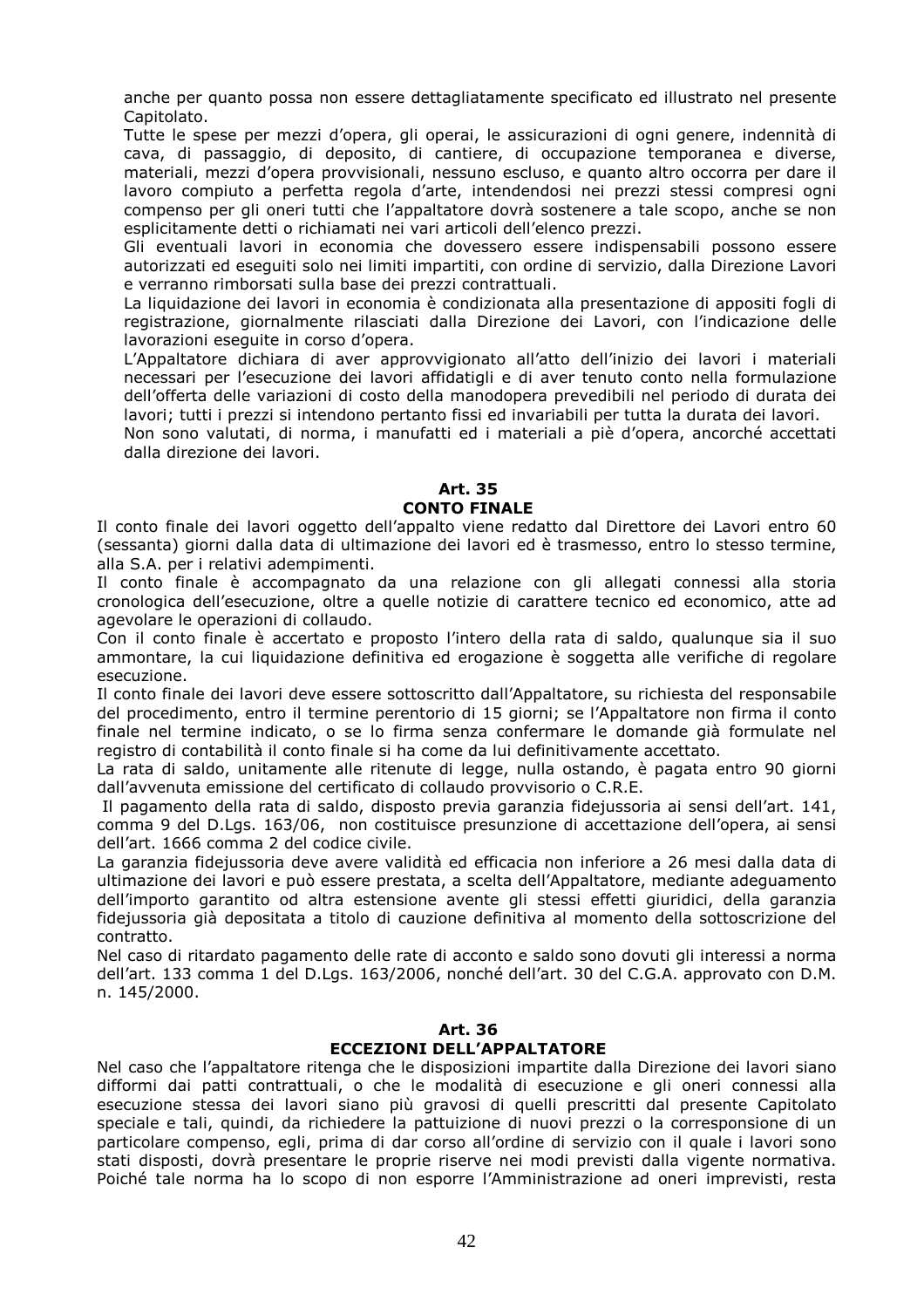anche per quanto possa non essere dettagliatamente specificato ed illustrato nel presente Capitolato.

Tutte le spese per mezzi d'opera, gli operai, le assicurazioni di ogni genere, indennità di cava, di passaggio, di deposito, di cantiere, di occupazione temporanea e diverse, materiali, mezzi d'opera provvisionali, nessuno escluso, e quanto altro occorra per dare il lavoro compiuto a perfetta regola d'arte, intendendosi nei prezzi stessi compresi ogni compenso per gli oneri tutti che l'appaltatore dovrà sostenere a tale scopo, anche se non esplicitamente detti o richiamati nei vari articoli dell'elenco prezzi.

Gli eventuali lavori in economia che dovessero essere indispensabili possono essere autorizzati ed eseguiti solo nei limiti impartiti, con ordine di servizio, dalla Direzione Lavori e verranno rimborsati sulla base dei prezzi contrattuali.

La liquidazione dei lavori in economia è condizionata alla presentazione di appositi fogli di registrazione, giornalmente rilasciati dalla Direzione dei Lavori, con l'indicazione delle lavorazioni eseguite in corso d'opera.

L'Appaltatore dichiara di aver approvvigionato all'atto dell'inizio dei lavori i materiali necessari per l'esecuzione dei lavori affidatigli e di aver tenuto conto nella formulazione dell'offerta delle variazioni di costo della manodopera prevedibili nel periodo di durata dei lavori; tutti i prezzi si intendono pertanto fissi ed invariabili per tutta la durata dei lavori.

Non sono valutati, di norma, i manufatti ed i materiali a piè d'opera, ancorché accettati dalla direzione dei lavori.

## Art. 35
## CONTO FINALE

Il conto finale dei lavori oggetto dell'appalto viene redatto dal Direttore dei Lavori entro 60 (sessanta) giorni dalla data di ultimazione dei lavori ed è trasmesso, entro lo stesso termine, alla S.A. per i relativi adempimenti.

Il conto finale è accompagnato da una relazione con gli allegati connessi alla storia cronologica dell'esecuzione, oltre a quelle notizie di carattere tecnico ed economico, atte ad agevolare le operazioni di collaudo.

Con il conto finale è accertato e proposto l'intero della rata di saldo, qualunque sia il suo ammontare, la cui liquidazione definitiva ed erogazione è soggetta alle verifiche di regolare esecuzione.

Il conto finale dei lavori deve essere sottoscritto dall'Appaltatore, su richiesta del responsabile del procedimento, entro il termine perentorio di 15 giorni; se l'Appaltatore non firma il conto finale nel termine indicato, o se lo firma senza confermare le domande già formulate nel registro di contabilità il conto finale si ha come da lui definitivamente accettato.

La rata di saldo, unitamente alle ritenute di legge, nulla ostando, è pagata entro 90 giorni dall'avvenuta emissione del certificato di collaudo provvisorio o C.R.E.

Il pagamento della rata di saldo, disposto previa garanzia fidejussoria ai sensi dell'art. 141, comma 9 del D.Lgs. 163/06, non costituisce presunzione di accettazione dell'opera, ai sensi dell'art. 1666 comma 2 del codice civile.

La garanzia fidejussoria deve avere validità ed efficacia non inferiore a 26 mesi dalla data di ultimazione dei lavori e può essere prestata, a scelta dell'Appaltatore, mediante adeguamento dell'importo garantito od altra estensione avente gli stessi effetti giuridici, della garanzia fidejussoria già depositata a titolo di cauzione definitiva al momento della sottoscrizione del contratto.

Nel caso di ritardato pagamento delle rate di acconto e saldo sono dovuti gli interessi a norma dell'art. 133 comma 1 del D.Lgs. 163/2006, nonché dell'art. 30 del C.G.A. approvato con D.M. n. 145/2000.

## Art. 36
## ECCEZIONI DELL'APPALTATORE

Nel caso che l'appaltatore ritenga che le disposizioni impartite dalla Direzione dei lavori siano difformi dai patti contrattuali, o che le modalità di esecuzione e gli oneri connessi alla esecuzione stessa dei lavori siano più gravosi di quelli prescritti dal presente Capitolato speciale e tali, quindi, da richiedere la pattuizione di nuovi prezzi o la corresponsione di un particolare compenso, egli, prima di dar corso all'ordine di servizio con il quale i lavori sono stati disposti, dovrà presentare le proprie riserve nei modi previsti dalla vigente normativa. Poiché tale norma ha lo scopo di non esporre l'Amministrazione ad oneri imprevisti, resta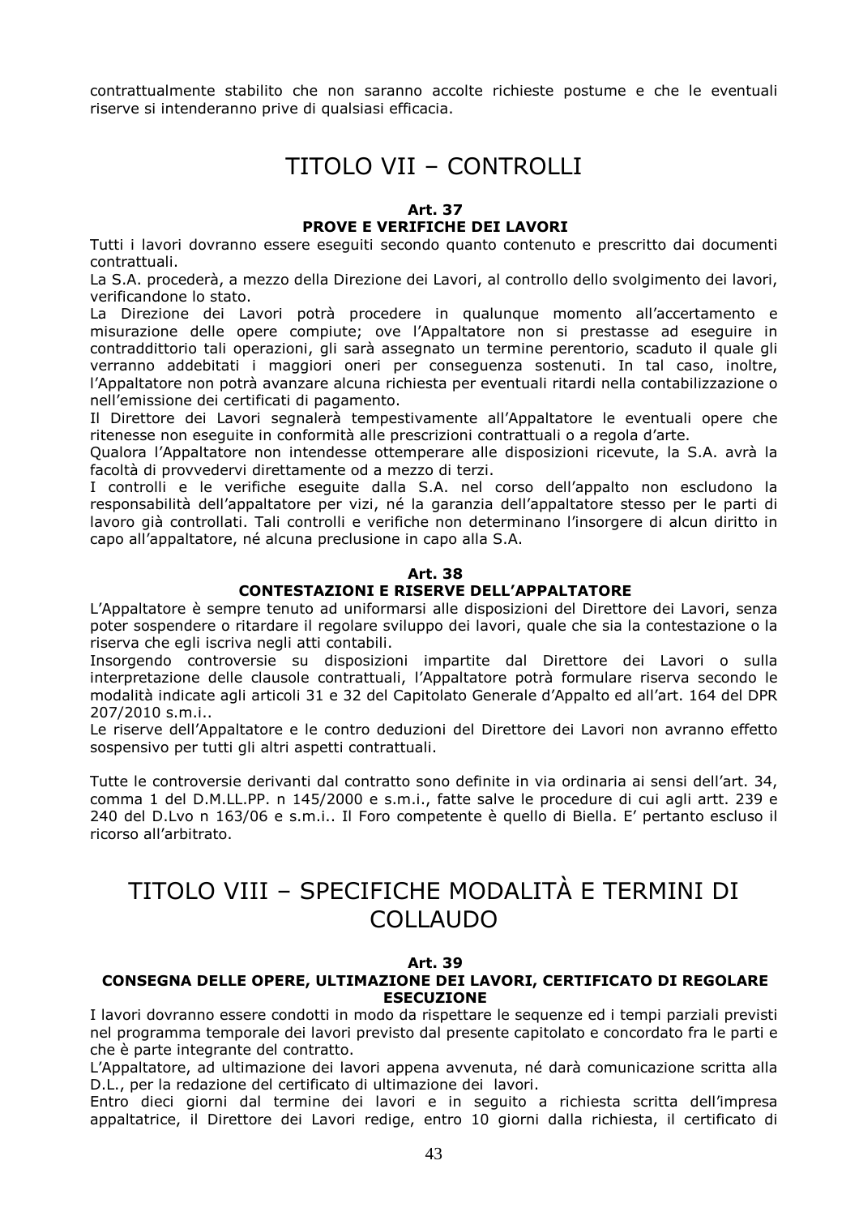contrattualmente stabilito che non saranno accolte richieste postume e che le eventuali riserve si intenderanno prive di qualsiasi efficacia.

# TITOLO VII – CONTROLLI

### Art. 37
### PROVE E VERIFICHE DEI LAVORI

Tutti i lavori dovranno essere eseguiti secondo quanto contenuto e prescritto dai documenti contrattuali.
La S.A. procederà, a mezzo della Direzione dei Lavori, al controllo dello svolgimento dei lavori, verificandone lo stato.
La Direzione dei Lavori potrà procedere in qualunque momento all'accertamento e misurazione delle opere compiute; ove l'Appaltatore non si prestasse ad eseguire in contraddittorio tali operazioni, gli sarà assegnato un termine perentorio, scaduto il quale gli verranno addebitati i maggiori oneri per conseguenza sostenuti. In tal caso, inoltre, l'Appaltatore non potrà avanzare alcuna richiesta per eventuali ritardi nella contabilizzazione o nell'emissione dei certificati di pagamento.
Il Direttore dei Lavori segnalerà tempestivamente all'Appaltatore le eventuali opere che ritenesse non eseguite in conformità alle prescrizioni contrattuali o a regola d'arte.
Qualora l'Appaltatore non intendesse ottemperare alle disposizioni ricevute, la S.A. avrà la facoltà di provvedervi direttamente od a mezzo di terzi.
I controlli e le verifiche eseguite dalla S.A. nel corso dell'appalto non escludono la responsabilità dell'appaltatore per vizi, né la garanzia dell'appaltatore stesso per le parti di lavoro già controllati. Tali controlli e verifiche non determinano l'insorgere di alcun diritto in capo all'appaltatore, né alcuna preclusione in capo alla S.A.

### Art. 38
### CONTESTAZIONI E RISERVE DELL'APPALTATORE

L'Appaltatore è sempre tenuto ad uniformarsi alle disposizioni del Direttore dei Lavori, senza poter sospendere o ritardare il regolare sviluppo dei lavori, quale che sia la contestazione o la riserva che egli iscriva negli atti contabili.
Insorgendo controversie su disposizioni impartite dal Direttore dei Lavori o sulla interpretazione delle clausole contrattuali, l'Appaltatore potrà formulare riserva secondo le modalità indicate agli articoli 31 e 32 del Capitolato Generale d'Appalto ed all'art. 164 del DPR 207/2010 s.m.i..
Le riserve dell'Appaltatore e le contro deduzioni del Direttore dei Lavori non avranno effetto sospensivo per tutti gli altri aspetti contrattuali.

Tutte le controversie derivanti dal contratto sono definite in via ordinaria ai sensi dell'art. 34, comma 1 del D.M.LL.PP. n 145/2000 e s.m.i., fatte salve le procedure di cui agli artt. 239 e 240 del D.Lvo n 163/06 e s.m.i.. Il Foro competente è quello di Biella. E' pertanto escluso il ricorso all'arbitrato.

# TITOLO VIII – SPECIFICHE MODALITÀ E TERMINI DI COLLAUDO

### Art. 39
### CONSEGNA DELLE OPERE, ULTIMAZIONE DEI LAVORI, CERTIFICATO DI REGOLARE ESECUZIONE

I lavori dovranno essere condotti in modo da rispettare le sequenze ed i tempi parziali previsti nel programma temporale dei lavori previsto dal presente capitolato e concordato fra le parti e che è parte integrante del contratto.
L'Appaltatore, ad ultimazione dei lavori appena avvenuta, né darà comunicazione scritta alla D.L., per la redazione del certificato di ultimazione dei lavori.
Entro dieci giorni dal termine dei lavori e in seguito a richiesta scritta dell'impresa appaltatrice, il Direttore dei Lavori redige, entro 10 giorni dalla richiesta, il certificato di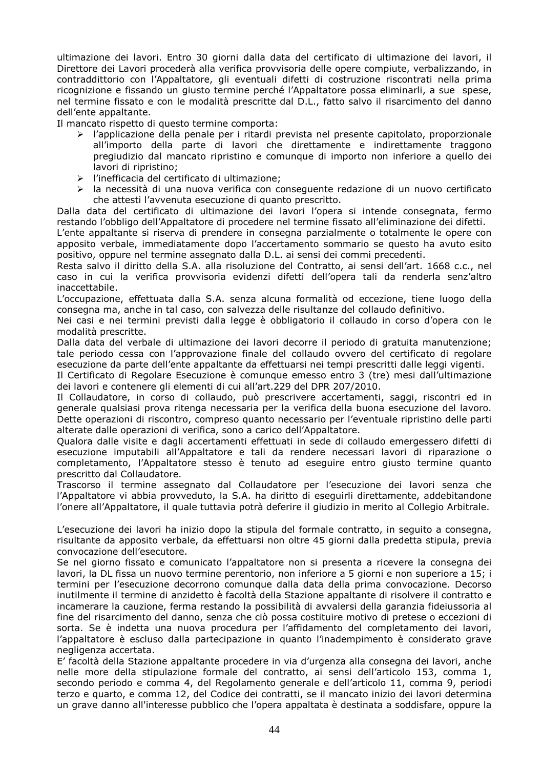ultimazione dei lavori. Entro 30 giorni dalla data del certificato di ultimazione dei lavori, il Direttore dei Lavori procederà alla verifica provvisoria delle opere compiute, verbalizzando, in contraddittorio con l'Appaltatore, gli eventuali difetti di costruzione riscontrati nella prima ricognizione e fissando un giusto termine perché l'Appaltatore possa eliminarli, a sue spese, nel termine fissato e con le modalità prescritte dal D.L., fatto salvo il risarcimento del danno dell'ente appaltante.

Il mancato rispetto di questo termine comporta:

- l'applicazione della penale per i ritardi prevista nel presente capitolato, proporzionale all'importo della parte di lavori che direttamente e indirettamente traggono pregiudizio dal mancato ripristino e comunque di importo non inferiore a quello dei lavori di ripristino;
- l'inefficacia del certificato di ultimazione;
- la necessità di una nuova verifica con conseguente redazione di un nuovo certificato che attesti l'avvenuta esecuzione di quanto prescritto.

Dalla data del certificato di ultimazione dei lavori l'opera si intende consegnata, fermo restando l'obbligo dell'Appaltatore di procedere nel termine fissato all'eliminazione dei difetti.

L'ente appaltante si riserva di prendere in consegna parzialmente o totalmente le opere con apposito verbale, immediatamente dopo l'accertamento sommario se questo ha avuto esito positivo, oppure nel termine assegnato dalla D.L. ai sensi dei commi precedenti.

Resta salvo il diritto della S.A. alla risoluzione del Contratto, ai sensi dell'art. 1668 c.c., nel caso in cui la verifica provvisoria evidenzi difetti dell'opera tali da renderla senz'altro inaccettabile.

L'occupazione, effettuata dalla S.A. senza alcuna formalità od eccezione, tiene luogo della consegna ma, anche in tal caso, con salvezza delle risultanze del collaudo definitivo.

Nei casi e nei termini previsti dalla legge è obbligatorio il collaudo in corso d'opera con le modalità prescritte.

Dalla data del verbale di ultimazione dei lavori decorre il periodo di gratuita manutenzione; tale periodo cessa con l'approvazione finale del collaudo ovvero del certificato di regolare esecuzione da parte dell'ente appaltante da effettuarsi nei tempi prescritti dalle leggi vigenti.

Il Certificato di Regolare Esecuzione è comunque emesso entro 3 (tre) mesi dall'ultimazione dei lavori e contenere gli elementi di cui all'art.229 del DPR 207/2010.

Il Collaudatore, in corso di collaudo, può prescrivere accertamenti, saggi, riscontri ed in generale qualsiasi prova ritenga necessaria per la verifica della buona esecuzione del lavoro. Dette operazioni di riscontro, compreso quanto necessario per l'eventuale ripristino delle parti alterate dalle operazioni di verifica, sono a carico dell'Appaltatore.

Qualora dalle visite e dagli accertamenti effettuati in sede di collaudo emergessero difetti di esecuzione imputabili all'Appaltatore e tali da rendere necessari lavori di riparazione o completamento, l'Appaltatore stesso è tenuto ad eseguire entro giusto termine quanto prescritto dal Collaudatore.

Trascorso il termine assegnato dal Collaudatore per l'esecuzione dei lavori senza che l'Appaltatore vi abbia provveduto, la S.A. ha diritto di eseguirli direttamente, addebitandone l'onere all'Appaltatore, il quale tuttavia potrà deferire il giudizio in merito al Collegio Arbitrale.

L'esecuzione dei lavori ha inizio dopo la stipula del formale contratto, in seguito a consegna, risultante da apposito verbale, da effettuarsi non oltre 45 giorni dalla predetta stipula, previa convocazione dell'esecutore.

Se nel giorno fissato e comunicato l'appaltatore non si presenta a ricevere la consegna dei lavori, la DL fissa un nuovo termine perentorio, non inferiore a 5 giorni e non superiore a 15; i termini per l'esecuzione decorrono comunque dalla data della prima convocazione. Decorso inutilmente il termine di anzidetto è facoltà della Stazione appaltante di risolvere il contratto e incamerare la cauzione, ferma restando la possibilità di avvalersi della garanzia fideiussoria al fine del risarcimento del danno, senza che ciò possa costituire motivo di pretese o eccezioni di sorta. Se è indetta una nuova procedura per l'affidamento del completamento dei lavori, l'appaltatore è escluso dalla partecipazione in quanto l'inadempimento è considerato grave negligenza accertata.

E' facoltà della Stazione appaltante procedere in via d'urgenza alla consegna dei lavori, anche nelle more della stipulazione formale del contratto, ai sensi dell'articolo 153, comma 1, secondo periodo e comma 4, del Regolamento generale e dell'articolo 11, comma 9, periodi terzo e quarto, e comma 12, del Codice dei contratti, se il mancato inizio dei lavori determina un grave danno all'interesse pubblico che l'opera appaltata è destinata a soddisfare, oppure la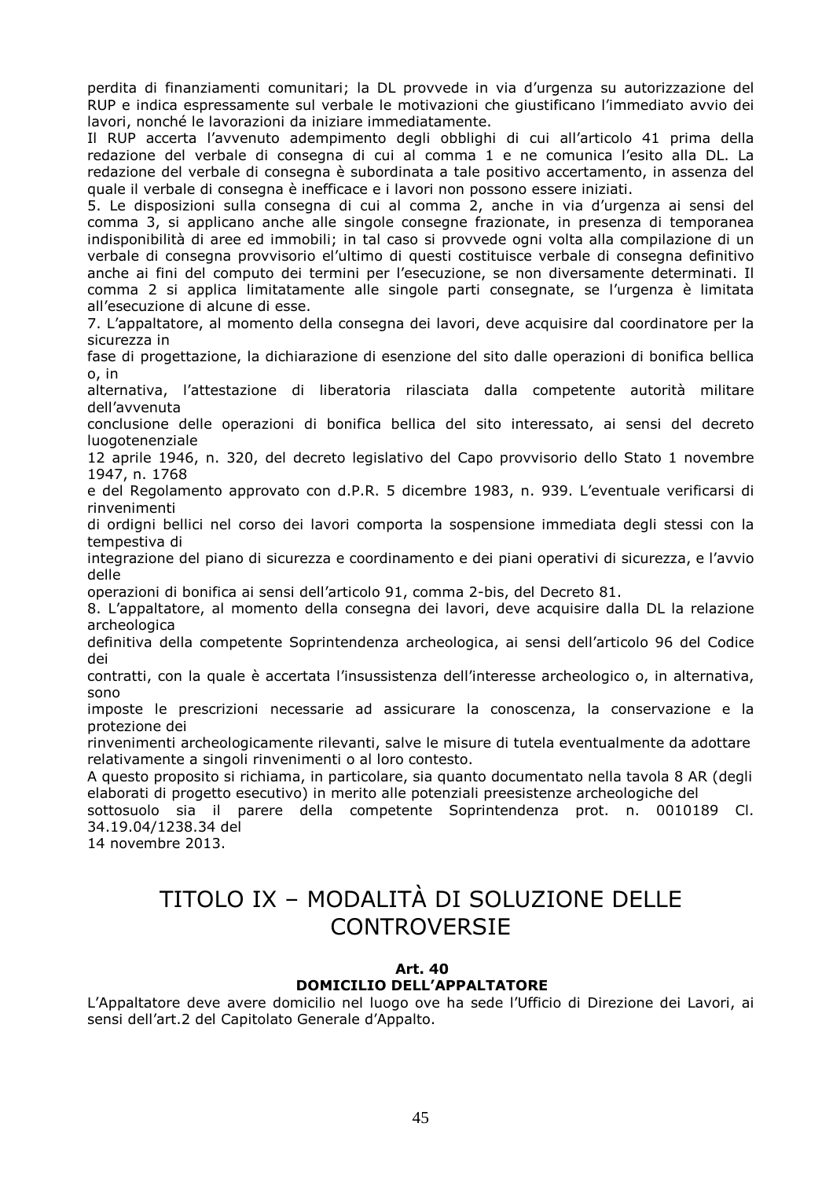perdita di finanziamenti comunitari; la DL provvede in via d'urgenza su autorizzazione del RUP e indica espressamente sul verbale le motivazioni che giustificano l'immediato avvio dei lavori, nonché le lavorazioni da iniziare immediatamente.

Il RUP accerta l'avvenuto adempimento degli obblighi di cui all'articolo 41 prima della redazione del verbale di consegna di cui al comma 1 e ne comunica l'esito alla DL. La redazione del verbale di consegna è subordinata a tale positivo accertamento, in assenza del quale il verbale di consegna è inefficace e i lavori non possono essere iniziati.

5. Le disposizioni sulla consegna di cui al comma 2, anche in via d'urgenza ai sensi del comma 3, si applicano anche alle singole consegne frazionate, in presenza di temporanea indisponibilità di aree ed immobili; in tal caso si provvede ogni volta alla compilazione di un verbale di consegna provvisorio el'ultimo di questi costituisce verbale di consegna definitivo anche ai fini del computo dei termini per l'esecuzione, se non diversamente determinati. Il comma 2 si applica limitatamente alle singole parti consegnate, se l'urgenza è limitata all'esecuzione di alcune di esse.

7. L'appaltatore, al momento della consegna dei lavori, deve acquisire dal coordinatore per la sicurezza in fase di progettazione, la dichiarazione di esenzione del sito dalle operazioni di bonifica bellica o, in alternativa, l'attestazione di liberatoria rilasciata dalla competente autorità militare dell'avvenuta conclusione delle operazioni di bonifica bellica del sito interessato, ai sensi del decreto luogotenenziale 12 aprile 1946, n. 320, del decreto legislativo del Capo provvisorio dello Stato 1 novembre 1947, n. 1768 e del Regolamento approvato con d.P.R. 5 dicembre 1983, n. 939. L'eventuale verificarsi di rinvenimenti di ordigni bellici nel corso dei lavori comporta la sospensione immediata degli stessi con la tempestiva di integrazione del piano di sicurezza e coordinamento e dei piani operativi di sicurezza, e l'avvio delle operazioni di bonifica ai sensi dell'articolo 91, comma 2-bis, del Decreto 81.

8. L'appaltatore, al momento della consegna dei lavori, deve acquisire dalla DL la relazione archeologica definitiva della competente Soprintendenza archeologica, ai sensi dell'articolo 96 del Codice dei contratti, con la quale è accertata l'insussistenza dell'interesse archeologico o, in alternativa, sono imposte le prescrizioni necessarie ad assicurare la conoscenza, la conservazione e la protezione dei rinvenimenti archeologicamente rilevanti, salve le misure di tutela eventualmente da adottare relativamente a singoli rinvenimenti o al loro contesto.

A questo proposito si richiama, in particolare, sia quanto documentato nella tavola 8 AR (degli elaborati di progetto esecutivo) in merito alle potenziali preesistenze archeologiche del sottosuolo sia il parere della competente Soprintendenza prot. n. 0010189 Cl. 34.19.04/1238.34 del 14 novembre 2013.

# TITOLO IX – MODALITÀ DI SOLUZIONE DELLE CONTROVERSIE

### Art. 40
### DOMICILIO DELL'APPALTATORE

L'Appaltatore deve avere domicilio nel luogo ove ha sede l'Ufficio di Direzione dei Lavori, ai sensi dell'art.2 del Capitolato Generale d'Appalto.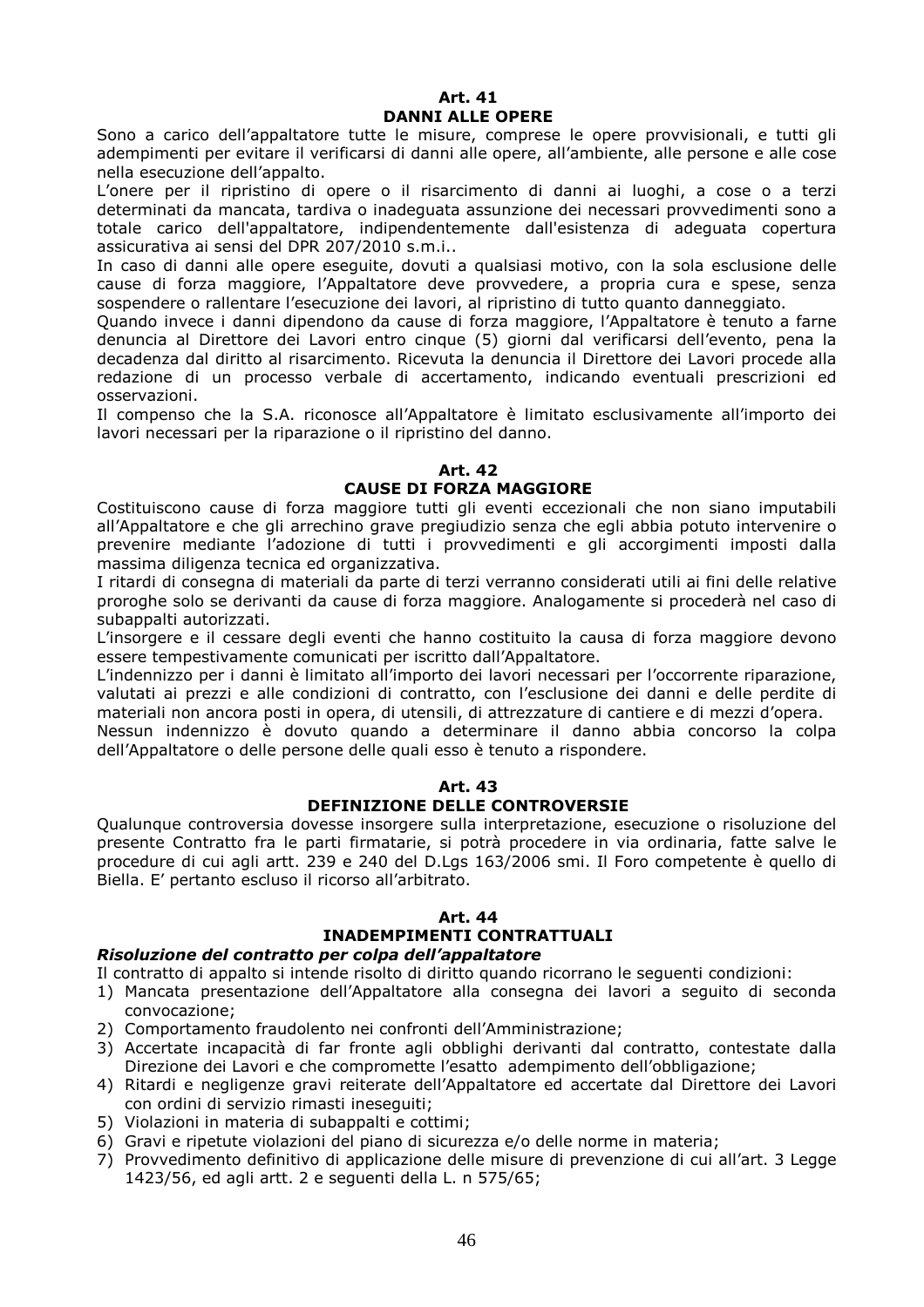**Art. 41**
**DANNI ALLE OPERE**

Sono a carico dell'appaltatore tutte le misure, comprese le opere provvisionali, e tutti gli adempimenti per evitare il verificarsi di danni alle opere, all'ambiente, alle persone e alle cose nella esecuzione dell'appalto.

L'onere per il ripristino di opere o il risarcimento di danni ai luoghi, a cose o a terzi determinati da mancata, tardiva o inadeguata assunzione dei necessari provvedimenti sono a totale carico dell'appaltatore, indipendentemente dall'esistenza di adeguata copertura assicurativa ai sensi del DPR 207/2010 s.m.i..

In caso di danni alle opere eseguite, dovuti a qualsiasi motivo, con la sola esclusione delle cause di forza maggiore, l'Appaltatore deve provvedere, a propria cura e spese, senza sospendere o rallentare l'esecuzione dei lavori, al ripristino di tutto quanto danneggiato.

Quando invece i danni dipendono da cause di forza maggiore, l'Appaltatore è tenuto a farne denuncia al Direttore dei Lavori entro cinque (5) giorni dal verificarsi dell'evento, pena la decadenza dal diritto al risarcimento. Ricevuta la denuncia il Direttore dei Lavori procede alla redazione di un processo verbale di accertamento, indicando eventuali prescrizioni ed osservazioni.

Il compenso che la S.A. riconosce all'Appaltatore è limitato esclusivamente all'importo dei lavori necessari per la riparazione o il ripristino del danno.

**Art. 42**
**CAUSE DI FORZA MAGGIORE**

Costituiscono cause di forza maggiore tutti gli eventi eccezionali che non siano imputabili all'Appaltatore e che gli arrechino grave pregiudizio senza che egli abbia potuto intervenire o prevenire mediante l'adozione di tutti i provvedimenti e gli accorgimenti imposti dalla massima diligenza tecnica ed organizzativa.

I ritardi di consegna di materiali da parte di terzi verranno considerati utili ai fini delle relative proroghe solo se derivanti da cause di forza maggiore. Analogamente si procederà nel caso di subappalti autorizzati.

L'insorgere e il cessare degli eventi che hanno costituito la causa di forza maggiore devono essere tempestivamente comunicati per iscritto dall'Appaltatore.

L'indennizzo per i danni è limitato all'importo dei lavori necessari per l'occorrente riparazione, valutati ai prezzi e alle condizioni di contratto, con l'esclusione dei danni e delle perdite di materiali non ancora posti in opera, di utensili, di attrezzature di cantiere e di mezzi d'opera.

Nessun indennizzo è dovuto quando a determinare il danno abbia concorso la colpa dell'Appaltatore o delle persone delle quali esso è tenuto a rispondere.

**Art. 43**
**DEFINIZIONE DELLE CONTROVERSIE**

Qualunque controversia dovesse insorgere sulla interpretazione, esecuzione o risoluzione del presente Contratto fra le parti firmatarie, si potrà procedere in via ordinaria, fatte salve le procedure di cui agli artt. 239 e 240 del D.Lgs 163/2006 smi. Il Foro competente è quello di Biella. E' pertanto escluso il ricorso all'arbitrato.

**Art. 44**
**INADEMPIMENTI CONTRATTUALI**

***Risoluzione del contratto per colpa dell'appaltatore***

Il contratto di appalto si intende risolto di diritto quando ricorrano le seguenti condizioni:

1) Mancata presentazione dell'Appaltatore alla consegna dei lavori a seguito di seconda convocazione;
2) Comportamento fraudolento nei confronti dell'Amministrazione;
3) Accertate incapacità di far fronte agli obblighi derivanti dal contratto, contestate dalla Direzione dei Lavori e che compromette l'esatto adempimento dell'obbligazione;
4) Ritardi e negligenze gravi reiterate dell'Appaltatore ed accertate dal Direttore dei Lavori con ordini di servizio rimasti ineseguiti;
5) Violazioni in materia di subappalti e cottimi;
6) Gravi e ripetute violazioni del piano di sicurezza e/o delle norme in materia;
7) Provvedimento definitivo di applicazione delle misure di prevenzione di cui all'art. 3 Legge 1423/56, ed agli artt. 2 e seguenti della L. n 575/65;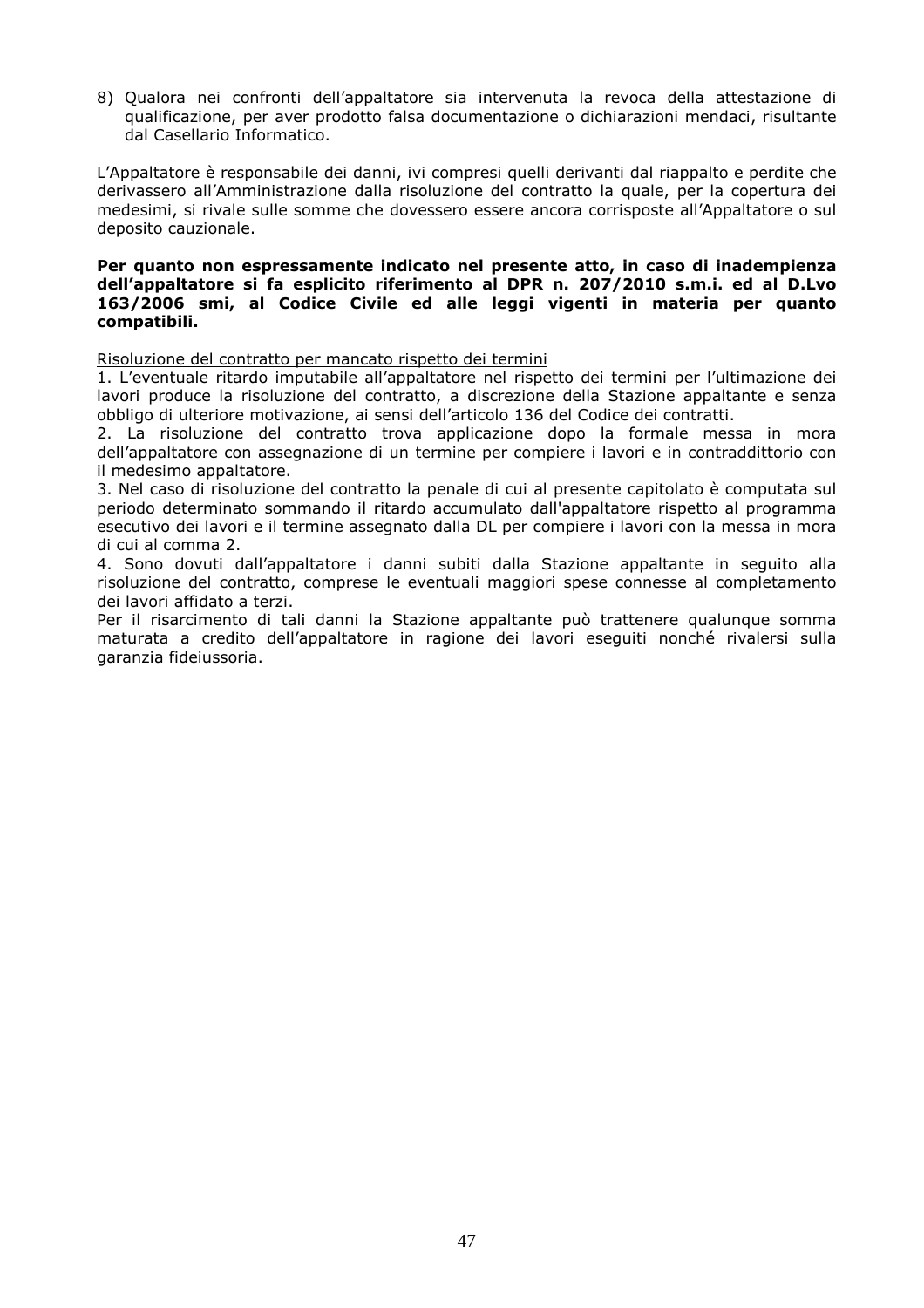8) Qualora nei confronti dell'appaltatore sia intervenuta la revoca della attestazione di qualificazione, per aver prodotto falsa documentazione o dichiarazioni mendaci, risultante dal Casellario Informatico.

L'Appaltatore è responsabile dei danni, ivi compresi quelli derivanti dal riappalto e perdite che derivassero all'Amministrazione dalla risoluzione del contratto la quale, per la copertura dei medesimi, si rivale sulle somme che dovessero essere ancora corrisposte all'Appaltatore o sul deposito cauzionale.

**Per quanto non espressamente indicato nel presente atto, in caso di inadempienza dell'appaltatore si fa esplicito riferimento al DPR n. 207/2010 s.m.i. ed al D.Lvo 163/2006 smi, al Codice Civile ed alle leggi vigenti in materia per quanto compatibili.**

<u>Risoluzione del contratto per mancato rispetto dei termini</u>

1. L'eventuale ritardo imputabile all'appaltatore nel rispetto dei termini per l'ultimazione dei lavori produce la risoluzione del contratto, a discrezione della Stazione appaltante e senza obbligo di ulteriore motivazione, ai sensi dell'articolo 136 del Codice dei contratti.
2. La risoluzione del contratto trova applicazione dopo la formale messa in mora dell'appaltatore con assegnazione di un termine per compiere i lavori e in contraddittorio con il medesimo appaltatore.
3. Nel caso di risoluzione del contratto la penale di cui al presente capitolato è computata sul periodo determinato sommando il ritardo accumulato dall'appaltatore rispetto al programma esecutivo dei lavori e il termine assegnato dalla DL per compiere i lavori con la messa in mora di cui al comma 2.
4. Sono dovuti dall'appaltatore i danni subiti dalla Stazione appaltante in seguito alla risoluzione del contratto, comprese le eventuali maggiori spese connesse al completamento dei lavori affidato a terzi.

Per il risarcimento di tali danni la Stazione appaltante può trattenere qualunque somma maturata a credito dell'appaltatore in ragione dei lavori eseguiti nonché rivalersi sulla garanzia fideiussoria.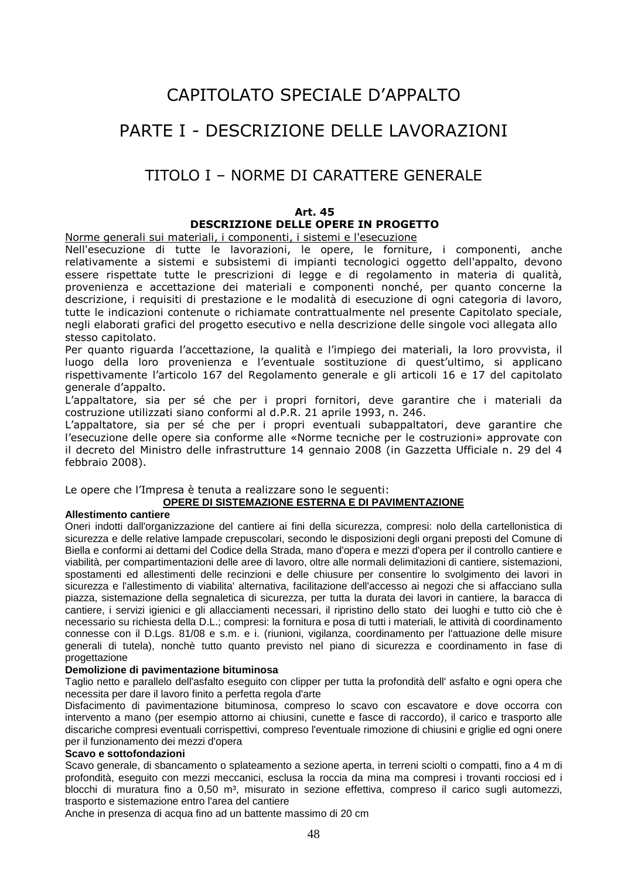# CAPITOLATO SPECIALE D'APPALTO

# PARTE I - DESCRIZIONE DELLE LAVORAZIONI

## TITOLO I – NORME DI CARATTERE GENERALE

### Art. 45
### DESCRIZIONE DELLE OPERE IN PROGETTO

Norme generali sui materiali, i componenti, i sistemi e l'esecuzione

Nell'esecuzione di tutte le lavorazioni, le opere, le forniture, i componenti, anche relativamente a sistemi e subsistemi di impianti tecnologici oggetto dell'appalto, devono essere rispettate tutte le prescrizioni di legge e di regolamento in materia di qualità, provenienza e accettazione dei materiali e componenti nonché, per quanto concerne la descrizione, i requisiti di prestazione e le modalità di esecuzione di ogni categoria di lavoro, tutte le indicazioni contenute o richiamate contrattualmente nel presente Capitolato speciale, negli elaborati grafici del progetto esecutivo e nella descrizione delle singole voci allegata allo stesso capitolato.

Per quanto riguarda l'accettazione, la qualità e l'impiego dei materiali, la loro provvista, il luogo della loro provenienza e l'eventuale sostituzione di quest'ultimo, si applicano rispettivamente l'articolo 167 del Regolamento generale e gli articoli 16 e 17 del capitolato generale d'appalto.

L'appaltatore, sia per sé che per i propri fornitori, deve garantire che i materiali da costruzione utilizzati siano conformi al d.P.R. 21 aprile 1993, n. 246.

L'appaltatore, sia per sé che per i propri eventuali subappaltatori, deve garantire che l'esecuzione delle opere sia conforme alle «Norme tecniche per le costruzioni» approvate con il decreto del Ministro delle infrastrutture 14 gennaio 2008 (in Gazzetta Ufficiale n. 29 del 4 febbraio 2008).

Le opere che l'Impresa è tenuta a realizzare sono le seguenti:

**OPERE DI SISTEMAZIONE ESTERNA E DI PAVIMENTAZIONE**

**Allestimento cantiere**

Oneri indotti dall'organizzazione del cantiere ai fini della sicurezza, compresi: nolo della cartellonistica di sicurezza e delle relative lampade crepuscolari, secondo le disposizioni degli organi preposti del Comune di Biella e conformi ai dettami del Codice della Strada, mano d'opera e mezzi d'opera per il controllo cantiere e viabilità, per compartimentazioni delle aree di lavoro, oltre alle normali delimitazioni di cantiere, sistemazioni, spostamenti ed allestimenti delle recinzioni e delle chiusure per consentire lo svolgimento dei lavori in sicurezza e l'allestimento di viabilita' alternativa, facilitazione dell'accesso ai negozi che si affacciano sulla piazza, sistemazione della segnaletica di sicurezza, per tutta la durata dei lavori in cantiere, la baracca di cantiere, i servizi igienici e gli allacciamenti necessari, il ripristino dello stato dei luoghi e tutto ciò che è necessario su richiesta della D.L.; compresi: la fornitura e posa di tutti i materiali, le attività di coordinamento connesse con il D.Lgs. 81/08 e s.m. e i. (riunioni, vigilanza, coordinamento per l'attuazione delle misure generali di tutela), nonchè tutto quanto previsto nel piano di sicurezza e coordinamento in fase di progettazione

**Demolizione di pavimentazione bituminosa**

Taglio netto e parallelo dell'asfalto eseguito con clipper per tutta la profondità dell' asfalto e ogni opera che necessita per dare il lavoro finito a perfetta regola d'arte

Disfacimento di pavimentazione bituminosa, compreso lo scavo con escavatore e dove occorra con intervento a mano (per esempio attorno ai chiusini, cunette e fasce di raccordo), il carico e trasporto alle discariche compresi eventuali corrispettivi, compreso l'eventuale rimozione di chiusini e griglie ed ogni onere per il funzionamento dei mezzi d'opera

**Scavo e sottofondazioni**

Scavo generale, di sbancamento o splateamento a sezione aperta, in terreni sciolti o compatti, fino a 4 m di profondità, eseguito con mezzi meccanici, esclusa la roccia da mina ma compresi i trovanti rocciosi ed i blocchi di muratura fino a 0,50 m³, misurato in sezione effettiva, compreso il carico sugli automezzi, trasporto e sistemazione entro l'area del cantiere

Anche in presenza di acqua fino ad un battente massimo di 20 cm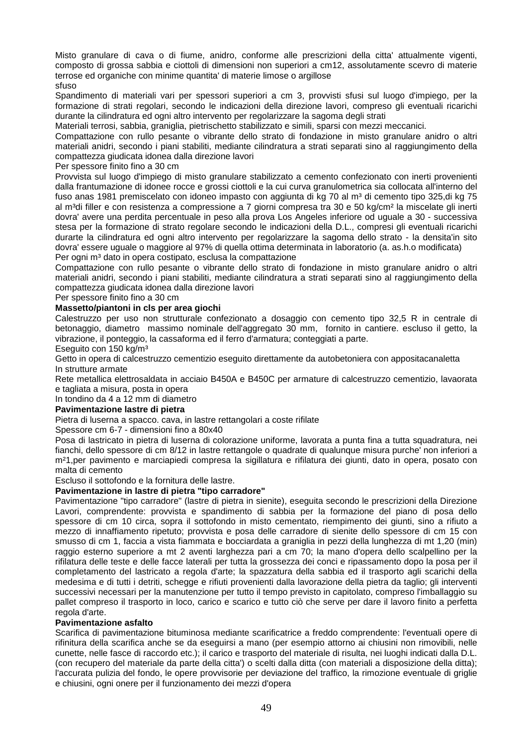Misto granulare di cava o di fiume, anidro, conforme alle prescrizioni della citta' attualmente vigenti, composto di grossa sabbia e ciottoli di dimensioni non superiori a cm12, assolutamente scevro di materie terrose ed organiche con minime quantita' di materie limose o argillose

sfuso

Spandimento di materiali vari per spessori superiori a cm 3, provvisti sfusi sul luogo d'impiego, per la formazione di strati regolari, secondo le indicazioni della direzione lavori, compreso gli eventuali ricarichi durante la cilindratura ed ogni altro intervento per regolarizzare la sagoma degli strati

Materiali terrosi, sabbia, graniglia, pietrischetto stabilizzato e simili, sparsi con mezzi meccanici.

Compattazione con rullo pesante o vibrante dello strato di fondazione in misto granulare anidro o altri materiali anidri, secondo i piani stabiliti, mediante cilindratura a strati separati sino al raggiungimento della compattezza giudicata idonea dalla direzione lavori

Per spessore finito fino a 30 cm

Provvista sul luogo d'impiego di misto granulare stabilizzato a cemento confezionato con inerti provenienti dalla frantumazione di idonee rocce e grossi ciottoli e la cui curva granulometrica sia collocata all'interno del fuso anas 1981 premiscelato con idoneo impasto con aggiunta di kg 70 al m³ di cemento tipo 325,di kg 75 al m³di filler e con resistenza a compressione a 7 giorni compresa tra 30 e 50 kg/cm² la miscelate gli inerti dovra' avere una perdita percentuale in peso alla prova Los Angeles inferiore od uguale a 30 - successiva stesa per la formazione di strato regolare secondo le indicazioni della D.L., compresi gli eventuali ricarichi durarte la cilindratura ed ogni altro intervento per regolarizzare la sagoma dello strato - la densita'in sito dovra' essere uguale o maggiore al 97% di quella ottima determinata in laboratorio (a. as.h.o modificata)

Per ogni m³ dato in opera costipato, esclusa la compattazione

Compattazione con rullo pesante o vibrante dello strato di fondazione in misto granulare anidro o altri materiali anidri, secondo i piani stabiliti, mediante cilindratura a strati separati sino al raggiungimento della compattezza giudicata idonea dalla direzione lavori

Per spessore finito fino a 30 cm

**Massetto/piantoni in cls per area giochi**

Calestruzzo per uso non strutturale confezionato a dosaggio con cemento tipo 32,5 R in centrale di betonaggio, diametro massimo nominale dell'aggregato 30 mm, fornito in cantiere. escluso il getto, la vibrazione, il ponteggio, la cassaforma ed il ferro d'armatura; conteggiati a parte.

Eseguito con 150 kg/m³

Getto in opera di calcestruzzo cementizio eseguito direttamente da autobetoniera con appositacanaletta

In strutture armate

Rete metallica elettrosaldata in acciaio B450A e B450C per armature di calcestruzzo cementizio, lavaorata e tagliata a misura, posta in opera

In tondino da 4 a 12 mm di diametro

**Pavimentazione lastre di pietra**

Pietra di luserna a spacco. cava, in lastre rettangolari a coste rifilate

Spessore cm 6-7 - dimensioni fino a 80x40

Posa di lastricato in pietra di luserna di colorazione uniforme, lavorata a punta fina a tutta squadratura, nei fianchi, dello spessore di cm 8/12 in lastre rettangole o quadrate di qualunque misura purche' non inferiori a m²1,per pavimento e marciapiedi compresa la sigillatura e rifilatura dei giunti, dato in opera, posato con malta di cemento

Escluso il sottofondo e la fornitura delle lastre.

**Pavimentazione in lastre di pietra "tipo carradore"**

Pavimentazione "tipo carradore" (lastre di pietra in sienite), eseguita secondo le prescrizioni della Direzione Lavori, comprendente: provvista e spandimento di sabbia per la formazione del piano di posa dello spessore di cm 10 circa, sopra il sottofondo in misto cementato, riempimento dei giunti, sino a rifiuto a mezzo di innaffiamento ripetuto; provvista e posa delle carradore di sienite dello spessore di cm 15 con smusso di cm 1, faccia a vista fiammata e bocciardata a graniglia in pezzi della lunghezza di mt 1,20 (min) raggio esterno superiore a mt 2 aventi larghezza pari a cm 70; la mano d'opera dello scalpellino per la rifilatura delle teste e delle facce laterali per tutta la grossezza dei conci e ripassamento dopo la posa per il completamento del lastricato a regola d'arte; la spazzatura della sabbia ed il trasporto agli scarichi della medesima e di tutti i detriti, schegge e rifiuti provenienti dalla lavorazione della pietra da taglio; gli interventi successivi necessari per la manutenzione per tutto il tempo previsto in capitolato, compreso l'imballaggio su pallet compreso il trasporto in loco, carico e scarico e tutto ciò che serve per dare il lavoro finito a perfetta regola d'arte.

**Pavimentazione asfalto**

Scarifica di pavimentazione bituminosa mediante scarificatrice a freddo comprendente: l'eventuali opere di rifinitura della scarifica anche se da eseguirsi a mano (per esempio attorno ai chiusini non rimovibili, nelle cunette, nelle fasce di raccordo etc.); il carico e trasporto del materiale di risulta, nei luoghi indicati dalla D.L. (con recupero del materiale da parte della citta') o scelti dalla ditta (con materiali a disposizione della ditta); l'accurata pulizia del fondo, le opere provvisorie per deviazione del traffico, la rimozione eventuale di griglie e chiusini, ogni onere per il funzionamento dei mezzi d'opera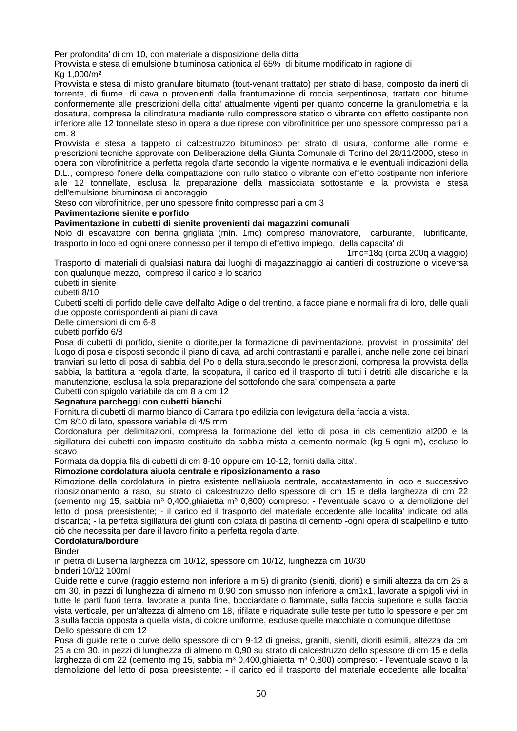Per profondita' di cm 10, con materiale a disposizione della ditta

Provvista e stesa di emulsione bituminosa cationica al 65% di bitume modificato in ragione di Kg 1,000/m²

Provvista e stesa di misto granulare bitumato (tout-venant trattato) per strato di base, composto da inerti di torrente, di fiume, di cava o provenienti dalla frantumazione di roccia serpentinosa, trattato con bitume conformemente alle prescrizioni della citta' attualmente vigenti per quanto concerne la granulometria e la dosatura, compresa la cilindratura mediante rullo compressore statico o vibrante con effetto costipante non inferiore alle 12 tonnellate steso in opera a due riprese con vibrofinitrice per uno spessore compresso pari a cm. 8

Provvista e stesa a tappeto di calcestruzzo bituminoso per strato di usura, conforme alle norme e prescrizioni tecniche approvate con Deliberazione della Giunta Comunale di Torino del 28/11/2000, steso in opera con vibrofinitrice a perfetta regola d'arte secondo la vigente normativa e le eventuali indicazioni della D.L., compreso l'onere della compattazione con rullo statico o vibrante con effetto costipante non inferiore alle 12 tonnellate, esclusa la preparazione della massicciata sottostante e la provvista e stesa dell'emulsione bituminosa di ancoraggio

Steso con vibrofinitrice, per uno spessore finito compresso pari a cm 3

**Pavimentazione sienite e porfido**

**Pavimentazione in cubetti di sienite provenienti dai magazzini comunali**

Nolo di escavatore con benna grigliata (min. 1mc) compreso manovratore, carburante, lubrificante, trasporto in loco ed ogni onere connesso per il tempo di effettivo impiego, della capacita' di

1mc=18q (circa 200q a viaggio)

Trasporto di materiali di qualsiasi natura dai luoghi di magazzinaggio ai cantieri di costruzione o viceversa con qualunque mezzo, compreso il carico e lo scarico

cubetti in sienite

cubetti 8/10

Cubetti scelti di porfido delle cave dell'alto Adige o del trentino, a facce piane e normali fra di loro, delle quali due opposte corrispondenti ai piani di cava

Delle dimensioni di cm 6-8

cubetti porfido 6/8

Posa di cubetti di porfido, sienite o diorite,per la formazione di pavimentazione, provvisti in prossimita' del luogo di posa e disposti secondo il piano di cava, ad archi contrastanti e paralleli, anche nelle zone dei binari tranviari su letto di posa di sabbia del Po o della stura,secondo le prescrizioni, compresa la provvista della sabbia, la battitura a regola d'arte, la scopatura, il carico ed il trasporto di tutti i detriti alle discariche e la manutenzione, esclusa la sola preparazione del sottofondo che sara' compensata a parte

Cubetti con spigolo variabile da cm 8 a cm 12

**Segnatura parcheggi con cubetti bianchi**

Fornitura di cubetti di marmo bianco di Carrara tipo edilizia con levigatura della faccia a vista.

Cm 8/10 di lato, spessore variabile di 4/5 mm

Cordonatura per delimitazioni, compresa la formazione del letto di posa in cls cementizio al200 e la sigillatura dei cubetti con impasto costituito da sabbia mista a cemento normale (kg 5 ogni m), escluso lo scavo

Formata da doppia fila di cubetti di cm 8-10 oppure cm 10-12, forniti dalla citta'.

**Rimozione cordolatura aiuola centrale e riposizionamento a raso**

Rimozione della cordolatura in pietra esistente nell'aiuola centrale, accatastamento in loco e successivo riposizionamento a raso, su strato di calcestruzzo dello spessore di cm 15 e della larghezza di cm 22 (cemento mg 15, sabbia m³ 0,400,ghiaietta m³ 0,800) compreso: - l'eventuale scavo o la demolizione del letto di posa preesistente; - il carico ed il trasporto del materiale eccedente alle localita' indicate od alla discarica; - la perfetta sigillatura dei giunti con colata di pastina di cemento -ogni opera di scalpellino e tutto ciò che necessita per dare il lavoro finito a perfetta regola d'arte.

**Cordolatura/bordure**

Binderi

in pietra di Luserna larghezza cm 10/12, spessore cm 10/12, lunghezza cm 10/30

binderi 10/12 100ml

Guide rette e curve (raggio esterno non inferiore a m 5) di granito (sieniti, dioriti) e simili altezza da cm 25 a cm 30, in pezzi di lunghezza di almeno m 0.90 con smusso non inferiore a cm1x1, lavorate a spigoli vivi in tutte le parti fuori terra, lavorate a punta fine, bocciardate o fiammate, sulla faccia superiore e sulla faccia vista verticale, per un'altezza di almeno cm 18, rifilate e riquadrate sulle teste per tutto lo spessore e per cm 3 sulla faccia opposta a quella vista, di colore uniforme, escluse quelle macchiate o comunque difettose

Dello spessore di cm 12

Posa di guide rette o curve dello spessore di cm 9-12 di gneiss, graniti, sieniti, dioriti esimili, altezza da cm 25 a cm 30, in pezzi di lunghezza di almeno m 0,90 su strato di calcestruzzo dello spessore di cm 15 e della larghezza di cm 22 (cemento mg 15, sabbia m³ 0,400,ghiaietta m³ 0,800) compreso: - l'eventuale scavo o la demolizione del letto di posa preesistente; - il carico ed il trasporto del materiale eccedente alle localita'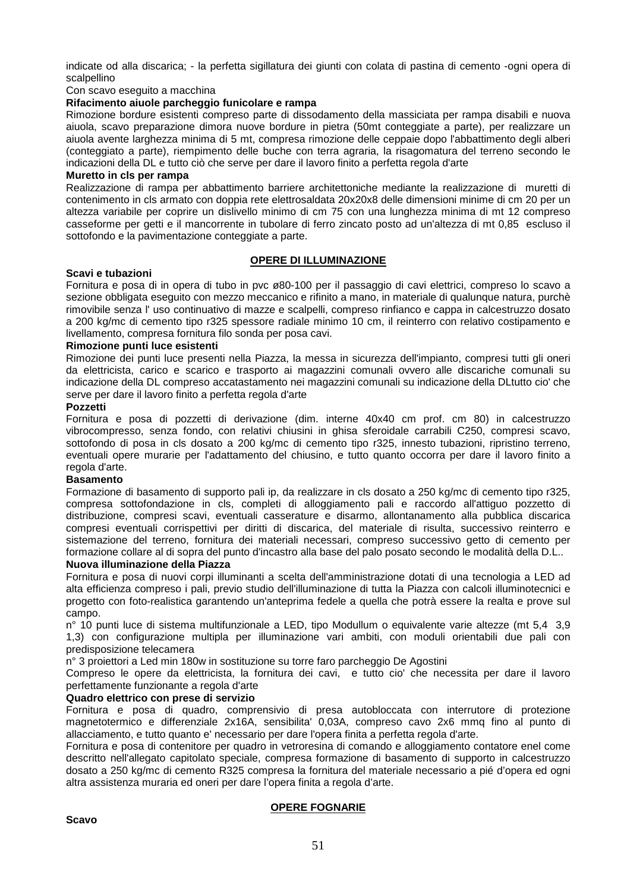indicate od alla discarica; - la perfetta sigillatura dei giunti con colata di pastina di cemento -ogni opera di scalpellino

Con scavo eseguito a macchina

**Rifacimento aiuole parcheggio funicolare e rampa**

Rimozione bordure esistenti compreso parte di dissodamento della massiciata per rampa disabili e nuova aiuola, scavo preparazione dimora nuove bordure in pietra (50mt conteggiate a parte), per realizzare un aiuola avente larghezza minima di 5 mt, compresa rimozione delle ceppaie dopo l'abbattimento degli alberi (conteggiato a parte), riempimento delle buche con terra agraria, la risagomatura del terreno secondo le indicazioni della DL e tutto ciò che serve per dare il lavoro finito a perfetta regola d'arte

**Muretto in cls per rampa**

Realizzazione di rampa per abbattimento barriere architettoniche mediante la realizzazione di muretti di contenimento in cls armato con doppia rete elettrosaldata 20x20x8 delle dimensioni minime di cm 20 per un altezza variabile per coprire un dislivello minimo di cm 75 con una lunghezza minima di mt 12 compreso casseforme per getti e il mancorrente in tubolare di ferro zincato posto ad un'altezza di mt 0,85 escluso il sottofondo e la pavimentazione conteggiate a parte.

## OPERE DI ILLUMINAZIONE

**Scavi e tubazioni**

Fornitura e posa di in opera di tubo in pvc ø80-100 per il passaggio di cavi elettrici, compreso lo scavo a sezione obbligata eseguito con mezzo meccanico e rifinito a mano, in materiale di qualunque natura, purchè rimovibile senza l' uso continuativo di mazze e scalpelli, compreso rinfianco e cappa in calcestruzzo dosato a 200 kg/mc di cemento tipo r325 spessore radiale minimo 10 cm, il reinterro con relativo costipamento e livellamento, compresa fornitura filo sonda per posa cavi.

**Rimozione punti luce esistenti**

Rimozione dei punti luce presenti nella Piazza, la messa in sicurezza dell'impianto, compresi tutti gli oneri da elettricista, carico e scarico e trasporto ai magazzini comunali ovvero alle discariche comunali su indicazione della DL compreso accatastamento nei magazzini comunali su indicazione della DLtutto cio' che serve per dare il lavoro finito a perfetta regola d'arte

**Pozzetti**

Fornitura e posa di pozzetti di derivazione (dim. interne 40x40 cm prof. cm 80) in calcestruzzo vibrocompresso, senza fondo, con relativi chiusini in ghisa sferoidale carrabili C250, compresi scavo, sottofondo di posa in cls dosato a 200 kg/mc di cemento tipo r325, innesto tubazioni, ripristino terreno, eventuali opere murarie per l'adattamento del chiusino, e tutto quanto occorra per dare il lavoro finito a regola d'arte.

**Basamento**

Formazione di basamento di supporto pali ip, da realizzare in cls dosato a 250 kg/mc di cemento tipo r325, compresa sottofondazione in cls, completi di alloggiamento pali e raccordo all'attiguo pozzetto di distribuzione, compresi scavi, eventuali casserature e disarmo, allontanamento alla pubblica discarica compresi eventuali corrispettivi per diritti di discarica, del materiale di risulta, successivo reinterro e sistemazione del terreno, fornitura dei materiali necessari, compreso successivo getto di cemento per formazione collare al di sopra del punto d'incastro alla base del palo posato secondo le modalità della D.L..

**Nuova illuminazione della Piazza**

Fornitura e posa di nuovi corpi illuminanti a scelta dell'amministrazione dotati di una tecnologia a LED ad alta efficienza compreso i pali, previo studio dell'illuminazione di tutta la Piazza con calcoli illuminotecnici e progetto con foto-realistica garantendo un'anteprima fedele a quella che potrà essere la realta e prove sul campo.

n° 10 punti luce di sistema multifunzionale a LED, tipo Modullum o equivalente varie altezze (mt 5,4 3,9 1,3) con configurazione multipla per illuminazione vari ambiti, con moduli orientabili due pali con predisposizione telecamera

n° 3 proiettori a Led min 180w in sostituzione su torre faro parcheggio De Agostini

Compreso le opere da elettricista, la fornitura dei cavi, e tutto cio' che necessita per dare il lavoro perfettamente funzionante a regola d'arte

**Quadro elettrico con prese di servizio**

Fornitura e posa di quadro, comprensivio di presa autobloccata con interruttore di protezione magnetotermico e differenziale 2x16A, sensibilita' 0,03A, compreso cavo 2x6 mmq fino al punto di allacciamento, e tutto quanto e' necessario per dare l'opera finita a perfetta regola d'arte.

Fornitura e posa di contenitore per quadro in vetroresina di comando e alloggiamento contatore enel come descritto nell'allegato capitolato speciale, compresa formazione di basamento di supporto in calcestruzzo dosato a 250 kg/mc di cemento R325 compresa la fornitura del materiale necessario a pié d'opera ed ogni altra assistenza muraria ed oneri per dare l'opera finita a regola d'arte.

## OPERE FOGNARIE

**Scavo**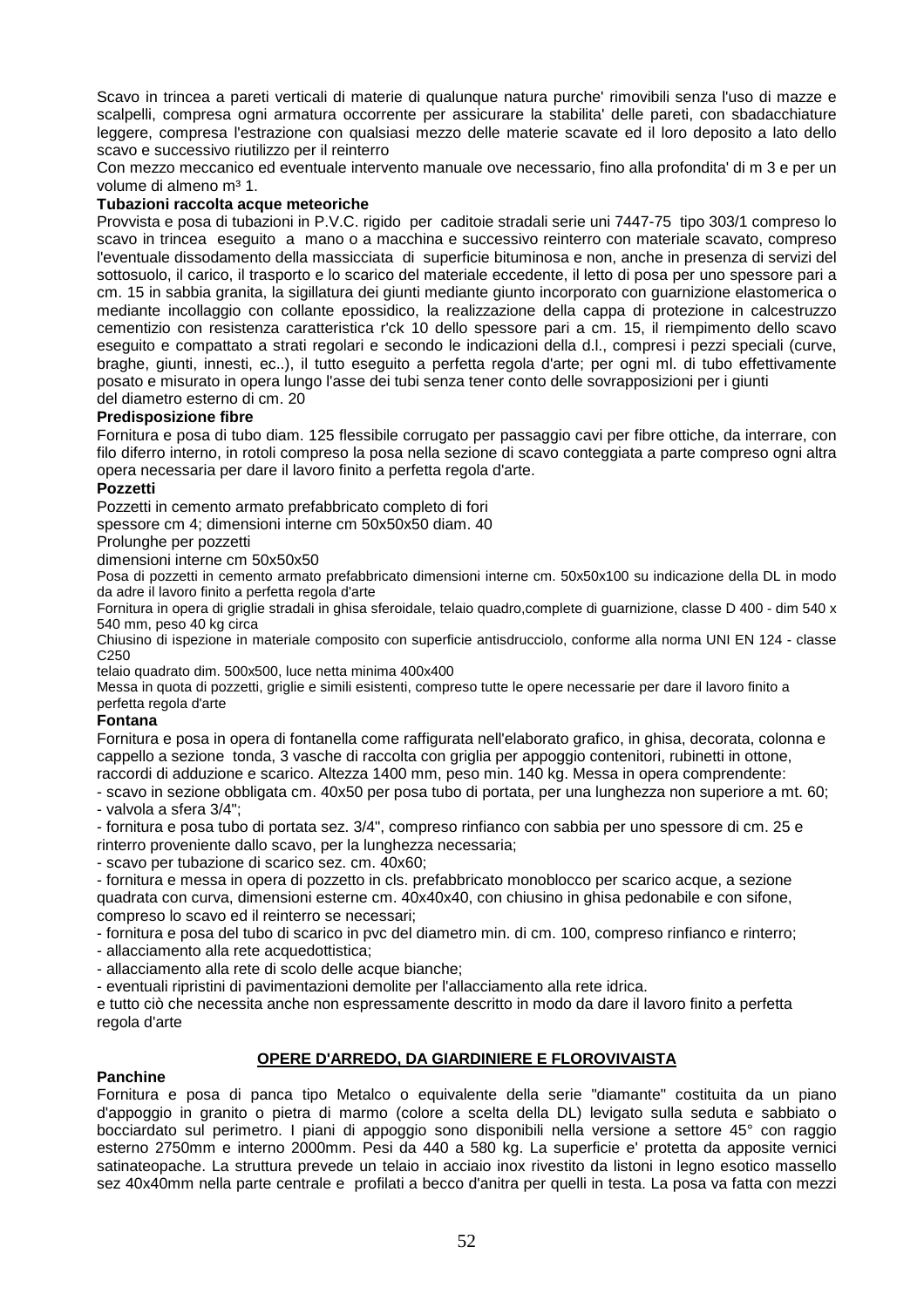Scavo in trincea a pareti verticali di materie di qualunque natura purche' rimovibili senza l'uso di mazze e scalpelli, compresa ogni armatura occorrente per assicurare la stabilita' delle pareti, con sbadacchiature leggere, compresa l'estrazione con qualsiasi mezzo delle materie scavate ed il loro deposito a lato dello scavo e successivo riutilizzo per il reinterro

Con mezzo meccanico ed eventuale intervento manuale ove necessario, fino alla profondita' di m 3 e per un volume di almeno m³ 1.

**Tubazioni raccolta acque meteoriche**

Provvista e posa di tubazioni in P.V.C. rigido per caditoie stradali serie uni 7447-75 tipo 303/1 compreso lo scavo in trincea eseguito a mano o a macchina e successivo reinterro con materiale scavato, compreso l'eventuale dissodamento della massicciata di superficie bituminosa e non, anche in presenza di servizi del sottosuolo, il carico, il trasporto e lo scarico del materiale eccedente, il letto di posa per uno spessore pari a cm. 15 in sabbia granita, la sigillatura dei giunti mediante giunto incorporato con guarnizione elastomerica o mediante incollaggio con collante epossidico, la realizzazione della cappa di protezione in calcestruzzo cementizio con resistenza caratteristica r'ck 10 dello spessore pari a cm. 15, il riempimento dello scavo eseguito e compattato a strati regolari e secondo le indicazioni della d.l., compresi i pezzi speciali (curve, braghe, giunti, innesti, ec..), il tutto eseguito a perfetta regola d'arte; per ogni ml. di tubo effettivamente posato e misurato in opera lungo l'asse dei tubi senza tener conto delle sovrapposizioni per i giunti

del diametro esterno di cm. 20

**Predisposizione fibre**

Fornitura e posa di tubo diam. 125 flessibile corrugato per passaggio cavi per fibre ottiche, da interrare, con filo diferro interno, in rotoli compreso la posa nella sezione di scavo conteggiata a parte compreso ogni altra opera necessaria per dare il lavoro finito a perfetta regola d'arte.

**Pozzetti**

Pozzetti in cemento armato prefabbricato completo di fori

spessore cm 4; dimensioni interne cm 50x50x50 diam. 40

Prolunghe per pozzetti

dimensioni interne cm 50x50x50

Posa di pozzetti in cemento armato prefabbricato dimensioni interne cm. 50x50x100 su indicazione della DL in modo da adre il lavoro finito a perfetta regola d'arte

Fornitura in opera di griglie stradali in ghisa sferoidale, telaio quadro,complete di guarnizione, classe D 400 - dim 540 x 540 mm, peso 40 kg circa

Chiusino di ispezione in materiale composito con superficie antisdrucciolo, conforme alla norma UNI EN 124 - classe C250

telaio quadrato dim. 500x500, luce netta minima 400x400

Messa in quota di pozzetti, griglie e simili esistenti, compreso tutte le opere necessarie per dare il lavoro finito a perfetta regola d'arte

**Fontana**

Fornitura e posa in opera di fontanella come raffigurata nell'elaborato grafico, in ghisa, decorata, colonna e cappello a sezione tonda, 3 vasche di raccolta con griglia per appoggio contenitori, rubinetti in ottone, raccordi di adduzione e scarico. Altezza 1400 mm, peso min. 140 kg. Messa in opera comprendente:

- scavo in sezione obbligata cm. 40x50 per posa tubo di portata, per una lunghezza non superiore a mt. 60;
- valvola a sfera 3/4";
- fornitura e posa tubo di portata sez. 3/4", compreso rinfianco con sabbia per uno spessore di cm. 25 e rinterro proveniente dallo scavo, per la lunghezza necessaria;
- scavo per tubazione di scarico sez. cm. 40x60;
- fornitura e messa in opera di pozzetto in cls. prefabbricato monoblocco per scarico acque, a sezione quadrata con curva, dimensioni esterne cm. 40x40x40, con chiusino in ghisa pedonabile e con sifone, compreso lo scavo ed il reinterro se necessari;
- fornitura e posa del tubo di scarico in pvc del diametro min. di cm. 100, compreso rinfianco e rinterro;
- allacciamento alla rete acquedottistica;
- allacciamento alla rete di scolo delle acque bianche;
- eventuali ripristini di pavimentazioni demolite per l'allacciamento alla rete idrica.

e tutto ciò che necessita anche non espressamente descritto in modo da dare il lavoro finito a perfetta regola d'arte

## OPERE D'ARREDO, DA GIARDINIERE E FLOROVIVAISTA

**Panchine**

Fornitura e posa di panca tipo Metalco o equivalente della serie "diamante" costituita da un piano d'appoggio in granito o pietra di marmo (colore a scelta della DL) levigato sulla seduta e sabbiato o bocciardato sul perimetro. I piani di appoggio sono disponibili nella versione a settore 45° con raggio esterno 2750mm e interno 2000mm. Pesi da 440 a 580 kg. La superficie e' protetta da apposite vernici satinateopache. La struttura prevede un telaio in acciaio inox rivestito da listoni in legno esotico massello sez 40x40mm nella parte centrale e profilati a becco d'anitra per quelli in testa. La posa va fatta con mezzi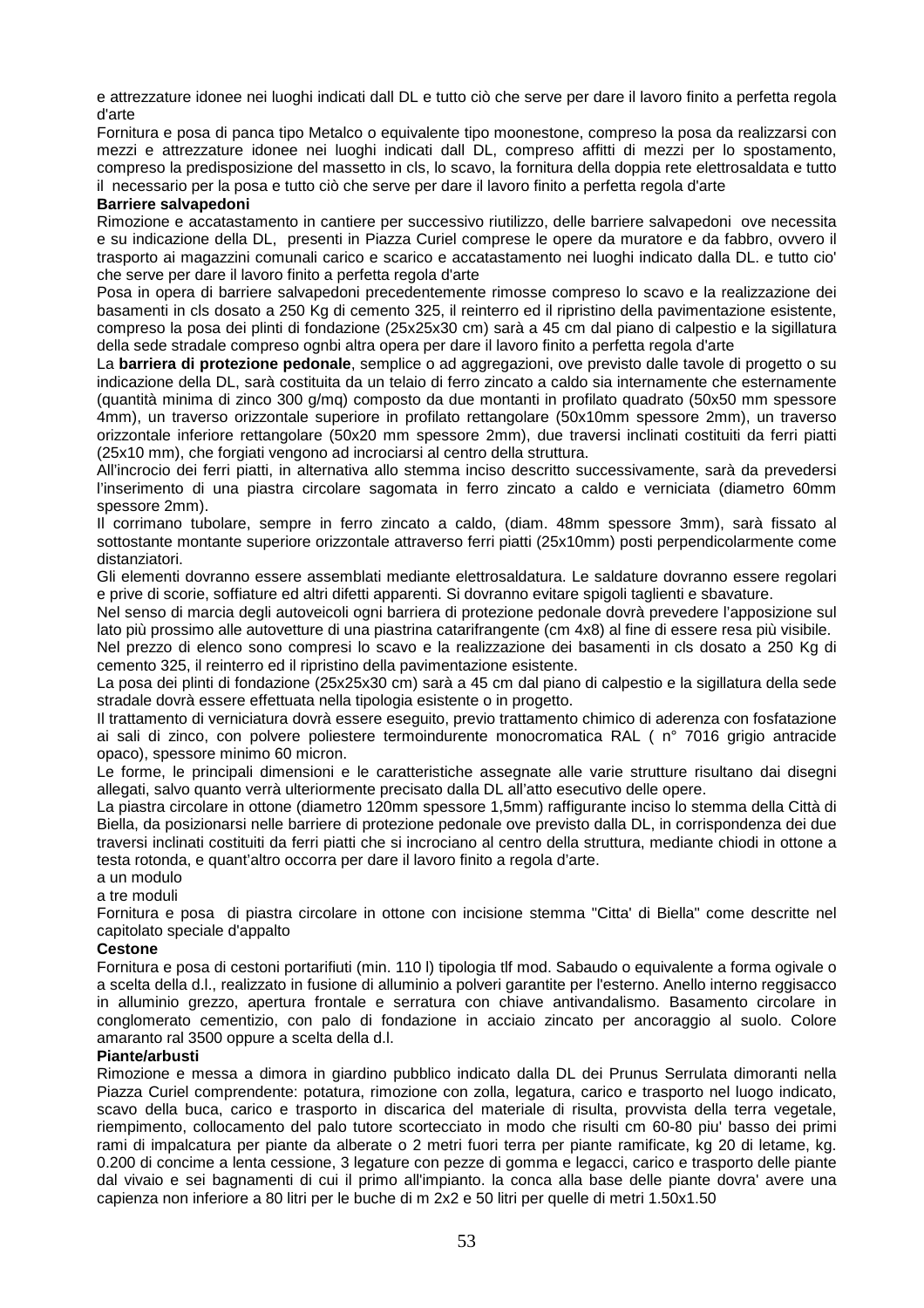e attrezzature idonee nei luoghi indicati dall DL e tutto ciò che serve per dare il lavoro finito a perfetta regola d'arte

Fornitura e posa di panca tipo Metalco o equivalente tipo moonestone, compreso la posa da realizzarsi con mezzi e attrezzature idonee nei luoghi indicati dall DL, compreso affitti di mezzi per lo spostamento, compreso la predisposizione del massetto in cls, lo scavo, la fornitura della doppia rete elettrosaldata e tutto il necessario per la posa e tutto ciò che serve per dare il lavoro finito a perfetta regola d'arte

**Barriere salvapedoni**

Rimozione e accatastamento in cantiere per successivo riutilizzo, delle barriere salvapedoni ove necessita e su indicazione della DL, presenti in Piazza Curiel comprese le opere da muratore e da fabbro, ovvero il trasporto ai magazzini comunali carico e scarico e accatastamento nei luoghi indicato dalla DL. e tutto cio' che serve per dare il lavoro finito a perfetta regola d'arte

Posa in opera di barriere salvapedoni precedentemente rimosse compreso lo scavo e la realizzazione dei basamenti in cls dosato a 250 Kg di cemento 325, il reinterro ed il ripristino della pavimentazione esistente, compreso la posa dei plinti di fondazione (25x25x30 cm) sarà a 45 cm dal piano di calpestio e la sigillatura della sede stradale compreso ognbi altra opera per dare il lavoro finito a perfetta regola d'arte

La **barriera di protezione pedonale**, semplice o ad aggregazioni, ove previsto dalle tavole di progetto o su indicazione della DL, sarà costituita da un telaio di ferro zincato a caldo sia internamente che esternamente (quantità minima di zinco 300 g/mq) composto da due montanti in profilato quadrato (50x50 mm spessore 4mm), un traverso orizzontale superiore in profilato rettangolare (50x10mm spessore 2mm), un traverso orizzontale inferiore rettangolare (50x20 mm spessore 2mm), due traversi inclinati costituiti da ferri piatti (25x10 mm), che forgiati vengono ad incrociarsi al centro della struttura.

All'incrocio dei ferri piatti, in alternativa allo stemma inciso descritto successivamente, sarà da prevedersi l'inserimento di una piastra circolare sagomata in ferro zincato a caldo e verniciata (diametro 60mm spessore 2mm).

Il corrimano tubolare, sempre in ferro zincato a caldo, (diam. 48mm spessore 3mm), sarà fissato al sottostante montante superiore orizzontale attraverso ferri piatti (25x10mm) posti perpendicolarmente come distanziatori.

Gli elementi dovranno essere assemblati mediante elettrosaldatura. Le saldature dovranno essere regolari e prive di scorie, soffiature ed altri difetti apparenti. Si dovranno evitare spigoli taglienti e sbavature.

Nel senso di marcia degli autoveicoli ogni barriera di protezione pedonale dovrà prevedere l'apposizione sul lato più prossimo alle autovetture di una piastrina catarifrangente (cm 4x8) al fine di essere resa più visibile.

Nel prezzo di elenco sono compresi lo scavo e la realizzazione dei basamenti in cls dosato a 250 Kg di cemento 325, il reinterro ed il ripristino della pavimentazione esistente.

La posa dei plinti di fondazione (25x25x30 cm) sarà a 45 cm dal piano di calpestio e la sigillatura della sede stradale dovrà essere effettuata nella tipologia esistente o in progetto.

Il trattamento di verniciatura dovrà essere eseguito, previo trattamento chimico di aderenza con fosfatazione ai sali di zinco, con polvere poliestere termoindurente monocromatica RAL ( n° 7016 grigio antracide opaco), spessore minimo 60 micron.

Le forme, le principali dimensioni e le caratteristiche assegnate alle varie strutture risultano dai disegni allegati, salvo quanto verrà ulteriormente precisato dalla DL all'atto esecutivo delle opere.

La piastra circolare in ottone (diametro 120mm spessore 1,5mm) raffigurante inciso lo stemma della Città di Biella, da posizionarsi nelle barriere di protezione pedonale ove previsto dalla DL, in corrispondenza dei due traversi inclinati costituiti da ferri piatti che si incrociano al centro della struttura, mediante chiodi in ottone a testa rotonda, e quant'altro occorra per dare il lavoro finito a regola d'arte.

a un modulo

a tre moduli

Fornitura e posa di piastra circolare in ottone con incisione stemma "Citta' di Biella" come descritte nel capitolato speciale d'appalto

**Cestone**

Fornitura e posa di cestoni portarifiuti (min. 110 l) tipologia tlf mod. Sabaudo o equivalente a forma ogivale o a scelta della d.l., realizzato in fusione di alluminio a polveri garantite per l'esterno. Anello interno reggisacco in alluminio grezzo, apertura frontale e serratura con chiave antivandalismo. Basamento circolare in conglomerato cementizio, con palo di fondazione in acciaio zincato per ancoraggio al suolo. Colore amaranto ral 3500 oppure a scelta della d.l.

**Piante/arbusti**

Rimozione e messa a dimora in giardino pubblico indicato dalla DL dei Prunus Serrulata dimoranti nella Piazza Curiel comprendente: potatura, rimozione con zolla, legatura, carico e trasporto nel luogo indicato, scavo della buca, carico e trasporto in discarica del materiale di risulta, provvista della terra vegetale, riempimento, collocamento del palo tutore scortecciato in modo che risulti cm 60-80 piu' basso dei primi rami di impalcatura per piante da alberate o 2 metri fuori terra per piante ramificate, kg 20 di letame, kg. 0.200 di concime a lenta cessione, 3 legature con pezze di gomma e legacci, carico e trasporto delle piante dal vivaio e sei bagnamenti di cui il primo all'impianto. la conca alla base delle piante dovra' avere una capienza non inferiore a 80 litri per le buche di m 2x2 e 50 litri per quelle di metri 1.50x1.50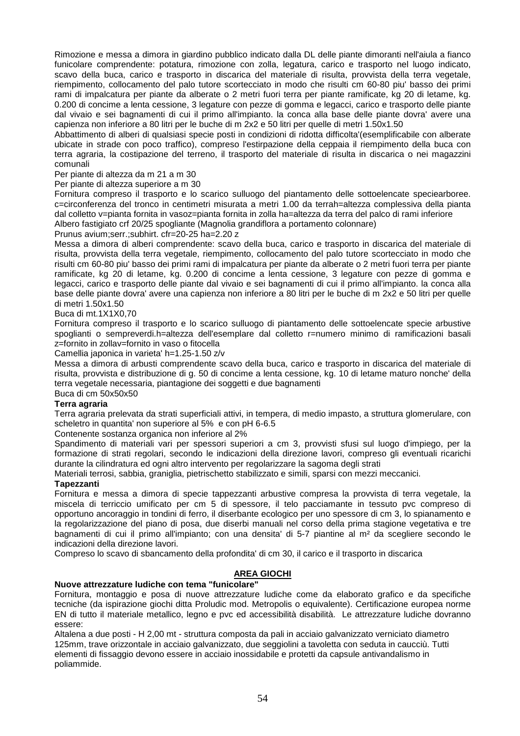Rimozione e messa a dimora in giardino pubblico indicato dalla DL delle piante dimoranti nell'aiula a fianco funicolare comprendente: potatura, rimozione con zolla, legatura, carico e trasporto nel luogo indicato, scavo della buca, carico e trasporto in discarica del materiale di risulta, provvista della terra vegetale, riempimento, collocamento del palo tutore scortecciato in modo che risulti cm 60-80 piu' basso dei primi rami di impalcatura per piante da alberate o 2 metri fuori terra per piante ramificate, kg 20 di letame, kg. 0.200 di concime a lenta cessione, 3 legature con pezze di gomma e legacci, carico e trasporto delle piante dal vivaio e sei bagnamenti di cui il primo all'impianto. la conca alla base delle piante dovra' avere una capienza non inferiore a 80 litri per le buche di m 2x2 e 50 litri per quelle di metri 1.50x1.50

Abbattimento di alberi di qualsiasi specie posti in condizioni di ridotta difficolta'(esemplificabile con alberate ubicate in strade con poco traffico), compreso l'estirpazione della ceppaia il riempimento della buca con terra agraria, la costipazione del terreno, il trasporto del materiale di risulta in discarica o nei magazzini comunali

Per piante di altezza da m 21 a m 30

Per piante di altezza superiore a m 30

Fornitura compreso il trasporto e lo scarico sulluogo del piantamento delle sottoelencate speciearboree. c=circonferenza del tronco in centimetri misurata a metri 1.00 da terrah=altezza complessiva della pianta dal colletto v=pianta fornita in vasoz=pianta fornita in zolla ha=altezza da terra del palco di rami inferiore

Albero fastigiato crf 20/25 spogliante (Magnolia grandiflora a portamento colonnare)

Prunus avium;serr.;subhirt. cfr=20-25 ha=2.20 z

Messa a dimora di alberi comprendente: scavo della buca, carico e trasporto in discarica del materiale di risulta, provvista della terra vegetale, riempimento, collocamento del palo tutore scortecciato in modo che risulti cm 60-80 piu' basso dei primi rami di impalcatura per piante da alberate o 2 metri fuori terra per piante ramificate, kg 20 di letame, kg. 0.200 di concime a lenta cessione, 3 legature con pezze di gomma e legacci, carico e trasporto delle piante dal vivaio e sei bagnamenti di cui il primo all'impianto. la conca alla base delle piante dovra' avere una capienza non inferiore a 80 litri per le buche di m 2x2 e 50 litri per quelle di metri 1.50x1.50

Buca di mt.1X1X0,70

Fornitura compreso il trasporto e lo scarico sulluogo di piantamento delle sottoelencate specie arbustive spoglianti o sempreverdi.h=altezza dell'esemplare dal colletto r=numero minimo di ramificazioni basali z=fornito in zollav=fornito in vaso o fitocella

Camellia japonica in varieta' h=1.25-1.50 z/v

Messa a dimora di arbusti comprendente scavo della buca, carico e trasporto in discarica del materiale di risulta, provvista e distribuzione di g. 50 di concime a lenta cessione, kg. 10 di letame maturo nonche' della terra vegetale necessaria, piantagione dei soggetti e due bagnamenti

Buca di cm 50x50x50

**Terra agraria**

Terra agraria prelevata da strati superficiali attivi, in tempera, di medio impasto, a struttura glomerulare, con scheletro in quantita' non superiore al 5% e con pH 6-6.5

Contenente sostanza organica non inferiore al 2%

Spandimento di materiali vari per spessori superiori a cm 3, provvisti sfusi sul luogo d'impiego, per la formazione di strati regolari, secondo le indicazioni della direzione lavori, compreso gli eventuali ricarichi durante la cilindratura ed ogni altro intervento per regolarizzare la sagoma degli strati

Materiali terrosi, sabbia, graniglia, pietrischetto stabilizzato e simili, sparsi con mezzi meccanici.

**Tapezzanti**

Fornitura e messa a dimora di specie tappezzanti arbustive compresa la provvista di terra vegetale, la miscela di terriccio umificato per cm 5 di spessore, il telo pacciamante in tessuto pvc compreso di opportuno ancoraggio in tondini di ferro, il diserbante ecologico per uno spessore di cm 3, lo spianamento e la regolarizzazione del piano di posa, due diserbi manuali nel corso della prima stagione vegetativa e tre bagnamenti di cui il primo all'impianto; con una densita' di 5-7 piantine al m² da scegliere secondo le indicazioni della direzione lavori.

Compreso lo scavo di sbancamento della profondita' di cm 30, il carico e il trasporto in discarica

## AREA GIOCHI

**Nuove attrezzature ludiche con tema "funicolare"**

Fornitura, montaggio e posa di nuove attrezzature ludiche come da elaborato grafico e da specifiche tecniche (da ispirazione giochi ditta Proludic mod. Metropolis o equivalente). Certificazione europea norme EN di tutto il materiale metallico, legno e pvc ed accessibilità disabilità. Le attrezzature ludiche dovranno essere:

Altalena a due posti - H 2,00 mt - struttura composta da pali in acciaio galvanizzato verniciato diametro 125mm, trave orizzontale in acciaio galvanizzato, due seggiolini a tavoletta con seduta in caucciù. Tutti elementi di fissaggio devono essere in acciaio inossidabile e protetti da capsule antivandalismo in poliammide.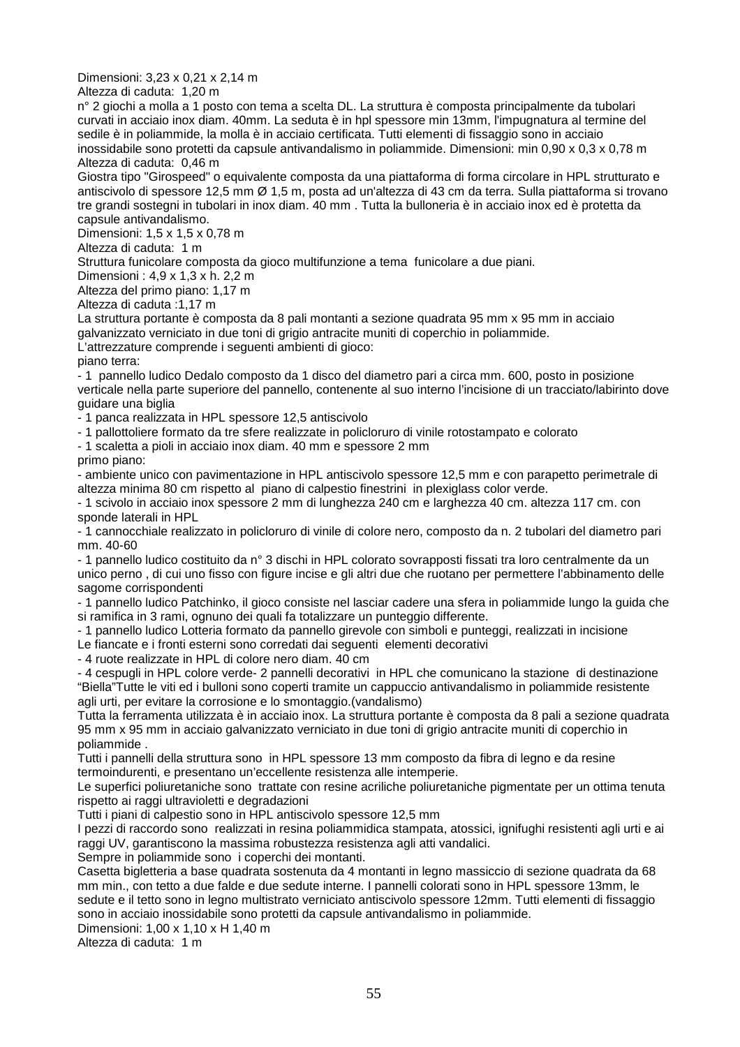Dimensioni: 3,23 x 0,21 x 2,14 m
Altezza di caduta: 1,20 m
n° 2 giochi a molla a 1 posto con tema a scelta DL. La struttura è composta principalmente da tubolari curvati in acciaio inox diam. 40mm. La seduta è in hpl spessore min 13mm, l'impugnatura al termine del sedile è in poliammide, la molla è in acciaio certificata. Tutti elementi di fissaggio sono in acciaio inossidabile sono protetti da capsule antivandalismo in poliammide. Dimensioni: min 0,90 x 0,3 x 0,78 m
Altezza di caduta: 0,46 m
Giostra tipo "Girospeed" o equivalente composta da una piattaforma di forma circolare in HPL strutturato e antiscivolo di spessore 12,5 mm Ø 1,5 m, posta ad un'altezza di 43 cm da terra. Sulla piattaforma si trovano tre grandi sostegni in tubolari in inox diam. 40 mm . Tutta la bulloneria è in acciaio inox ed è protetta da capsule antivandalismo.
Dimensioni: 1,5 x 1,5 x 0,78 m
Altezza di caduta: 1 m
Struttura funicolare composta da gioco multifunzione a tema funicolare a due piani.
Dimensioni : 4,9 x 1,3 x h. 2,2 m
Altezza del primo piano: 1,17 m
Altezza di caduta :1,17 m
La struttura portante è composta da 8 pali montanti a sezione quadrata 95 mm x 95 mm in acciaio galvanizzato verniciato in due toni di grigio antracite muniti di coperchio in poliammide.
L'attrezzature comprende i seguenti ambienti di gioco:
piano terra:
- 1 pannello ludico Dedalo composto da 1 disco del diametro pari a circa mm. 600, posto in posizione verticale nella parte superiore del pannello, contenente al suo interno l'incisione di un tracciato/labirinto dove guidare una biglia
- 1 panca realizzata in HPL spessore 12,5 antiscivolo
- 1 pallottoliere formato da tre sfere realizzate in policloruro di vinile rotostampato e colorato
- 1 scaletta a pioli in acciaio inox diam. 40 mm e spessore 2 mm
primo piano:
- ambiente unico con pavimentazione in HPL antiscivolo spessore 12,5 mm e con parapetto perimetrale di altezza minima 80 cm rispetto al piano di calpestio finestrini in plexiglass color verde.
- 1 scivolo in acciaio inox spessore 2 mm di lunghezza 240 cm e larghezza 40 cm. altezza 117 cm. con sponde laterali in HPL
- 1 cannocchiale realizzato in policloruro di vinile di colore nero, composto da n. 2 tubolari del diametro pari mm. 40-60
- 1 pannello ludico costituito da n° 3 dischi in HPL colorato sovrapposti fissati tra loro centralmente da un unico perno , di cui uno fisso con figure incise e gli altri due che ruotano per permettere l'abbinamento delle sagome corrispondenti
- 1 pannello ludico Patchinko, il gioco consiste nel lasciar cadere una sfera in poliammide lungo la guida che si ramifica in 3 rami, ognuno dei quali fa totalizzare un punteggio differente.
- 1 pannello ludico Lotteria formato da pannello girevole con simboli e punteggi, realizzati in incisione
Le fiancate e i fronti esterni sono corredati dai seguenti elementi decorativi
- 4 ruote realizzate in HPL di colore nero diam. 40 cm
- 4 cespugli in HPL colore verde- 2 pannelli decorativi in HPL che comunicano la stazione di destinazione "Biella"Tutte le viti ed i bulloni sono coperti tramite un cappuccio antivandalismo in poliammide resistente agli urti, per evitare la corrosione e lo smontaggio.(vandalismo)
Tutta la ferramenta utilizzata è in acciaio inox. La struttura portante è composta da 8 pali a sezione quadrata 95 mm x 95 mm in acciaio galvanizzato verniciato in due toni di grigio antracite muniti di coperchio in poliammide .
Tutti i pannelli della struttura sono in HPL spessore 13 mm composto da fibra di legno e da resine termoindurenti, e presentano un'eccellente resistenza alle intemperie.
Le superfici poliuretaniche sono trattate con resine acriliche poliuretaniche pigmentate per un ottima tenuta rispetto ai raggi ultravioletti e degradazioni
Tutti i piani di calpestio sono in HPL antiscivolo spessore 12,5 mm
I pezzi di raccordo sono realizzati in resina poliammidica stampata, atossici, ignifughi resistenti agli urti e ai raggi UV, garantiscono la massima robustezza resistenza agli atti vandalici.
Sempre in poliammide sono i coperchi dei montanti.
Casetta bigletteria a base quadrata sostenuta da 4 montanti in legno massiccio di sezione quadrata da 68 mm min., con tetto a due falde e due sedute interne. I pannelli colorati sono in HPL spessore 13mm, le sedute e il tetto sono in legno multistrato verniciato antiscivolo spessore 12mm. Tutti elementi di fissaggio sono in acciaio inossidabile sono protetti da capsule antivandalismo in poliammide.
Dimensioni: 1,00 x 1,10 x H 1,40 m
Altezza di caduta: 1 m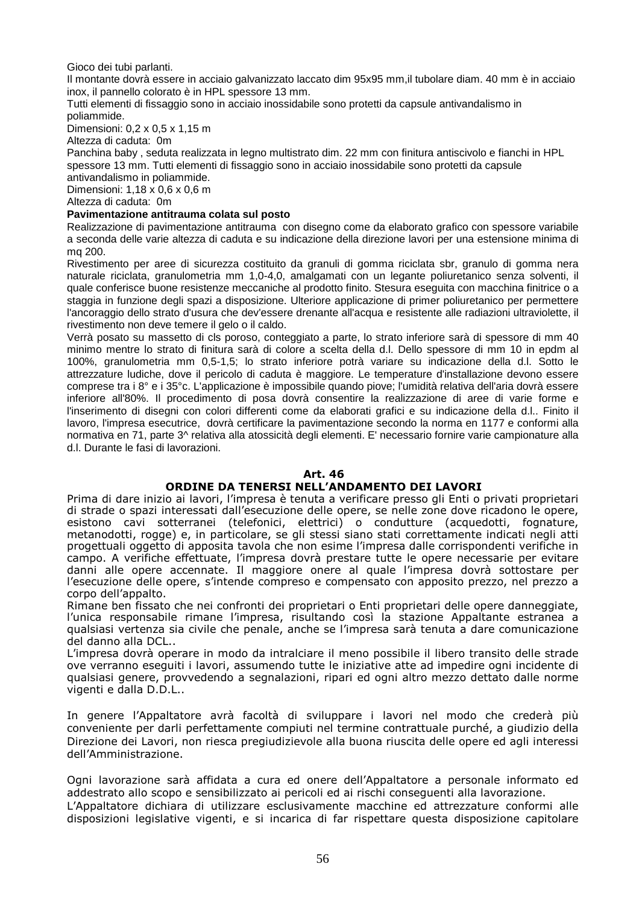Gioco dei tubi parlanti.

Il montante dovrà essere in acciaio galvanizzato laccato dim 95x95 mm,il tubolare diam. 40 mm è in acciaio inox, il pannello colorato è in HPL spessore 13 mm.

Tutti elementi di fissaggio sono in acciaio inossidabile sono protetti da capsule antivandalismo in poliammide.

Dimensioni: 0,2 x 0,5 x 1,15 m

Altezza di caduta: 0m

Panchina baby , seduta realizzata in legno multistrato dim. 22 mm con finitura antiscivolo e fianchi in HPL spessore 13 mm. Tutti elementi di fissaggio sono in acciaio inossidabile sono protetti da capsule antivandalismo in poliammide.

Dimensioni: 1,18 x 0,6 x 0,6 m

Altezza di caduta: 0m

**Pavimentazione antitrauma colata sul posto**

Realizzazione di pavimentazione antitrauma con disegno come da elaborato grafico con spessore variabile a seconda delle varie altezza di caduta e su indicazione della direzione lavori per una estensione minima di mq 200.

Rivestimento per aree di sicurezza costituito da granuli di gomma riciclata sbr, granulo di gomma nera naturale riciclata, granulometria mm 1,0-4,0, amalgamati con un legante poliuretanico senza solventi, il quale conferisce buone resistenze meccaniche al prodotto finito. Stesura eseguita con macchina finitrice o a staggia in funzione degli spazi a disposizione. Ulteriore applicazione di primer poliuretanico per permettere l'ancoraggio dello strato d'usura che dev'essere drenante all'acqua e resistente alle radiazioni ultraviolette, il rivestimento non deve temere il gelo o il caldo.

Verrà posato su massetto di cls poroso, conteggiato a parte, lo strato inferiore sarà di spessore di mm 40 minimo mentre lo strato di finitura sarà di colore a scelta della d.l. Dello spessore di mm 10 in epdm al 100%, granulometria mm 0,5-1,5; lo strato inferiore potrà variare su indicazione della d.l. Sotto le attrezzature ludiche, dove il pericolo di caduta è maggiore. Le temperature d'installazione devono essere comprese tra i 8° e i 35°c. L'applicazione è impossibile quando piove; l'umidità relativa dell'aria dovrà essere inferiore all'80%. Il procedimento di posa dovrà consentire la realizzazione di aree di varie forme e l'inserimento di disegni con colori differenti come da elaborati grafici e su indicazione della d.l.. Finito il lavoro, l'impresa esecutrice, dovrà certificare la pavimentazione secondo la norma en 1177 e conformi alla normativa en 71, parte 3^ relativa alla atossicità degli elementi. E' necessario fornire varie campionature alla d.l. Durante le fasi di lavorazioni.

## Art. 46
## ORDINE DA TENERSI NELL'ANDAMENTO DEI LAVORI

Prima di dare inizio ai lavori, l'impresa è tenuta a verificare presso gli Enti o privati proprietari di strade o spazi interessati dall'esecuzione delle opere, se nelle zone dove ricadono le opere, esistono cavi sotterranei (telefonici, elettrici) o condutture (acquedotti, fognature, metanodotti, rogge) e, in particolare, se gli stessi siano stati correttamente indicati negli atti progettuali oggetto di apposita tavola che non esime l'impresa dalle corrispondenti verifiche in campo. A verifiche effettuate, l'impresa dovrà prestare tutte le opere necessarie per evitare danni alle opere accennate. Il maggiore onere al quale l'impresa dovrà sottostare per l'esecuzione delle opere, s'intende compreso e compensato con apposito prezzo, nel prezzo a corpo dell'appalto.

Rimane ben fissato che nei confronti dei proprietari o Enti proprietari delle opere danneggiate, l'unica responsabile rimane l'impresa, risultando così la stazione Appaltante estranea a qualsiasi vertenza sia civile che penale, anche se l'impresa sarà tenuta a dare comunicazione del danno alla DCL..

L'impresa dovrà operare in modo da intralciare il meno possibile il libero transito delle strade ove verranno eseguiti i lavori, assumendo tutte le iniziative atte ad impedire ogni incidente di qualsiasi genere, provvedendo a segnalazioni, ripari ed ogni altro mezzo dettato dalle norme vigenti e dalla D.D.L..

In genere l'Appaltatore avrà facoltà di sviluppare i lavori nel modo che crederà più conveniente per darli perfettamente compiuti nel termine contrattuale purché, a giudizio della Direzione dei Lavori, non riesca pregiudizievole alla buona riuscita delle opere ed agli interessi dell'Amministrazione.

Ogni lavorazione sarà affidata a cura ed onere dell'Appaltatore a personale informato ed addestrato allo scopo e sensibilizzato ai pericoli ed ai rischi conseguenti alla lavorazione.

L'Appaltatore dichiara di utilizzare esclusivamente macchine ed attrezzature conformi alle disposizioni legislative vigenti, e si incarica di far rispettare questa disposizione capitolare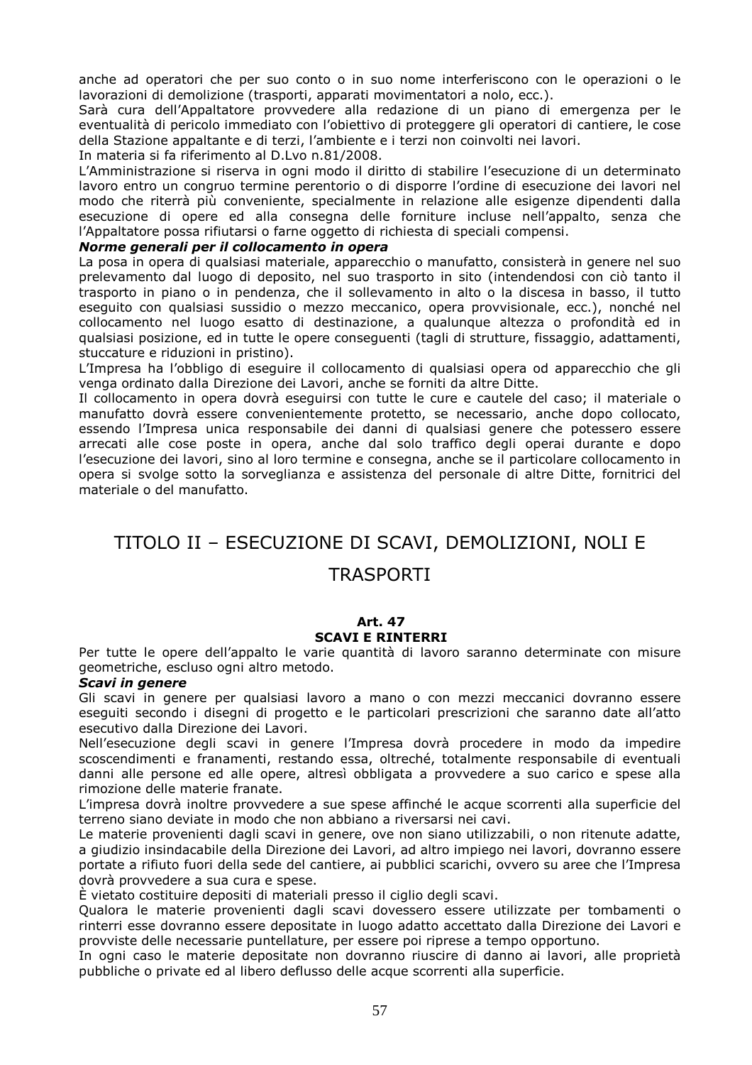anche ad operatori che per suo conto o in suo nome interferiscono con le operazioni o le lavorazioni di demolizione (trasporti, apparati movimentatori a nolo, ecc.).

Sarà cura dell'Appaltatore provvedere alla redazione di un piano di emergenza per le eventualità di pericolo immediato con l'obiettivo di proteggere gli operatori di cantiere, le cose della Stazione appaltante e di terzi, l'ambiente e i terzi non coinvolti nei lavori.

In materia si fa riferimento al D.Lvo n.81/2008.

L'Amministrazione si riserva in ogni modo il diritto di stabilire l'esecuzione di un determinato lavoro entro un congruo termine perentorio o di disporre l'ordine di esecuzione dei lavori nel modo che riterrà più conveniente, specialmente in relazione alle esigenze dipendenti dalla esecuzione di opere ed alla consegna delle forniture incluse nell'appalto, senza che l'Appaltatore possa rifiutarsi o farne oggetto di richiesta di speciali compensi.

***Norme generali per il collocamento in opera***

La posa in opera di qualsiasi materiale, apparecchio o manufatto, consisterà in genere nel suo prelevamento dal luogo di deposito, nel suo trasporto in sito (intendendosi con ciò tanto il trasporto in piano o in pendenza, che il sollevamento in alto o la discesa in basso, il tutto eseguito con qualsiasi sussidio o mezzo meccanico, opera provvisionale, ecc.), nonché nel collocamento nel luogo esatto di destinazione, a qualunque altezza o profondità ed in qualsiasi posizione, ed in tutte le opere conseguenti (tagli di strutture, fissaggio, adattamenti, stuccature e riduzioni in pristino).

L'Impresa ha l'obbligo di eseguire il collocamento di qualsiasi opera od apparecchio che gli venga ordinato dalla Direzione dei Lavori, anche se forniti da altre Ditte.

Il collocamento in opera dovrà eseguirsi con tutte le cure e cautele del caso; il materiale o manufatto dovrà essere convenientemente protetto, se necessario, anche dopo collocato, essendo l'Impresa unica responsabile dei danni di qualsiasi genere che potessero essere arrecati alle cose poste in opera, anche dal solo traffico degli operai durante e dopo l'esecuzione dei lavori, sino al loro termine e consegna, anche se il particolare collocamento in opera si svolge sotto la sorveglianza e assistenza del personale di altre Ditte, fornitrici del materiale o del manufatto.

# TITOLO II – ESECUZIONE DI SCAVI, DEMOLIZIONI, NOLI E TRASPORTI

## Art. 47
## SCAVI E RINTERRI

Per tutte le opere dell'appalto le varie quantità di lavoro saranno determinate con misure geometriche, escluso ogni altro metodo.

***Scavi in genere***

Gli scavi in genere per qualsiasi lavoro a mano o con mezzi meccanici dovranno essere eseguiti secondo i disegni di progetto e le particolari prescrizioni che saranno date all'atto esecutivo dalla Direzione dei Lavori.

Nell'esecuzione degli scavi in genere l'Impresa dovrà procedere in modo da impedire scoscendimenti e franamenti, restando essa, oltreché, totalmente responsabile di eventuali danni alle persone ed alle opere, altresì obbligata a provvedere a suo carico e spese alla rimozione delle materie franate.

L'impresa dovrà inoltre provvedere a sue spese affinché le acque scorrenti alla superficie del terreno siano deviate in modo che non abbiano a riversarsi nei cavi.

Le materie provenienti dagli scavi in genere, ove non siano utilizzabili, o non ritenute adatte, a giudizio insindacabile della Direzione dei Lavori, ad altro impiego nei lavori, dovranno essere portate a rifiuto fuori della sede del cantiere, ai pubblici scarichi, ovvero su aree che l'Impresa dovrà provvedere a sua cura e spese.

È vietato costituire depositi di materiali presso il ciglio degli scavi.

Qualora le materie provenienti dagli scavi dovessero essere utilizzate per tombamenti o rinterri esse dovranno essere depositate in luogo adatto accettato dalla Direzione dei Lavori e provviste delle necessarie puntellature, per essere poi riprese a tempo opportuno.

In ogni caso le materie depositate non dovranno riuscire di danno ai lavori, alle proprietà pubbliche o private ed al libero deflusso delle acque scorrenti alla superficie.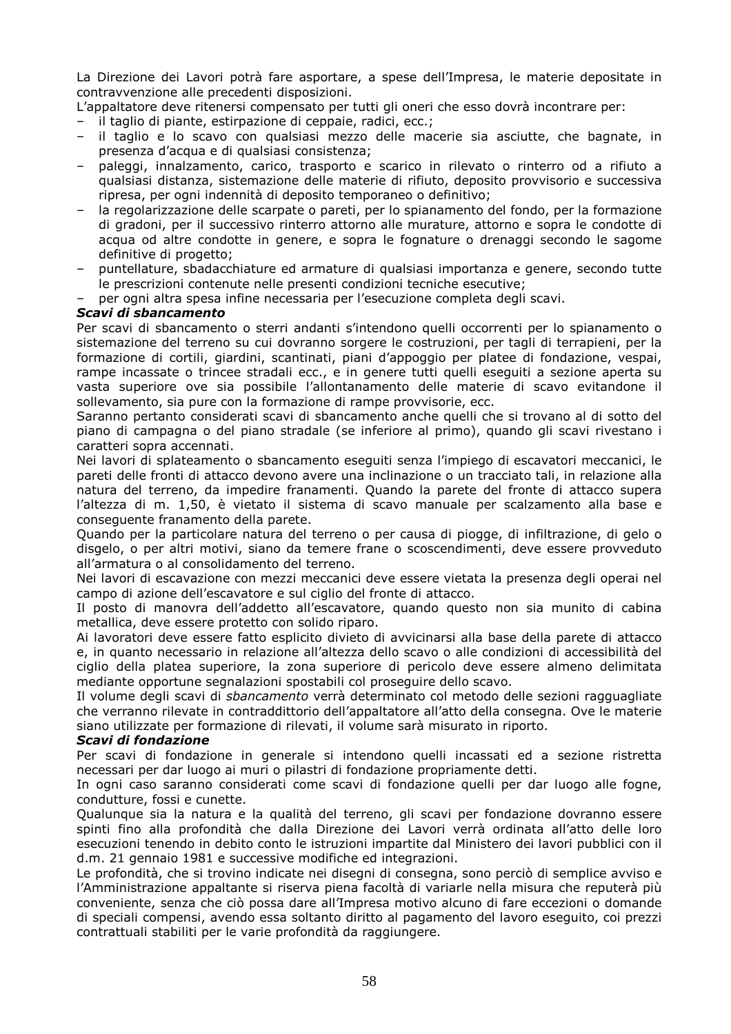La Direzione dei Lavori potrà fare asportare, a spese dell'Impresa, le materie depositate in contravvenzione alle precedenti disposizioni.

L'appaltatore deve ritenersi compensato per tutti gli oneri che esso dovrà incontrare per:

- il taglio di piante, estirpazione di ceppaie, radici, ecc.;
- il taglio e lo scavo con qualsiasi mezzo delle macerie sia asciutte, che bagnate, in presenza d'acqua e di qualsiasi consistenza;
- paleggi, innalzamento, carico, trasporto e scarico in rilevato o rinterro od a rifiuto a qualsiasi distanza, sistemazione delle materie di rifiuto, deposito provvisorio e successiva ripresa, per ogni indennità di deposito temporaneo o definitivo;
- la regolarizzazione delle scarpate o pareti, per lo spianamento del fondo, per la formazione di gradoni, per il successivo rinterro attorno alle murature, attorno e sopra le condotte di acqua od altre condotte in genere, e sopra le fognature o drenaggi secondo le sagome definitive di progetto;
- puntellature, sbadacchiature ed armature di qualsiasi importanza e genere, secondo tutte le prescrizioni contenute nelle presenti condizioni tecniche esecutive;
- per ogni altra spesa infine necessaria per l'esecuzione completa degli scavi.

***Scavi di sbancamento***

Per scavi di sbancamento o sterri andanti s'intendono quelli occorrenti per lo spianamento o sistemazione del terreno su cui dovranno sorgere le costruzioni, per tagli di terrapieni, per la formazione di cortili, giardini, scantinati, piani d'appoggio per platee di fondazione, vespai, rampe incassate o trincee stradali ecc., e in genere tutti quelli eseguiti a sezione aperta su vasta superiore ove sia possibile l'allontanamento delle materie di scavo evitandone il sollevamento, sia pure con la formazione di rampe provvisorie, ecc.

Saranno pertanto considerati scavi di sbancamento anche quelli che si trovano al di sotto del piano di campagna o del piano stradale (se inferiore al primo), quando gli scavi rivestano i caratteri sopra accennati.

Nei lavori di splateamento o sbancamento eseguiti senza l'impiego di escavatori meccanici, le pareti delle fronti di attacco devono avere una inclinazione o un tracciato tali, in relazione alla natura del terreno, da impedire franamenti. Quando la parete del fronte di attacco supera l'altezza di m. 1,50, è vietato il sistema di scavo manuale per scalzamento alla base e conseguente franamento della parete.

Quando per la particolare natura del terreno o per causa di piogge, di infiltrazione, di gelo o disgelo, o per altri motivi, siano da temere frane o scoscendimenti, deve essere provveduto all'armatura o al consolidamento del terreno.

Nei lavori di escavazione con mezzi meccanici deve essere vietata la presenza degli operai nel campo di azione dell'escavatore e sul ciglio del fronte di attacco.

Il posto di manovra dell'addetto all'escavatore, quando questo non sia munito di cabina metallica, deve essere protetto con solido riparo.

Ai lavoratori deve essere fatto esplicito divieto di avvicinarsi alla base della parete di attacco e, in quanto necessario in relazione all'altezza dello scavo o alle condizioni di accessibilità del ciglio della platea superiore, la zona superiore di pericolo deve essere almeno delimitata mediante opportune segnalazioni spostabili col proseguire dello scavo.

Il volume degli scavi di *sbancamento* verrà determinato col metodo delle sezioni ragguagliate che verranno rilevate in contraddittorio dell'appaltatore all'atto della consegna. Ove le materie siano utilizzate per formazione di rilevati, il volume sarà misurato in riporto.

***Scavi di fondazione***

Per scavi di fondazione in generale si intendono quelli incassati ed a sezione ristretta necessari per dar luogo ai muri o pilastri di fondazione propriamente detti.

In ogni caso saranno considerati come scavi di fondazione quelli per dar luogo alle fogne, condutture, fossi e cunette.

Qualunque sia la natura e la qualità del terreno, gli scavi per fondazione dovranno essere spinti fino alla profondità che dalla Direzione dei Lavori verrà ordinata all'atto delle loro esecuzioni tenendo in debito conto le istruzioni impartite dal Ministero dei lavori pubblici con il d.m. 21 gennaio 1981 e successive modifiche ed integrazioni.

Le profondità, che si trovino indicate nei disegni di consegna, sono perciò di semplice avviso e l'Amministrazione appaltante si riserva piena facoltà di variarle nella misura che reputerà più conveniente, senza che ciò possa dare all'Impresa motivo alcuno di fare eccezioni o domande di speciali compensi, avendo essa soltanto diritto al pagamento del lavoro eseguito, coi prezzi contrattuali stabiliti per le varie profondità da raggiungere.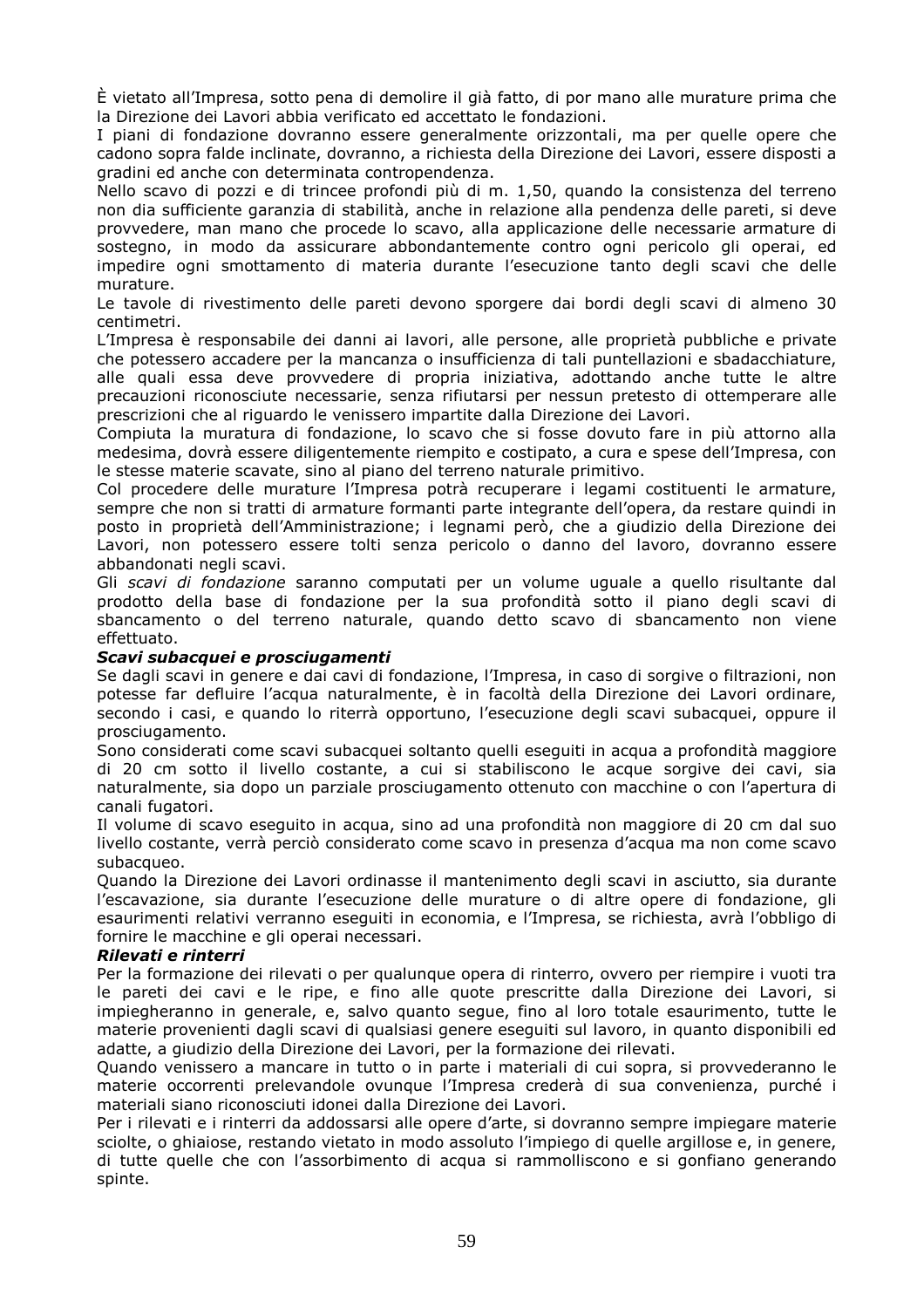È vietato all'Impresa, sotto pena di demolire il già fatto, di por mano alle murature prima che la Direzione dei Lavori abbia verificato ed accettato le fondazioni.

I piani di fondazione dovranno essere generalmente orizzontali, ma per quelle opere che cadono sopra falde inclinate, dovranno, a richiesta della Direzione dei Lavori, essere disposti a gradini ed anche con determinata contropendenza.

Nello scavo di pozzi e di trincee profondi più di m. 1,50, quando la consistenza del terreno non dia sufficiente garanzia di stabilità, anche in relazione alla pendenza delle pareti, si deve provvedere, man mano che procede lo scavo, alla applicazione delle necessarie armature di sostegno, in modo da assicurare abbondantemente contro ogni pericolo gli operai, ed impedire ogni smottamento di materia durante l'esecuzione tanto degli scavi che delle murature.

Le tavole di rivestimento delle pareti devono sporgere dai bordi degli scavi di almeno 30 centimetri.

L'Impresa è responsabile dei danni ai lavori, alle persone, alle proprietà pubbliche e private che potessero accadere per la mancanza o insufficienza di tali puntellazioni e sbadacchiature, alle quali essa deve provvedere di propria iniziativa, adottando anche tutte le altre precauzioni riconosciute necessarie, senza rifiutarsi per nessun pretesto di ottemperare alle prescrizioni che al riguardo le venissero impartite dalla Direzione dei Lavori.

Compiuta la muratura di fondazione, lo scavo che si fosse dovuto fare in più attorno alla medesima, dovrà essere diligentemente riempito e costipato, a cura e spese dell'Impresa, con le stesse materie scavate, sino al piano del terreno naturale primitivo.

Col procedere delle murature l'Impresa potrà recuperare i legami costituenti le armature, sempre che non si tratti di armature formanti parte integrante dell'opera, da restare quindi in posto in proprietà dell'Amministrazione; i legnami però, che a giudizio della Direzione dei Lavori, non potessero essere tolti senza pericolo o danno del lavoro, dovranno essere abbandonati negli scavi.

Gli *scavi di fondazione* saranno computati per un volume uguale a quello risultante dal prodotto della base di fondazione per la sua profondità sotto il piano degli scavi di sbancamento o del terreno naturale, quando detto scavo di sbancamento non viene effettuato.

***Scavi subacquei e prosciugamenti***

Se dagli scavi in genere e dai cavi di fondazione, l'Impresa, in caso di sorgive o filtrazioni, non potesse far defluire l'acqua naturalmente, è in facoltà della Direzione dei Lavori ordinare, secondo i casi, e quando lo riterrà opportuno, l'esecuzione degli scavi subacquei, oppure il prosciugamento.

Sono considerati come scavi subacquei soltanto quelli eseguiti in acqua a profondità maggiore di 20 cm sotto il livello costante, a cui si stabiliscono le acque sorgive dei cavi, sia naturalmente, sia dopo un parziale prosciugamento ottenuto con macchine o con l'apertura di canali fugatori.

Il volume di scavo eseguito in acqua, sino ad una profondità non maggiore di 20 cm dal suo livello costante, verrà perciò considerato come scavo in presenza d'acqua ma non come scavo subacqueo.

Quando la Direzione dei Lavori ordinasse il mantenimento degli scavi in asciutto, sia durante l'escavazione, sia durante l'esecuzione delle murature o di altre opere di fondazione, gli esaurimenti relativi verranno eseguiti in economia, e l'Impresa, se richiesta, avrà l'obbligo di fornire le macchine e gli operai necessari.

***Rilevati e rinterri***

Per la formazione dei rilevati o per qualunque opera di rinterro, ovvero per riempire i vuoti tra le pareti dei cavi e le ripe, e fino alle quote prescritte dalla Direzione dei Lavori, si impiegheranno in generale, e, salvo quanto segue, fino al loro totale esaurimento, tutte le materie provenienti dagli scavi di qualsiasi genere eseguiti sul lavoro, in quanto disponibili ed adatte, a giudizio della Direzione dei Lavori, per la formazione dei rilevati.

Quando venissero a mancare in tutto o in parte i materiali di cui sopra, si provvederanno le materie occorrenti prelevandole ovunque l'Impresa crederà di sua convenienza, purché i materiali siano riconosciuti idonei dalla Direzione dei Lavori.

Per i rilevati e i rinterri da addossarsi alle opere d'arte, si dovranno sempre impiegare materie sciolte, o ghiaiose, restando vietato in modo assoluto l'impiego di quelle argillose e, in genere, di tutte quelle che con l'assorbimento di acqua si rammolliscono e si gonfiano generando spinte.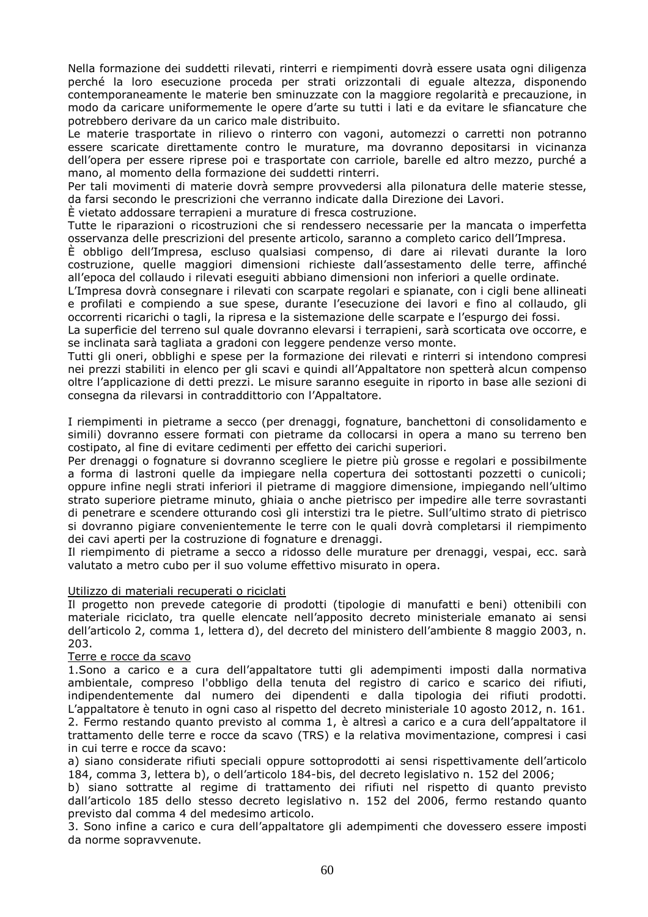Nella formazione dei suddetti rilevati, rinterri e riempimenti dovrà essere usata ogni diligenza perché la loro esecuzione proceda per strati orizzontali di eguale altezza, disponendo contemporaneamente le materie ben sminuzzate con la maggiore regolarità e precauzione, in modo da caricare uniformemente le opere d'arte su tutti i lati e da evitare le sfiancature che potrebbero derivare da un carico male distribuito.

Le materie trasportate in rilievo o rinterro con vagoni, automezzi o carretti non potranno essere scaricate direttamente contro le murature, ma dovranno depositarsi in vicinanza dell'opera per essere riprese poi e trasportate con carriole, barelle ed altro mezzo, purché a mano, al momento della formazione dei suddetti rinterri.

Per tali movimenti di materie dovrà sempre provvedersi alla pilonatura delle materie stesse, da farsi secondo le prescrizioni che verranno indicate dalla Direzione dei Lavori.

È vietato addossare terrapieni a murature di fresca costruzione.

Tutte le riparazioni o ricostruzioni che si rendessero necessarie per la mancata o imperfetta osservanza delle prescrizioni del presente articolo, saranno a completo carico dell'Impresa.

È obbligo dell'Impresa, escluso qualsiasi compenso, di dare ai rilevati durante la loro costruzione, quelle maggiori dimensioni richieste dall'assestamento delle terre, affinché all'epoca del collaudo i rilevati eseguiti abbiano dimensioni non inferiori a quelle ordinate.

L'Impresa dovrà consegnare i rilevati con scarpate regolari e spianate, con i cigli bene allineati e profilati e compiendo a sue spese, durante l'esecuzione dei lavori e fino al collaudo, gli occorrenti ricarichi o tagli, la ripresa e la sistemazione delle scarpate e l'espurgo dei fossi.

La superficie del terreno sul quale dovranno elevarsi i terrapieni, sarà scorticata ove occorre, e se inclinata sarà tagliata a gradoni con leggere pendenze verso monte.

Tutti gli oneri, obblighi e spese per la formazione dei rilevati e rinterri si intendono compresi nei prezzi stabiliti in elenco per gli scavi e quindi all'Appaltatore non spetterà alcun compenso oltre l'applicazione di detti prezzi. Le misure saranno eseguite in riporto in base alle sezioni di consegna da rilevarsi in contraddittorio con l'Appaltatore.

I riempimenti in pietrame a secco (per drenaggi, fognature, banchettoni di consolidamento e simili) dovranno essere formati con pietrame da collocarsi in opera a mano su terreno ben costipato, al fine di evitare cedimenti per effetto dei carichi superiori.

Per drenaggi o fognature si dovranno scegliere le pietre più grosse e regolari e possibilmente a forma di lastroni quelle da impiegare nella copertura dei sottostanti pozzetti o cunicoli; oppure infine negli strati inferiori il pietrame di maggiore dimensione, impiegando nell'ultimo strato superiore pietrame minuto, ghiaia o anche pietrisco per impedire alle terre sovrastanti di penetrare e scendere otturando così gli interstizi tra le pietre. Sull'ultimo strato di pietrisco si dovranno pigiare convenientemente le terre con le quali dovrà completarsi il riempimento dei cavi aperti per la costruzione di fognature e drenaggi.

Il riempimento di pietrame a secco a ridosso delle murature per drenaggi, vespai, ecc. sarà valutato a metro cubo per il suo volume effettivo misurato in opera.

Utilizzo di materiali recuperati o riciclati

Il progetto non prevede categorie di prodotti (tipologie di manufatti e beni) ottenibili con materiale riciclato, tra quelle elencate nell'apposito decreto ministeriale emanato ai sensi dell'articolo 2, comma 1, lettera d), del decreto del ministero dell'ambiente 8 maggio 2003, n. 203.

Terre e rocce da scavo

1.Sono a carico e a cura dell'appaltatore tutti gli adempimenti imposti dalla normativa ambientale, compreso l'obbligo della tenuta del registro di carico e scarico dei rifiuti, indipendentemente dal numero dei dipendenti e dalla tipologia dei rifiuti prodotti. L'appaltatore è tenuto in ogni caso al rispetto del decreto ministeriale 10 agosto 2012, n. 161.

2. Fermo restando quanto previsto al comma 1, è altresì a carico e a cura dell'appaltatore il trattamento delle terre e rocce da scavo (TRS) e la relativa movimentazione, compresi i casi in cui terre e rocce da scavo:

a) siano considerate rifiuti speciali oppure sottoprodotti ai sensi rispettivamente dell'articolo 184, comma 3, lettera b), o dell'articolo 184-bis, del decreto legislativo n. 152 del 2006;

b) siano sottratte al regime di trattamento dei rifiuti nel rispetto di quanto previsto dall'articolo 185 dello stesso decreto legislativo n. 152 del 2006, fermo restando quanto previsto dal comma 4 del medesimo articolo.

3. Sono infine a carico e cura dell'appaltatore gli adempimenti che dovessero essere imposti da norme sopravvenute.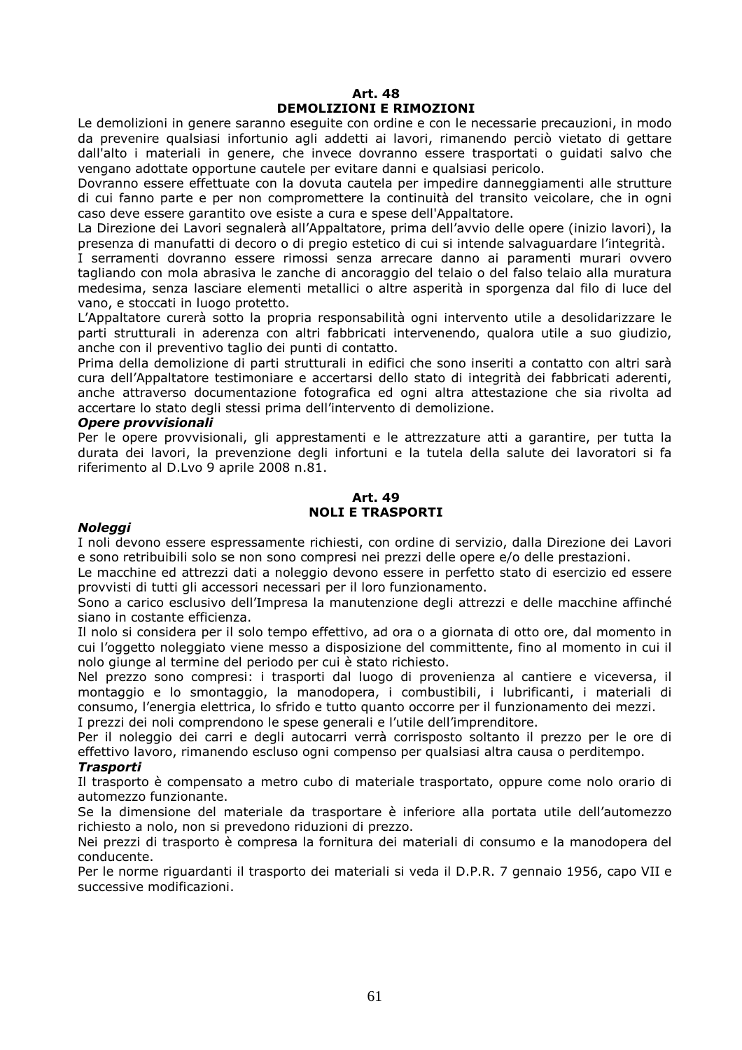## Art. 48
## DEMOLIZIONI E RIMOZIONI

Le demolizioni in genere saranno eseguite con ordine e con le necessarie precauzioni, in modo da prevenire qualsiasi infortunio agli addetti ai lavori, rimanendo perciò vietato di gettare dall'alto i materiali in genere, che invece dovranno essere trasportati o guidati salvo che vengano adottate opportune cautele per evitare danni e qualsiasi pericolo.

Dovranno essere effettuate con la dovuta cautela per impedire danneggiamenti alle strutture di cui fanno parte e per non compromettere la continuità del transito veicolare, che in ogni caso deve essere garantito ove esiste a cura e spese dell'Appaltatore.

La Direzione dei Lavori segnalerà all'Appaltatore, prima dell'avvio delle opere (inizio lavori), la presenza di manufatti di decoro o di pregio estetico di cui si intende salvaguardare l'integrità.

I serramenti dovranno essere rimossi senza arrecare danno ai paramenti murari ovvero tagliando con mola abrasiva le zanche di ancoraggio del telaio o del falso telaio alla muratura medesima, senza lasciare elementi metallici o altre asperità in sporgenza dal filo di luce del vano, e stoccati in luogo protetto.

L'Appaltatore curerà sotto la propria responsabilità ogni intervento utile a desolidarizzare le parti strutturali in aderenza con altri fabbricati intervenendo, qualora utile a suo giudizio, anche con il preventivo taglio dei punti di contatto.

Prima della demolizione di parti strutturali in edifici che sono inseriti a contatto con altri sarà cura dell'Appaltatore testimoniare e accertarsi dello stato di integrità dei fabbricati aderenti, anche attraverso documentazione fotografica ed ogni altra attestazione che sia rivolta ad accertare lo stato degli stessi prima dell'intervento di demolizione.

***Opere provvisionali***

Per le opere provvisionali, gli apprestamenti e le attrezzature atti a garantire, per tutta la durata dei lavori, la prevenzione degli infortuni e la tutela della salute dei lavoratori si fa riferimento al D.Lvo 9 aprile 2008 n.81.

## Art. 49
## NOLI E TRASPORTI

***Noleggi***

I noli devono essere espressamente richiesti, con ordine di servizio, dalla Direzione dei Lavori e sono retribuibili solo se non sono compresi nei prezzi delle opere e/o delle prestazioni.

Le macchine ed attrezzi dati a noleggio devono essere in perfetto stato di esercizio ed essere provvisti di tutti gli accessori necessari per il loro funzionamento.

Sono a carico esclusivo dell'Impresa la manutenzione degli attrezzi e delle macchine affinché siano in costante efficienza.

Il nolo si considera per il solo tempo effettivo, ad ora o a giornata di otto ore, dal momento in cui l'oggetto noleggiato viene messo a disposizione del committente, fino al momento in cui il nolo giunge al termine del periodo per cui è stato richiesto.

Nel prezzo sono compresi: i trasporti dal luogo di provenienza al cantiere e viceversa, il montaggio e lo smontaggio, la manodopera, i combustibili, i lubrificanti, i materiali di consumo, l'energia elettrica, lo sfrido e tutto quanto occorre per il funzionamento dei mezzi.

I prezzi dei noli comprendono le spese generali e l'utile dell'imprenditore.

Per il noleggio dei carri e degli autocarri verrà corrisposto soltanto il prezzo per le ore di effettivo lavoro, rimanendo escluso ogni compenso per qualsiasi altra causa o perditempo.

***Trasporti***

Il trasporto è compensato a metro cubo di materiale trasportato, oppure come nolo orario di automezzo funzionante.

Se la dimensione del materiale da trasportare è inferiore alla portata utile dell'automezzo richiesto a nolo, non si prevedono riduzioni di prezzo.

Nei prezzi di trasporto è compresa la fornitura dei materiali di consumo e la manodopera del conducente.

Per le norme riguardanti il trasporto dei materiali si veda il D.P.R. 7 gennaio 1956, capo VII e successive modificazioni.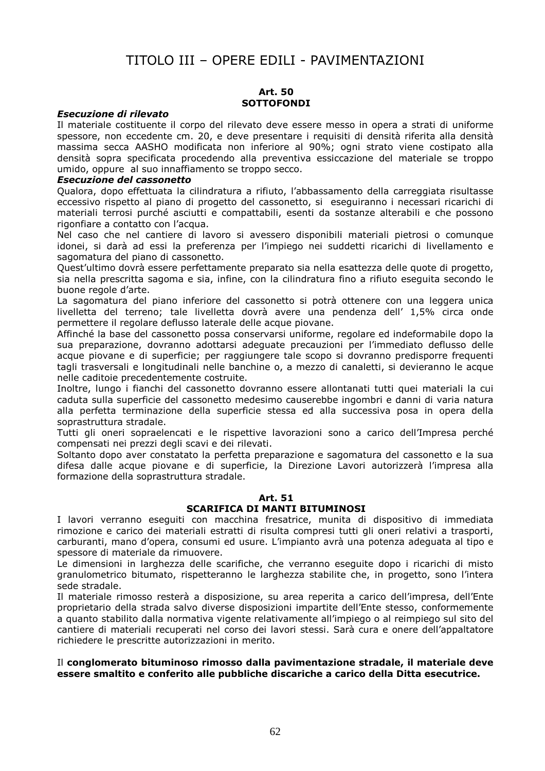# TITOLO III – OPERE EDILI - PAVIMENTAZIONI

## Art. 50
## SOTTOFONDI

***Esecuzione di rilevato***

Il materiale costituente il corpo del rilevato deve essere messo in opera a strati di uniforme spessore, non eccedente cm. 20, e deve presentare i requisiti di densità riferita alla densità massima secca AASHO modificata non inferiore al 90%; ogni strato viene costipato alla densità sopra specificata procedendo alla preventiva essiccazione del materiale se troppo umido, oppure al suo innaffiamento se troppo secco.

***Esecuzione del cassonetto***

Qualora, dopo effettuata la cilindratura a rifiuto, l'abbassamento della carreggiata risultasse eccessivo rispetto al piano di progetto del cassonetto, si eseguiranno i necessari ricarichi di materiali terrosi purché asciutti e compattabili, esenti da sostanze alterabili e che possono rigonfiare a contatto con l'acqua.

Nel caso che nel cantiere di lavoro si avessero disponibili materiali pietrosi o comunque idonei, si darà ad essi la preferenza per l'impiego nei suddetti ricarichi di livellamento e sagomatura del piano di cassonetto.

Quest'ultimo dovrà essere perfettamente preparato sia nella esattezza delle quote di progetto, sia nella prescritta sagoma e sia, infine, con la cilindratura fino a rifiuto eseguita secondo le buone regole d'arte.

La sagomatura del piano inferiore del cassonetto si potrà ottenere con una leggera unica livelletta del terreno; tale livelletta dovrà avere una pendenza dell' 1,5% circa onde permettere il regolare deflusso laterale delle acque piovane.

Affinché la base del cassonetto possa conservarsi uniforme, regolare ed indeformabile dopo la sua preparazione, dovranno adottarsi adeguate precauzioni per l'immediato deflusso delle acque piovane e di superficie; per raggiungere tale scopo si dovranno predisporre frequenti tagli trasversali e longitudinali nelle banchine o, a mezzo di canaletti, si devieranno le acque nelle caditoie precedentemente costruite.

Inoltre, lungo i fianchi del cassonetto dovranno essere allontanati tutti quei materiali la cui caduta sulla superficie del cassonetto medesimo causerebbe ingombri e danni di varia natura alla perfetta terminazione della superficie stessa ed alla successiva posa in opera della soprastruttura stradale.

Tutti gli oneri sopraelencati e le rispettive lavorazioni sono a carico dell'Impresa perché compensati nei prezzi degli scavi e dei rilevati.

Soltanto dopo aver constatato la perfetta preparazione e sagomatura del cassonetto e la sua difesa dalle acque piovane e di superficie, la Direzione Lavori autorizzerà l'impresa alla formazione della soprastruttura stradale.

## Art. 51
## SCARIFICA DI MANTI BITUMINOSI

I lavori verranno eseguiti con macchina fresatrice, munita di dispositivo di immediata rimozione e carico dei materiali estratti di risulta compresi tutti gli oneri relativi a trasporti, carburanti, mano d'opera, consumi ed usure. L'impianto avrà una potenza adeguata al tipo e spessore di materiale da rimuovere.

Le dimensioni in larghezza delle scarifiche, che verranno eseguite dopo i ricarichi di misto granulometrico bitumato, rispetteranno le larghezza stabilite che, in progetto, sono l'intera sede stradale.

Il materiale rimosso resterà a disposizione, su area reperita a carico dell'impresa, dell'Ente proprietario della strada salvo diverse disposizioni impartite dell'Ente stesso, conformemente a quanto stabilito dalla normativa vigente relativamente all'impiego o al reimpiego sul sito del cantiere di materiali recuperati nel corso dei lavori stessi. Sarà cura e onere dell'appaltatore richiedere le prescritte autorizzazioni in merito.

Il **conglomerato bituminoso rimosso dalla pavimentazione stradale, il materiale deve essere smaltito e conferito alle pubbliche discariche a carico della Ditta esecutrice.**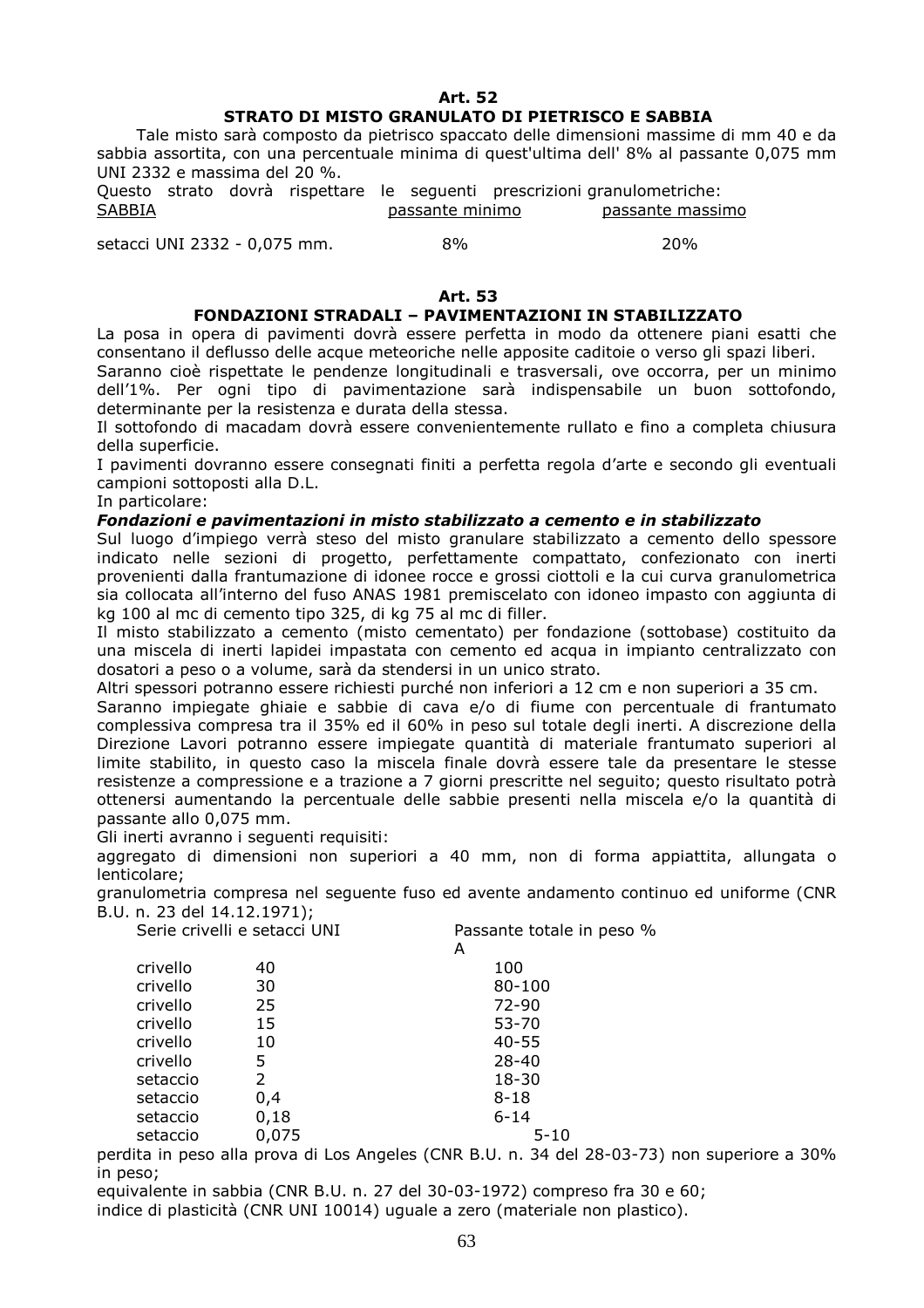## Art. 52

### STRATO DI MISTO GRANULATO DI PIETRISCO E SABBIA

Tale misto sarà composto da pietrisco spaccato delle dimensioni massime di mm 40 e da sabbia assortita, con una percentuale minima di quest'ultima dell' 8% al passante 0,075 mm UNI 2332 e massima del 20 %.

Questo strato dovrà rispettare le seguenti prescrizioni granulometriche:

| SABBIA | passante minimo | passante massimo |
|---|---|---|
| setacci UNI 2332 - 0,075 mm. | 8% | 20% |

## Art. 53

### FONDAZIONI STRADALI – PAVIMENTAZIONI IN STABILIZZATO

La posa in opera di pavimenti dovrà essere perfetta in modo da ottenere piani esatti che consentano il deflusso delle acque meteoriche nelle apposite caditoie o verso gli spazi liberi.

Saranno cioè rispettate le pendenze longitudinali e trasversali, ove occorra, per un minimo dell'1%. Per ogni tipo di pavimentazione sarà indispensabile un buon sottofondo, determinante per la resistenza e durata della stessa.

Il sottofondo di macadam dovrà essere convenientemente rullato e fino a completa chiusura della superficie.

I pavimenti dovranno essere consegnati finiti a perfetta regola d'arte e secondo gli eventuali campioni sottoposti alla D.L.

In particolare:

***Fondazioni e pavimentazioni in misto stabilizzato a cemento e in stabilizzato***

Sul luogo d'impiego verrà steso del misto granulare stabilizzato a cemento dello spessore indicato nelle sezioni di progetto, perfettamente compattato, confezionato con inerti provenienti dalla frantumazione di idonee rocce e grossi ciottoli e la cui curva granulometrica sia collocata all'interno del fuso ANAS 1981 premiscelato con idoneo impasto con aggiunta di kg 100 al mc di cemento tipo 325, di kg 75 al mc di filler.

Il misto stabilizzato a cemento (misto cementato) per fondazione (sottobase) costituito da una miscela di inerti lapidei impastata con cemento ed acqua in impianto centralizzato con dosatori a peso o a volume, sarà da stendersi in un unico strato.

Altri spessori potranno essere richiesti purché non inferiori a 12 cm e non superiori a 35 cm.

Saranno impiegate ghiaie e sabbie di cava e/o di fiume con percentuale di frantumato complessiva compresa tra il 35% ed il 60% in peso sul totale degli inerti. A discrezione della Direzione Lavori potranno essere impiegate quantità di materiale frantumato superiori al limite stabilito, in questo caso la miscela finale dovrà essere tale da presentare le stesse resistenze a compressione e a trazione a 7 giorni prescritte nel seguito; questo risultato potrà ottenersi aumentando la percentuale delle sabbie presenti nella miscela e/o la quantità di passante allo 0,075 mm.

Gli inerti avranno i seguenti requisiti:

aggregato di dimensioni non superiori a 40 mm, non di forma appiattita, allungata o lenticolare;

granulometria compresa nel seguente fuso ed avente andamento continuo ed uniforme (CNR B.U. n. 23 del 14.12.1971);

| Serie crivelli e setacci UNI | | Passante totale in peso % A |
|---|---|---|
| crivello | 40 | 100 |
| crivello | 30 | 80-100 |
| crivello | 25 | 72-90 |
| crivello | 15 | 53-70 |
| crivello | 10 | 40-55 |
| crivello | 5 | 28-40 |
| setaccio | 2 | 18-30 |
| setaccio | 0,4 | 8-18 |
| setaccio | 0,18 | 6-14 |
| setaccio | 0,075 | 5-10 |

perdita in peso alla prova di Los Angeles (CNR B.U. n. 34 del 28-03-73) non superiore a 30% in peso;

equivalente in sabbia (CNR B.U. n. 27 del 30-03-1972) compreso fra 30 e 60;

indice di plasticità (CNR UNI 10014) uguale a zero (materiale non plastico).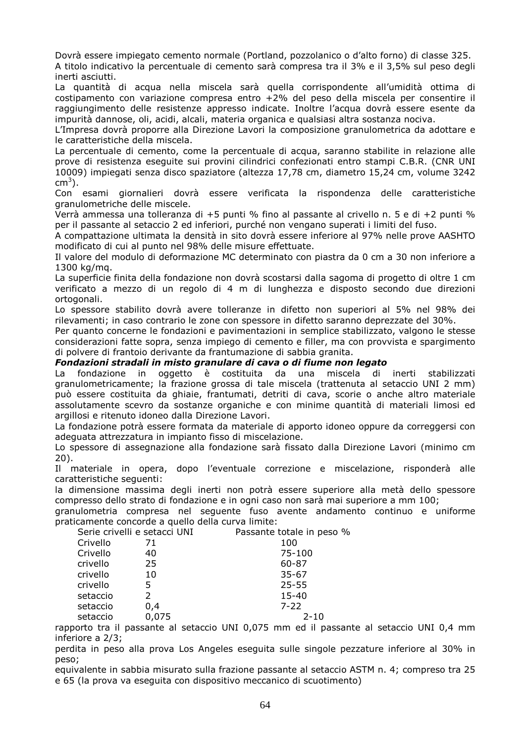Dovrà essere impiegato cemento normale (Portland, pozzolanico o d'alto forno) di classe 325.
A titolo indicativo la percentuale di cemento sarà compresa tra il 3% e il 3,5% sul peso degli inerti asciutti.
La quantità di acqua nella miscela sarà quella corrispondente all'umidità ottima di costipamento con variazione compresa entro +2% del peso della miscela per consentire il raggiungimento delle resistenze appresso indicate. Inoltre l'acqua dovrà essere esente da impurità dannose, oli, acidi, alcali, materia organica e qualsiasi altra sostanza nociva.
L'Impresa dovrà proporre alla Direzione Lavori la composizione granulometrica da adottare e le caratteristiche della miscela.
La percentuale di cemento, come la percentuale di acqua, saranno stabilite in relazione alle prove di resistenza eseguite sui provini cilindrici confezionati entro stampi C.B.R. (CNR UNI 10009) impiegati senza disco spaziatore (altezza 17,78 cm, diametro 15,24 cm, volume 3242 $cm^3$).
Con esami giornalieri dovrà essere verificata la rispondenza delle caratteristiche granulometriche delle miscele.
Verrà ammessa una tolleranza di +5 punti % fino al passante al crivello n. 5 e di +2 punti % per il passante al setaccio 2 ed inferiori, purché non vengano superati i limiti del fuso.
A compattazione ultimata la densità in sito dovrà essere inferiore al 97% nelle prove AASHTO modificato di cui al punto nel 98% delle misure effettuate.
Il valore del modulo di deformazione MC determinato con piastra da 0 cm a 30 non inferiore a 1300 kg/mq.
La superficie finita della fondazione non dovrà scostarsi dalla sagoma di progetto di oltre 1 cm verificato a mezzo di un regolo di 4 m di lunghezza e disposto secondo due direzioni ortogonali.
Lo spessore stabilito dovrà avere tolleranze in difetto non superiori al 5% nel 98% dei rilevamenti; in caso contrario le zone con spessore in difetto saranno deprezzate del 30%.
Per quanto concerne le fondazioni e pavimentazioni in semplice stabilizzato, valgono le stesse considerazioni fatte sopra, senza impiego di cemento e filler, ma con provvista e spargimento di polvere di frantoio derivante da frantumazione di sabbia granita.

***Fondazioni stradali in misto granulare di cava o di fiume non legato***

La fondazione in oggetto è costituita da una miscela di inerti stabilizzati granulometricamente; la frazione grossa di tale miscela (trattenuta al setaccio UNI 2 mm) può essere costituita da ghiaie, frantumati, detriti di cava, scorie o anche altro materiale assolutamente scevro da sostanze organiche e con minime quantità di materiali limosi ed argillosi e ritenuto idoneo dalla Direzione Lavori.
La fondazione potrà essere formata da materiale di apporto idoneo oppure da correggersi con adeguata attrezzatura in impianto fisso di miscelazione.
Lo spessore di assegnazione alla fondazione sarà fissato dalla Direzione Lavori (minimo cm 20).
Il materiale in opera, dopo l'eventuale correzione e miscelazione, risponderà alle caratteristiche seguenti:
la dimensione massima degli inerti non potrà essere superiore alla metà dello spessore compresso dello strato di fondazione e in ogni caso non sarà mai superiore a mm 100;
granulometria compresa nel seguente fuso avente andamento continuo e uniforme praticamente concorde a quello della curva limite:

| Serie crivelli e setacci UNI | | Passante totale in peso % |
|---|---|---|
| Crivello | 71 | 100 |
| Crivello | 40 | 75-100 |
| crivello | 25 | 60-87 |
| crivello | 10 | 35-67 |
| crivello | 5 | 25-55 |
| setaccio | 2 | 15-40 |
| setaccio | 0,4 | 7-22 |
| setaccio | 0,075 | 2-10 |

rapporto tra il passante al setaccio UNI 0,075 mm ed il passante al setaccio UNI 0,4 mm inferiore a 2/3;
perdita in peso alla prova Los Angeles eseguita sulle singole pezzature inferiore al 30% in peso;
equivalente in sabbia misurato sulla frazione passante al setaccio ASTM n. 4; compreso tra 25 e 65 (la prova va eseguita con dispositivo meccanico di scuotimento)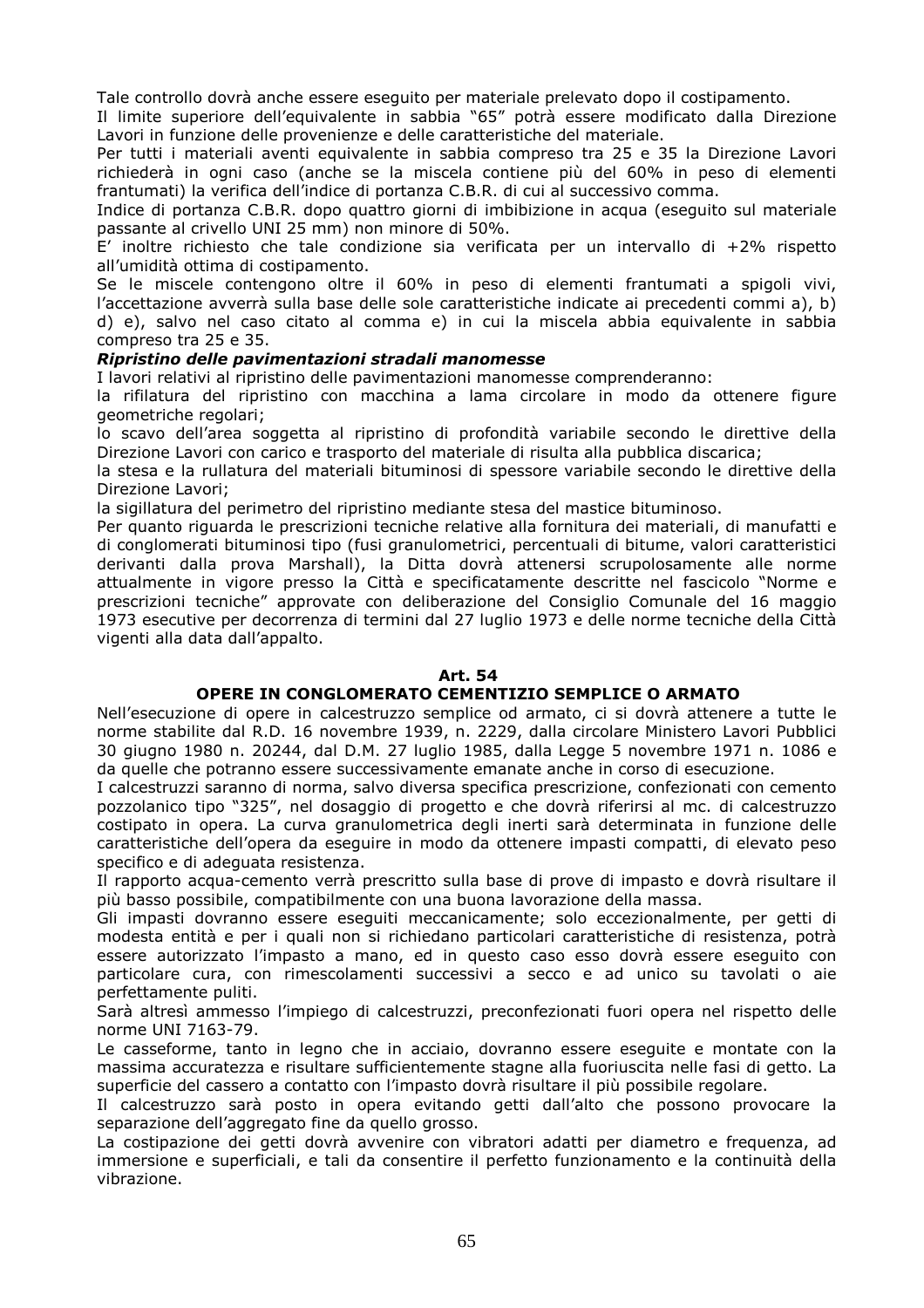Tale controllo dovrà anche essere eseguito per materiale prelevato dopo il costipamento.

Il limite superiore dell'equivalente in sabbia "65" potrà essere modificato dalla Direzione Lavori in funzione delle provenienze e delle caratteristiche del materiale.

Per tutti i materiali aventi equivalente in sabbia compreso tra 25 e 35 la Direzione Lavori richiederà in ogni caso (anche se la miscela contiene più del 60% in peso di elementi frantumati) la verifica dell'indice di portanza C.B.R. di cui al successivo comma.

Indice di portanza C.B.R. dopo quattro giorni di imbibizione in acqua (eseguito sul materiale passante al crivello UNI 25 mm) non minore di 50%.

E' inoltre richiesto che tale condizione sia verificata per un intervallo di +2% rispetto all'umidità ottima di costipamento.

Se le miscele contengono oltre il 60% in peso di elementi frantumati a spigoli vivi, l'accettazione avverrà sulla base delle sole caratteristiche indicate ai precedenti commi a), b) d) e), salvo nel caso citato al comma e) in cui la miscela abbia equivalente in sabbia compreso tra 25 e 35.

***Ripristino delle pavimentazioni stradali manomesse***

I lavori relativi al ripristino delle pavimentazioni manomesse comprenderanno:

la rifilatura del ripristino con macchina a lama circolare in modo da ottenere figure geometriche regolari;

lo scavo dell'area soggetta al ripristino di profondità variabile secondo le direttive della Direzione Lavori con carico e trasporto del materiale di risulta alla pubblica discarica;

la stesa e la rullatura del materiali bituminosi di spessore variabile secondo le direttive della Direzione Lavori;

la sigillatura del perimetro del ripristino mediante stesa del mastice bituminoso.

Per quanto riguarda le prescrizioni tecniche relative alla fornitura dei materiali, di manufatti e di conglomerati bituminosi tipo (fusi granulometrici, percentuali di bitume, valori caratteristici derivanti dalla prova Marshall), la Ditta dovrà attenersi scrupolosamente alle norme attualmente in vigore presso la Città e specificatamente descritte nel fascicolo "Norme e prescrizioni tecniche" approvate con deliberazione del Consiglio Comunale del 16 maggio 1973 esecutive per decorrenza di termini dal 27 luglio 1973 e delle norme tecniche della Città vigenti alla data dall'appalto.

## Art. 54
## OPERE IN CONGLOMERATO CEMENTIZIO SEMPLICE O ARMATO

Nell'esecuzione di opere in calcestruzzo semplice od armato, ci si dovrà attenere a tutte le norme stabilite dal R.D. 16 novembre 1939, n. 2229, dalla circolare Ministero Lavori Pubblici 30 giugno 1980 n. 20244, dal D.M. 27 luglio 1985, dalla Legge 5 novembre 1971 n. 1086 e da quelle che potranno essere successivamente emanate anche in corso di esecuzione.

I calcestruzzi saranno di norma, salvo diversa specifica prescrizione, confezionati con cemento pozzolanico tipo "325", nel dosaggio di progetto e che dovrà riferirsi al mc. di calcestruzzo costipato in opera. La curva granulometrica degli inerti sarà determinata in funzione delle caratteristiche dell'opera da eseguire in modo da ottenere impasti compatti, di elevato peso specifico e di adeguata resistenza.

Il rapporto acqua-cemento verrà prescritto sulla base di prove di impasto e dovrà risultare il più basso possibile, compatibilmente con una buona lavorazione della massa.

Gli impasti dovranno essere eseguiti meccanicamente; solo eccezionalmente, per getti di modesta entità e per i quali non si richiedano particolari caratteristiche di resistenza, potrà essere autorizzato l'impasto a mano, ed in questo caso esso dovrà essere eseguito con particolare cura, con rimescolamenti successivi a secco e ad unico su tavolati o aie perfettamente puliti.

Sarà altresì ammesso l'impiego di calcestruzzi, preconfezionati fuori opera nel rispetto delle norme UNI 7163-79.

Le casseforme, tanto in legno che in acciaio, dovranno essere eseguite e montate con la massima accuratezza e risultare sufficientemente stagne alla fuoriuscita nelle fasi di getto. La superficie del cassero a contatto con l'impasto dovrà risultare il più possibile regolare.

Il calcestruzzo sarà posto in opera evitando getti dall'alto che possono provocare la separazione dell'aggregato fine da quello grosso.

La costipazione dei getti dovrà avvenire con vibratori adatti per diametro e frequenza, ad immersione e superficiali, e tali da consentire il perfetto funzionamento e la continuità della vibrazione.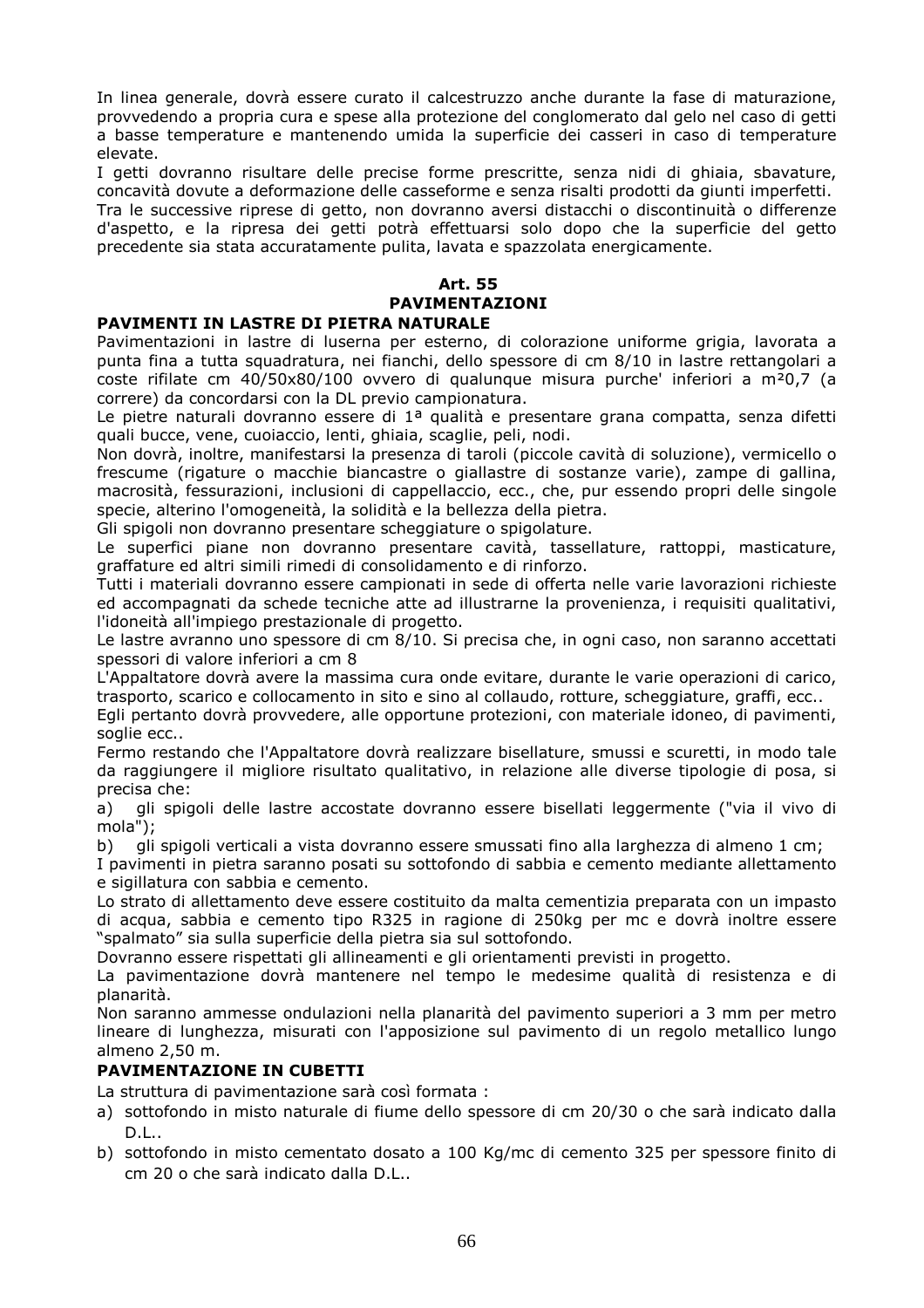In linea generale, dovrà essere curato il calcestruzzo anche durante la fase di maturazione, provvedendo a propria cura e spese alla protezione del conglomerato dal gelo nel caso di getti a basse temperature e mantenendo umida la superficie dei casseri in caso di temperature elevate.

I getti dovranno risultare delle precise forme prescritte, senza nidi di ghiaia, sbavature, concavità dovute a deformazione delle casseforme e senza risalti prodotti da giunti imperfetti.

Tra le successive riprese di getto, non dovranno aversi distacchi o discontinuità o differenze d'aspetto, e la ripresa dei getti potrà effettuarsi solo dopo che la superficie del getto precedente sia stata accuratamente pulita, lavata e spazzolata energicamente.

## Art. 55
## PAVIMENTAZIONI

### PAVIMENTI IN LASTRE DI PIETRA NATURALE

Pavimentazioni in lastre di luserna per esterno, di colorazione uniforme grigia, lavorata a punta fina a tutta squadratura, nei fianchi, dello spessore di cm 8/10 in lastre rettangolari a coste rifilate cm 40/50x80/100 ovvero di qualunque misura purche' inferiori a m²0,7 (a correre) da concordarsi con la DL previo campionatura.

Le pietre naturali dovranno essere di 1ª qualità e presentare grana compatta, senza difetti quali bucce, vene, cuoiaccio, lenti, ghiaia, scaglie, peli, nodi.

Non dovrà, inoltre, manifestarsi la presenza di taroli (piccole cavità di soluzione), vermicello o frescume (rigature o macchie biancastre o giallastre di sostanze varie), zampe di gallina, macrosità, fessurazioni, inclusioni di cappellaccio, ecc., che, pur essendo propri delle singole specie, alterino l'omogeneità, la solidità e la bellezza della pietra.

Gli spigoli non dovranno presentare scheggiature o spigolature.

Le superfici piane non dovranno presentare cavità, tassellature, rattoppi, masticature, graffature ed altri simili rimedi di consolidamento e di rinforzo.

Tutti i materiali dovranno essere campionati in sede di offerta nelle varie lavorazioni richieste ed accompagnati da schede tecniche atte ad illustrarne la provenienza, i requisiti qualitativi, l'idoneità all'impiego prestazionale di progetto.

Le lastre avranno uno spessore di cm 8/10. Si precisa che, in ogni caso, non saranno accettati spessori di valore inferiori a cm 8

L'Appaltatore dovrà avere la massima cura onde evitare, durante le varie operazioni di carico, trasporto, scarico e collocamento in sito e sino al collaudo, rotture, scheggiature, graffi, ecc..

Egli pertanto dovrà provvedere, alle opportune protezioni, con materiale idoneo, di pavimenti, soglie ecc..

Fermo restando che l'Appaltatore dovrà realizzare bisellature, smussi e scuretti, in modo tale da raggiungere il migliore risultato qualitativo, in relazione alle diverse tipologie di posa, si precisa che:

a) gli spigoli delle lastre accostate dovranno essere bisellati leggermente ("via il vivo di mola");

b) gli spigoli verticali a vista dovranno essere smussati fino alla larghezza di almeno 1 cm;

I pavimenti in pietra saranno posati su sottofondo di sabbia e cemento mediante allettamento e sigillatura con sabbia e cemento.

Lo strato di allettamento deve essere costituito da malta cementizia preparata con un impasto di acqua, sabbia e cemento tipo R325 in ragione di 250kg per mc e dovrà inoltre essere "spalmato" sia sulla superficie della pietra sia sul sottofondo.

Dovranno essere rispettati gli allineamenti e gli orientamenti previsti in progetto.

La pavimentazione dovrà mantenere nel tempo le medesime qualità di resistenza e di planarità.

Non saranno ammesse ondulazioni nella planarità del pavimento superiori a 3 mm per metro lineare di lunghezza, misurati con l'apposizione sul pavimento di un regolo metallico lungo almeno 2,50 m.

### PAVIMENTAZIONE IN CUBETTI

La struttura di pavimentazione sarà così formata :

a) sottofondo in misto naturale di fiume dello spessore di cm 20/30 o che sarà indicato dalla D.L..
b) sottofondo in misto cementato dosato a 100 Kg/mc di cemento 325 per spessore finito di cm 20 o che sarà indicato dalla D.L..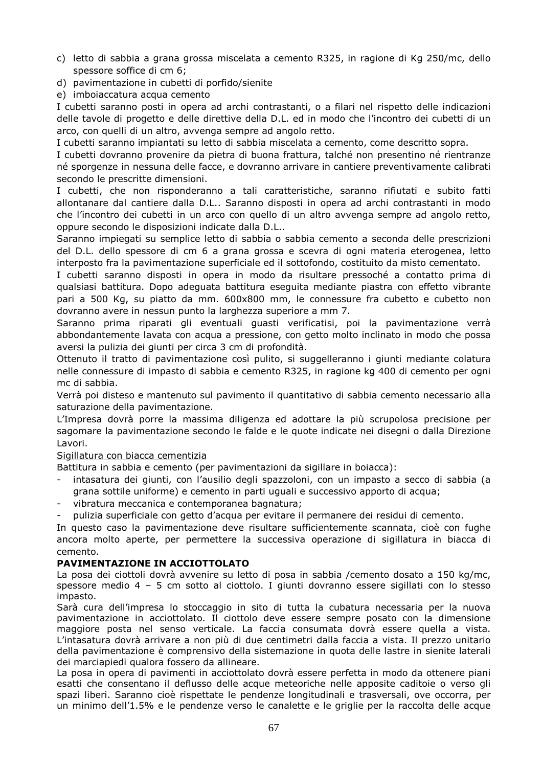c) letto di sabbia a grana grossa miscelata a cemento R325, in ragione di Kg 250/mc, dello spessore soffice di cm 6;
d) pavimentazione in cubetti di porfido/sienite
e) imboiaccatura acqua cemento

I cubetti saranno posti in opera ad archi contrastanti, o a filari nel rispetto delle indicazioni delle tavole di progetto e delle direttive della D.L. ed in modo che l'incontro dei cubetti di un arco, con quelli di un altro, avvenga sempre ad angolo retto.

I cubetti saranno impiantati su letto di sabbia miscelata a cemento, come descritto sopra.

I cubetti dovranno provenire da pietra di buona frattura, talché non presentino né rientranze né sporgenze in nessuna delle facce, e dovranno arrivare in cantiere preventivamente calibrati secondo le prescritte dimensioni.

I cubetti, che non risponderanno a tali caratteristiche, saranno rifiutati e subito fatti allontanare dal cantiere dalla D.L.. Saranno disposti in opera ad archi contrastanti in modo che l'incontro dei cubetti in un arco con quello di un altro avvenga sempre ad angolo retto, oppure secondo le disposizioni indicate dalla D.L..

Saranno impiegati su semplice letto di sabbia o sabbia cemento a seconda delle prescrizioni del D.L. dello spessore di cm 6 a grana grossa e scevra di ogni materia eterogenea, letto interposto fra la pavimentazione superficiale ed il sottofondo, costituito da misto cementato.

I cubetti saranno disposti in opera in modo da risultare pressoché a contatto prima di qualsiasi battitura. Dopo adeguata battitura eseguita mediante piastra con effetto vibrante pari a 500 Kg, su piatto da mm. 600x800 mm, le connessure fra cubetto e cubetto non dovranno avere in nessun punto la larghezza superiore a mm 7.

Saranno prima riparati gli eventuali guasti verificatisi, poi la pavimentazione verrà abbondantemente lavata con acqua a pressione, con getto molto inclinato in modo che possa aversi la pulizia dei giunti per circa 3 cm di profondità.

Ottenuto il tratto di pavimentazione così pulito, si suggelleranno i giunti mediante colatura nelle connessure di impasto di sabbia e cemento R325, in ragione kg 400 di cemento per ogni mc di sabbia.

Verrà poi disteso e mantenuto sul pavimento il quantitativo di sabbia cemento necessario alla saturazione della pavimentazione.

L'Impresa dovrà porre la massima diligenza ed adottare la più scrupolosa precisione per sagomare la pavimentazione secondo le falde e le quote indicate nei disegni o dalla Direzione Lavori.

Sigillatura con biacca cementizia

Battitura in sabbia e cemento (per pavimentazioni da sigillare in boiacca):

- intasatura dei giunti, con l'ausilio degli spazzoloni, con un impasto a secco di sabbia (a grana sottile uniforme) e cemento in parti uguali e successivo apporto di acqua;
- vibratura meccanica e contemporanea bagnatura;
- pulizia superficiale con getto d'acqua per evitare il permanere dei residui di cemento.

In questo caso la pavimentazione deve risultare sufficientemente scannata, cioè con fughe ancora molto aperte, per permettere la successiva operazione di sigillatura in biacca di cemento.

**PAVIMENTAZIONE IN ACCIOTTOLATO**

La posa dei ciottoli dovrà avvenire su letto di posa in sabbia /cemento dosato a 150 kg/mc, spessore medio 4 – 5 cm sotto al ciottolo. I giunti dovranno essere sigillati con lo stesso impasto.

Sarà cura dell'impresa lo stoccaggio in sito di tutta la cubatura necessaria per la nuova pavimentazione in acciottolato. Il ciottolo deve essere sempre posato con la dimensione maggiore posta nel senso verticale. La faccia consumata dovrà essere quella a vista. L'intasatura dovrà arrivare a non più di due centimetri dalla faccia a vista. Il prezzo unitario della pavimentazione è comprensivo della sistemazione in quota delle lastre in sienite laterali dei marciapiedi qualora fossero da allineare.

La posa in opera di pavimenti in acciottolato dovrà essere perfetta in modo da ottenere piani esatti che consentano il deflusso delle acque meteoriche nelle apposite caditoie o verso gli spazi liberi. Saranno cioè rispettate le pendenze longitudinali e trasversali, ove occorra, per un minimo dell'1.5% e le pendenze verso le canalette e le griglie per la raccolta delle acque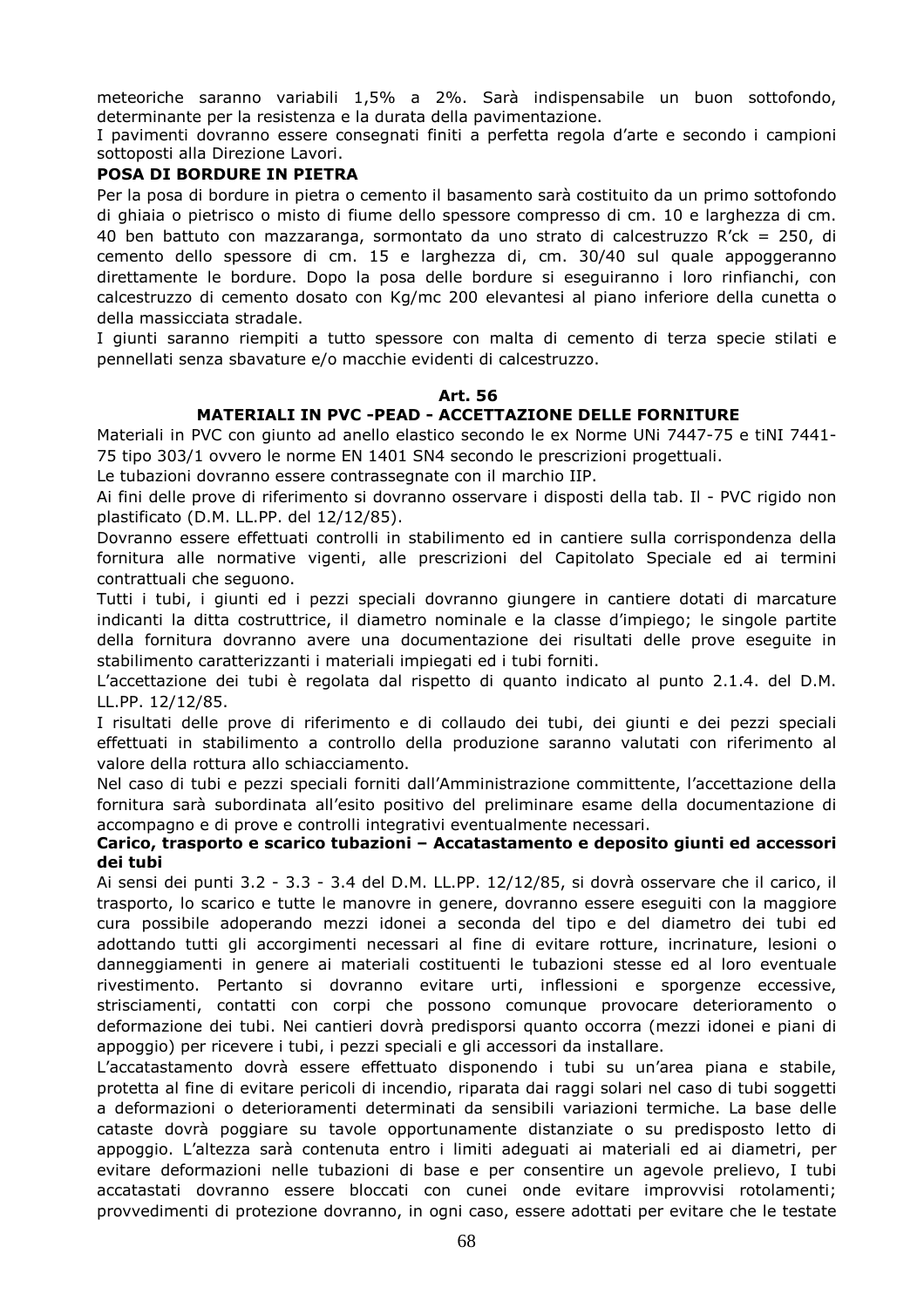meteoriche saranno variabili 1,5% a 2%. Sarà indispensabile un buon sottofondo, determinante per la resistenza e la durata della pavimentazione.

I pavimenti dovranno essere consegnati finiti a perfetta regola d'arte e secondo i campioni sottoposti alla Direzione Lavori.

**POSA DI BORDURE IN PIETRA**

Per la posa di bordure in pietra o cemento il basamento sarà costituito da un primo sottofondo di ghiaia o pietrisco o misto di fiume dello spessore compresso di cm. 10 e larghezza di cm. 40 ben battuto con mazzaranga, sormontato da uno strato di calcestruzzo R'ck = 250, di cemento dello spessore di cm. 15 e larghezza di, cm. 30/40 sul quale appoggeranno direttamente le bordure. Dopo la posa delle bordure si eseguiranno i loro rinfianchi, con calcestruzzo di cemento dosato con Kg/mc 200 elevantesi al piano inferiore della cunetta o della massicciata stradale.

I giunti saranno riempiti a tutto spessore con malta di cemento di terza specie stilati e pennellati senza sbavature e/o macchie evidenti di calcestruzzo.

## Art. 56

## MATERIALI IN PVC -PEAD - ACCETTAZIONE DELLE FORNITURE

Materiali in PVC con giunto ad anello elastico secondo le ex Norme UNi 7447-75 e tiNI 7441-75 tipo 303/1 ovvero le norme EN 1401 SN4 secondo le prescrizioni progettuali.

Le tubazioni dovranno essere contrassegnate con il marchio IIP.

Ai fini delle prove di riferimento si dovranno osservare i disposti della tab. Il - PVC rigido non plastificato (D.M. LL.PP. del 12/12/85).

Dovranno essere effettuati controlli in stabilimento ed in cantiere sulla corrispondenza della fornitura alle normative vigenti, alle prescrizioni del Capitolato Speciale ed ai termini contrattuali che seguono.

Tutti i tubi, i giunti ed i pezzi speciali dovranno giungere in cantiere dotati di marcature indicanti la ditta costruttrice, il diametro nominale e la classe d'impiego; le singole partite della fornitura dovranno avere una documentazione dei risultati delle prove eseguite in stabilimento caratterizzanti i materiali impiegati ed i tubi forniti.

L'accettazione dei tubi è regolata dal rispetto di quanto indicato al punto 2.1.4. del D.M. LL.PP. 12/12/85.

I risultati delle prove di riferimento e di collaudo dei tubi, dei giunti e dei pezzi speciali effettuati in stabilimento a controllo della produzione saranno valutati con riferimento al valore della rottura allo schiacciamento.

Nel caso di tubi e pezzi speciali forniti dall'Amministrazione committente, l'accettazione della fornitura sarà subordinata all'esito positivo del preliminare esame della documentazione di accompagno e di prove e controlli integrativi eventualmente necessari.

**Carico, trasporto e scarico tubazioni – Accatastamento e deposito giunti ed accessori dei tubi**

Ai sensi dei punti 3.2 - 3.3 - 3.4 del D.M. LL.PP. 12/12/85, si dovrà osservare che il carico, il trasporto, lo scarico e tutte le manovre in genere, dovranno essere eseguiti con la maggiore cura possibile adoperando mezzi idonei a seconda del tipo e del diametro dei tubi ed adottando tutti gli accorgimenti necessari al fine di evitare rotture, incrinature, lesioni o danneggiamenti in genere ai materiali costituenti le tubazioni stesse ed al loro eventuale rivestimento. Pertanto si dovranno evitare urti, inflessioni e sporgenze eccessive, strisciamenti, contatti con corpi che possono comunque provocare deterioramento o deformazione dei tubi. Nei cantieri dovrà predisporsi quanto occorra (mezzi idonei e piani di appoggio) per ricevere i tubi, i pezzi speciali e gli accessori da installare.

L'accatastamento dovrà essere effettuato disponendo i tubi su un'area piana e stabile, protetta al fine di evitare pericoli di incendio, riparata dai raggi solari nel caso di tubi soggetti a deformazioni o deterioramenti determinati da sensibili variazioni termiche. La base delle cataste dovrà poggiare su tavole opportunamente distanziate o su predisposto letto di appoggio. L'altezza sarà contenuta entro i limiti adeguati ai materiali ed ai diametri, per evitare deformazioni nelle tubazioni di base e per consentire un agevole prelievo, I tubi accatastati dovranno essere bloccati con cunei onde evitare improvvisi rotolamenti; provvedimenti di protezione dovranno, in ogni caso, essere adottati per evitare che le testate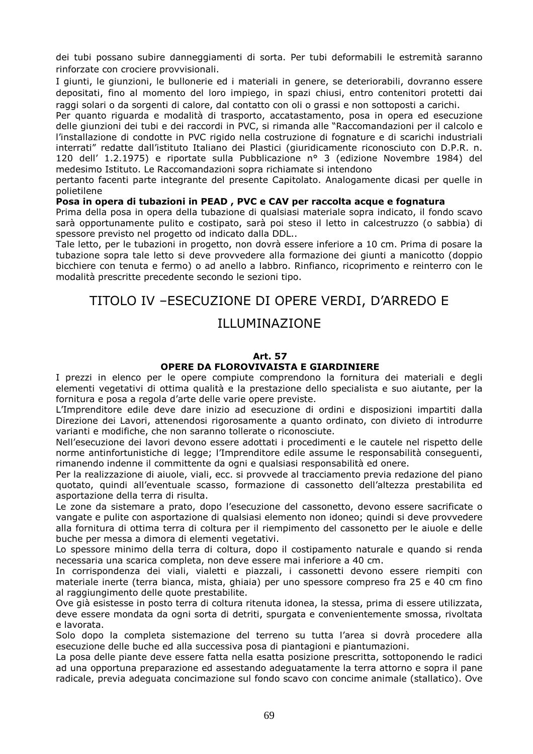dei tubi possano subire danneggiamenti di sorta. Per tubi deformabili le estremità saranno rinforzate con crociere provvisionali.

I giunti, le giunzioni, le bullonerie ed i materiali in genere, se deteriorabili, dovranno essere depositati, fino al momento del loro impiego, in spazi chiusi, entro contenitori protetti dai raggi solari o da sorgenti di calore, dal contatto con oli o grassi e non sottoposti a carichi.

Per quanto riguarda e modalità di trasporto, accatastamento, posa in opera ed esecuzione delle giunzioni dei tubi e dei raccordi in PVC, si rimanda alle "Raccomandazioni per il calcolo e l'installazione di condotte in PVC rigido nella costruzione di fognature e di scarichi industriali interrati" redatte dall'istituto Italiano dei Plastici (giuridicamente riconosciuto con D.P.R. n. 120 dell' 1.2.1975) e riportate sulla Pubblicazione n° 3 (edizione Novembre 1984) del medesimo Istituto. Le Raccomandazioni sopra richiamate si intendono pertanto facenti parte integrante del presente Capitolato. Analogamente dicasi per quelle in polietilene

**Posa in opera di tubazioni in PEAD , PVC e CAV per raccolta acque e fognatura**

Prima della posa in opera della tubazione di qualsiasi materiale sopra indicato, il fondo scavo sarà opportunamente pulito e costipato, sarà poi steso il letto in calcestruzzo (o sabbia) di spessore previsto nel progetto od indicato dalla DDL..

Tale letto, per le tubazioni in progetto, non dovrà essere inferiore a 10 cm. Prima di posare la tubazione sopra tale letto si deve provvedere alla formazione dei giunti a manicotto (doppio bicchiere con tenuta e fermo) o ad anello a labbro. Rinfianco, ricoprimento e reinterro con le modalità prescritte precedente secondo le sezioni tipo.

# TITOLO IV –ESECUZIONE DI OPERE VERDI, D'ARREDO E ILLUMINAZIONE

## Art. 57
## OPERE DA FLOROVIVAISTA E GIARDINIERE

I prezzi in elenco per le opere compiute comprendono la fornitura dei materiali e degli elementi vegetativi di ottima qualità e la prestazione dello specialista e suo aiutante, per la fornitura e posa a regola d'arte delle varie opere previste.

L'Imprenditore edile deve dare inizio ad esecuzione di ordini e disposizioni impartiti dalla Direzione dei Lavori, attenendosi rigorosamente a quanto ordinato, con divieto di introdurre varianti e modifiche, che non saranno tollerate o riconosciute.

Nell'esecuzione dei lavori devono essere adottati i procedimenti e le cautele nel rispetto delle norme antinfortunistiche di legge; l'Imprenditore edile assume le responsabilità conseguenti, rimanendo indenne il committente da ogni e qualsiasi responsabilità ed onere.

Per la realizzazione di aiuole, viali, ecc. si provvede al tracciamento previa redazione del piano quotato, quindi all'eventuale scasso, formazione di cassonetto dell'altezza prestabilita ed asportazione della terra di risulta.

Le zone da sistemare a prato, dopo l'esecuzione del cassonetto, devono essere sacrificate o vangate e pulite con asportazione di qualsiasi elemento non idoneo; quindi si deve provvedere alla fornitura di ottima terra di coltura per il riempimento del cassonetto per le aiuole e delle buche per messa a dimora di elementi vegetativi.

Lo spessore minimo della terra di coltura, dopo il costipamento naturale e quando si renda necessaria una scarica completa, non deve essere mai inferiore a 40 cm.

In corrispondenza dei viali, vialetti e piazzali, i cassonetti devono essere riempiti con materiale inerte (terra bianca, mista, ghiaia) per uno spessore compreso fra 25 e 40 cm fino al raggiungimento delle quote prestabilite.

Ove già esistesse in posto terra di coltura ritenuta idonea, la stessa, prima di essere utilizzata, deve essere mondata da ogni sorta di detriti, spurgata e convenientemente smossa, rivoltata e lavorata.

Solo dopo la completa sistemazione del terreno su tutta l'area si dovrà procedere alla esecuzione delle buche ed alla successiva posa di piantagioni e piantumazioni.

La posa delle piante deve essere fatta nella esatta posizione prescritta, sottoponendo le radici ad una opportuna preparazione ed assestando adeguatamente la terra attorno e sopra il pane radicale, previa adeguata concimazione sul fondo scavo con concime animale (stallatico). Ove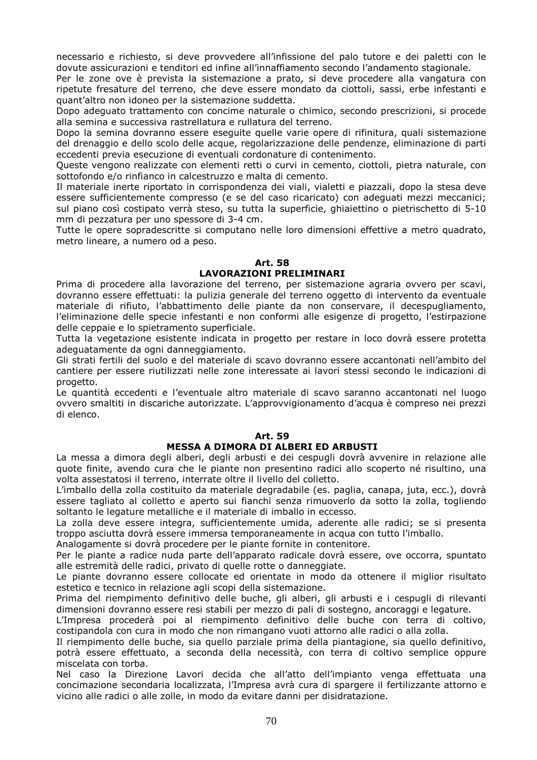necessario e richiesto, si deve provvedere all'infissione del palo tutore e dei paletti con le dovute assicurazioni e tenditori ed infine all'innaffiamento secondo l'andamento stagionale.

Per le zone ove è prevista la sistemazione a prato, si deve procedere alla vangatura con ripetute fresature del terreno, che deve essere mondato da ciottoli, sassi, erbe infestanti e quant'altro non idoneo per la sistemazione suddetta.

Dopo adeguato trattamento con concime naturale o chimico, secondo prescrizioni, si procede alla semina e successiva rastrellatura e rullatura del terreno.

Dopo la semina dovranno essere eseguite quelle varie opere di rifinitura, quali sistemazione del drenaggio e dello scolo delle acque, regolarizzazione delle pendenze, eliminazione di parti eccedenti previa esecuzione di eventuali cordonature di contenimento.

Queste vengono realizzate con elementi retti o curvi in cemento, ciottoli, pietra naturale, con sottofondo e/o rinfianco in calcestruzzo e malta di cemento.

Il materiale inerte riportato in corrispondenza dei viali, vialetti e piazzali, dopo la stesa deve essere sufficientemente compresso (e se del caso ricaricato) con adeguati mezzi meccanici; sul piano così costipato verrà steso, su tutta la superficie, ghiaiettino o pietrischetto di 5-10 mm di pezzatura per uno spessore di 3-4 cm.

Tutte le opere sopradescritte si computano nelle loro dimensioni effettive a metro quadrato, metro lineare, a numero od a peso.

## Art. 58
## LAVORAZIONI PRELIMINARI

Prima di procedere alla lavorazione del terreno, per sistemazione agraria ovvero per scavi, dovranno essere effettuati: la pulizia generale del terreno oggetto di intervento da eventuale materiale di rifiuto, l'abbattimento delle piante da non conservare, il decespugliamento, l'eliminazione delle specie infestanti e non conformi alle esigenze di progetto, l'estirpazione delle ceppaie e lo spietramento superficiale.

Tutta la vegetazione esistente indicata in progetto per restare in loco dovrà essere protetta adeguatamente da ogni danneggiamento.

Gli strati fertili del suolo e del materiale di scavo dovranno essere accantonati nell'ambito del cantiere per essere riutilizzati nelle zone interessate ai lavori stessi secondo le indicazioni di progetto.

Le quantità eccedenti e l'eventuale altro materiale di scavo saranno accantonati nel luogo ovvero smaltiti in discariche autorizzate. L'approvvigionamento d'acqua è compreso nei prezzi di elenco.

## Art. 59
## MESSA A DIMORA DI ALBERI ED ARBUSTI

La messa a dimora degli alberi, degli arbusti e dei cespugli dovrà avvenire in relazione alle quote finite, avendo cura che le piante non presentino radici allo scoperto né risultino, una volta assestatosi il terreno, interrate oltre il livello del colletto.

L'imballo della zolla costituito da materiale degradabile (es. paglia, canapa, juta, ecc.), dovrà essere tagliato al colletto e aperto sui fianchi senza rimuoverlo da sotto la zolla, togliendo soltanto le legature metalliche e il materiale di imballo in eccesso.

La zolla deve essere integra, sufficientemente umida, aderente alle radici; se si presenta troppo asciutta dovrà essere immersa temporaneamente in acqua con tutto l'imballo.

Analogamente si dovrà procedere per le piante fornite in contenitore.

Per le piante a radice nuda parte dell'apparato radicale dovrà essere, ove occorra, spuntato alle estremità delle radici, privato di quelle rotte o danneggiate.

Le piante dovranno essere collocate ed orientate in modo da ottenere il miglior risultato estetico e tecnico in relazione agli scopi della sistemazione.

Prima del riempimento definitivo delle buche, gli alberi, gli arbusti e i cespugli di rilevanti dimensioni dovranno essere resi stabili per mezzo di pali di sostegno, ancoraggi e legature.

L'Impresa procederà poi al riempimento definitivo delle buche con terra di coltivo, costipandola con cura in modo che non rimangano vuoti attorno alle radici o alla zolla.

Il riempimento delle buche, sia quello parziale prima della piantagione, sia quello definitivo, potrà essere effettuato, a seconda della necessità, con terra di coltivo semplice oppure miscelata con torba.

Nel caso la Direzione Lavori decida che all'atto dell'impianto venga effettuata una concimazione secondaria localizzata, l'Impresa avrà cura di spargere il fertilizzante attorno e vicino alle radici o alle zolle, in modo da evitare danni per disidratazione.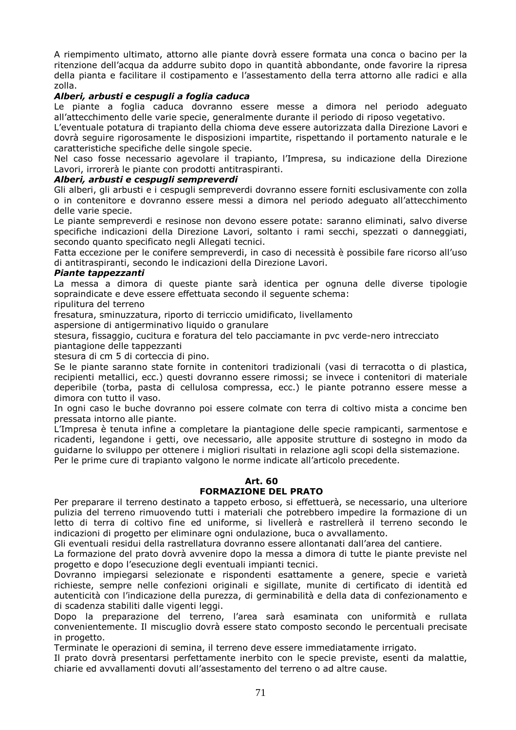A riempimento ultimato, attorno alle piante dovrà essere formata una conca o bacino per la ritenzione dell'acqua da addurre subito dopo in quantità abbondante, onde favorire la ripresa della pianta e facilitare il costipamento e l'assestamento della terra attorno alle radici e alla zolla.

***Alberi, arbusti e cespugli a foglia caduca***

Le piante a foglia caduca dovranno essere messe a dimora nel periodo adeguato all'attecchimento delle varie specie, generalmente durante il periodo di riposo vegetativo.

L'eventuale potatura di trapianto della chioma deve essere autorizzata dalla Direzione Lavori e dovrà seguire rigorosamente le disposizioni impartite, rispettando il portamento naturale e le caratteristiche specifiche delle singole specie.

Nel caso fosse necessario agevolare il trapianto, l'Impresa, su indicazione della Direzione Lavori, irrorerà le piante con prodotti antitraspiranti.

***Alberi, arbusti e cespugli sempreverdi***

Gli alberi, gli arbusti e i cespugli sempreverdi dovranno essere forniti esclusivamente con zolla o in contenitore e dovranno essere messi a dimora nel periodo adeguato all'attecchimento delle varie specie.

Le piante sempreverdi e resinose non devono essere potate: saranno eliminati, salvo diverse specifiche indicazioni della Direzione Lavori, soltanto i rami secchi, spezzati o danneggiati, secondo quanto specificato negli Allegati tecnici.

Fatta eccezione per le conifere sempreverdi, in caso di necessità è possibile fare ricorso all'uso di antitraspiranti, secondo le indicazioni della Direzione Lavori.

***Piante tappezzanti***

La messa a dimora di queste piante sarà identica per ognuna delle diverse tipologie sopraindicate e deve essere effettuata secondo il seguente schema:

ripulitura del terreno

fresatura, sminuzzatura, riporto di terriccio umidificato, livellamento

aspersione di antigerminativo liquido o granulare

stesura, fissaggio, cucitura e foratura del telo pacciamante in pvc verde-nero intrecciato

piantagione delle tappezzanti

stesura di cm 5 di corteccia di pino.

Se le piante saranno state fornite in contenitori tradizionali (vasi di terracotta o di plastica, recipienti metallici, ecc.) questi dovranno essere rimossi; se invece i contenitori di materiale deperibile (torba, pasta di cellulosa compressa, ecc.) le piante potranno essere messe a dimora con tutto il vaso.

In ogni caso le buche dovranno poi essere colmate con terra di coltivo mista a concime ben pressata intorno alle piante.

L'Impresa è tenuta infine a completare la piantagione delle specie rampicanti, sarmentose e ricadenti, legandone i getti, ove necessario, alle apposite strutture di sostegno in modo da guidarne lo sviluppo per ottenere i migliori risultati in relazione agli scopi della sistemazione.

Per le prime cure di trapianto valgono le norme indicate all'articolo precedente.

## Art. 60
## FORMAZIONE DEL PRATO

Per preparare il terreno destinato a tappeto erboso, si effettuerà, se necessario, una ulteriore pulizia del terreno rimuovendo tutti i materiali che potrebbero impedire la formazione di un letto di terra di coltivo fine ed uniforme, si livellerà e rastrellerà il terreno secondo le indicazioni di progetto per eliminare ogni ondulazione, buca o avvallamento.

Gli eventuali residui della rastrellatura dovranno essere allontanati dall'area del cantiere.

La formazione del prato dovrà avvenire dopo la messa a dimora di tutte le piante previste nel progetto e dopo l'esecuzione degli eventuali impianti tecnici.

Dovranno impiegarsi selezionate e rispondenti esattamente a genere, specie e varietà richieste, sempre nelle confezioni originali e sigillate, munite di certificato di identità ed autenticità con l'indicazione della purezza, di germinabilità e della data di confezionamento e di scadenza stabiliti dalle vigenti leggi.

Dopo la preparazione del terreno, l'area sarà esaminata con uniformità e rullata convenientemente. Il miscuglio dovrà essere stato composto secondo le percentuali precisate in progetto.

Terminate le operazioni di semina, il terreno deve essere immediatamente irrigato.

Il prato dovrà presentarsi perfettamente inerbito con le specie previste, esenti da malattie, chiarie ed avvallamenti dovuti all'assestamento del terreno o ad altre cause.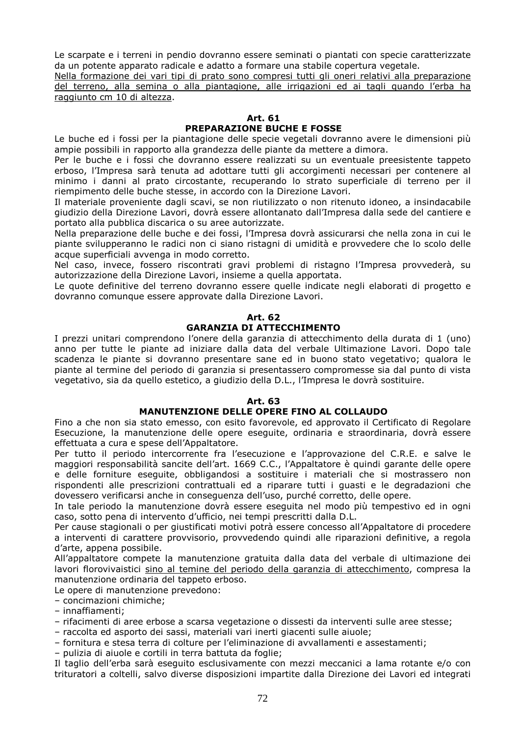Le scarpate e i terreni in pendio dovranno essere seminati o piantati con specie caratterizzate da un potente apparato radicale e adatto a formare una stabile copertura vegetale.
<u>Nella formazione dei vari tipi di prato sono compresi tutti gli oneri relativi alla preparazione del terreno, alla semina o alla piantagione, alle irrigazioni ed ai tagli quando l'erba ha raggiunto cm 10 di altezza</u>.

## Art. 61
## PREPARAZIONE BUCHE E FOSSE

Le buche ed i fossi per la piantagione delle specie vegetali dovranno avere le dimensioni più ampie possibili in rapporto alla grandezza delle piante da mettere a dimora.

Per le buche e i fossi che dovranno essere realizzati su un eventuale preesistente tappeto erboso, l'Impresa sarà tenuta ad adottare tutti gli accorgimenti necessari per contenere al minimo i danni al prato circostante, recuperando lo strato superficiale di terreno per il riempimento delle buche stesse, in accordo con la Direzione Lavori.

Il materiale proveniente dagli scavi, se non riutilizzato o non ritenuto idoneo, a insindacabile giudizio della Direzione Lavori, dovrà essere allontanato dall'Impresa dalla sede del cantiere e portato alla pubblica discarica o su aree autorizzate.

Nella preparazione delle buche e dei fossi, l'Impresa dovrà assicurarsi che nella zona in cui le piante svilupperanno le radici non ci siano ristagni di umidità e provvedere che lo scolo delle acque superficiali avvenga in modo corretto.

Nel caso, invece, fossero riscontrati gravi problemi di ristagno l'Impresa provvederà, su autorizzazione della Direzione Lavori, insieme a quella apportata.

Le quote definitive del terreno dovranno essere quelle indicate negli elaborati di progetto e dovranno comunque essere approvate dalla Direzione Lavori.

## Art. 62
## GARANZIA DI ATTECCHIMENTO

I prezzi unitari comprendono l'onere della garanzia di attecchimento della durata di 1 (uno) anno per tutte le piante ad iniziare dalla data del verbale Ultimazione Lavori. Dopo tale scadenza le piante si dovranno presentare sane ed in buono stato vegetativo; qualora le piante al termine del periodo di garanzia si presentassero compromesse sia dal punto di vista vegetativo, sia da quello estetico, a giudizio della D.L., l'Impresa le dovrà sostituire.

## Art. 63
## MANUTENZIONE DELLE OPERE FINO AL COLLAUDO

Fino a che non sia stato emesso, con esito favorevole, ed approvato il Certificato di Regolare Esecuzione, la manutenzione delle opere eseguite, ordinaria e straordinaria, dovrà essere effettuata a cura e spese dell'Appaltatore.

Per tutto il periodo intercorrente fra l'esecuzione e l'approvazione del C.R.E. e salve le maggiori responsabilità sancite dell'art. 1669 C.C., l'Appaltatore è quindi garante delle opere e delle forniture eseguite, obbligandosi a sostituire i materiali che si mostrassero non rispondenti alle prescrizioni contrattuali ed a riparare tutti i guasti e le degradazioni che dovessero verificarsi anche in conseguenza dell'uso, purché corretto, delle opere.

In tale periodo la manutenzione dovrà essere eseguita nel modo più tempestivo ed in ogni caso, sotto pena di intervento d'ufficio, nei tempi prescritti dalla D.L.

Per cause stagionali o per giustificati motivi potrà essere concesso all'Appaltatore di procedere a interventi di carattere provvisorio, provvedendo quindi alle riparazioni definitive, a regola d'arte, appena possibile.

All'appaltatore compete la manutenzione gratuita dalla data del verbale di ultimazione dei lavori florovivaistici <u>sino al temine del periodo della garanzia di attecchimento</u>, compresa la manutenzione ordinaria del tappeto erboso.

Le opere di manutenzione prevedono:

- concimazioni chimiche;
- innaffiamenti;
- rifacimenti di aree erbose a scarsa vegetazione o dissesti da interventi sulle aree stesse;
- raccolta ed asporto dei sassi, materiali vari inerti giacenti sulle aiuole;
- fornitura e stesa terra di colture per l'eliminazione di avvallamenti e assestamenti;
- pulizia di aiuole e cortili in terra battuta da foglie;

Il taglio dell'erba sarà eseguito esclusivamente con mezzi meccanici a lama rotante e/o con trituratori a coltelli, salvo diverse disposizioni impartite dalla Direzione dei Lavori ed integrati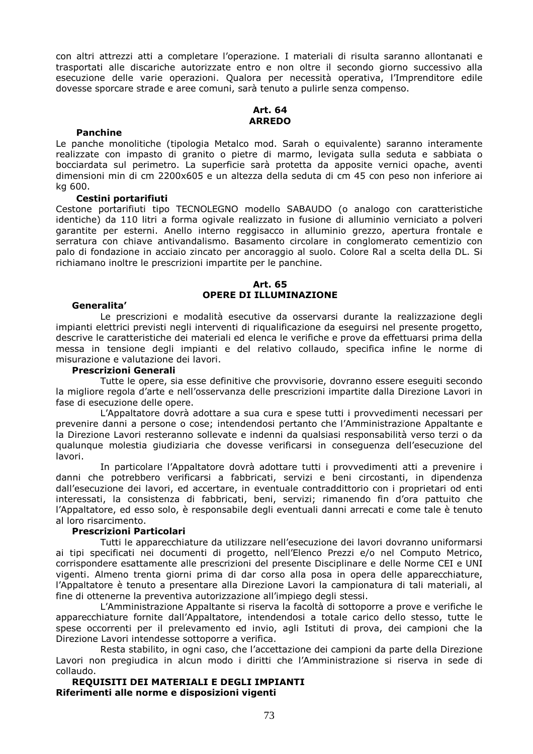con altri attrezzi atti a completare l'operazione. I materiali di risulta saranno allontanati e trasportati alle discariche autorizzate entro e non oltre il secondo giorno successivo alla esecuzione delle varie operazioni. Qualora per necessità operativa, l'Imprenditore edile dovesse sporcare strade e aree comuni, sarà tenuto a pulirle senza compenso.

## Art. 64
## ARREDO

**Panchine**

Le panche monolitiche (tipologia Metalco mod. Sarah o equivalente) saranno interamente realizzate con impasto di granito o pietre di marmo, levigata sulla seduta e sabbiata o bocciardata sul perimetro. La superficie sarà protetta da apposite vernici opache, aventi dimensioni min di cm 2200x605 e un altezza della seduta di cm 45 con peso non inferiore ai kg 600.

**Cestini portarifiuti**

Cestone portarifiuti tipo TECNOLEGNO modello SABAUDO (o analogo con caratteristiche identiche) da 110 litri a forma ogivale realizzato in fusione di alluminio verniciato a polveri garantite per esterni. Anello interno reggisacco in alluminio grezzo, apertura frontale e serratura con chiave antivandalismo. Basamento circolare in conglomerato cementizio con palo di fondazione in acciaio zincato per ancoraggio al suolo. Colore Ral a scelta della DL. Si richiamano inoltre le prescrizioni impartite per le panchine.

## Art. 65
## OPERE DI ILLUMINAZIONE

**Generalita'**

Le prescrizioni e modalità esecutive da osservarsi durante la realizzazione degli impianti elettrici previsti negli interventi di riqualificazione da eseguirsi nel presente progetto, descrive le caratteristiche dei materiali ed elenca le verifiche e prove da effettuarsi prima della messa in tensione degli impianti e del relativo collaudo, specifica infine le norme di misurazione e valutazione dei lavori.

**Prescrizioni Generali**

Tutte le opere, sia esse definitive che provvisorie, dovranno essere eseguiti secondo la migliore regola d'arte e nell'osservanza delle prescrizioni impartite dalla Direzione Lavori in fase di esecuzione delle opere.

L'Appaltatore dovrà adottare a sua cura e spese tutti i provvedimenti necessari per prevenire danni a persone o cose; intendendosi pertanto che l'Amministrazione Appaltante e la Direzione Lavori resteranno sollevate e indenni da qualsiasi responsabilità verso terzi o da qualunque molestia giudiziaria che dovesse verificarsi in conseguenza dell'esecuzione del lavori.

In particolare l'Appaltatore dovrà adottare tutti i provvedimenti atti a prevenire i danni che potrebbero verificarsi a fabbricati, servizi e beni circostanti, in dipendenza dall'esecuzione dei lavori, ed accertare, in eventuale contraddittorio con i proprietari od enti interessati, la consistenza di fabbricati, beni, servizi; rimanendo fin d'ora pattuito che l'Appaltatore, ed esso solo, è responsabile degli eventuali danni arrecati e come tale è tenuto al loro risarcimento.

**Prescrizioni Particolari**

Tutti le apparecchiature da utilizzare nell'esecuzione dei lavori dovranno uniformarsi ai tipi specificati nei documenti di progetto, nell'Elenco Prezzi e/o nel Computo Metrico, corrispondere esattamente alle prescrizioni del presente Disciplinare e delle Norme CEI e UNI vigenti. Almeno trenta giorni prima di dar corso alla posa in opera delle apparecchiature, l'Appaltatore è tenuto a presentare alla Direzione Lavori la campionatura di tali materiali, al fine di ottenerne la preventiva autorizzazione all'impiego degli stessi.

L'Amministrazione Appaltante si riserva la facoltà di sottoporre a prove e verifiche le apparecchiature fornite dall'Appaltatore, intendendosi a totale carico dello stesso, tutte le spese occorrenti per il prelevamento ed invio, agli Istituti di prova, dei campioni che la Direzione Lavori intendesse sottoporre a verifica.

Resta stabilito, in ogni caso, che l'accettazione dei campioni da parte della Direzione Lavori non pregiudica in alcun modo i diritti che l'Amministrazione si riserva in sede di collaudo.

**REQUISITI DEI MATERIALI E DEGLI IMPIANTI**

**Riferimenti alle norme e disposizioni vigenti**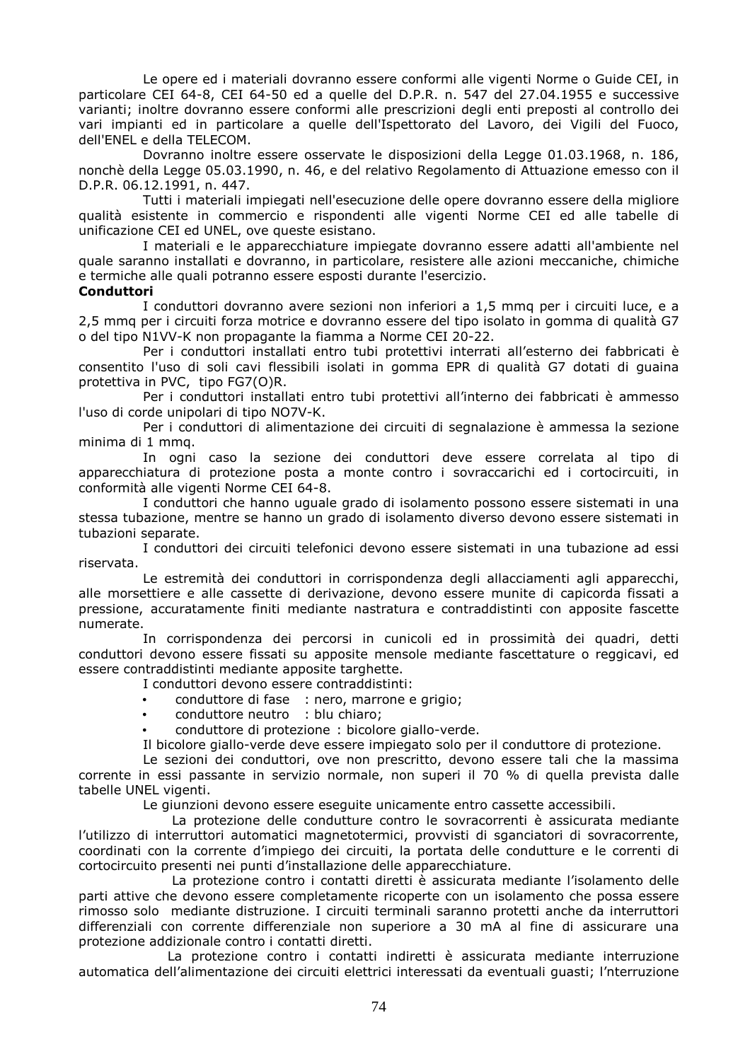Le opere ed i materiali dovranno essere conformi alle vigenti Norme o Guide CEI, in particolare CEI 64-8, CEI 64-50 ed a quelle del D.P.R. n. 547 del 27.04.1955 e successive varianti; inoltre dovranno essere conformi alle prescrizioni degli enti preposti al controllo dei vari impianti ed in particolare a quelle dell'Ispettorato del Lavoro, dei Vigili del Fuoco, dell'ENEL e della TELECOM.

Dovranno inoltre essere osservate le disposizioni della Legge 01.03.1968, n. 186, nonchè della Legge 05.03.1990, n. 46, e del relativo Regolamento di Attuazione emesso con il D.P.R. 06.12.1991, n. 447.

Tutti i materiali impiegati nell'esecuzione delle opere dovranno essere della migliore qualità esistente in commercio e rispondenti alle vigenti Norme CEI ed alle tabelle di unificazione CEI ed UNEL, ove queste esistano.

I materiali e le apparecchiature impiegate dovranno essere adatti all'ambiente nel quale saranno installati e dovranno, in particolare, resistere alle azioni meccaniche, chimiche e termiche alle quali potranno essere esposti durante l'esercizio.

**Conduttori**

I conduttori dovranno avere sezioni non inferiori a 1,5 mmq per i circuiti luce, e a 2,5 mmq per i circuiti forza motrice e dovranno essere del tipo isolato in gomma di qualità G7 o del tipo N1VV-K non propagante la fiamma a Norme CEI 20-22.

Per i conduttori installati entro tubi protettivi interrati all'esterno dei fabbricati è consentito l'uso di soli cavi flessibili isolati in gomma EPR di qualità G7 dotati di guaina protettiva in PVC, tipo FG7(O)R.

Per i conduttori installati entro tubi protettivi all'interno dei fabbricati è ammesso l'uso di corde unipolari di tipo NO7V-K.

Per i conduttori di alimentazione dei circuiti di segnalazione è ammessa la sezione minima di 1 mmq.

In ogni caso la sezione dei conduttori deve essere correlata al tipo di apparecchiatura di protezione posta a monte contro i sovraccarichi ed i cortocircuiti, in conformità alle vigenti Norme CEI 64-8.

I conduttori che hanno uguale grado di isolamento possono essere sistemati in una stessa tubazione, mentre se hanno un grado di isolamento diverso devono essere sistemati in tubazioni separate.

I conduttori dei circuiti telefonici devono essere sistemati in una tubazione ad essi riservata.

Le estremità dei conduttori in corrispondenza degli allacciamenti agli apparecchi, alle morsettiere e alle cassette di derivazione, devono essere munite di capicorda fissati a pressione, accuratamente finiti mediante nastratura e contraddistinti con apposite fascette numerate.

In corrispondenza dei percorsi in cunicoli ed in prossimità dei quadri, detti conduttori devono essere fissati su apposite mensole mediante fascettature o reggicavi, ed essere contraddistinti mediante apposite targhette.

I conduttori devono essere contraddistinti:

- conduttore di fase : nero, marrone e grigio;
- conduttore neutro : blu chiaro;
- conduttore di protezione : bicolore giallo-verde.

Il bicolore giallo-verde deve essere impiegato solo per il conduttore di protezione.

Le sezioni dei conduttori, ove non prescritto, devono essere tali che la massima corrente in essi passante in servizio normale, non superi il 70 % di quella prevista dalle tabelle UNEL vigenti.

Le giunzioni devono essere eseguite unicamente entro cassette accessibili.

La protezione delle condutture contro le sovracorrenti è assicurata mediante l'utilizzo di interruttori automatici magnetotermici, provvisti di sganciatori di sovracorrente, coordinati con la corrente d'impiego dei circuiti, la portata delle condutture e le correnti di cortocircuito presenti nei punti d'installazione delle apparecchiature.

La protezione contro i contatti diretti è assicurata mediante l'isolamento delle parti attive che devono essere completamente ricoperte con un isolamento che possa essere rimosso solo mediante distruzione. I circuiti terminali saranno protetti anche da interruttori differenziali con corrente differenziale non superiore a 30 mA al fine di assicurare una protezione addizionale contro i contatti diretti.

La protezione contro i contatti indiretti è assicurata mediante interruzione automatica dell'alimentazione dei circuiti elettrici interessati da eventuali guasti; l'nterruzione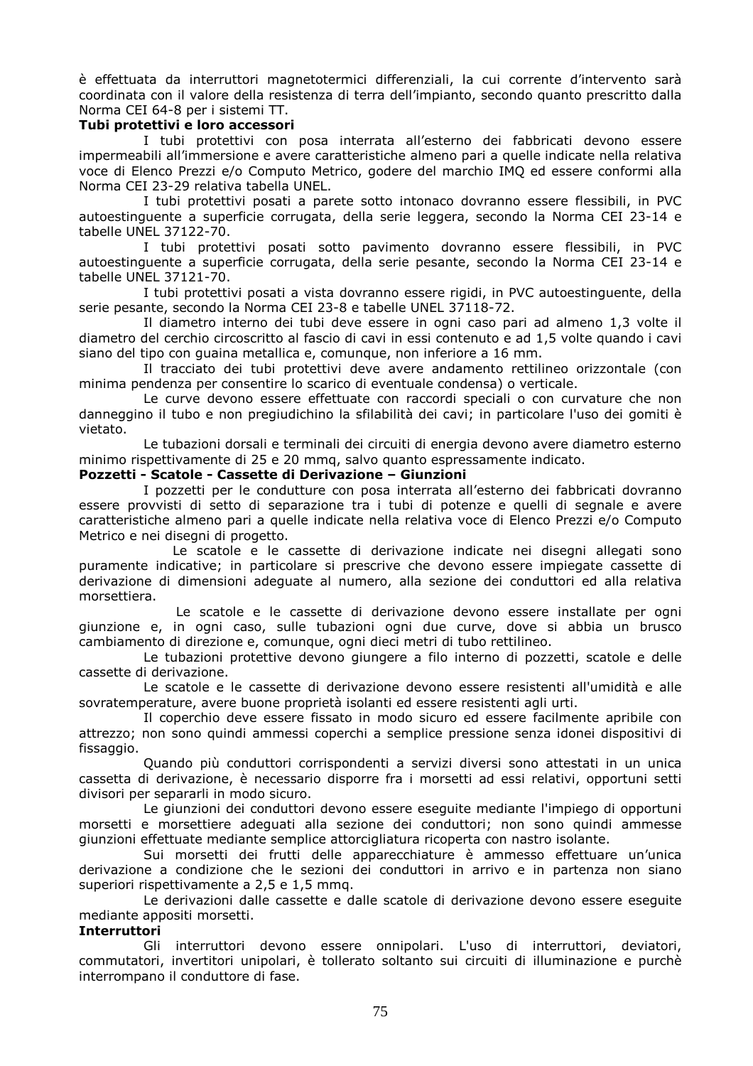è effettuata da interruttori magnetotermici differenziali, la cui corrente d'intervento sarà coordinata con il valore della resistenza di terra dell'impianto, secondo quanto prescritto dalla Norma CEI 64-8 per i sistemi TT.

**Tubi protettivi e loro accessori**

I tubi protettivi con posa interrata all'esterno dei fabbricati devono essere impermeabili all'immersione e avere caratteristiche almeno pari a quelle indicate nella relativa voce di Elenco Prezzi e/o Computo Metrico, godere del marchio IMQ ed essere conformi alla Norma CEI 23-29 relativa tabella UNEL.

I tubi protettivi posati a parete sotto intonaco dovranno essere flessibili, in PVC autoestinguente a superficie corrugata, della serie leggera, secondo la Norma CEI 23-14 e tabelle UNEL 37122-70.

I tubi protettivi posati sotto pavimento dovranno essere flessibili, in PVC autoestinguente a superficie corrugata, della serie pesante, secondo la Norma CEI 23-14 e tabelle UNEL 37121-70.

I tubi protettivi posati a vista dovranno essere rigidi, in PVC autoestinguente, della serie pesante, secondo la Norma CEI 23-8 e tabelle UNEL 37118-72.

Il diametro interno dei tubi deve essere in ogni caso pari ad almeno 1,3 volte il diametro del cerchio circoscritto al fascio di cavi in essi contenuto e ad 1,5 volte quando i cavi siano del tipo con guaina metallica e, comunque, non inferiore a 16 mm.

Il tracciato dei tubi protettivi deve avere andamento rettilineo orizzontale (con minima pendenza per consentire lo scarico di eventuale condensa) o verticale.

Le curve devono essere effettuate con raccordi speciali o con curvature che non danneggino il tubo e non pregiudichino la sfilabilità dei cavi; in particolare l'uso dei gomiti è vietato.

Le tubazioni dorsali e terminali dei circuiti di energia devono avere diametro esterno minimo rispettivamente di 25 e 20 mmq, salvo quanto espressamente indicato.

**Pozzetti - Scatole - Cassette di Derivazione – Giunzioni**

I pozzetti per le condutture con posa interrata all'esterno dei fabbricati dovranno essere provvisti di setto di separazione tra i tubi di potenze e quelli di segnale e avere caratteristiche almeno pari a quelle indicate nella relativa voce di Elenco Prezzi e/o Computo Metrico e nei disegni di progetto.

Le scatole e le cassette di derivazione indicate nei disegni allegati sono puramente indicative; in particolare si prescrive che devono essere impiegate cassette di derivazione di dimensioni adeguate al numero, alla sezione dei conduttori ed alla relativa morsettiera.

Le scatole e le cassette di derivazione devono essere installate per ogni giunzione e, in ogni caso, sulle tubazioni ogni due curve, dove si abbia un brusco cambiamento di direzione e, comunque, ogni dieci metri di tubo rettilineo.

Le tubazioni protettive devono giungere a filo interno di pozzetti, scatole e delle cassette di derivazione.

Le scatole e le cassette di derivazione devono essere resistenti all'umidità e alle sovratemperature, avere buone proprietà isolanti ed essere resistenti agli urti.

Il coperchio deve essere fissato in modo sicuro ed essere facilmente apribile con attrezzo; non sono quindi ammessi coperchi a semplice pressione senza idonei dispositivi di fissaggio.

Quando più conduttori corrispondenti a servizi diversi sono attestati in un unica cassetta di derivazione, è necessario disporre fra i morsetti ad essi relativi, opportuni setti divisori per separarli in modo sicuro.

Le giunzioni dei conduttori devono essere eseguite mediante l'impiego di opportuni morsetti e morsettiere adeguati alla sezione dei conduttori; non sono quindi ammesse giunzioni effettuate mediante semplice attorcigliatura ricoperta con nastro isolante.

Sui morsetti dei frutti delle apparecchiature è ammesso effettuare un'unica derivazione a condizione che le sezioni dei conduttori in arrivo e in partenza non siano superiori rispettivamente a 2,5 e 1,5 mmq.

Le derivazioni dalle cassette e dalle scatole di derivazione devono essere eseguite mediante appositi morsetti.

**Interruttori**

Gli interruttori devono essere onnipolari. L'uso di interruttori, deviatori, commutatori, invertitori unipolari, è tollerato soltanto sui circuiti di illuminazione e purchè interrompano il conduttore di fase.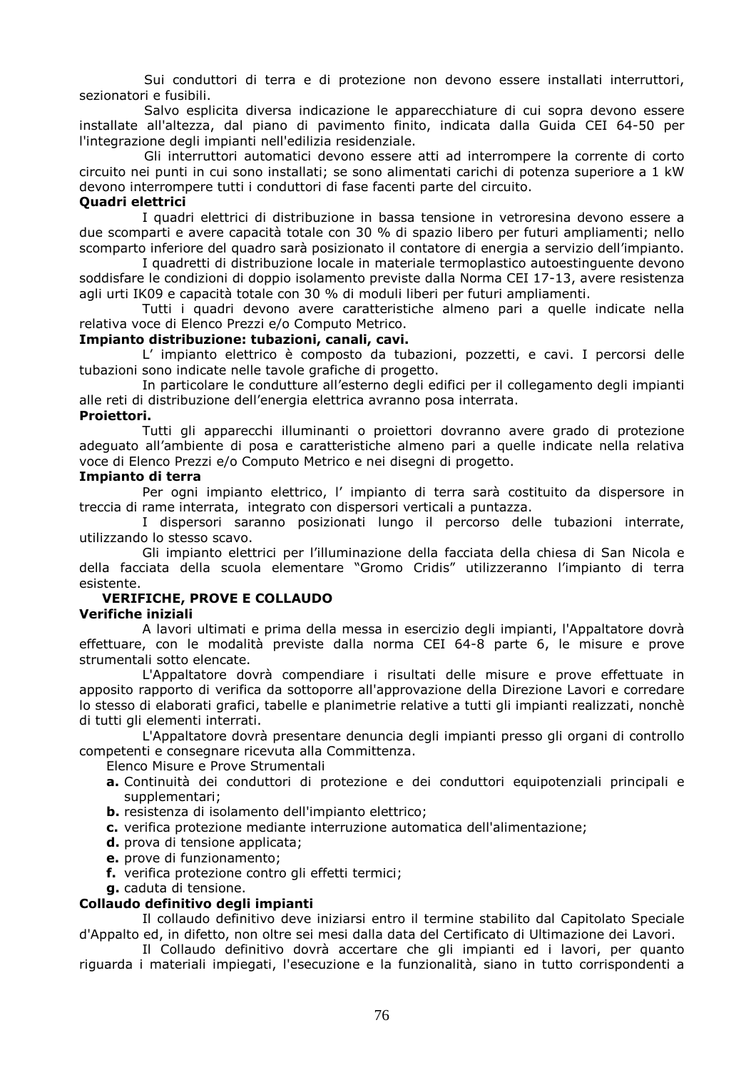Sui conduttori di terra e di protezione non devono essere installati interruttori, sezionatori e fusibili.

Salvo esplicita diversa indicazione le apparecchiature di cui sopra devono essere installate all'altezza, dal piano di pavimento finito, indicata dalla Guida CEI 64-50 per l'integrazione degli impianti nell'edilizia residenziale.

Gli interruttori automatici devono essere atti ad interrompere la corrente di corto circuito nei punti in cui sono installati; se sono alimentati carichi di potenza superiore a 1 kW devono interrompere tutti i conduttori di fase facenti parte del circuito.

**Quadri elettrici**

I quadri elettrici di distribuzione in bassa tensione in vetroresina devono essere a due scomparti e avere capacità totale con 30 % di spazio libero per futuri ampliamenti; nello scomparto inferiore del quadro sarà posizionato il contatore di energia a servizio dell'impianto.

I quadretti di distribuzione locale in materiale termoplastico autoestinguente devono soddisfare le condizioni di doppio isolamento previste dalla Norma CEI 17-13, avere resistenza agli urti IK09 e capacità totale con 30 % di moduli liberi per futuri ampliamenti.

Tutti i quadri devono avere caratteristiche almeno pari a quelle indicate nella relativa voce di Elenco Prezzi e/o Computo Metrico.

**Impianto distribuzione: tubazioni, canali, cavi.**

L' impianto elettrico è composto da tubazioni, pozzetti, e cavi. I percorsi delle tubazioni sono indicate nelle tavole grafiche di progetto.

In particolare le condutture all'esterno degli edifici per il collegamento degli impianti alle reti di distribuzione dell'energia elettrica avranno posa interrata.

**Proiettori.**

Tutti gli apparecchi illuminanti o proiettori dovranno avere grado di protezione adeguato all'ambiente di posa e caratteristiche almeno pari a quelle indicate nella relativa voce di Elenco Prezzi e/o Computo Metrico e nei disegni di progetto.

**Impianto di terra**

Per ogni impianto elettrico, l' impianto di terra sarà costituito da dispersore in treccia di rame interrata, integrato con dispersori verticali a puntazza.

I dispersori saranno posizionati lungo il percorso delle tubazioni interrate, utilizzando lo stesso scavo.

Gli impianto elettrici per l'illuminazione della facciata della chiesa di San Nicola e della facciata della scuola elementare "Gromo Cridis" utilizzeranno l'impianto di terra esistente.

**VERIFICHE, PROVE E COLLAUDO**

**Verifiche iniziali**

A lavori ultimati e prima della messa in esercizio degli impianti, l'Appaltatore dovrà effettuare, con le modalità previste dalla norma CEI 64-8 parte 6, le misure e prove strumentali sotto elencate.

L'Appaltatore dovrà compendiare i risultati delle misure e prove effettuate in apposito rapporto di verifica da sottoporre all'approvazione della Direzione Lavori e corredare lo stesso di elaborati grafici, tabelle e planimetrie relative a tutti gli impianti realizzati, nonchè di tutti gli elementi interrati.

L'Appaltatore dovrà presentare denuncia degli impianti presso gli organi di controllo competenti e consegnare ricevuta alla Committenza.

Elenco Misure e Prove Strumentali

- **a.** Continuità dei conduttori di protezione e dei conduttori equipotenziali principali e supplementari;
- **b.** resistenza di isolamento dell'impianto elettrico;
- **c.** verifica protezione mediante interruzione automatica dell'alimentazione;
- **d.** prova di tensione applicata;
- **e.** prove di funzionamento;
- **f.** verifica protezione contro gli effetti termici;
- **g.** caduta di tensione.

**Collaudo definitivo degli impianti**

Il collaudo definitivo deve iniziarsi entro il termine stabilito dal Capitolato Speciale d'Appalto ed, in difetto, non oltre sei mesi dalla data del Certificato di Ultimazione dei Lavori.

Il Collaudo definitivo dovrà accertare che gli impianti ed i lavori, per quanto riguarda i materiali impiegati, l'esecuzione e la funzionalità, siano in tutto corrispondenti a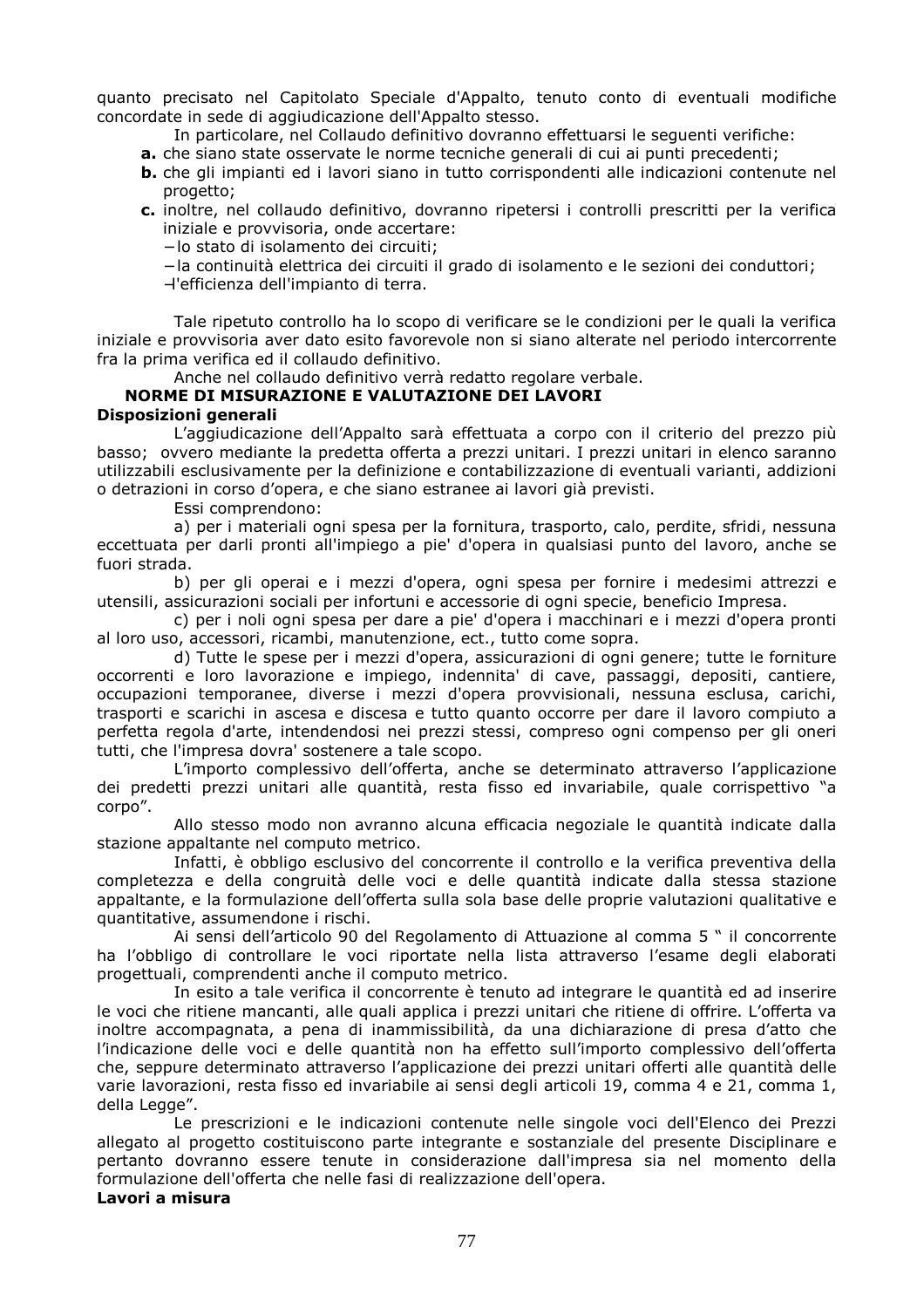quanto precisato nel Capitolato Speciale d'Appalto, tenuto conto di eventuali modifiche concordate in sede di aggiudicazione dell'Appalto stesso.

In particolare, nel Collaudo definitivo dovranno effettuarsi le seguenti verifiche:

**a.** che siano state osservate le norme tecniche generali di cui ai punti precedenti;

**b.** che gli impianti ed i lavori siano in tutto corrispondenti alle indicazioni contenute nel progetto;

**c.** inoltre, nel collaudo definitivo, dovranno ripetersi i controlli prescritti per la verifica iniziale e provvisoria, onde accertare:

− lo stato di isolamento dei circuiti;

− la continuità elettrica dei circuiti il grado di isolamento e le sezioni dei conduttori;

− l'efficienza dell'impianto di terra.

Tale ripetuto controllo ha lo scopo di verificare se le condizioni per le quali la verifica iniziale e provvisoria aver dato esito favorevole non si siano alterate nel periodo intercorrente fra la prima verifica ed il collaudo definitivo.

Anche nel collaudo definitivo verrà redatto regolare verbale.

**NORME DI MISURAZIONE E VALUTAZIONE DEI LAVORI**

**Disposizioni generali**

L'aggiudicazione dell'Appalto sarà effettuata a corpo con il criterio del prezzo più basso; ovvero mediante la predetta offerta a prezzi unitari. I prezzi unitari in elenco saranno utilizzabili esclusivamente per la definizione e contabilizzazione di eventuali varianti, addizioni o detrazioni in corso d'opera, e che siano estranee ai lavori già previsti.

Essi comprendono:

a) per i materiali ogni spesa per la fornitura, trasporto, calo, perdite, sfridi, nessuna eccettuata per darli pronti all'impiego a pie' d'opera in qualsiasi punto del lavoro, anche se fuori strada.

b) per gli operai e i mezzi d'opera, ogni spesa per fornire i medesimi attrezzi e utensili, assicurazioni sociali per infortuni e accessorie di ogni specie, beneficio Impresa.

c) per i noli ogni spesa per dare a pie' d'opera i macchinari e i mezzi d'opera pronti al loro uso, accessori, ricambi, manutenzione, ect., tutto come sopra.

d) Tutte le spese per i mezzi d'opera, assicurazioni di ogni genere; tutte le forniture occorrenti e loro lavorazione e impiego, indennita' di cave, passaggi, depositi, cantiere, occupazioni temporanee, diverse i mezzi d'opera provvisionali, nessuna esclusa, carichi, trasporti e scarichi in ascesa e discesa e tutto quanto occorre per dare il lavoro compiuto a perfetta regola d'arte, intendendosi nei prezzi stessi, compreso ogni compenso per gli oneri tutti, che l'impresa dovra' sostenere a tale scopo.

L'importo complessivo dell'offerta, anche se determinato attraverso l'applicazione dei predetti prezzi unitari alle quantità, resta fisso ed invariabile, quale corrispettivo "a corpo".

Allo stesso modo non avranno alcuna efficacia negoziale le quantità indicate dalla stazione appaltante nel computo metrico.

Infatti, è obbligo esclusivo del concorrente il controllo e la verifica preventiva della completezza e della congruità delle voci e delle quantità indicate dalla stessa stazione appaltante, e la formulazione dell'offerta sulla sola base delle proprie valutazioni qualitative e quantitative, assumendone i rischi.

Ai sensi dell'articolo 90 del Regolamento di Attuazione al comma 5 " il concorrente ha l'obbligo di controllare le voci riportate nella lista attraverso l'esame degli elaborati progettuali, comprendenti anche il computo metrico.

In esito a tale verifica il concorrente è tenuto ad integrare le quantità ed ad inserire le voci che ritiene mancanti, alle quali applica i prezzi unitari che ritiene di offrire. L'offerta va inoltre accompagnata, a pena di inammissibilità, da una dichiarazione di presa d'atto che l'indicazione delle voci e delle quantità non ha effetto sull'importo complessivo dell'offerta che, seppure determinato attraverso l'applicazione dei prezzi unitari offerti alle quantità delle varie lavorazioni, resta fisso ed invariabile ai sensi degli articoli 19, comma 4 e 21, comma 1, della Legge".

Le prescrizioni e le indicazioni contenute nelle singole voci dell'Elenco dei Prezzi allegato al progetto costituiscono parte integrante e sostanziale del presente Disciplinare e pertanto dovranno essere tenute in considerazione dall'impresa sia nel momento della formulazione dell'offerta che nelle fasi di realizzazione dell'opera.

**Lavori a misura**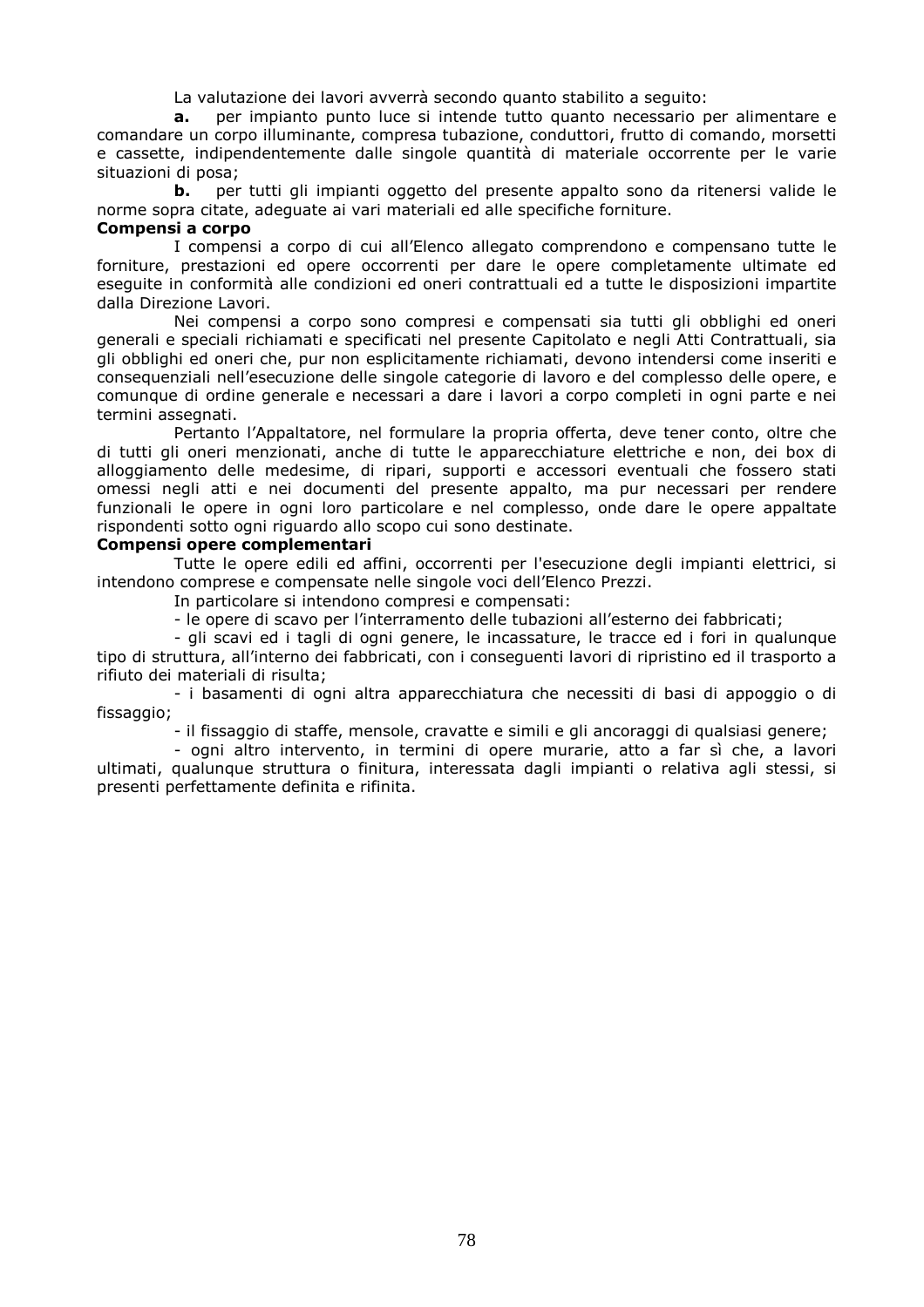La valutazione dei lavori avverrà secondo quanto stabilito a seguito:

**a.** per impianto punto luce si intende tutto quanto necessario per alimentare e comandare un corpo illuminante, compresa tubazione, conduttori, frutto di comando, morsetti e cassette, indipendentemente dalle singole quantità di materiale occorrente per le varie situazioni di posa;

**b.** per tutti gli impianti oggetto del presente appalto sono da ritenersi valide le norme sopra citate, adeguate ai vari materiali ed alle specifiche forniture.

**Compensi a corpo**

I compensi a corpo di cui all'Elenco allegato comprendono e compensano tutte le forniture, prestazioni ed opere occorrenti per dare le opere completamente ultimate ed eseguite in conformità alle condizioni ed oneri contrattuali ed a tutte le disposizioni impartite dalla Direzione Lavori.

Nei compensi a corpo sono compresi e compensati sia tutti gli obblighi ed oneri generali e speciali richiamati e specificati nel presente Capitolato e negli Atti Contrattuali, sia gli obblighi ed oneri che, pur non esplicitamente richiamati, devono intendersi come inseriti e consequenziali nell'esecuzione delle singole categorie di lavoro e del complesso delle opere, e comunque di ordine generale e necessari a dare i lavori a corpo completi in ogni parte e nei termini assegnati.

Pertanto l'Appaltatore, nel formulare la propria offerta, deve tener conto, oltre che di tutti gli oneri menzionati, anche di tutte le apparecchiature elettriche e non, dei box di alloggiamento delle medesime, di ripari, supporti e accessori eventuali che fossero stati omessi negli atti e nei documenti del presente appalto, ma pur necessari per rendere funzionali le opere in ogni loro particolare e nel complesso, onde dare le opere appaltate rispondenti sotto ogni riguardo allo scopo cui sono destinate.

**Compensi opere complementari**

Tutte le opere edili ed affini, occorrenti per l'esecuzione degli impianti elettrici, si intendono comprese e compensate nelle singole voci dell'Elenco Prezzi.

In particolare si intendono compresi e compensati:

- le opere di scavo per l'interramento delle tubazioni all'esterno dei fabbricati;
- gli scavi ed i tagli di ogni genere, le incassature, le tracce ed i fori in qualunque tipo di struttura, all'interno dei fabbricati, con i conseguenti lavori di ripristino ed il trasporto a rifiuto dei materiali di risulta;
- i basamenti di ogni altra apparecchiatura che necessiti di basi di appoggio o di fissaggio;
- il fissaggio di staffe, mensole, cravatte e simili e gli ancoraggi di qualsiasi genere;
- ogni altro intervento, in termini di opere murarie, atto a far sì che, a lavori ultimati, qualunque struttura o finitura, interessata dagli impianti o relativa agli stessi, si presenti perfettamente definita e rifinita.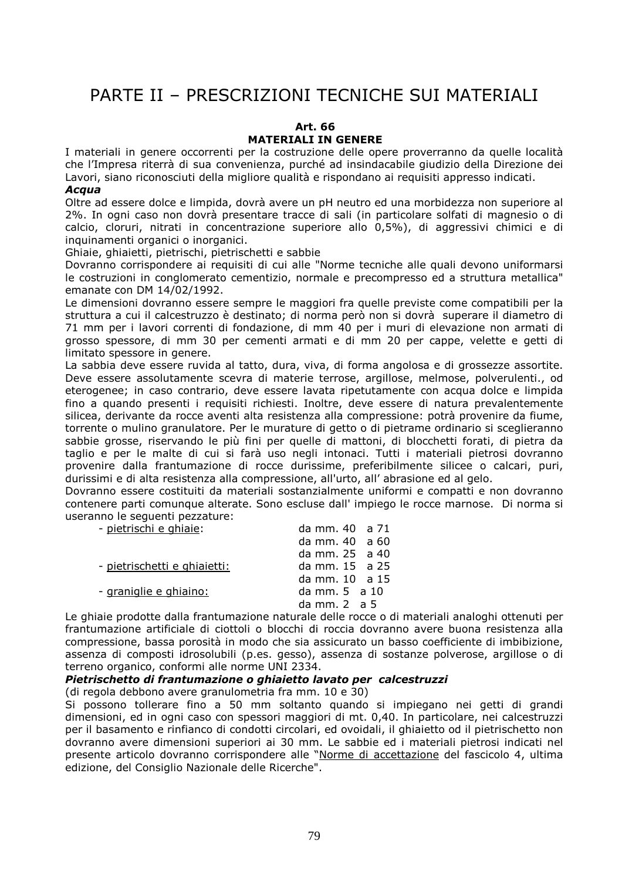# PARTE II – PRESCRIZIONI TECNICHE SUI MATERIALI

## Art. 66
## MATERIALI IN GENERE

I materiali in genere occorrenti per la costruzione delle opere proverranno da quelle località che l'Impresa riterrà di sua convenienza, purché ad insindacabile giudizio della Direzione dei Lavori, siano riconosciuti della migliore qualità e rispondano ai requisiti appresso indicati.

***Acqua***

Oltre ad essere dolce e limpida, dovrà avere un pH neutro ed una morbidezza non superiore al 2%. In ogni caso non dovrà presentare tracce di sali (in particolare solfati di magnesio o di calcio, cloruri, nitrati in concentrazione superiore allo 0,5%), di aggressivi chimici e di inquinamenti organici o inorganici.

Ghiaie, ghiaietti, pietrischi, pietrischetti e sabbie

Dovranno corrispondere ai requisiti di cui alle "Norme tecniche alle quali devono uniformarsi le costruzioni in conglomerato cementizio, normale e precompresso ed a struttura metallica" emanate con DM 14/02/1992.

Le dimensioni dovranno essere sempre le maggiori fra quelle previste come compatibili per la struttura a cui il calcestruzzo è destinato; di norma però non si dovrà superare il diametro di 71 mm per i lavori correnti di fondazione, di mm 40 per i muri di elevazione non armati di grosso spessore, di mm 30 per cementi armati e di mm 20 per cappe, velette e getti di limitato spessore in genere.

La sabbia deve essere ruvida al tatto, dura, viva, di forma angolosa e di grossezze assortite. Deve essere assolutamente scevra di materie terrose, argillose, melmose, polverulenti., od eterogenee; in caso contrario, deve essere lavata ripetutamente con acqua dolce e limpida fino a quando presenti i requisiti richiesti. Inoltre, deve essere di natura prevalentemente silicea, derivante da rocce aventi alta resistenza alla compressione: potrà provenire da fiume, torrente o mulino granulatore. Per le murature di getto o di pietrame ordinario si sceglieranno sabbie grosse, riservando le più fini per quelle di mattoni, di blocchetti forati, di pietra da taglio e per le malte di cui si farà uso negli intonaci. Tutti i materiali pietrosi dovranno provenire dalla frantumazione di rocce durissime, preferibilmente silicee o calcari, puri, durissimi e di alta resistenza alla compressione, all'urto, all' abrasione ed al gelo.

Dovranno essere costituiti da materiali sostanzialmente uniformi e compatti e non dovranno contenere parti comunque alterate. Sono escluse dall' impiego le rocce marnose. Di norma si useranno le seguenti pezzature:

| | |
|---|---|
| - pietrischi e ghiaie: | da mm. 40 a 71 |
| | da mm. 40 a 60 |
| | da mm. 25 a 40 |
| - pietrischetti e ghiaietti: | da mm. 15 a 25 |
| | da mm. 10 a 15 |
| - graniglie e ghiaino: | da mm. 5 a 10 |
| | da mm. 2 a 5 |

Le ghiaie prodotte dalla frantumazione naturale delle rocce o di materiali analoghi ottenuti per frantumazione artificiale di ciottoli o blocchi di roccia dovranno avere buona resistenza alla compressione, bassa porosità in modo che sia assicurato un basso coefficiente di imbibizione, assenza di composti idrosolubili (p.es. gesso), assenza di sostanze polverose, argillose o di terreno organico, conformi alle norme UNI 2334.

***Pietrischetto di frantumazione o ghiaietto lavato per calcestruzzi***

(di regola debbono avere granulometria fra mm. 10 e 30)

Si possono tollerare fino a 50 mm soltanto quando si impiegano nei getti di grandi dimensioni, ed in ogni caso con spessori maggiori di mt. 0,40. In particolare, nei calcestruzzi per il basamento e rinfianco di condotti circolari, ed ovoidali, il ghiaietto od il pietrischetto non dovranno avere dimensioni superiori ai 30 mm. Le sabbie ed i materiali pietrosi indicati nel presente articolo dovranno corrispondere alle "Norme di accettazione del fascicolo 4, ultima edizione, del Consiglio Nazionale delle Ricerche".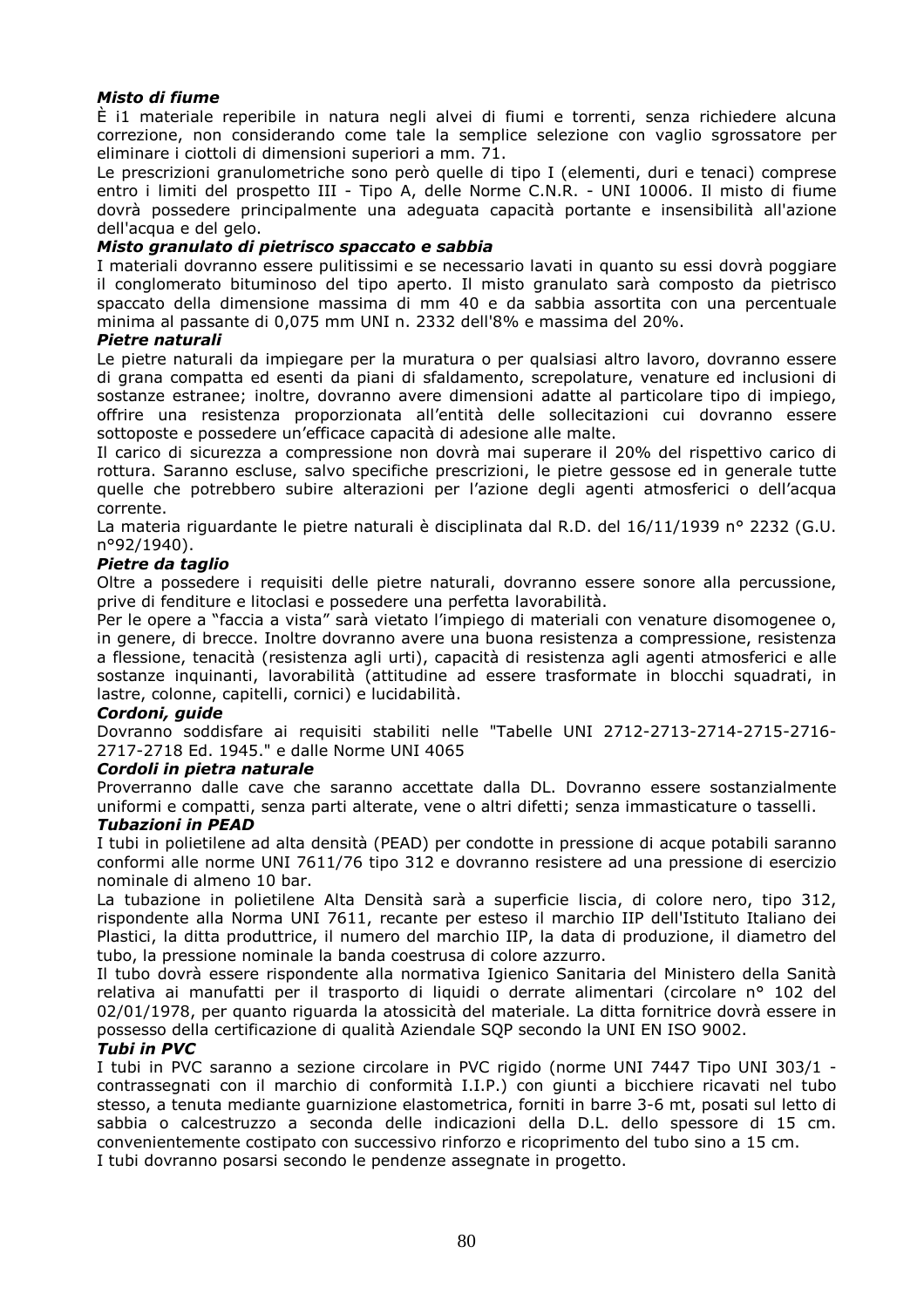***Misto di fiume***

È i1 materiale reperibile in natura negli alvei di fiumi e torrenti, senza richiedere alcuna correzione, non considerando come tale la semplice selezione con vaglio sgrossatore per eliminare i ciottoli di dimensioni superiori a mm. 71.

Le prescrizioni granulometriche sono però quelle di tipo I (elementi, duri e tenaci) comprese entro i limiti del prospetto III - Tipo A, delle Norme C.N.R. - UNI 10006. Il misto di fiume dovrà possedere principalmente una adeguata capacità portante e insensibilità all'azione dell'acqua e del gelo.

***Misto granulato di pietrisco spaccato e sabbia***

I materiali dovranno essere pulitissimi e se necessario lavati in quanto su essi dovrà poggiare il conglomerato bituminoso del tipo aperto. Il misto granulato sarà composto da pietrisco spaccato della dimensione massima di mm 40 e da sabbia assortita con una percentuale minima al passante di 0,075 mm UNI n. 2332 dell'8% e massima del 20%.

***Pietre naturali***

Le pietre naturali da impiegare per la muratura o per qualsiasi altro lavoro, dovranno essere di grana compatta ed esenti da piani di sfaldamento, screpolature, venature ed inclusioni di sostanze estranee; inoltre, dovranno avere dimensioni adatte al particolare tipo di impiego, offrire una resistenza proporzionata all'entità delle sollecitazioni cui dovranno essere sottoposte e possedere un'efficace capacità di adesione alle malte.

Il carico di sicurezza a compressione non dovrà mai superare il 20% del rispettivo carico di rottura. Saranno escluse, salvo specifiche prescrizioni, le pietre gessose ed in generale tutte quelle che potrebbero subire alterazioni per l'azione degli agenti atmosferici o dell'acqua corrente.

La materia riguardante le pietre naturali è disciplinata dal R.D. del 16/11/1939 n° 2232 (G.U. n°92/1940).

***Pietre da taglio***

Oltre a possedere i requisiti delle pietre naturali, dovranno essere sonore alla percussione, prive di fenditure e litoclasi e possedere una perfetta lavorabilità.

Per le opere a "faccia a vista" sarà vietato l'impiego di materiali con venature disomogenee o, in genere, di brecce. Inoltre dovranno avere una buona resistenza a compressione, resistenza a flessione, tenacità (resistenza agli urti), capacità di resistenza agli agenti atmosferici e alle sostanze inquinanti, lavorabilità (attitudine ad essere trasformate in blocchi squadrati, in lastre, colonne, capitelli, cornici) e lucidabilità.

***Cordoni, guide***

Dovranno soddisfare ai requisiti stabiliti nelle "Tabelle UNI 2712-2713-2714-2715-2716-2717-2718 Ed. 1945." e dalle Norme UNI 4065

***Cordoli in pietra naturale***

Proverranno dalle cave che saranno accettate dalla DL. Dovranno essere sostanzialmente uniformi e compatti, senza parti alterate, vene o altri difetti; senza immasticature o tasselli.

***Tubazioni in PEAD***

I tubi in polietilene ad alta densità (PEAD) per condotte in pressione di acque potabili saranno conformi alle norme UNI 7611/76 tipo 312 e dovranno resistere ad una pressione di esercizio nominale di almeno 10 bar.

La tubazione in polietilene Alta Densità sarà a superficie liscia, di colore nero, tipo 312, rispondente alla Norma UNI 7611, recante per esteso il marchio IIP dell'Istituto Italiano dei Plastici, la ditta produttrice, il numero del marchio IIP, la data di produzione, il diametro del tubo, la pressione nominale la banda coestrusa di colore azzurro.

Il tubo dovrà essere rispondente alla normativa Igienico Sanitaria del Ministero della Sanità relativa ai manufatti per il trasporto di liquidi o derrate alimentari (circolare n° 102 del 02/01/1978, per quanto riguarda la atossicità del materiale. La ditta fornitrice dovrà essere in possesso della certificazione di qualità Aziendale SQP secondo la UNI EN ISO 9002.

***Tubi in PVC***

I tubi in PVC saranno a sezione circolare in PVC rigido (norme UNI 7447 Tipo UNI 303/1 - contrassegnati con il marchio di conformità I.I.P.) con giunti a bicchiere ricavati nel tubo stesso, a tenuta mediante guarnizione elastomerica, forniti in barre 3-6 mt, posati sul letto di sabbia o calcestruzzo a seconda delle indicazioni della D.L. dello spessore di 15 cm. convenientemente costipato con successivo rinforzo e ricoprimento del tubo sino a 15 cm.

I tubi dovranno posarsi secondo le pendenze assegnate in progetto.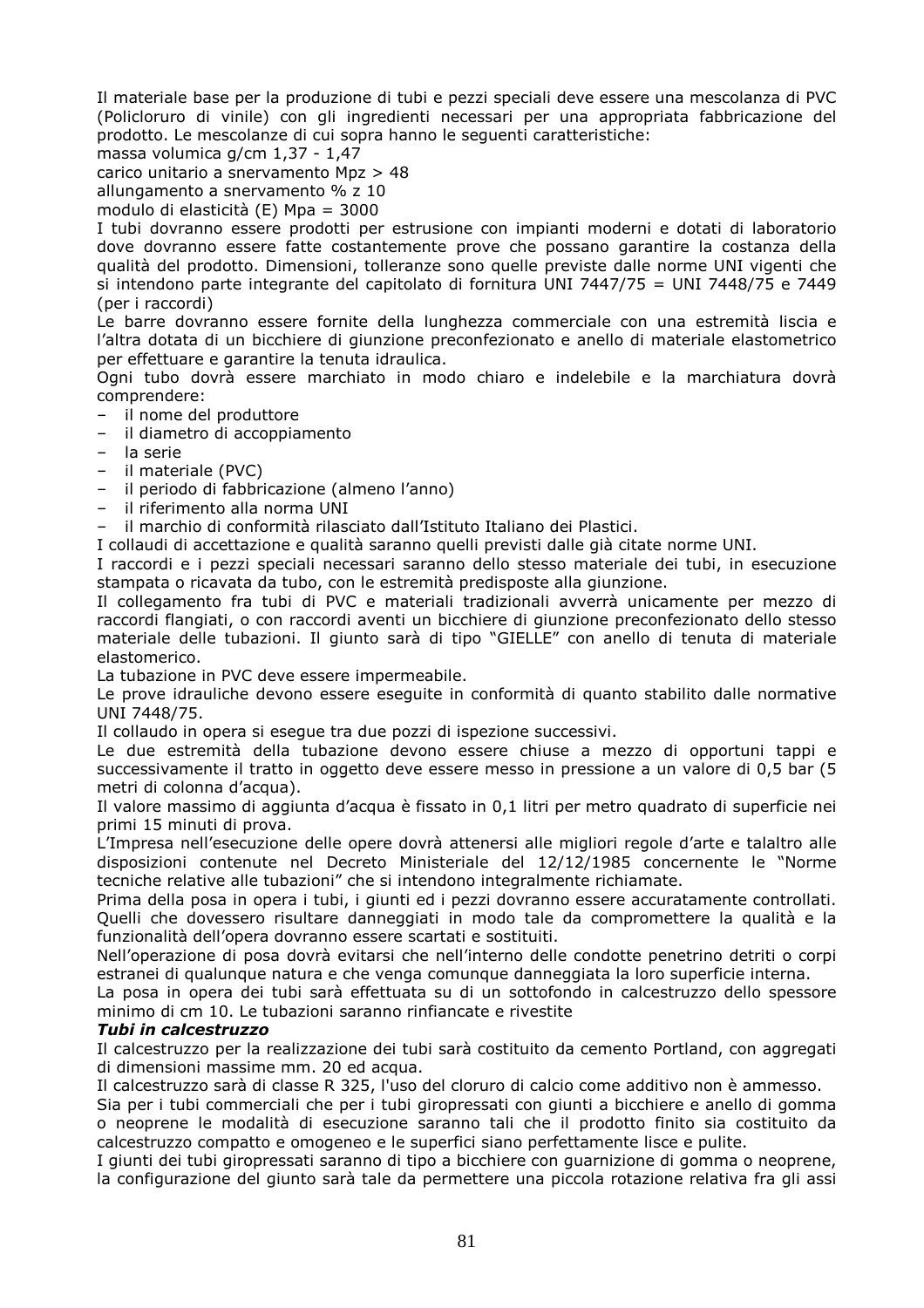Il materiale base per la produzione di tubi e pezzi speciali deve essere una mescolanza di PVC (Policloruro di vinile) con gli ingredienti necessari per una appropriata fabbricazione del prodotto. Le mescolanze di cui sopra hanno le seguenti caratteristiche:

massa volumica g/cm 1,37 - 1,47

carico unitario a snervamento Mpz > 48

allungamento a snervamento % z 10

modulo di elasticità (E) Mpa = 3000

I tubi dovranno essere prodotti per estrusione con impianti moderni e dotati di laboratorio dove dovranno essere fatte costantemente prove che possano garantire la costanza della qualità del prodotto. Dimensioni, tolleranze sono quelle previste dalle norme UNI vigenti che si intendono parte integrante del capitolato di fornitura UNI 7447/75 = UNI 7448/75 e 7449 (per i raccordi)

Le barre dovranno essere fornite della lunghezza commerciale con una estremità liscia e l'altra dotata di un bicchiere di giunzione preconfezionato e anello di materiale elastometrico per effettuare e garantire la tenuta idraulica.

Ogni tubo dovrà essere marchiato in modo chiaro e indelebile e la marchiatura dovrà comprendere:

- il nome del produttore
- il diametro di accoppiamento
- la serie
- il materiale (PVC)
- il periodo di fabbricazione (almeno l'anno)
- il riferimento alla norma UNI
- il marchio di conformità rilasciato dall'Istituto Italiano dei Plastici.

I collaudi di accettazione e qualità saranno quelli previsti dalle già citate norme UNI.

I raccordi e i pezzi speciali necessari saranno dello stesso materiale dei tubi, in esecuzione stampata o ricavata da tubo, con le estremità predisposte alla giunzione.

Il collegamento fra tubi di PVC e materiali tradizionali avverrà unicamente per mezzo di raccordi flangiati, o con raccordi aventi un bicchiere di giunzione preconfezionato dello stesso materiale delle tubazioni. Il giunto sarà di tipo "GIELLE" con anello di tenuta di materiale elastomerico.

La tubazione in PVC deve essere impermeabile.

Le prove idrauliche devono essere eseguite in conformità di quanto stabilito dalle normative UNI 7448/75.

Il collaudo in opera si esegue tra due pozzi di ispezione successivi.

Le due estremità della tubazione devono essere chiuse a mezzo di opportuni tappi e successivamente il tratto in oggetto deve essere messo in pressione a un valore di 0,5 bar (5 metri di colonna d'acqua).

Il valore massimo di aggiunta d'acqua è fissato in 0,1 litri per metro quadrato di superficie nei primi 15 minuti di prova.

L'Impresa nell'esecuzione delle opere dovrà attenersi alle migliori regole d'arte e talaltro alle disposizioni contenute nel Decreto Ministeriale del 12/12/1985 concernente le "Norme tecniche relative alle tubazioni" che si intendono integralmente richiamate.

Prima della posa in opera i tubi, i giunti ed i pezzi dovranno essere accuratamente controllati. Quelli che dovessero risultare danneggiati in modo tale da compromettere la qualità e la funzionalità dell'opera dovranno essere scartati e sostituiti.

Nell'operazione di posa dovrà evitarsi che nell'interno delle condotte penetrino detriti o corpi estranei di qualunque natura e che venga comunque danneggiata la loro superficie interna.

La posa in opera dei tubi sarà effettuata su di un sottofondo in calcestruzzo dello spessore minimo di cm 10. Le tubazioni saranno rinfiancate e rivestite

***Tubi in calcestruzzo***

Il calcestruzzo per la realizzazione dei tubi sarà costituito da cemento Portland, con aggregati di dimensioni massime mm. 20 ed acqua.

Il calcestruzzo sarà di classe R 325, l'uso del cloruro di calcio come additivo non è ammesso.

Sia per i tubi commerciali che per i tubi giropressati con giunti a bicchiere e anello di gomma o neoprene le modalità di esecuzione saranno tali che il prodotto finito sia costituito da calcestruzzo compatto e omogeneo e le superfici siano perfettamente lisce e pulite.

I giunti dei tubi giropressati saranno di tipo a bicchiere con guarnizione di gomma o neoprene, la configurazione del giunto sarà tale da permettere una piccola rotazione relativa fra gli assi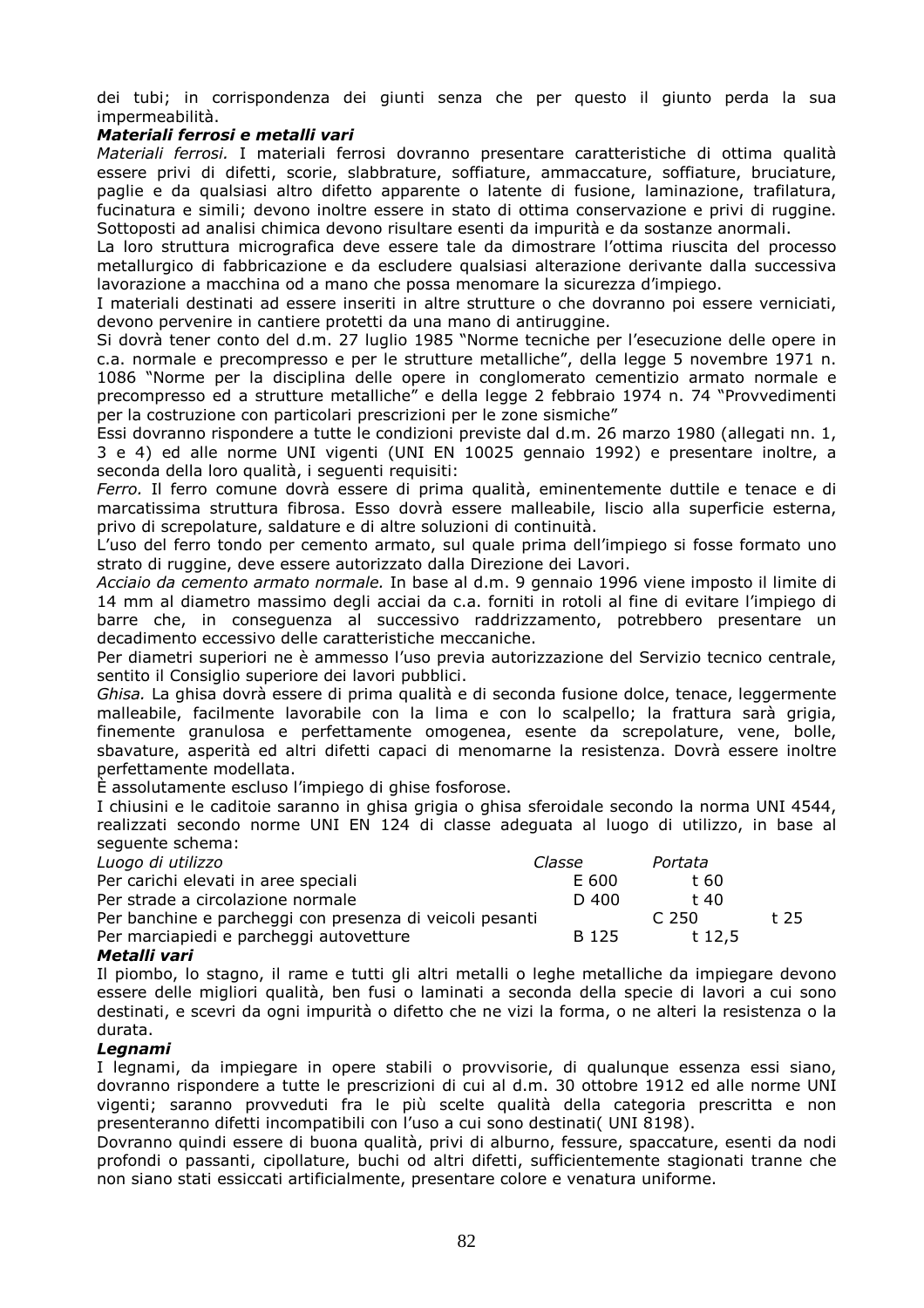dei tubi; in corrispondenza dei giunti senza che per questo il giunto perda la sua impermeabilità.

***Materiali ferrosi e metalli vari***

*Materiali ferrosi.* I materiali ferrosi dovranno presentare caratteristiche di ottima qualità essere privi di difetti, scorie, slabbrature, soffiature, ammaccature, soffiature, bruciature, paglie e da qualsiasi altro difetto apparente o latente di fusione, laminazione, trafilatura, fucinatura e simili; devono inoltre essere in stato di ottima conservazione e privi di ruggine. Sottoposti ad analisi chimica devono risultare esenti da impurità e da sostanze anormali.

La loro struttura micrografica deve essere tale da dimostrare l'ottima riuscita del processo metallurgico di fabbricazione e da escludere qualsiasi alterazione derivante dalla successiva lavorazione a macchina od a mano che possa menomare la sicurezza d'impiego.

I materiali destinati ad essere inseriti in altre strutture o che dovranno poi essere verniciati, devono pervenire in cantiere protetti da una mano di antiruggine.

Si dovrà tener conto del d.m. 27 luglio 1985 "Norme tecniche per l'esecuzione delle opere in c.a. normale e precompresso e per le strutture metalliche", della legge 5 novembre 1971 n. 1086 "Norme per la disciplina delle opere in conglomerato cementizio armato normale e precompresso ed a strutture metalliche" e della legge 2 febbraio 1974 n. 74 "Provvedimenti per la costruzione con particolari prescrizioni per le zone sismiche"

Essi dovranno rispondere a tutte le condizioni previste dal d.m. 26 marzo 1980 (allegati nn. 1, 3 e 4) ed alle norme UNI vigenti (UNI EN 10025 gennaio 1992) e presentare inoltre, a seconda della loro qualità, i seguenti requisiti:

*Ferro.* Il ferro comune dovrà essere di prima qualità, eminentemente duttile e tenace e di marcatissima struttura fibrosa. Esso dovrà essere malleabile, liscio alla superficie esterna, privo di screpolature, saldature e di altre soluzioni di continuità.

L'uso del ferro tondo per cemento armato, sul quale prima dell'impiego si fosse formato uno strato di ruggine, deve essere autorizzato dalla Direzione dei Lavori.

*Acciaio da cemento armato normale.* In base al d.m. 9 gennaio 1996 viene imposto il limite di 14 mm al diametro massimo degli acciai da c.a. forniti in rotoli al fine di evitare l'impiego di barre che, in conseguenza al successivo raddrizzamento, potrebbero presentare un decadimento eccessivo delle caratteristiche meccaniche.

Per diametri superiori ne è ammesso l'uso previa autorizzazione del Servizio tecnico centrale, sentito il Consiglio superiore dei lavori pubblici.

*Ghisa.* La ghisa dovrà essere di prima qualità e di seconda fusione dolce, tenace, leggermente malleabile, facilmente lavorabile con la lima e con lo scalpello; la frattura sarà grigia, finemente granulosa e perfettamente omogenea, esente da screpolature, vene, bolle, sbavature, asperità ed altri difetti capaci di menomarne la resistenza. Dovrà essere inoltre perfettamente modellata.

È assolutamente escluso l'impiego di ghise fosforose.

I chiusini e le caditoie saranno in ghisa grigia o ghisa sferoidale secondo la norma UNI 4544, realizzati secondo norme UNI EN 124 di classe adeguata al luogo di utilizzo, in base al seguente schema:

| *Luogo di utilizzo* | *Classe* | *Portata* |
|---|---|---|
| Per carichi elevati in aree speciali | E 600 | t 60 |
| Per strade a circolazione normale | D 400 | t 40 |
| Per banchine e parcheggi con presenza di veicoli pesanti | C 250 | t 25 |
| Per marciapiedi e parcheggi autovetture | B 125 | t 12,5 |

***Metalli vari***

Il piombo, lo stagno, il rame e tutti gli altri metalli o leghe metalliche da impiegare devono essere delle migliori qualità, ben fusi o laminati a seconda della specie di lavori a cui sono destinati, e scevri da ogni impurità o difetto che ne vizi la forma, o ne alteri la resistenza o la durata.

***Legnami***

I legnami, da impiegare in opere stabili o provvisorie, di qualunque essenza essi siano, dovranno rispondere a tutte le prescrizioni di cui al d.m. 30 ottobre 1912 ed alle norme UNI vigenti; saranno provveduti fra le più scelte qualità della categoria prescritta e non presenteranno difetti incompatibili con l'uso a cui sono destinati( UNI 8198).

Dovranno quindi essere di buona qualità, privi di alburno, fessure, spaccature, esenti da nodi profondi o passanti, cipollature, buchi od altri difetti, sufficientemente stagionati tranne che non siano stati essiccati artificialmente, presentare colore e venatura uniforme.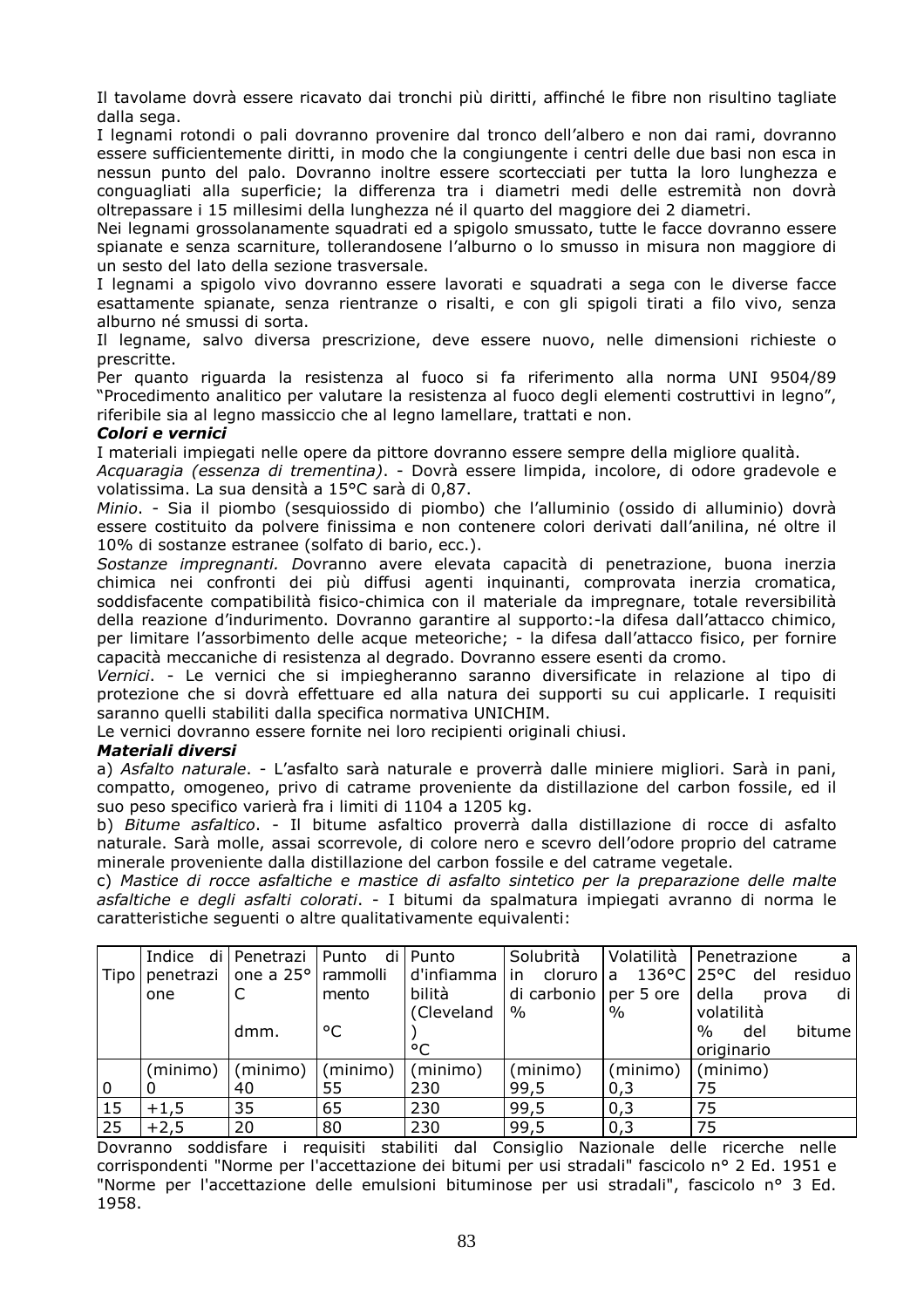Il tavolame dovrà essere ricavato dai tronchi più diritti, affinché le fibre non risultino tagliate dalla sega.

I legnami rotondi o pali dovranno provenire dal tronco dell'albero e non dai rami, dovranno essere sufficientemente diritti, in modo che la congiungente i centri delle due basi non esca in nessun punto del palo. Dovranno inoltre essere scortecciati per tutta la loro lunghezza e conguagliati alla superficie; la differenza tra i diametri medi delle estremità non dovrà oltrepassare i 15 millesimi della lunghezza né il quarto del maggiore dei 2 diametri.

Nei legnami grossolanamente squadrati ed a spigolo smussato, tutte le facce dovranno essere spianate e senza scarniture, tollerandosene l'alburno o lo smusso in misura non maggiore di un sesto del lato della sezione trasversale.

I legnami a spigolo vivo dovranno essere lavorati e squadrati a sega con le diverse facce esattamente spianate, senza rientranze o risalti, e con gli spigoli tirati a filo vivo, senza alburno né smussi di sorta.

Il legname, salvo diversa prescrizione, deve essere nuovo, nelle dimensioni richieste o prescritte.

Per quanto riguarda la resistenza al fuoco si fa riferimento alla norma UNI 9504/89 "Procedimento analitico per valutare la resistenza al fuoco degli elementi costruttivi in legno", riferibile sia al legno massiccio che al legno lamellare, trattati e non.

***Colori e vernici***

I materiali impiegati nelle opere da pittore dovranno essere sempre della migliore qualità.

*Acquaragia (essenza di trementina)*. - Dovrà essere limpida, incolore, di odore gradevole e volatissima. La sua densità a 15°C sarà di 0,87.

*Minio*. - Sia il piombo (sesquiossido di piombo) che l'alluminio (ossido di alluminio) dovrà essere costituito da polvere finissima e non contenere colori derivati dall'anilina, né oltre il 10% di sostanze estranee (solfato di bario, ecc.).

*Sostanze impregnanti. D*ovranno avere elevata capacità di penetrazione, buona inerzia chimica nei confronti dei più diffusi agenti inquinanti, comprovata inerzia cromatica, soddisfacente compatibilità fisico-chimica con il materiale da impregnare, totale reversibilità della reazione d'indurimento. Dovranno garantire al supporto:-la difesa dall'attacco chimico, per limitare l'assorbimento delle acque meteoriche; - la difesa dall'attacco fisico, per fornire capacità meccaniche di resistenza al degrado. Dovranno essere esenti da cromo.

*Vernici*. - Le vernici che si impiegheranno saranno diversificate in relazione al tipo di protezione che si dovrà effettuare ed alla natura dei supporti su cui applicarle. I requisiti saranno quelli stabiliti dalla specifica normativa UNICHIM.

Le vernici dovranno essere fornite nei loro recipienti originali chiusi.

***Materiali diversi***

a) *Asfalto naturale*. - L'asfalto sarà naturale e proverrà dalle miniere migliori. Sarà in pani, compatto, omogeneo, privo di catrame proveniente da distillazione del carbon fossile, ed il suo peso specifico varierà fra i limiti di 1104 a 1205 kg.

b) *Bitume asfaltico*. - Il bitume asfaltico proverrà dalla distillazione di rocce di asfalto naturale. Sarà molle, assai scorrevole, di colore nero e scevro dell'odore proprio del catrame minerale proveniente dalla distillazione del carbon fossile e del catrame vegetale.

c) *Mastice di rocce asfaltiche e mastice di asfalto sintetico per la preparazione delle malte asfaltiche e degli asfalti colorati*. - I bitumi da spalmatura impiegati avranno di norma le caratteristiche seguenti o altre qualitativamente equivalenti:

| Tipo | Indice di penetrazione | Penetrazione a 25° C dmm. | Punto di rammollimento °C | Punto d'infiammabilità (Cleveland) °C | Solubrità in cloruro di carbonio % | Volatilità a 136°C per 5 ore % | Penetrazione a 25°C del residuo della prova di volatilità % del bitume originario |
|---|---|---|---|---|---|---|---|
| | (minimo) | (minimo) | (minimo) | (minimo) | (minimo) | (minimo) | (minimo) |
| 0 | 0 | 40 | 55 | 230 | 99,5 | 0,3 | 75 |
| 15 | +1,5 | 35 | 65 | 230 | 99,5 | 0,3 | 75 |
| 25 | +2,5 | 20 | 80 | 230 | 99,5 | 0,3 | 75 |

Dovranno soddisfare i requisiti stabiliti dal Consiglio Nazionale delle ricerche nelle corrispondenti "Norme per l'accettazione dei bitumi per usi stradali" fascicolo n° 2 Ed. 1951 e "Norme per l'accettazione delle emulsioni bituminose per usi stradali", fascicolo n° 3 Ed. 1958.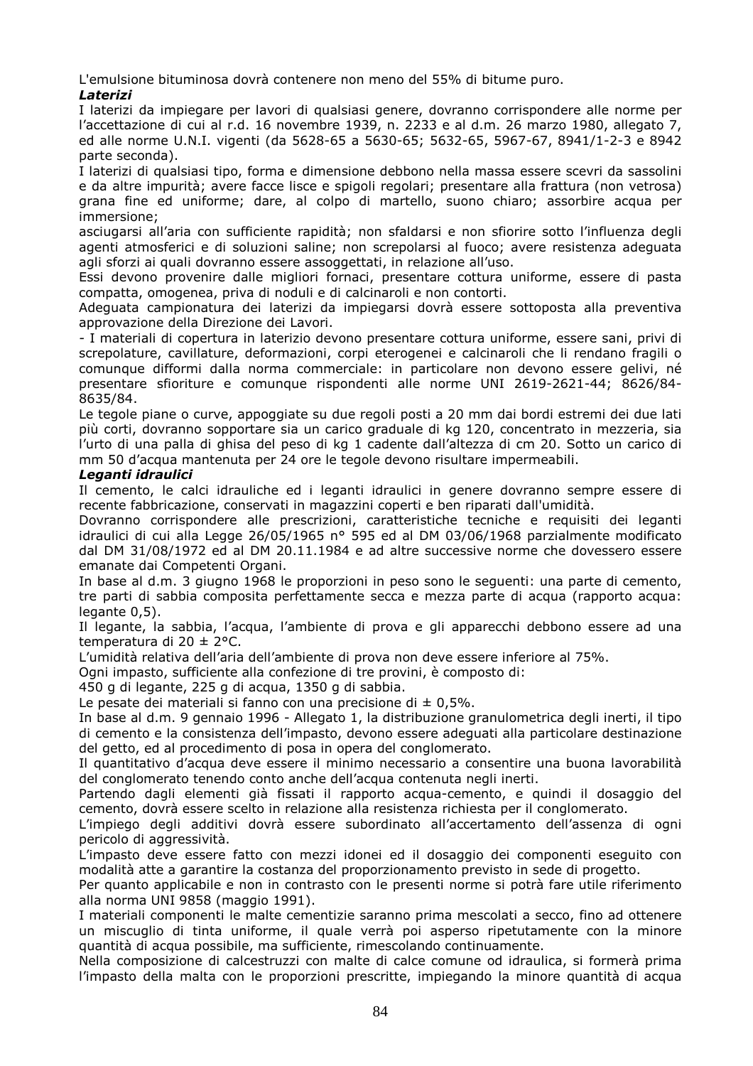L'emulsione bituminosa dovrà contenere non meno del 55% di bitume puro.

***Laterizi***

I laterizi da impiegare per lavori di qualsiasi genere, dovranno corrispondere alle norme per l'accettazione di cui al r.d. 16 novembre 1939, n. 2233 e al d.m. 26 marzo 1980, allegato 7, ed alle norme U.N.I. vigenti (da 5628-65 a 5630-65; 5632-65, 5967-67, 8941/1-2-3 e 8942 parte seconda).

I laterizi di qualsiasi tipo, forma e dimensione debbono nella massa essere scevri da sassolini e da altre impurità; avere facce lisce e spigoli regolari; presentare alla frattura (non vetrosa) grana fine ed uniforme; dare, al colpo di martello, suono chiaro; assorbire acqua per immersione;

asciugarsi all'aria con sufficiente rapidità; non sfaldarsi e non sfiorire sotto l'influenza degli agenti atmosferici e di soluzioni saline; non screpolarsi al fuoco; avere resistenza adeguata agli sforzi ai quali dovranno essere assoggettati, in relazione all'uso.

Essi devono provenire dalle migliori fornaci, presentare cottura uniforme, essere di pasta compatta, omogenea, priva di noduli e di calcinaroli e non contorti.

Adeguata campionatura dei laterizi da impiegarsi dovrà essere sottoposta alla preventiva approvazione della Direzione dei Lavori.

- I materiali di copertura in laterizio devono presentare cottura uniforme, essere sani, privi di screpolature, cavillature, deformazioni, corpi eterogenei e calcinaroli che li rendano fragili o comunque difformi dalla norma commerciale: in particolare non devono essere gelivi, né presentare sfioriture e comunque rispondenti alle norme UNI 2619-2621-44; 8626/84-8635/84.

Le tegole piane o curve, appoggiate su due regoli posti a 20 mm dai bordi estremi dei due lati più corti, dovranno sopportare sia un carico graduale di kg 120, concentrato in mezzeria, sia l'urto di una palla di ghisa del peso di kg 1 cadente dall'altezza di cm 20. Sotto un carico di mm 50 d'acqua mantenuta per 24 ore le tegole devono risultare impermeabili.

***Leganti idraulici***

Il cemento, le calci idrauliche ed i leganti idraulici in genere dovranno sempre essere di recente fabbricazione, conservati in magazzini coperti e ben riparati dall'umidità.

Dovranno corrispondere alle prescrizioni, caratteristiche tecniche e requisiti dei leganti idraulici di cui alla Legge 26/05/1965 n° 595 ed al DM 03/06/1968 parzialmente modificato dal DM 31/08/1972 ed al DM 20.11.1984 e ad altre successive norme che dovessero essere emanate dai Competenti Organi.

In base al d.m. 3 giugno 1968 le proporzioni in peso sono le seguenti: una parte di cemento, tre parti di sabbia composita perfettamente secca e mezza parte di acqua (rapporto acqua: legante 0,5).

Il legante, la sabbia, l'acqua, l'ambiente di prova e gli apparecchi debbono essere ad una temperatura di 20 ± 2°C.

L'umidità relativa dell'aria dell'ambiente di prova non deve essere inferiore al 75%.

Ogni impasto, sufficiente alla confezione di tre provini, è composto di:

450 g di legante, 225 g di acqua, 1350 g di sabbia.

Le pesate dei materiali si fanno con una precisione di ± 0,5%.

In base al d.m. 9 gennaio 1996 - Allegato 1, la distribuzione granulometrica degli inerti, il tipo di cemento e la consistenza dell'impasto, devono essere adeguati alla particolare destinazione del getto, ed al procedimento di posa in opera del conglomerato.

Il quantitativo d'acqua deve essere il minimo necessario a consentire una buona lavorabilità del conglomerato tenendo conto anche dell'acqua contenuta negli inerti.

Partendo dagli elementi già fissati il rapporto acqua-cemento, e quindi il dosaggio del cemento, dovrà essere scelto in relazione alla resistenza richiesta per il conglomerato.

L'impiego degli additivi dovrà essere subordinato all'accertamento dell'assenza di ogni pericolo di aggressività.

L'impasto deve essere fatto con mezzi idonei ed il dosaggio dei componenti eseguito con modalità atte a garantire la costanza del proporzionamento previsto in sede di progetto.

Per quanto applicabile e non in contrasto con le presenti norme si potrà fare utile riferimento alla norma UNI 9858 (maggio 1991).

I materiali componenti le malte cementizie saranno prima mescolati a secco, fino ad ottenere un miscuglio di tinta uniforme, il quale verrà poi asperso ripetutamente con la minore quantità di acqua possibile, ma sufficiente, rimescolando continuamente.

Nella composizione di calcestruzzi con malte di calce comune od idraulica, si formerà prima l'impasto della malta con le proporzioni prescritte, impiegando la minore quantità di acqua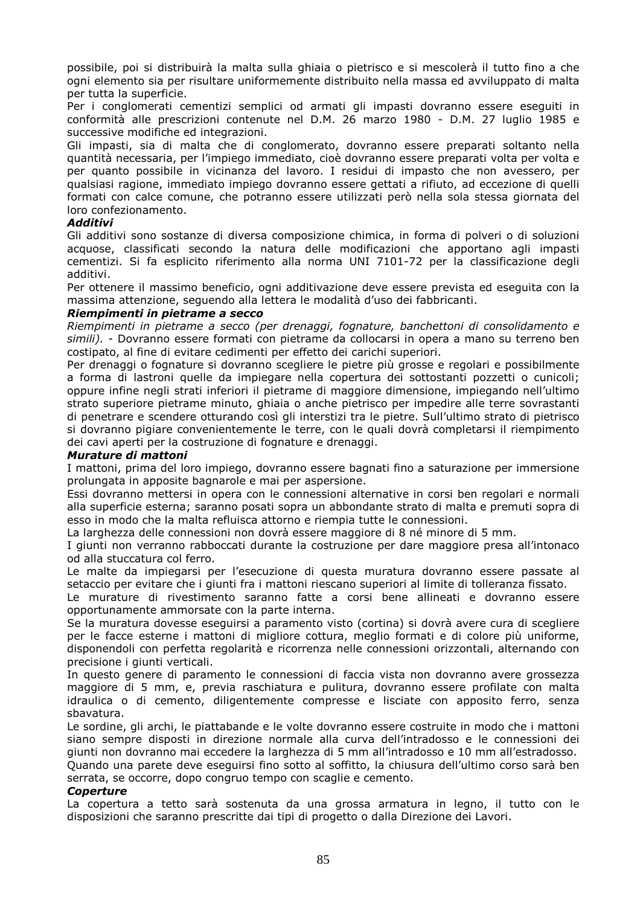possibile, poi si distribuirà la malta sulla ghiaia o pietrisco e si mescolerà il tutto fino a che ogni elemento sia per risultare uniformemente distribuito nella massa ed avviluppato di malta per tutta la superficie.

Per i conglomerati cementizi semplici od armati gli impasti dovranno essere eseguiti in conformità alle prescrizioni contenute nel D.M. 26 marzo 1980 - D.M. 27 luglio 1985 e successive modifiche ed integrazioni.

Gli impasti, sia di malta che di conglomerato, dovranno essere preparati soltanto nella quantità necessaria, per l'impiego immediato, cioè dovranno essere preparati volta per volta e per quanto possibile in vicinanza del lavoro. I residui di impasto che non avessero, per qualsiasi ragione, immediato impiego dovranno essere gettati a rifiuto, ad eccezione di quelli formati con calce comune, che potranno essere utilizzati però nella sola stessa giornata del loro confezionamento.

***Additivi***

Gli additivi sono sostanze di diversa composizione chimica, in forma di polveri o di soluzioni acquose, classificati secondo la natura delle modificazioni che apportano agli impasti cementizi. Si fa esplicito riferimento alla norma UNI 7101-72 per la classificazione degli additivi.

Per ottenere il massimo beneficio, ogni additivazione deve essere prevista ed eseguita con la massima attenzione, seguendo alla lettera le modalità d'uso dei fabbricanti.

***Riempimenti in pietrame a secco***

*Riempimenti in pietrame a secco (per drenaggi, fognature, banchettoni di consolidamento e simili).* - Dovranno essere formati con pietrame da collocarsi in opera a mano su terreno ben costipato, al fine di evitare cedimenti per effetto dei carichi superiori.

Per drenaggi o fognature si dovranno scegliere le pietre più grosse e regolari e possibilmente a forma di lastroni quelle da impiegare nella copertura dei sottostanti pozzetti o cunicoli; oppure infine negli strati inferiori il pietrame di maggiore dimensione, impiegando nell'ultimo strato superiore pietrame minuto, ghiaia o anche pietrisco per impedire alle terre sovrastanti di penetrare e scendere otturando così gli interstizi tra le pietre. Sull'ultimo strato di pietrisco si dovranno pigiare convenientemente le terre, con le quali dovrà completarsi il riempimento dei cavi aperti per la costruzione di fognature e drenaggi.

***Murature di mattoni***

I mattoni, prima del loro impiego, dovranno essere bagnati fino a saturazione per immersione prolungata in apposite bagnarole e mai per aspersione.

Essi dovranno mettersi in opera con le connessioni alternative in corsi ben regolari e normali alla superficie esterna; saranno posati sopra un abbondante strato di malta e premuti sopra di esso in modo che la malta refluisca attorno e riempia tutte le connessioni.

La larghezza delle connessioni non dovrà essere maggiore di 8 né minore di 5 mm.

I giunti non verranno rabboccati durante la costruzione per dare maggiore presa all'intonaco od alla stuccatura col ferro.

Le malte da impiegarsi per l'esecuzione di questa muratura dovranno essere passate al setaccio per evitare che i giunti fra i mattoni riescano superiori al limite di tolleranza fissato.

Le murature di rivestimento saranno fatte a corsi bene allineati e dovranno essere opportunamente ammorsate con la parte interna.

Se la muratura dovesse eseguirsi a paramento visto (cortina) si dovrà avere cura di scegliere per le facce esterne i mattoni di migliore cottura, meglio formati e di colore più uniforme, disponendoli con perfetta regolarità e ricorrenza nelle connessioni orizzontali, alternando con precisione i giunti verticali.

In questo genere di paramento le connessioni di faccia vista non dovranno avere grossezza maggiore di 5 mm, e, previa raschiatura e pulitura, dovranno essere profilate con malta idraulica o di cemento, diligentemente compresse e lisciate con apposito ferro, senza sbavatura.

Le sordine, gli archi, le piattabande e le volte dovranno essere costruite in modo che i mattoni siano sempre disposti in direzione normale alla curva dell'intradosso e le connessioni dei giunti non dovranno mai eccedere la larghezza di 5 mm all'intradosso e 10 mm all'estradosso.

Quando una parete deve eseguirsi fino sotto al soffitto, la chiusura dell'ultimo corso sarà ben serrata, se occorre, dopo congruo tempo con scaglie e cemento.

***Coperture***

La copertura a tetto sarà sostenuta da una grossa armatura in legno, il tutto con le disposizioni che saranno prescritte dai tipi di progetto o dalla Direzione dei Lavori.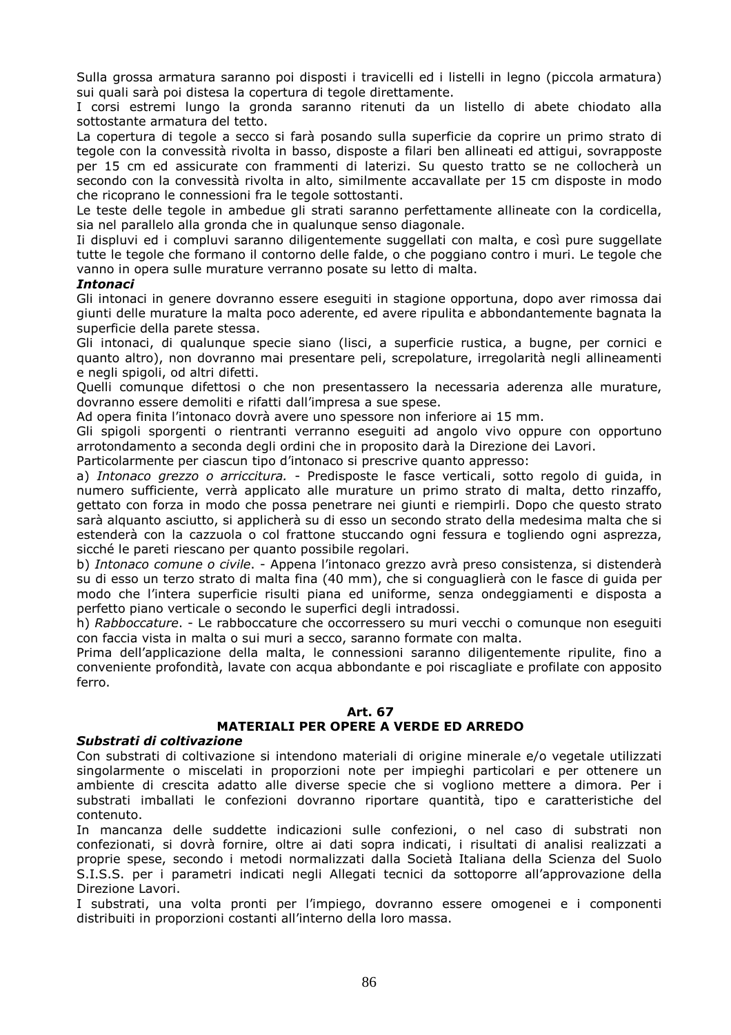Sulla grossa armatura saranno poi disposti i travicelli ed i listelli in legno (piccola armatura) sui quali sarà poi distesa la copertura di tegole direttamente.

I corsi estremi lungo la gronda saranno ritenuti da un listello di abete chiodato alla sottostante armatura del tetto.

La copertura di tegole a secco si farà posando sulla superficie da coprire un primo strato di tegole con la convessità rivolta in basso, disposte a filari ben allineati ed attigui, sovrapposte per 15 cm ed assicurate con frammenti di laterizi. Su questo tratto se ne collocherà un secondo con la convessità rivolta in alto, similmente accavallate per 15 cm disposte in modo che ricoprano le connessioni fra le tegole sottostanti.

Le teste delle tegole in ambedue gli strati saranno perfettamente allineate con la cordicella, sia nel parallelo alla gronda che in qualunque senso diagonale.

Ii displuvi ed i compluvi saranno diligentemente suggellati con malta, e così pure suggellate tutte le tegole che formano il contorno delle falde, o che poggiano contro i muri. Le tegole che vanno in opera sulle murature verranno posate su letto di malta.

***Intonaci***

Gli intonaci in genere dovranno essere eseguiti in stagione opportuna, dopo aver rimossa dai giunti delle murature la malta poco aderente, ed avere ripulita e abbondantemente bagnata la superficie della parete stessa.

Gli intonaci, di qualunque specie siano (lisci, a superficie rustica, a bugne, per cornici e quanto altro), non dovranno mai presentare peli, screpolature, irregolarità negli allineamenti e negli spigoli, od altri difetti.

Quelli comunque difettosi o che non presentassero la necessaria aderenza alle murature, dovranno essere demoliti e rifatti dall'impresa a sue spese.

Ad opera finita l'intonaco dovrà avere uno spessore non inferiore ai 15 mm.

Gli spigoli sporgenti o rientranti verranno eseguiti ad angolo vivo oppure con opportuno arrotondamento a seconda degli ordini che in proposito darà la Direzione dei Lavori.

Particolarmente per ciascun tipo d'intonaco si prescrive quanto appresso:

a) *Intonaco grezzo o arriccitura.* - Predisposte le fasce verticali, sotto regolo di guida, in numero sufficiente, verrà applicato alle murature un primo strato di malta, detto rinzaffo, gettato con forza in modo che possa penetrare nei giunti e riempirli. Dopo che questo strato sarà alquanto asciutto, si applicherà su di esso un secondo strato della medesima malta che si estenderà con la cazzuola o col frattone stuccando ogni fessura e togliendo ogni asprezza, sicché le pareti riescano per quanto possibile regolari.

b) *Intonaco comune o civile*. - Appena l'intonaco grezzo avrà preso consistenza, si distenderà su di esso un terzo strato di malta fina (40 mm), che si conguaglierà con le fasce di guida per modo che l'intera superficie risulti piana ed uniforme, senza ondeggiamenti e disposta a perfetto piano verticale o secondo le superfici degli intradossi.

h) *Rabboccature*. - Le rabboccature che occorressero su muri vecchi o comunque non eseguiti con faccia vista in malta o sui muri a secco, saranno formate con malta.

Prima dell'applicazione della malta, le connessioni saranno diligentemente ripulite, fino a conveniente profondità, lavate con acqua abbondante e poi riscagliate e profilate con apposito ferro.

## Art. 67
## MATERIALI PER OPERE A VERDE ED ARREDO

***Substrati di coltivazione***

Con substrati di coltivazione si intendono materiali di origine minerale e/o vegetale utilizzati singolarmente o miscelati in proporzioni note per impieghi particolari e per ottenere un ambiente di crescita adatto alle diverse specie che si vogliono mettere a dimora. Per i substrati imballati le confezioni dovranno riportare quantità, tipo e caratteristiche del contenuto.

In mancanza delle suddette indicazioni sulle confezioni, o nel caso di substrati non confezionati, si dovrà fornire, oltre ai dati sopra indicati, i risultati di analisi realizzati a proprie spese, secondo i metodi normalizzati dalla Società Italiana della Scienza del Suolo S.I.S.S. per i parametri indicati negli Allegati tecnici da sottoporre all'approvazione della Direzione Lavori.

I substrati, una volta pronti per l'impiego, dovranno essere omogenei e i componenti distribuiti in proporzioni costanti all'interno della loro massa.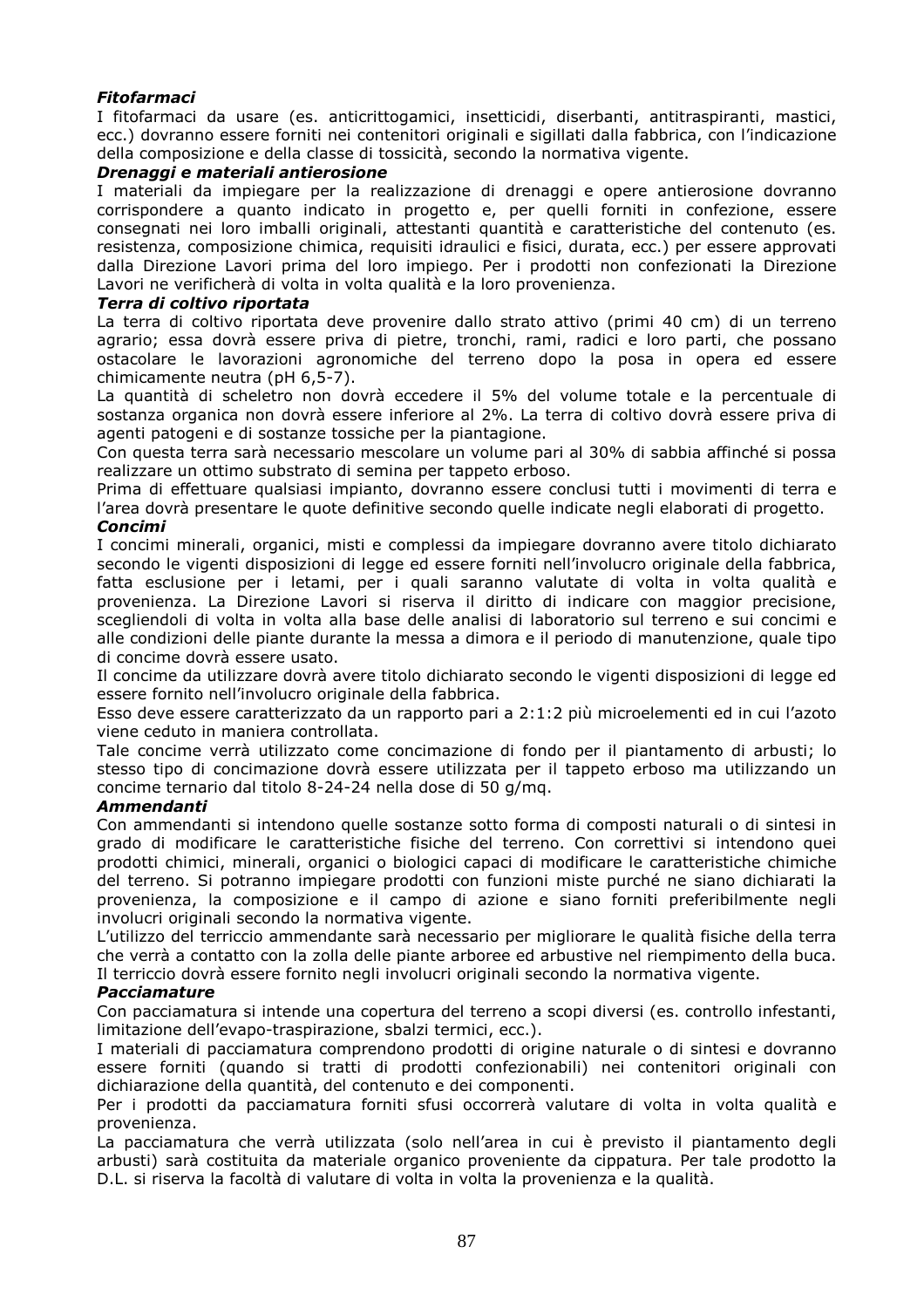***Fitofarmaci***

I fitofarmaci da usare (es. anticrittogamici, insetticidi, diserbanti, antitraspiranti, mastici, ecc.) dovranno essere forniti nei contenitori originali e sigillati dalla fabbrica, con l'indicazione della composizione e della classe di tossicità, secondo la normativa vigente.

***Drenaggi e materiali antierosione***

I materiali da impiegare per la realizzazione di drenaggi e opere antierosione dovranno corrispondere a quanto indicato in progetto e, per quelli forniti in confezione, essere consegnati nei loro imballi originali, attestanti quantità e caratteristiche del contenuto (es. resistenza, composizione chimica, requisiti idraulici e fisici, durata, ecc.) per essere approvati dalla Direzione Lavori prima del loro impiego. Per i prodotti non confezionati la Direzione Lavori ne verificherà di volta in volta qualità e la loro provenienza.

***Terra di coltivo riportata***

La terra di coltivo riportata deve provenire dallo strato attivo (primi 40 cm) di un terreno agrario; essa dovrà essere priva di pietre, tronchi, rami, radici e loro parti, che possano ostacolare le lavorazioni agronomiche del terreno dopo la posa in opera ed essere chimicamente neutra (pH 6,5-7).

La quantità di scheletro non dovrà eccedere il 5% del volume totale e la percentuale di sostanza organica non dovrà essere inferiore al 2%. La terra di coltivo dovrà essere priva di agenti patogeni e di sostanze tossiche per la piantagione.

Con questa terra sarà necessario mescolare un volume pari al 30% di sabbia affinché si possa realizzare un ottimo substrato di semina per tappeto erboso.

Prima di effettuare qualsiasi impianto, dovranno essere conclusi tutti i movimenti di terra e l'area dovrà presentare le quote definitive secondo quelle indicate negli elaborati di progetto.

***Concimi***

I concimi minerali, organici, misti e complessi da impiegare dovranno avere titolo dichiarato secondo le vigenti disposizioni di legge ed essere forniti nell'involucro originale della fabbrica, fatta esclusione per i letami, per i quali saranno valutate di volta in volta qualità e provenienza. La Direzione Lavori si riserva il diritto di indicare con maggior precisione, scegliendoli di volta in volta alla base delle analisi di laboratorio sul terreno e sui concimi e alle condizioni delle piante durante la messa a dimora e il periodo di manutenzione, quale tipo di concime dovrà essere usato.

Il concime da utilizzare dovrà avere titolo dichiarato secondo le vigenti disposizioni di legge ed essere fornito nell'involucro originale della fabbrica.

Esso deve essere caratterizzato da un rapporto pari a 2:1:2 più microelementi ed in cui l'azoto viene ceduto in maniera controllata.

Tale concime verrà utilizzato come concimazione di fondo per il piantamento di arbusti; lo stesso tipo di concimazione dovrà essere utilizzata per il tappeto erboso ma utilizzando un concime ternario dal titolo 8-24-24 nella dose di 50 g/mq.

***Ammendanti***

Con ammendanti si intendono quelle sostanze sotto forma di composti naturali o di sintesi in grado di modificare le caratteristiche fisiche del terreno. Con correttivi si intendono quei prodotti chimici, minerali, organici o biologici capaci di modificare le caratteristiche chimiche del terreno. Si potranno impiegare prodotti con funzioni miste purché ne siano dichiarati la provenienza, la composizione e il campo di azione e siano forniti preferibilmente negli involucri originali secondo la normativa vigente.

L'utilizzo del terriccio ammendante sarà necessario per migliorare le qualità fisiche della terra che verrà a contatto con la zolla delle piante arboree ed arbustive nel riempimento della buca. Il terriccio dovrà essere fornito negli involucri originali secondo la normativa vigente.

***Pacciamature***

Con pacciamatura si intende una copertura del terreno a scopi diversi (es. controllo infestanti, limitazione dell'evapo-traspirazione, sbalzi termici, ecc.).

I materiali di pacciamatura comprendono prodotti di origine naturale o di sintesi e dovranno essere forniti (quando si tratti di prodotti confezionabili) nei contenitori originali con dichiarazione della quantità, del contenuto e dei componenti.

Per i prodotti da pacciamatura forniti sfusi occorrerà valutare di volta in volta qualità e provenienza.

La pacciamatura che verrà utilizzata (solo nell'area in cui è previsto il piantamento degli arbusti) sarà costituita da materiale organico proveniente da cippatura. Per tale prodotto la D.L. si riserva la facoltà di valutare di volta in volta la provenienza e la qualità.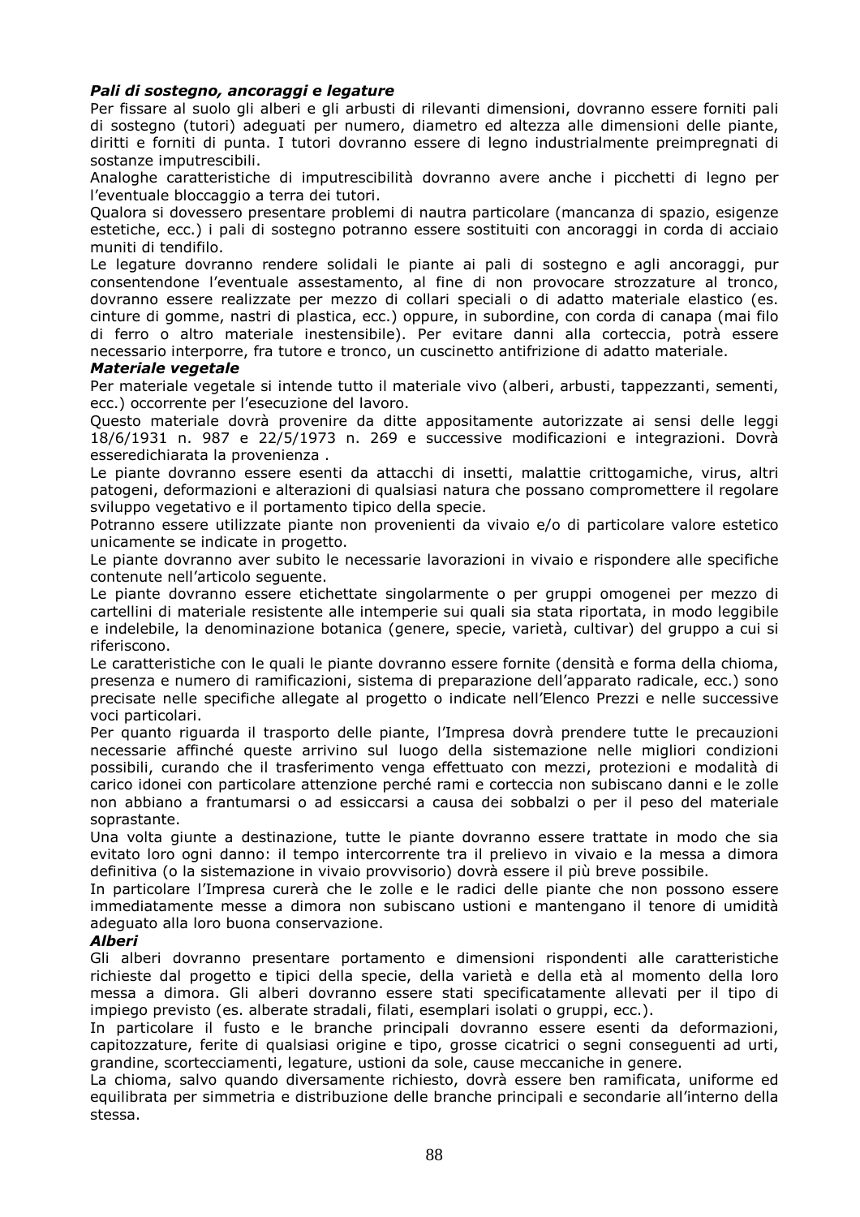***Pali di sostegno, ancoraggi e legature***

Per fissare al suolo gli alberi e gli arbusti di rilevanti dimensioni, dovranno essere forniti pali di sostegno (tutori) adeguati per numero, diametro ed altezza alle dimensioni delle piante, diritti e forniti di punta. I tutori dovranno essere di legno industrialmente preimpregnati di sostanze imputrescibili.

Analoghe caratteristiche di imputrescibilità dovranno avere anche i picchetti di legno per l'eventuale bloccaggio a terra dei tutori.

Qualora si dovessero presentare problemi di nautra particolare (mancanza di spazio, esigenze estetiche, ecc.) i pali di sostegno potranno essere sostituiti con ancoraggi in corda di acciaio muniti di tendifilo.

Le legature dovranno rendere solidali le piante ai pali di sostegno e agli ancoraggi, pur consentendone l'eventuale assestamento, al fine di non provocare strozzature al tronco, dovranno essere realizzate per mezzo di collari speciali o di adatto materiale elastico (es. cinture di gomme, nastri di plastica, ecc.) oppure, in subordine, con corda di canapa (mai filo di ferro o altro materiale inestensibile). Per evitare danni alla corteccia, potrà essere necessario interporre, fra tutore e tronco, un cuscinetto antifrizione di adatto materiale.

***Materiale vegetale***

Per materiale vegetale si intende tutto il materiale vivo (alberi, arbusti, tappezzanti, sementi, ecc.) occorrente per l'esecuzione del lavoro.

Questo materiale dovrà provenire da ditte appositamente autorizzate ai sensi delle leggi 18/6/1931 n. 987 e 22/5/1973 n. 269 e successive modificazioni e integrazioni. Dovrà esseredichiarata la provenienza .

Le piante dovranno essere esenti da attacchi di insetti, malattie crittogamiche, virus, altri patogeni, deformazioni e alterazioni di qualsiasi natura che possano compromettere il regolare sviluppo vegetativo e il portamento tipico della specie.

Potranno essere utilizzate piante non provenienti da vivaio e/o di particolare valore estetico unicamente se indicate in progetto.

Le piante dovranno aver subito le necessarie lavorazioni in vivaio e rispondere alle specifiche contenute nell'articolo seguente.

Le piante dovranno essere etichettate singolarmente o per gruppi omogenei per mezzo di cartellini di materiale resistente alle intemperie sui quali sia stata riportata, in modo leggibile e indelebile, la denominazione botanica (genere, specie, varietà, cultivar) del gruppo a cui si riferiscono.

Le caratteristiche con le quali le piante dovranno essere fornite (densità e forma della chioma, presenza e numero di ramificazioni, sistema di preparazione dell'apparato radicale, ecc.) sono precisate nelle specifiche allegate al progetto o indicate nell'Elenco Prezzi e nelle successive voci particolari.

Per quanto riguarda il trasporto delle piante, l'Impresa dovrà prendere tutte le precauzioni necessarie affinché queste arrivino sul luogo della sistemazione nelle migliori condizioni possibili, curando che il trasferimento venga effettuato con mezzi, protezioni e modalità di carico idonei con particolare attenzione perché rami e corteccia non subiscano danni e le zolle non abbiano a frantumarsi o ad essiccarsi a causa dei sobbalzi o per il peso del materiale soprastante.

Una volta giunte a destinazione, tutte le piante dovranno essere trattate in modo che sia evitato loro ogni danno: il tempo intercorrente tra il prelievo in vivaio e la messa a dimora definitiva (o la sistemazione in vivaio provvisorio) dovrà essere il più breve possibile.

In particolare l'Impresa curerà che le zolle e le radici delle piante che non possono essere immediatamente messe a dimora non subiscano ustioni e mantengano il tenore di umidità adeguato alla loro buona conservazione.

***Alberi***

Gli alberi dovranno presentare portamento e dimensioni rispondenti alle caratteristiche richieste dal progetto e tipici della specie, della varietà e della età al momento della loro messa a dimora. Gli alberi dovranno essere stati specificatamente allevati per il tipo di impiego previsto (es. alberate stradali, filati, esemplari isolati o gruppi, ecc.).

In particolare il fusto e le branche principali dovranno essere esenti da deformazioni, capitozzature, ferite di qualsiasi origine e tipo, grosse cicatrici o segni conseguenti ad urti, grandine, scortecciamenti, legature, ustioni da sole, cause meccaniche in genere.

La chioma, salvo quando diversamente richiesto, dovrà essere ben ramificata, uniforme ed equilibrata per simmetria e distribuzione delle branche principali e secondarie all'interno della stessa.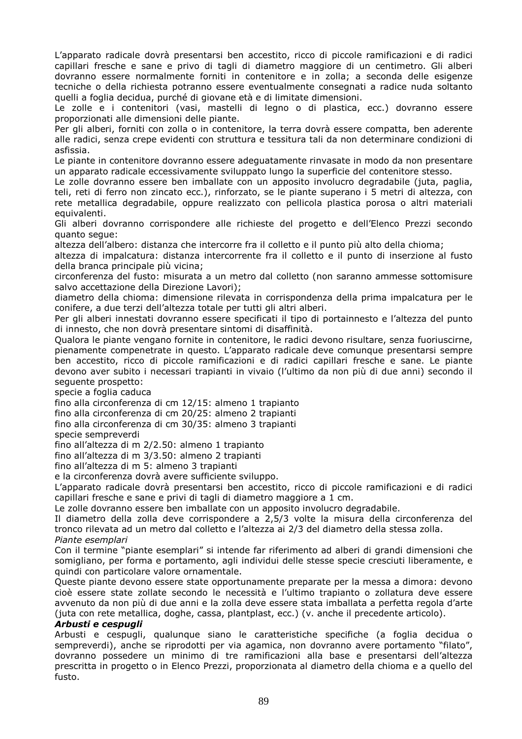L'apparato radicale dovrà presentarsi ben accestito, ricco di piccole ramificazioni e di radici capillari fresche e sane e privo di tagli di diametro maggiore di un centimetro. Gli alberi dovranno essere normalmente forniti in contenitore e in zolla; a seconda delle esigenze tecniche o della richiesta potranno essere eventualmente consegnati a radice nuda soltanto quelli a foglia decidua, purché di giovane età e di limitate dimensioni.

Le zolle e i contenitori (vasi, mastelli di legno o di plastica, ecc.) dovranno essere proporzionati alle dimensioni delle piante.

Per gli alberi, forniti con zolla o in contenitore, la terra dovrà essere compatta, ben aderente alle radici, senza crepe evidenti con struttura e tessitura tali da non determinare condizioni di asfissia.

Le piante in contenitore dovranno essere adeguatamente rinvasate in modo da non presentare un apparato radicale eccessivamente sviluppato lungo la superficie del contenitore stesso.

Le zolle dovranno essere ben imballate con un apposito involucro degradabile (juta, paglia, teli, reti di ferro non zincato ecc.), rinforzato, se le piante superano i 5 metri di altezza, con rete metallica degradabile, oppure realizzato con pellicola plastica porosa o altri materiali equivalenti.

Gli alberi dovranno corrispondere alle richieste del progetto e dell'Elenco Prezzi secondo quanto segue:

altezza dell'albero: distanza che intercorre fra il colletto e il punto più alto della chioma;

altezza di impalcatura: distanza intercorrente fra il colletto e il punto di inserzione al fusto della branca principale più vicina;

circonferenza del fusto: misurata a un metro dal colletto (non saranno ammesse sottomisure salvo accettazione della Direzione Lavori);

diametro della chioma: dimensione rilevata in corrispondenza della prima impalcatura per le conifere, a due terzi dell'altezza totale per tutti gli altri alberi.

Per gli alberi innestati dovranno essere specificati il tipo di portainnesto e l'altezza del punto di innesto, che non dovrà presentare sintomi di disaffinità.

Qualora le piante vengano fornite in contenitore, le radici devono risultare, senza fuoriuscirne, pienamente compenetrate in questo. L'apparato radicale deve comunque presentarsi sempre ben accestito, ricco di piccole ramificazioni e di radici capillari fresche e sane. Le piante devono aver subito i necessari trapianti in vivaio (l'ultimo da non più di due anni) secondo il seguente prospetto:

specie a foglia caduca

fino alla circonferenza di cm 12/15: almeno 1 trapianto

fino alla circonferenza di cm 20/25: almeno 2 trapianti

fino alla circonferenza di cm 30/35: almeno 3 trapianti

specie sempreverdi

fino all'altezza di m 2/2.50: almeno 1 trapianto

fino all'altezza di m 3/3.50: almeno 2 trapianti

fino all'altezza di m 5: almeno 3 trapianti

e la circonferenza dovrà avere sufficiente sviluppo.

L'apparato radicale dovrà presentarsi ben accestito, ricco di piccole ramificazioni e di radici capillari fresche e sane e privi di tagli di diametro maggiore a 1 cm.

Le zolle dovranno essere ben imballate con un apposito involucro degradabile.

Il diametro della zolla deve corrispondere a 2,5/3 volte la misura della circonferenza del tronco rilevata ad un metro dal colletto e l'altezza ai 2/3 del diametro della stessa zolla.

*Piante esemplari*

Con il termine "piante esemplari" si intende far riferimento ad alberi di grandi dimensioni che somigliano, per forma e portamento, agli individui delle stesse specie cresciuti liberamente, e quindi con particolare valore ornamentale.

Queste piante devono essere state opportunamente preparate per la messa a dimora: devono cioè essere state zollate secondo le necessità e l'ultimo trapianto o zollatura deve essere avvenuto da non più di due anni e la zolla deve essere stata imballata a perfetta regola d'arte (juta con rete metallica, doghe, cassa, plantplast, ecc.) (v. anche il precedente articolo).

***Arbusti e cespugli***

Arbusti e cespugli, qualunque siano le caratteristiche specifiche (a foglia decidua o sempreverdi), anche se riprodotti per via agamica, non dovranno avere portamento "filato", dovranno possedere un minimo di tre ramificazioni alla base e presentarsi dell'altezza prescritta in progetto o in Elenco Prezzi, proporzionata al diametro della chioma e a quello del fusto.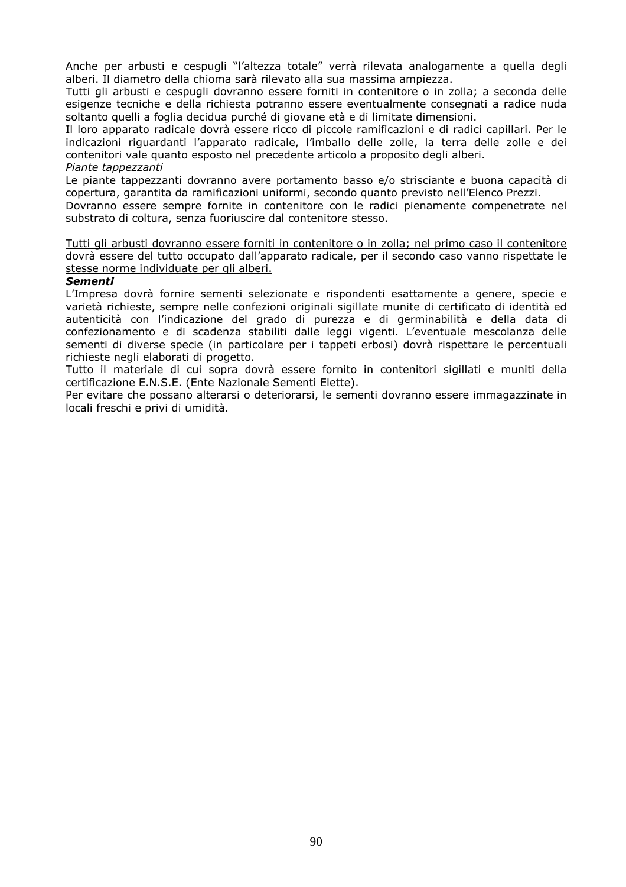Anche per arbusti e cespugli "l'altezza totale" verrà rilevata analogamente a quella degli alberi. Il diametro della chioma sarà rilevato alla sua massima ampiezza.
Tutti gli arbusti e cespugli dovranno essere forniti in contenitore o in zolla; a seconda delle esigenze tecniche e della richiesta potranno essere eventualmente consegnati a radice nuda soltanto quelli a foglia decidua purché di giovane età e di limitate dimensioni.
Il loro apparato radicale dovrà essere ricco di piccole ramificazioni e di radici capillari. Per le indicazioni riguardanti l'apparato radicale, l'imballo delle zolle, la terra delle zolle e dei contenitori vale quanto esposto nel precedente articolo a proposito degli alberi.
*Piante tappezzanti*
Le piante tappezzanti dovranno avere portamento basso e/o strisciante e buona capacità di copertura, garantita da ramificazioni uniformi, secondo quanto previsto nell'Elenco Prezzi.
Dovranno essere sempre fornite in contenitore con le radici pienamente compenetrate nel substrato di coltura, senza fuoriuscire dal contenitore stesso.

<u>Tutti gli arbusti dovranno essere forniti in contenitore o in zolla; nel primo caso il contenitore dovrà essere del tutto occupato dall'apparato radicale, per il secondo caso vanno rispettate le stesse norme individuate per gli alberi.</u>
***Sementi***
L'Impresa dovrà fornire sementi selezionate e rispondenti esattamente a genere, specie e varietà richieste, sempre nelle confezioni originali sigillate munite di certificato di identità ed autenticità con l'indicazione del grado di purezza e di germinabilità e della data di confezionamento e di scadenza stabiliti dalle leggi vigenti. L'eventuale mescolanza delle sementi di diverse specie (in particolare per i tappeti erbosi) dovrà rispettare le percentuali richieste negli elaborati di progetto.
Tutto il materiale di cui sopra dovrà essere fornito in contenitori sigillati e muniti della certificazione E.N.S.E. (Ente Nazionale Sementi Elette).
Per evitare che possano alterarsi o deteriorarsi, le sementi dovranno essere immagazzinate in locali freschi e privi di umidità.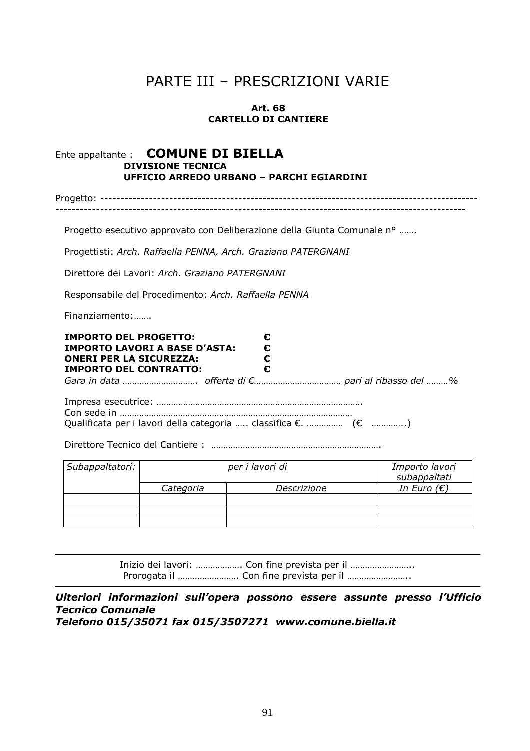# PARTE III – PRESCRIZIONI VARIE

**Art. 68**
**CARTELLO DI CANTIERE**

Ente appaltante : **COMUNE DI BIELLA**
**DIVISIONE TECNICA**
**UFFICIO ARREDO URBANO – PARCHI EGIARDINI**

Progetto: ------------------------------------------------------------------------------------------
----------------------------------------------------------------------------------------------------

Progetto esecutivo approvato con Deliberazione della Giunta Comunale n° …….

Progettisti: *Arch. Raffaella PENNA, Arch. Graziano PATERGNANI*

Direttore dei Lavori: *Arch. Graziano PATERGNANI*

Responsabile del Procedimento: *Arch. Raffaella PENNA*

Finanziamento:…….

**IMPORTO DEL PROGETTO: €**
**IMPORTO LAVORI A BASE D'ASTA: €**
**ONERI PER LA SICUREZZA: €**
**IMPORTO DEL CONTRATTO: €**
*Gara in data …………………………. offerta di €……………………………… pari al ribasso del ………%*

Impresa esecutrice: ………………………………………………………………………….
Con sede in …………………………………………………………………………………
Qualificata per i lavori della categoria ….. classifica €. …………… (€ …………..)

Direttore Tecnico del Cantiere : …………………………………………………………….

| *Subappaltatori:* | *per i lavori di* | | *Importo lavori subappaltati* |
|---|---|---|---|
| | *Categoria* | *Descrizione* | *In Euro (€)* |
| | | | |
| | | | |
| | | | |

---

Inizio dei lavori: ………………. Con fine prevista per il ……………………..
Prorogata il ……………………. Con fine prevista per il ……………………..

---

***Ulteriori informazioni sull'opera possono essere assunte presso l'Ufficio Tecnico Comunale***
***Telefono 015/35071 fax 015/3507271 www.comune.biella.it***